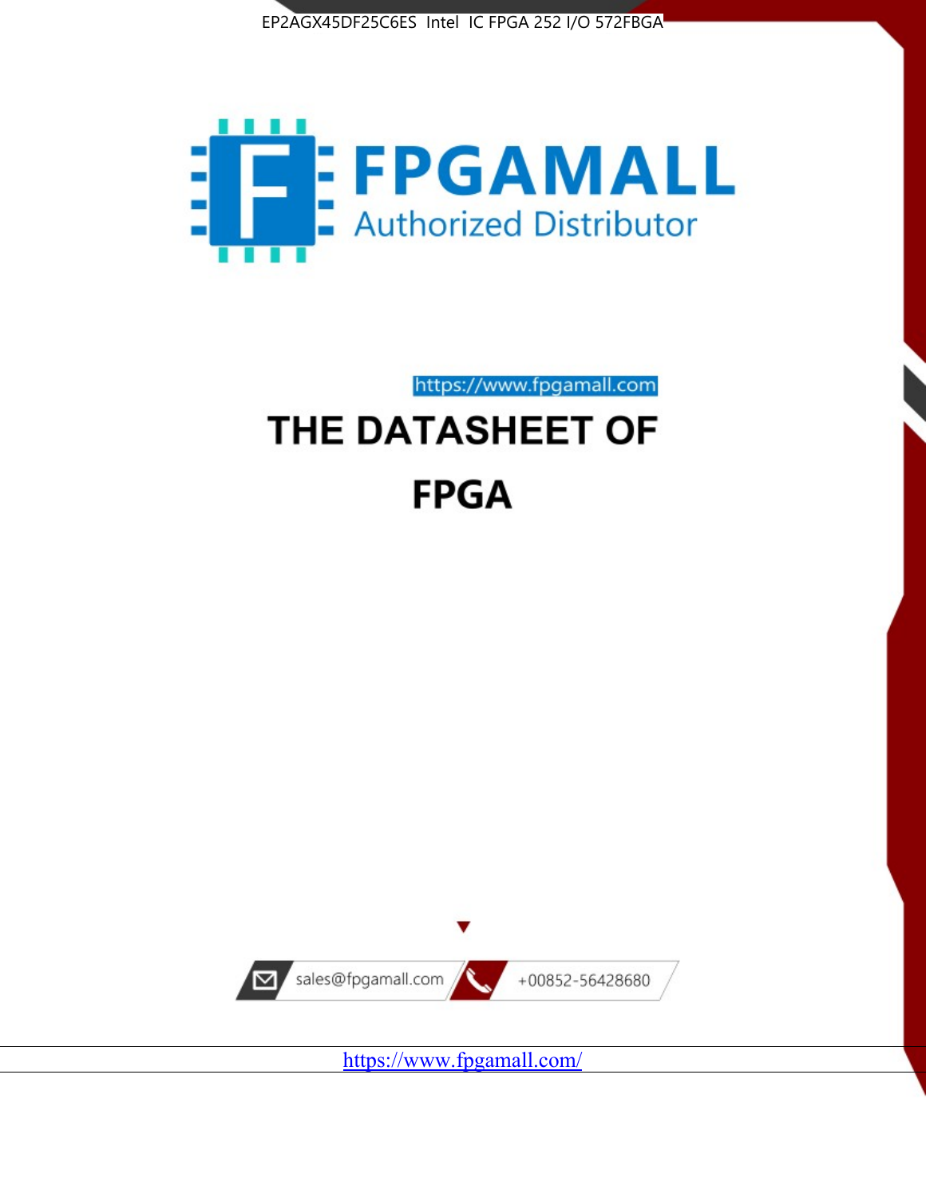EP2AGX45DF25C6ES Intel IC FPGA 252 I/O 572FBGA

FPGAMALL

Authorized Distributor

https://www.fpgamall.com

# THE DATASHEET OF

# FPGA

sales@fpgamall.com

+00852-56428680

https://www.fpgamall.com/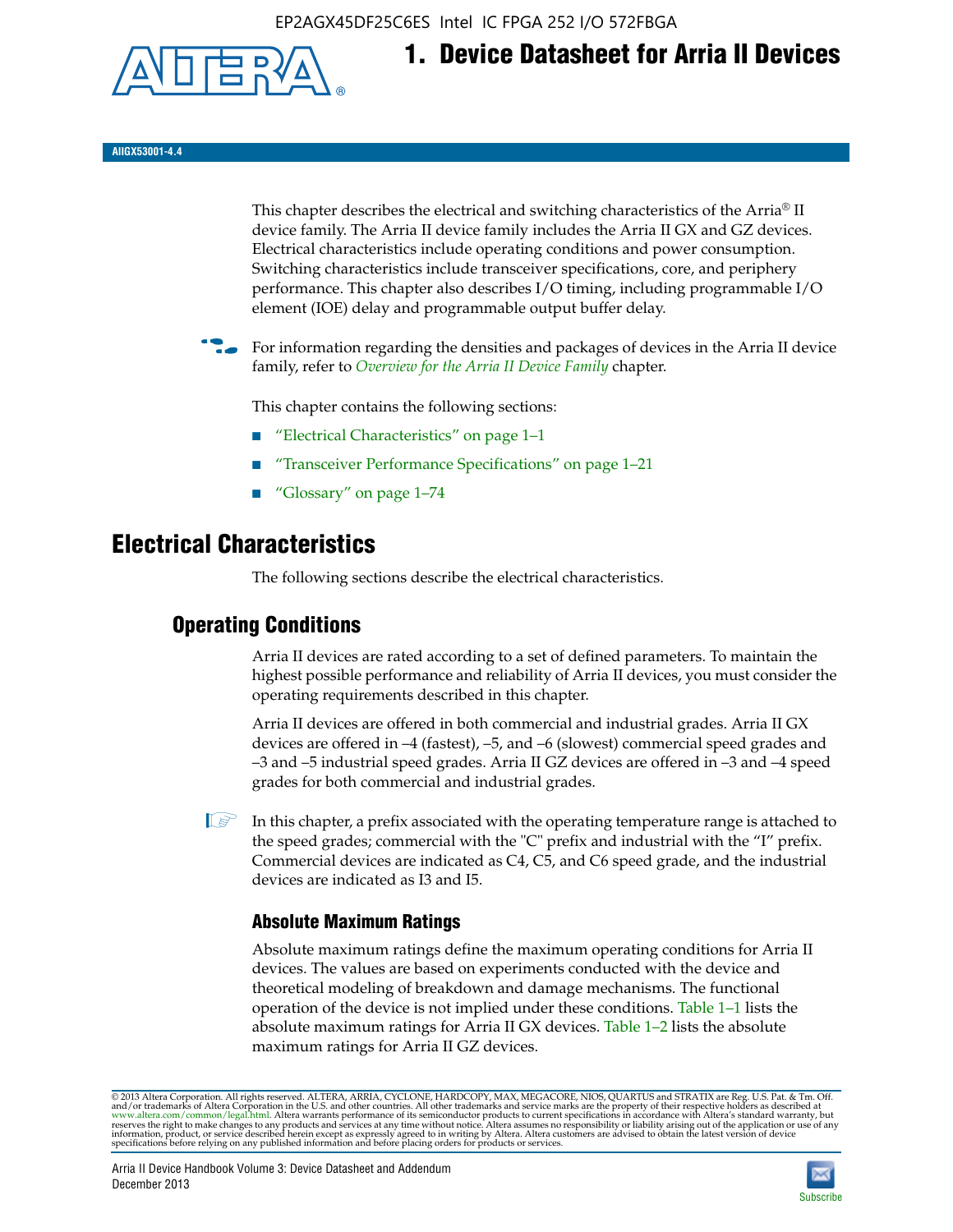# 1. Device Datasheet for Arria II Devices

AIIGX53001-4.4

This chapter describes the electrical and switching characteristics of the Arria® II device family. The Arria II device family includes the Arria II GX and GZ devices. Electrical characteristics include operating conditions and power consumption. Switching characteristics include transceiver specifications, core, and periphery performance. This chapter also describes I/O timing, including programmable I/O element (IOE) delay and programmable output buffer delay.

For information regarding the densities and packages of devices in the Arria II device family, refer to *Overview for the Arria II Device Family* chapter.

This chapter contains the following sections:

- "Electrical Characteristics" on page 1–1
- "Transceiver Performance Specifications" on page 1–21
- "Glossary" on page 1–74

## Electrical Characteristics

The following sections describe the electrical characteristics.

### Operating Conditions

Arria II devices are rated according to a set of defined parameters. To maintain the highest possible performance and reliability of Arria II devices, you must consider the operating requirements described in this chapter.

Arria II devices are offered in both commercial and industrial grades. Arria II GX devices are offered in –4 (fastest), –5, and –6 (slowest) commercial speed grades and –3 and –5 industrial speed grades. Arria II GZ devices are offered in –3 and –4 speed grades for both commercial and industrial grades.

In this chapter, a prefix associated with the operating temperature range is attached to the speed grades; commercial with the "C" prefix and industrial with the "I" prefix. Commercial devices are indicated as C4, C5, and C6 speed grade, and the industrial devices are indicated as I3 and I5.

#### Absolute Maximum Ratings

Absolute maximum ratings define the maximum operating conditions for Arria II devices. The values are based on experiments conducted with the device and theoretical modeling of breakdown and damage mechanisms. The functional operation of the device is not implied under these conditions. Table 1–1 lists the absolute maximum ratings for Arria II GX devices. Table 1–2 lists the absolute maximum ratings for Arria II GZ devices.

© 2013 Altera Corporation. All rights reserved. ALTERA, ARRIA, CYCLONE, HARDCOPY, MAX, MEGACORE, NIOS, QUARTUS and STRATIX are Reg. U.S. Pat. & Tm. Off. and/or trademarks of Altera Corporation in the U.S. and other countries. All other trademarks and service marks are the property of their respective holders as described at www.altera.com/common/legal.html. Altera warrants performance of its semiconductor products to current specifications in accordance with Altera's standard warranty, but reserves the right to make changes to any products and services at any time without notice. Altera assumes no responsibility or liability arising out of the application or use of any information, product, or service described herein except as expressly agreed to in writing by Altera. Altera customers are advised to obtain the latest version of device specifications before relying on any published information and before placing orders for products or services.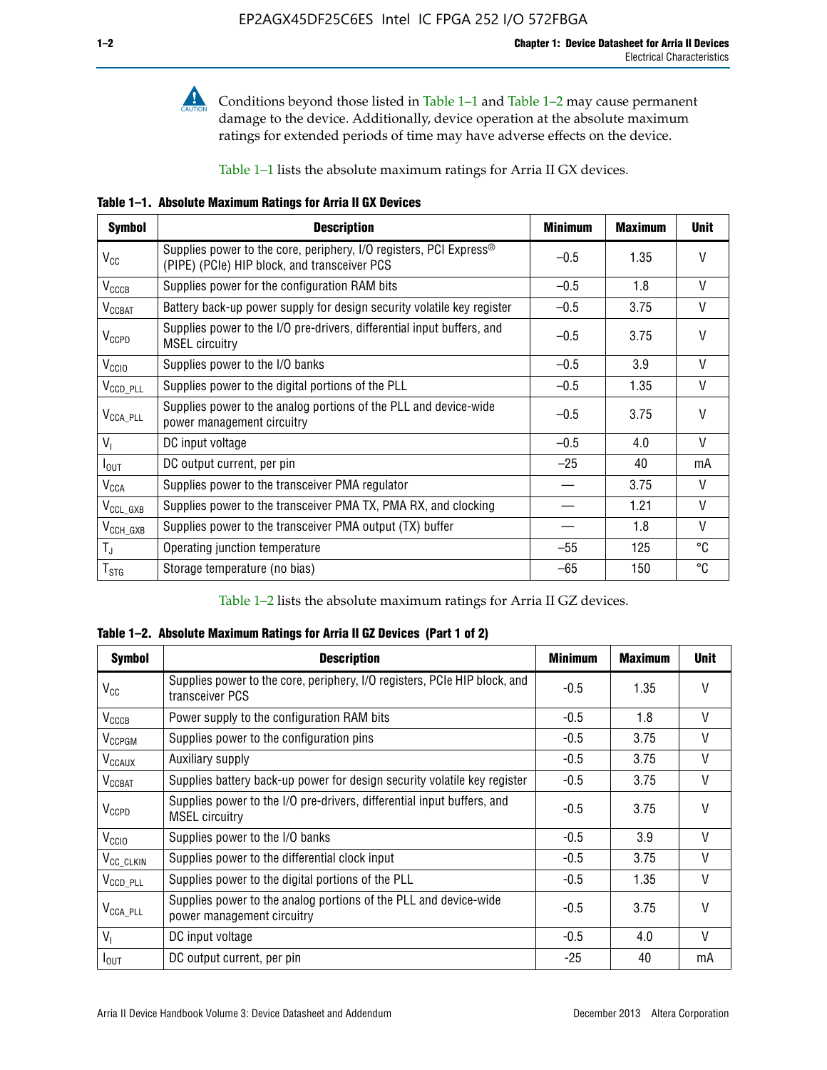Conditions beyond those listed in Table 1–1 and Table 1–2 may cause permanent damage to the device. Additionally, device operation at the absolute maximum ratings for extended periods of time may have adverse effects on the device.

Table 1–1 lists the absolute maximum ratings for Arria II GX devices.

**Table 1–1. Absolute Maximum Ratings for Arria II GX Devices**

| Symbol | Description | Minimum | Maximum | Unit |
|---|---|---|---|---|
| $V_{CC}$ | Supplies power to the core, periphery, I/O registers, PCI Express® (PIPE) (PCIe) HIP block, and transceiver PCS | –0.5 | 1.35 | V |
| $V_{CCCB}$ | Supplies power for the configuration RAM bits | –0.5 | 1.8 | V |
| $V_{CCBAT}$ | Battery back-up power supply for design security volatile key register | –0.5 | 3.75 | V |
| $V_{CCPD}$ | Supplies power to the I/O pre-drivers, differential input buffers, and MSEL circuitry | –0.5 | 3.75 | V |
| $V_{CCIO}$ | Supplies power to the I/O banks | –0.5 | 3.9 | V |
| $V_{CCD\_PLL}$ | Supplies power to the digital portions of the PLL | –0.5 | 1.35 | V |
| $V_{CCA\_PLL}$ | Supplies power to the analog portions of the PLL and device-wide power management circuitry | –0.5 | 3.75 | V |
| $V_I$ | DC input voltage | –0.5 | 4.0 | V |
| $I_{OUT}$ | DC output current, per pin | –25 | 40 | mA |
| $V_{CCA}$ | Supplies power to the transceiver PMA regulator | — | 3.75 | V |
| $V_{CCL\_GXB}$ | Supplies power to the transceiver PMA TX, PMA RX, and clocking | — | 1.21 | V |
| $V_{CCH\_GXB}$ | Supplies power to the transceiver PMA output (TX) buffer | — | 1.8 | V |
| $T_J$ | Operating junction temperature | –55 | 125 | °C |
| $T_{STG}$ | Storage temperature (no bias) | –65 | 150 | °C |

Table 1–2 lists the absolute maximum ratings for Arria II GZ devices.

**Table 1–2. Absolute Maximum Ratings for Arria II GZ Devices (Part 1 of 2)**

| Symbol | Description | Minimum | Maximum | Unit |
|---|---|---|---|---|
| $V_{CC}$ | Supplies power to the core, periphery, I/O registers, PCIe HIP block, and transceiver PCS | -0.5 | 1.35 | V |
| $V_{CCCB}$ | Power supply to the configuration RAM bits | -0.5 | 1.8 | V |
| $V_{CCPGM}$ | Supplies power to the configuration pins | -0.5 | 3.75 | V |
| $V_{CCAUX}$ | Auxiliary supply | -0.5 | 3.75 | V |
| $V_{CCBAT}$ | Supplies battery back-up power for design security volatile key register | -0.5 | 3.75 | V |
| $V_{CCPD}$ | Supplies power to the I/O pre-drivers, differential input buffers, and MSEL circuitry | -0.5 | 3.75 | V |
| $V_{CCIO}$ | Supplies power to the I/O banks | -0.5 | 3.9 | V |
| $V_{CC\_CLKIN}$ | Supplies power to the differential clock input | -0.5 | 3.75 | V |
| $V_{CCD\_PLL}$ | Supplies power to the digital portions of the PLL | -0.5 | 1.35 | V |
| $V_{CCA\_PLL}$ | Supplies power to the analog portions of the PLL and device-wide power management circuitry | -0.5 | 3.75 | V |
| $V_I$ | DC input voltage | -0.5 | 4.0 | V |
| $I_{OUT}$ | DC output current, per pin | -25 | 40 | mA |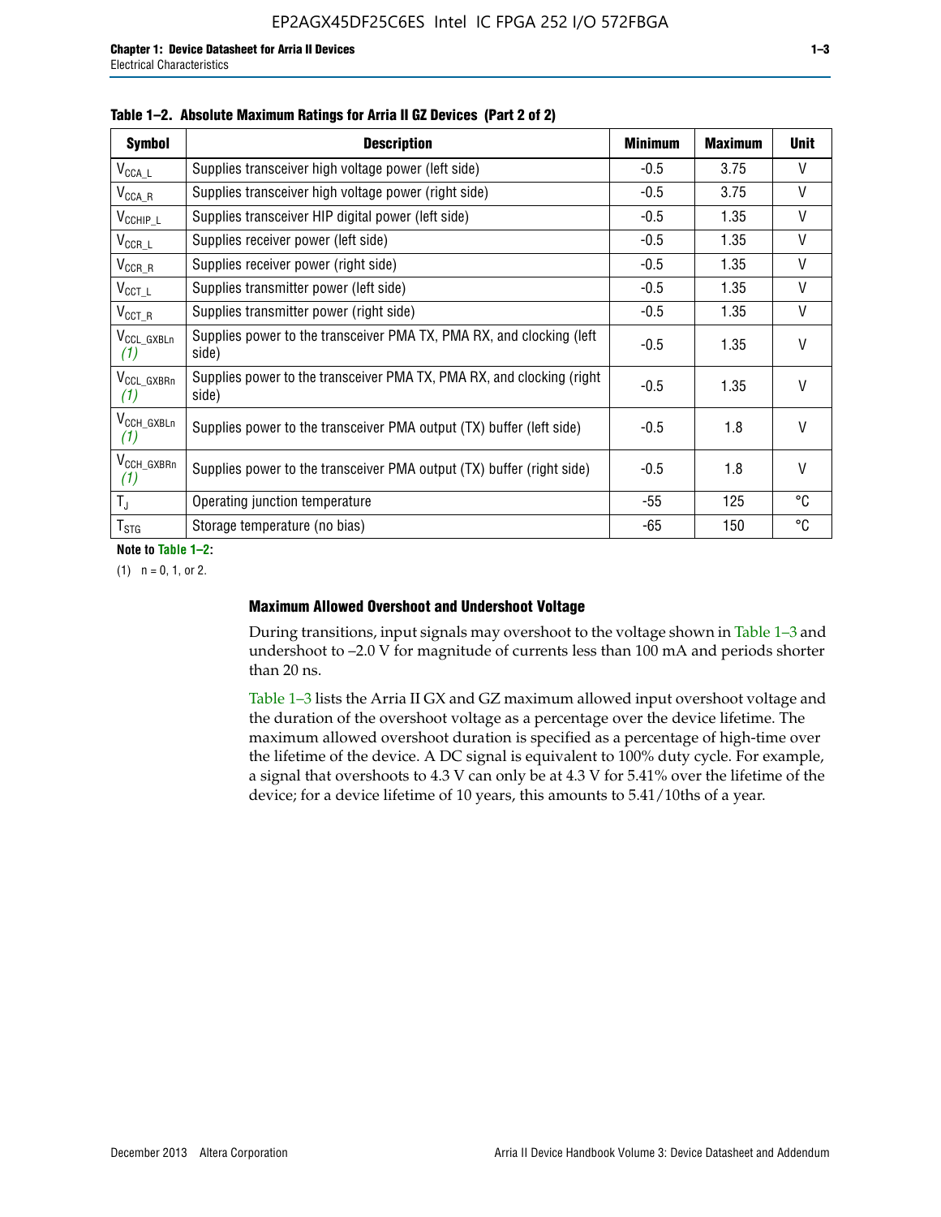**Table 1–2. Absolute Maximum Ratings for Arria II GZ Devices (Part 2 of 2)**

| Symbol | Description | Minimum | Maximum | Unit |
|---|---|---|---|---|
| $V_{CCA\_L}$ | Supplies transceiver high voltage power (left side) | -0.5 | 3.75 | V |
| $V_{CCA\_R}$ | Supplies transceiver high voltage power (right side) | -0.5 | 3.75 | V |
| $V_{CCHIP\_L}$ | Supplies transceiver HIP digital power (left side) | -0.5 | 1.35 | V |
| $V_{CCR\_L}$ | Supplies receiver power (left side) | -0.5 | 1.35 | V |
| $V_{CCR\_R}$ | Supplies receiver power (right side) | -0.5 | 1.35 | V |
| $V_{CCT\_L}$ | Supplies transmitter power (left side) | -0.5 | 1.35 | V |
| $V_{CCT\_R}$ | Supplies transmitter power (right side) | -0.5 | 1.35 | V |
| $V_{CCL\_GXBLn}$ *(1)* | Supplies power to the transceiver PMA TX, PMA RX, and clocking (left side) | -0.5 | 1.35 | V |
| $V_{CCL\_GXBRn}$ *(1)* | Supplies power to the transceiver PMA TX, PMA RX, and clocking (right side) | -0.5 | 1.35 | V |
| $V_{CCH\_GXBLn}$ *(1)* | Supplies power to the transceiver PMA output (TX) buffer (left side) | -0.5 | 1.8 | V |
| $V_{CCH\_GXBRn}$ *(1)* | Supplies power to the transceiver PMA output (TX) buffer (right side) | -0.5 | 1.8 | V |
| $T_J$ | Operating junction temperature | -55 | 125 | °C |
| $T_{STG}$ | Storage temperature (no bias) | -65 | 150 | °C |

**Note to Table 1–2:**

(1) n = 0, 1, or 2.

### Maximum Allowed Overshoot and Undershoot Voltage

During transitions, input signals may overshoot to the voltage shown in Table 1–3 and undershoot to –2.0 V for magnitude of currents less than 100 mA and periods shorter than 20 ns.

Table 1–3 lists the Arria II GX and GZ maximum allowed input overshoot voltage and the duration of the overshoot voltage as a percentage over the device lifetime. The maximum allowed overshoot duration is specified as a percentage of high-time over the lifetime of the device. A DC signal is equivalent to 100% duty cycle. For example, a signal that overshoots to 4.3 V can only be at 4.3 V for 5.41% over the lifetime of the device; for a device lifetime of 10 years, this amounts to 5.41/10ths of a year.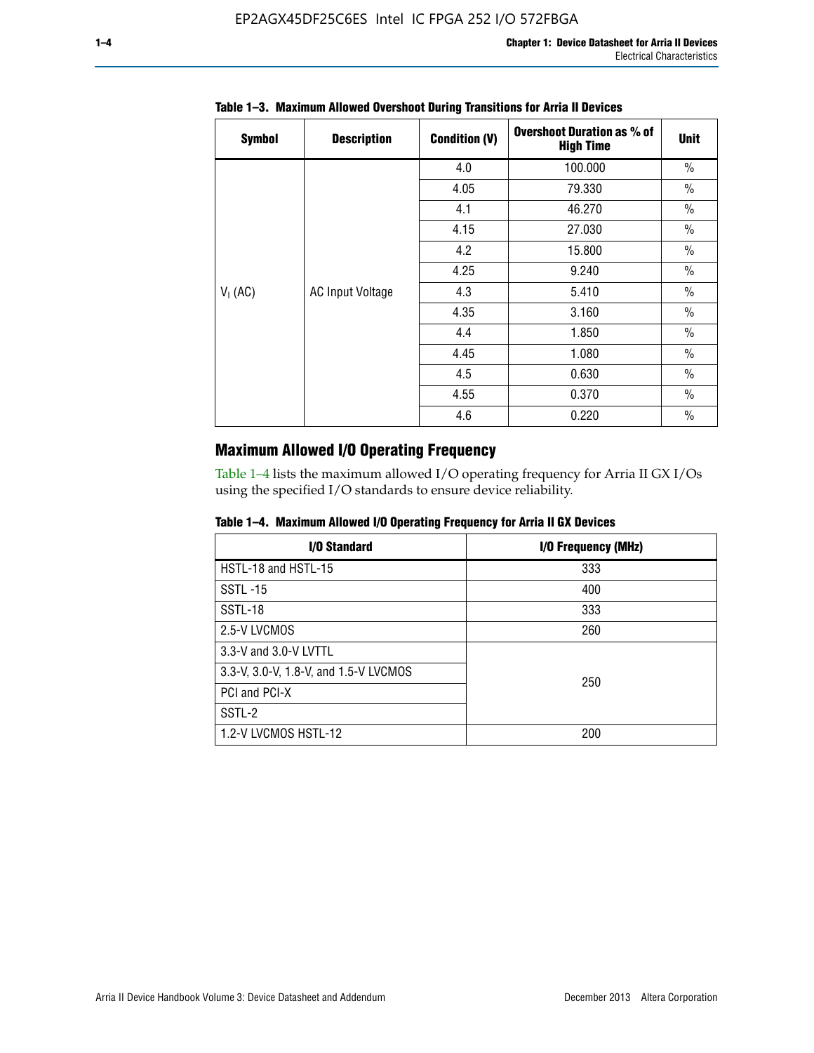**Table 1–3. Maximum Allowed Overshoot During Transitions for Arria II Devices**

| Symbol | Description | Condition (V) | Overshoot Duration as % of High Time | Unit |
|---|---|---|---|---|
| $V_I$ (AC) | AC Input Voltage | 4.0 | 100.000 | % |
| | | 4.05 | 79.330 | % |
| | | 4.1 | 46.270 | % |
| | | 4.15 | 27.030 | % |
| | | 4.2 | 15.800 | % |
| | | 4.25 | 9.240 | % |
| | | 4.3 | 5.410 | % |
| | | 4.35 | 3.160 | % |
| | | 4.4 | 1.850 | % |
| | | 4.45 | 1.080 | % |
| | | 4.5 | 0.630 | % |
| | | 4.55 | 0.370 | % |
| | | 4.6 | 0.220 | % |

## Maximum Allowed I/O Operating Frequency

Table 1–4 lists the maximum allowed I/O operating frequency for Arria II GX I/Os using the specified I/O standards to ensure device reliability.

**Table 1–4. Maximum Allowed I/O Operating Frequency for Arria II GX Devices**

| I/O Standard | I/O Frequency (MHz) |
|---|---|
| HSTL-18 and HSTL-15 | 333 |
| SSTL -15 | 400 |
| SSTL-18 | 333 |
| 2.5-V LVCMOS | 260 |
| 3.3-V and 3.0-V LVTTL | 250 |
| 3.3-V, 3.0-V, 1.8-V, and 1.5-V LVCMOS | |
| PCI and PCI-X | |
| SSTL-2 | |
| 1.2-V LVCMOS HSTL-12 | 200 |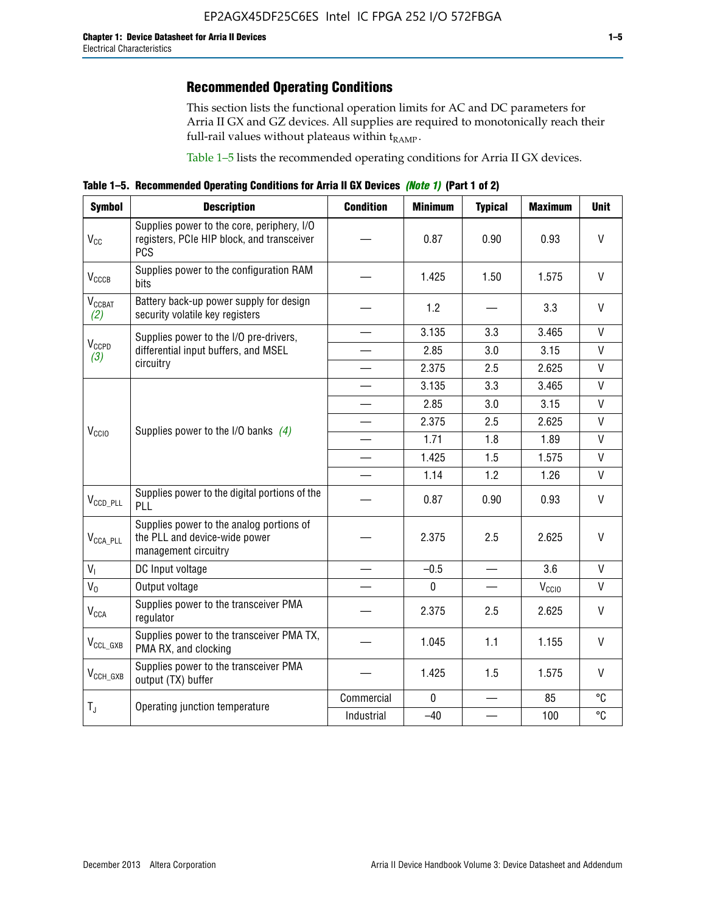## Recommended Operating Conditions

This section lists the functional operation limits for AC and DC parameters for Arria II GX and GZ devices. All supplies are required to monotonically reach their full-rail values without plateaus within $t_{RAMP}$.

Table 1–5 lists the recommended operating conditions for Arria II GX devices.

**Table 1–5. Recommended Operating Conditions for Arria II GX Devices** *(Note 1)* **(Part 1 of 2)**

| Symbol | Description | Condition | Minimum | Typical | Maximum | Unit |
|---|---|---|---|---|---|---|
| $V_{CC}$ | Supplies power to the core, periphery, I/O registers, PCIe HIP block, and transceiver PCS | — | 0.87 | 0.90 | 0.93 | V |
| $V_{CCCB}$ | Supplies power to the configuration RAM bits | — | 1.425 | 1.50 | 1.575 | V |
| $V_{CCBAT}$ *(2)* | Battery back-up power supply for design security volatile key registers | — | 1.2 | — | 3.3 | V |
| $V_{CCPD}$ *(3)* | Supplies power to the I/O pre-drivers, differential input buffers, and MSEL circuitry | — | 3.135 | 3.3 | 3.465 | V |
| | | — | 2.85 | 3.0 | 3.15 | V |
| | | — | 2.375 | 2.5 | 2.625 | V |
| $V_{CCIO}$ | Supplies power to the I/O banks *(4)* | — | 3.135 | 3.3 | 3.465 | V |
| | | — | 2.85 | 3.0 | 3.15 | V |
| | | — | 2.375 | 2.5 | 2.625 | V |
| | | — | 1.71 | 1.8 | 1.89 | V |
| | | — | 1.425 | 1.5 | 1.575 | V |
| | | — | 1.14 | 1.2 | 1.26 | V |
| $V_{CCD\_PLL}$ | Supplies power to the digital portions of the PLL | — | 0.87 | 0.90 | 0.93 | V |
| $V_{CCA\_PLL}$ | Supplies power to the analog portions of the PLL and device-wide power management circuitry | — | 2.375 | 2.5 | 2.625 | V |
| $V_I$ | DC Input voltage | — | –0.5 | — | 3.6 | V |
| $V_O$ | Output voltage | — | 0 | — | $V_{CCIO}$ | V |
| $V_{CCA}$ | Supplies power to the transceiver PMA regulator | — | 2.375 | 2.5 | 2.625 | V |
| $V_{CCL\_GXB}$ | Supplies power to the transceiver PMA TX, PMA RX, and clocking | — | 1.045 | 1.1 | 1.155 | V |
| $V_{CCH\_GXB}$ | Supplies power to the transceiver PMA output (TX) buffer | — | 1.425 | 1.5 | 1.575 | V |
| $T_J$ | Operating junction temperature | Commercial | 0 | — | 85 | °C |
| | | Industrial | –40 | — | 100 | °C |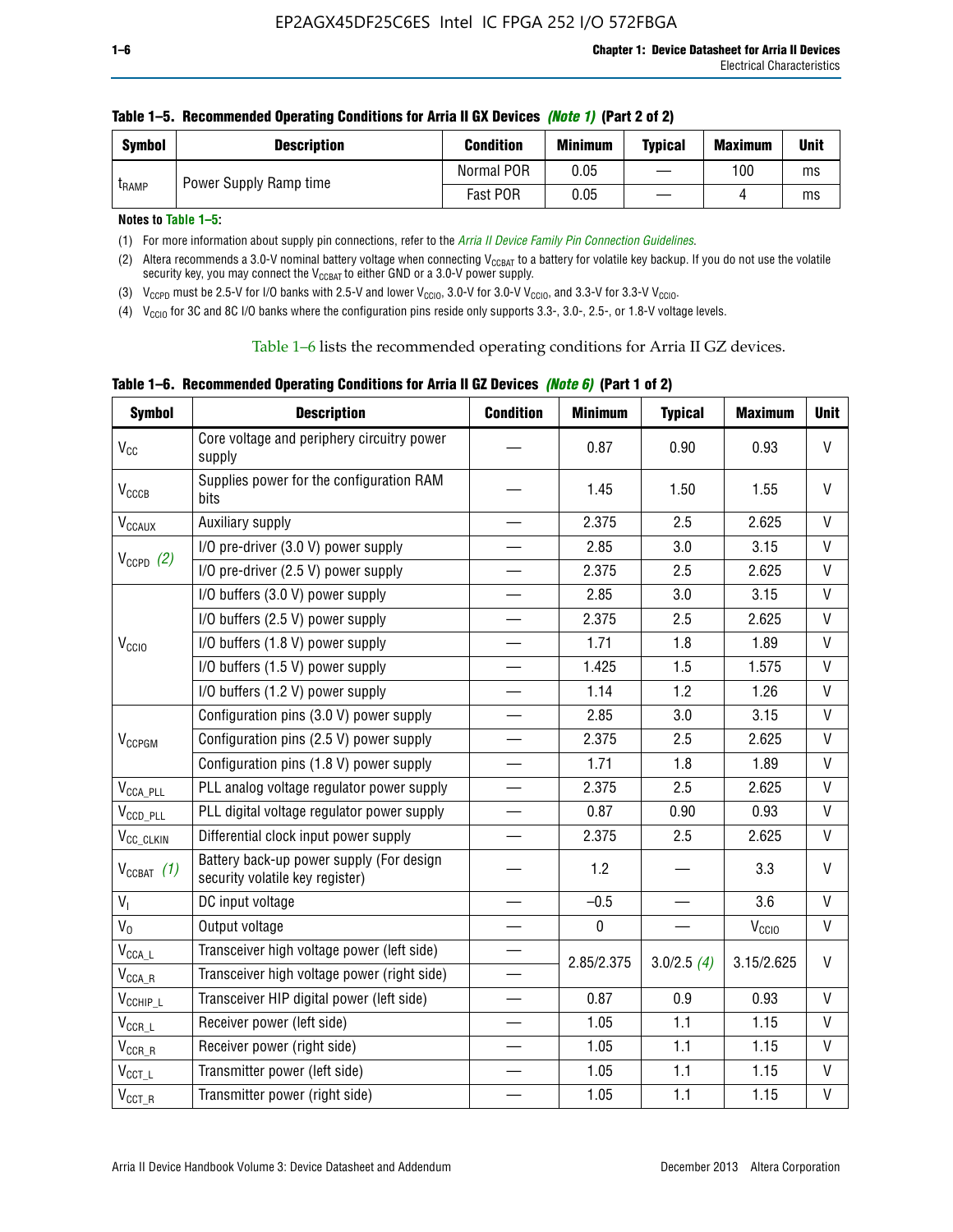**Table 1–5. Recommended Operating Conditions for Arria II GX Devices *(Note 1)* (Part 2 of 2)**

| Symbol | Description | Condition | Minimum | Typical | Maximum | Unit |
|---|---|---|---|---|---|---|
| $t_{RAMP}$ | Power Supply Ramp time | Normal POR | 0.05 | — | 100 | ms |
| | | Fast POR | 0.05 | — | 4 | ms |

**Notes to Table 1–5:**

(1) For more information about supply pin connections, refer to the *Arria II Device Family Pin Connection Guidelines*.

(2) Altera recommends a 3.0-V nominal battery voltage when connecting $V_{CCBAT}$ to a battery for volatile key backup. If you do not use the volatile security key, you may connect the $V_{CCBAT}$ to either GND or a 3.0-V power supply.

(3) $V_{CCPD}$ must be 2.5-V for I/O banks with 2.5-V and lower $V_{CCIO}$, 3.0-V for 3.0-V $V_{CCIO}$, and 3.3-V for 3.3-V $V_{CCIO}$.

(4) $V_{CCIO}$ for 3C and 8C I/O banks where the configuration pins reside only supports 3.3-, 3.0-, 2.5-, or 1.8-V voltage levels.

Table 1–6 lists the recommended operating conditions for Arria II GZ devices.

**Table 1–6. Recommended Operating Conditions for Arria II GZ Devices *(Note 6)* (Part 1 of 2)**

| Symbol | Description | Condition | Minimum | Typical | Maximum | Unit |
|---|---|---|---|---|---|---|
| $V_{CC}$ | Core voltage and periphery circuitry power supply | — | 0.87 | 0.90 | 0.93 | V |
| $V_{CCCB}$ | Supplies power for the configuration RAM bits | — | 1.45 | 1.50 | 1.55 | V |
| $V_{CCAUX}$ | Auxiliary supply | — | 2.375 | 2.5 | 2.625 | V |
| $V_{CCPD}$ *(2)* | I/O pre-driver (3.0 V) power supply | — | 2.85 | 3.0 | 3.15 | V |
| | I/O pre-driver (2.5 V) power supply | — | 2.375 | 2.5 | 2.625 | V |
| $V_{CCIO}$ | I/O buffers (3.0 V) power supply | — | 2.85 | 3.0 | 3.15 | V |
| | I/O buffers (2.5 V) power supply | — | 2.375 | 2.5 | 2.625 | V |
| | I/O buffers (1.8 V) power supply | — | 1.71 | 1.8 | 1.89 | V |
| | I/O buffers (1.5 V) power supply | — | 1.425 | 1.5 | 1.575 | V |
| | I/O buffers (1.2 V) power supply | — | 1.14 | 1.2 | 1.26 | V |
| $V_{CCPGM}$ | Configuration pins (3.0 V) power supply | — | 2.85 | 3.0 | 3.15 | V |
| | Configuration pins (2.5 V) power supply | — | 2.375 | 2.5 | 2.625 | V |
| | Configuration pins (1.8 V) power supply | — | 1.71 | 1.8 | 1.89 | V |
| $V_{CCA\_PLL}$ | PLL analog voltage regulator power supply | — | 2.375 | 2.5 | 2.625 | V |
| $V_{CCD\_PLL}$ | PLL digital voltage regulator power supply | — | 0.87 | 0.90 | 0.93 | V |
| $V_{CC\_CLKIN}$ | Differential clock input power supply | — | 2.375 | 2.5 | 2.625 | V |
| $V_{CCBAT}$ *(1)* | Battery back-up power supply (For design security volatile key register) | — | 1.2 | — | 3.3 | V |
| $V_I$ | DC input voltage | — | –0.5 | — | 3.6 | V |
| $V_O$ | Output voltage | — | 0 | — | $V_{CCIO}$ | V |
| $V_{CCA\_L}$ | Transceiver high voltage power (left side) | — | 2.85/2.375 | 3.0/2.5 *(4)* | 3.15/2.625 | V |
| $V_{CCA\_R}$ | Transceiver high voltage power (right side) | — | | | | |
| $V_{CCHIP\_L}$ | Transceiver HIP digital power (left side) | — | 0.87 | 0.9 | 0.93 | V |
| $V_{CCR\_L}$ | Receiver power (left side) | — | 1.05 | 1.1 | 1.15 | V |
| $V_{CCR\_R}$ | Receiver power (right side) | — | 1.05 | 1.1 | 1.15 | V |
| $V_{CCT\_L}$ | Transmitter power (left side) | — | 1.05 | 1.1 | 1.15 | V |
| $V_{CCT\_R}$ | Transmitter power (right side) | — | 1.05 | 1.1 | 1.15 | V |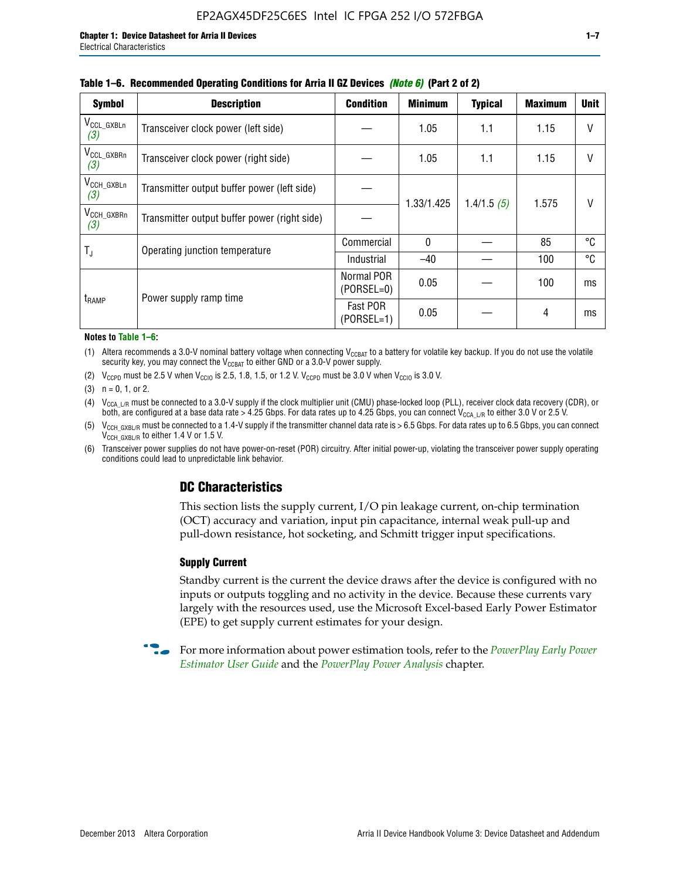**Table 1–6. Recommended Operating Conditions for Arria II GZ Devices *(Note 6)* (Part 2 of 2)**

| Symbol | Description | Condition | Minimum | Typical | Maximum | Unit |
|---|---|---|---|---|---|---|
| $V_{CCL\_GXBLn}$ *(3)* | Transceiver clock power (left side) | — | 1.05 | 1.1 | 1.15 | V |
| $V_{CCL\_GXBRn}$ *(3)* | Transceiver clock power (right side) | — | 1.05 | 1.1 | 1.15 | V |
| $V_{CCH\_GXBLn}$ *(3)* | Transmitter output buffer power (left side) | — | 1.33/1.425 | 1.4/1.5 *(5)* | 1.575 | V |
| $V_{CCH\_GXBRn}$ *(3)* | Transmitter output buffer power (right side) | — | | | | |
| $T_J$ | Operating junction temperature | Commercial | 0 | — | 85 | °C |
| | | Industrial | –40 | — | 100 | °C |
| $t_{RAMP}$ | Power supply ramp time | Normal POR (PORSEL=0) | 0.05 | — | 100 | ms |
| | | Fast POR (PORSEL=1) | 0.05 | — | 4 | ms |

**Notes to Table 1–6:**

(1) Altera recommends a 3.0-V nominal battery voltage when connecting $V_{CCBAT}$ to a battery for volatile key backup. If you do not use the volatile security key, you may connect the $V_{CCBAT}$ to either GND or a 3.0-V power supply.

(2) $V_{CCPD}$ must be 2.5 V when $V_{CCIO}$ is 2.5, 1.8, 1.5, or 1.2 V. $V_{CCPD}$ must be 3.0 V when $V_{CCIO}$ is 3.0 V.

(3) n = 0, 1, or 2.

(4) $V_{CCA\_L/R}$ must be connected to a 3.0-V supply if the clock multiplier unit (CMU) phase-locked loop (PLL), receiver clock data recovery (CDR), or both, are configured at a base data rate > 4.25 Gbps. For data rates up to 4.25 Gbps, you can connect $V_{CCA\_L/R}$ to either 3.0 V or 2.5 V.

(5) $V_{CCH\_GXBL/R}$ must be connected to a 1.4-V supply if the transmitter channel data rate is > 6.5 Gbps. For data rates up to 6.5 Gbps, you can connect $V_{CCH\_GXBL/R}$ to either 1.4 V or 1.5 V.

(6) Transceiver power supplies do not have power-on-reset (POR) circuitry. After initial power-up, violating the transceiver power supply operating conditions could lead to unpredictable link behavior.

## DC Characteristics

This section lists the supply current, I/O pin leakage current, on-chip termination (OCT) accuracy and variation, input pin capacitance, internal weak pull-up and pull-down resistance, hot socketing, and Schmitt trigger input specifications.

### Supply Current

Standby current is the current the device draws after the device is configured with no inputs or outputs toggling and no activity in the device. Because these currents vary largely with the resources used, use the Microsoft Excel-based Early Power Estimator (EPE) to get supply current estimates for your design.

For more information about power estimation tools, refer to the *PowerPlay Early Power Estimator User Guide* and the *PowerPlay Power Analysis* chapter.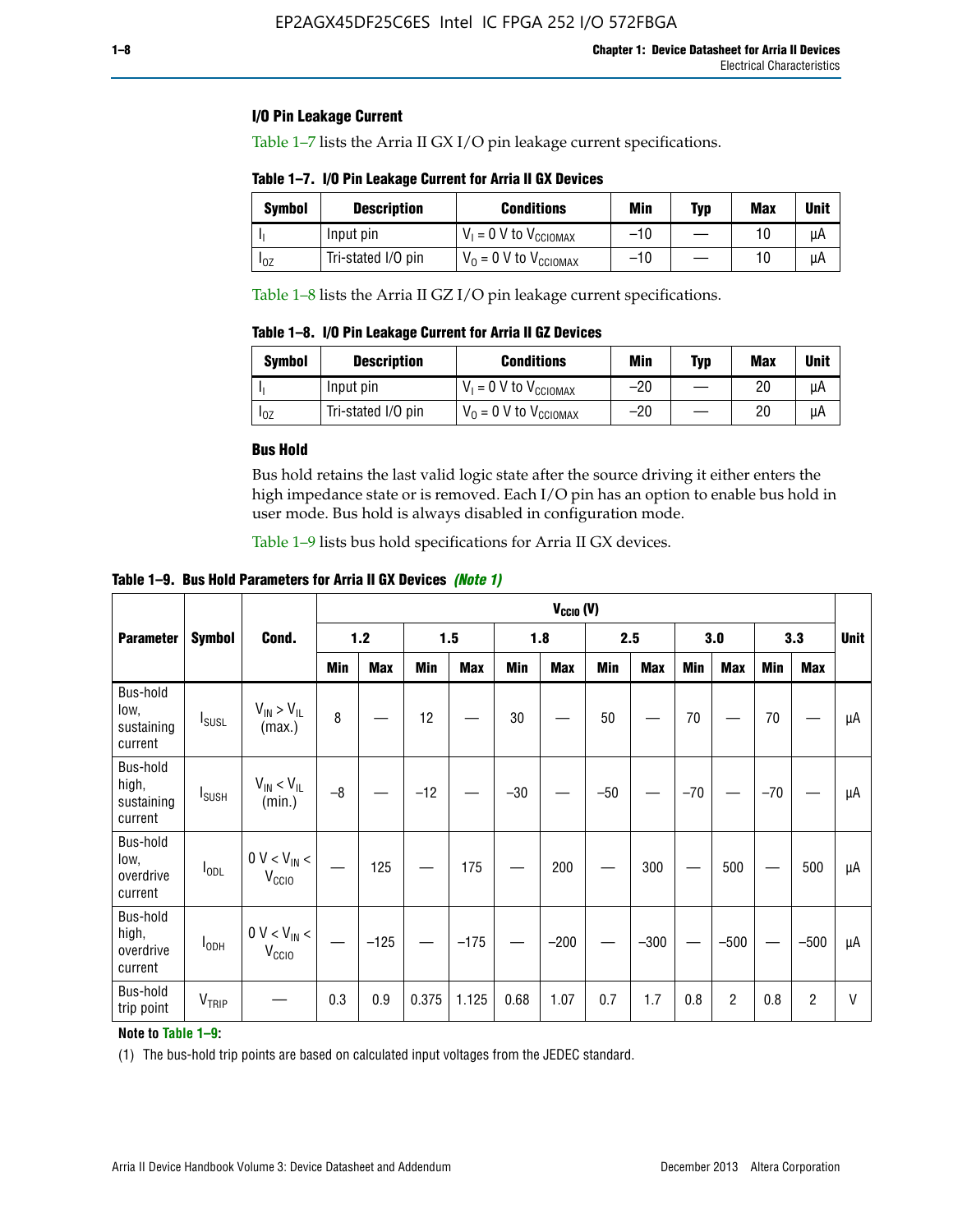### I/O Pin Leakage Current

Table 1–7 lists the Arria II GX I/O pin leakage current specifications.

**Table 1–7. I/O Pin Leakage Current for Arria II GX Devices**

| Symbol | Description | Conditions | Min | Typ | Max | Unit |
|---|---|---|---|---|---|---|
| $I_I$ | Input pin | $V_I$ = 0 V to $V_{CCIOMAX}$ | –10 | — | 10 | µA |
| $I_{OZ}$ | Tri-stated I/O pin | $V_O$ = 0 V to $V_{CCIOMAX}$ | –10 | — | 10 | µA |

Table 1–8 lists the Arria II GZ I/O pin leakage current specifications.

**Table 1–8. I/O Pin Leakage Current for Arria II GZ Devices**

| Symbol | Description | Conditions | Min | Typ | Max | Unit |
|---|---|---|---|---|---|---|
| $I_I$ | Input pin | $V_I$ = 0 V to $V_{CCIOMAX}$ | –20 | — | 20 | µA |
| $I_{OZ}$ | Tri-stated I/O pin | $V_O$ = 0 V to $V_{CCIOMAX}$ | –20 | — | 20 | µA |

### Bus Hold

Bus hold retains the last valid logic state after the source driving it either enters the high impedance state or is removed. Each I/O pin has an option to enable bus hold in user mode. Bus hold is always disabled in configuration mode.

Table 1–9 lists bus hold specifications for Arria II GX devices.

**Table 1–9. Bus Hold Parameters for Arria II GX Devices *(Note 1)***

| Parameter | Symbol | Cond. | $V_{CCIO}$ (V) | | | | | | | | | | | | Unit |
|---|---|---|---|---|---|---|---|---|---|---|---|---|---|---|---|
| | | | 1.2 | | 1.5 | | 1.8 | | 2.5 | | 3.0 | | 3.3 | | |
| | | | Min | Max | Min | Max | Min | Max | Min | Max | Min | Max | Min | Max | |
| Bus-hold low, sustaining current | $I_{SUSL}$ | $V_{IN} > V_{IL}$ (max.) | 8 | — | 12 | — | 30 | — | 50 | — | 70 | — | 70 | — | µA |
| Bus-hold high, sustaining current | $I_{SUSH}$ | $V_{IN} < V_{IL}$ (min.) | –8 | — | –12 | — | –30 | — | –50 | — | –70 | — | –70 | — | µA |
| Bus-hold low, overdrive current | $I_{ODL}$ | 0 V < $V_{IN}$ < $V_{CCIO}$ | — | 125 | — | 175 | — | 200 | — | 300 | — | 500 | — | 500 | µA |
| Bus-hold high, overdrive current | $I_{ODH}$ | 0 V < $V_{IN}$ < $V_{CCIO}$ | — | –125 | — | –175 | — | –200 | — | –300 | — | –500 | — | –500 | µA |
| Bus-hold trip point | $V_{TRIP}$ | — | 0.3 | 0.9 | 0.375 | 1.125 | 0.68 | 1.07 | 0.7 | 1.7 | 0.8 | 2 | 0.8 | 2 | V |

**Note to Table 1–9:**

(1) The bus-hold trip points are based on calculated input voltages from the JEDEC standard.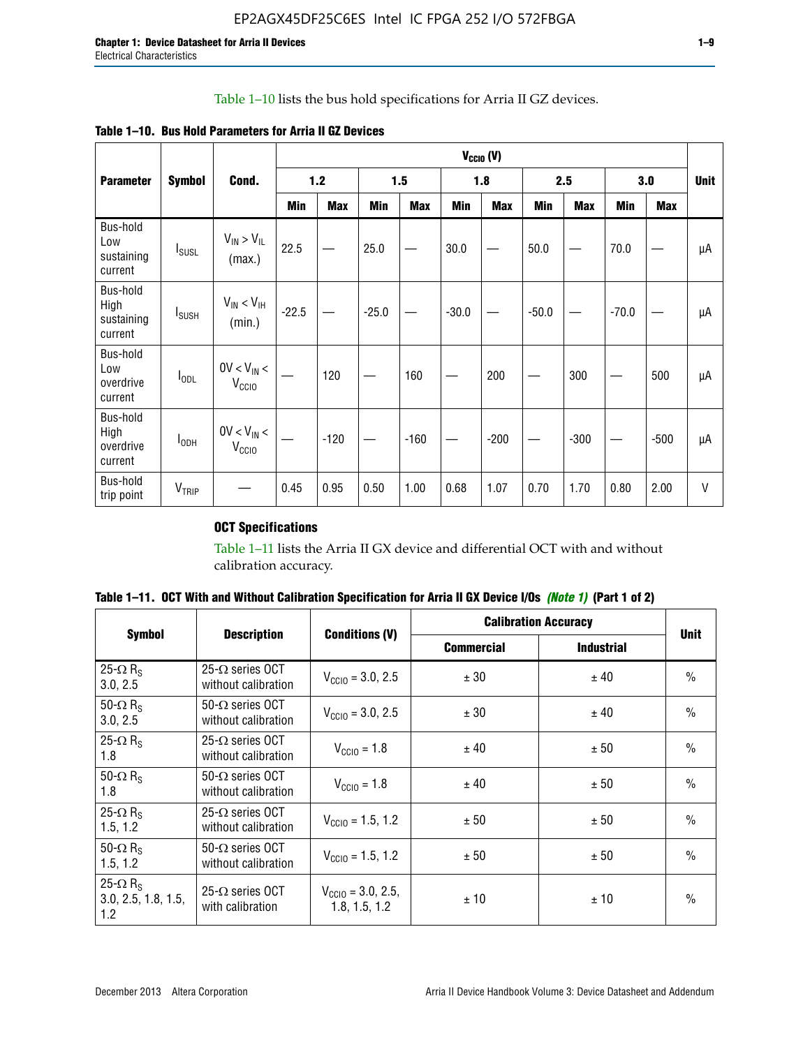Table 1–10 lists the bus hold specifications for Arria II GZ devices.

**Table 1–10. Bus Hold Parameters for Arria II GZ Devices**

| Parameter | Symbol | Cond. | $V_{CCIO}$ (V) | | | | | | | | | | Unit |
|---|---|---|---|---|---|---|---|---|---|---|---|---|---|
| | | | 1.2 | | 1.5 | | 1.8 | | 2.5 | | 3.0 | | |
| | | | Min | Max | Min | Max | Min | Max | Min | Max | Min | Max | |
| Bus-hold Low sustaining current | $I_{SUSL}$ | $V_{IN} > V_{IL}$ (max.) | 22.5 | — | 25.0 | — | 30.0 | — | 50.0 | — | 70.0 | — | µA |
| Bus-hold High sustaining current | $I_{SUSH}$ | $V_{IN} < V_{IH}$ (min.) | -22.5 | — | -25.0 | — | -30.0 | — | -50.0 | — | -70.0 | — | µA |
| Bus-hold Low overdrive current | $I_{ODL}$ | $0V < V_{IN} < V_{CCIO}$ | — | 120 | — | 160 | — | 200 | — | 300 | — | 500 | µA |
| Bus-hold High overdrive current | $I_{ODH}$ | $0V < V_{IN} < V_{CCIO}$ | — | -120 | — | -160 | — | -200 | — | -300 | — | -500 | µA |
| Bus-hold trip point | $V_{TRIP}$ | — | 0.45 | 0.95 | 0.50 | 1.00 | 0.68 | 1.07 | 0.70 | 1.70 | 0.80 | 2.00 | V |

### OCT Specifications

Table 1–11 lists the Arria II GX device and differential OCT with and without calibration accuracy.

**Table 1–11. OCT With and Without Calibration Specification for Arria II GX Device I/Os *(Note 1)* (Part 1 of 2)**

| Symbol | Description | Conditions (V) | Calibration Accuracy | | Unit |
|---|---|---|---|---|---|
| | | | Commercial | Industrial | |
| 25-Ω $R_S$ 3.0, 2.5 | 25-Ω series OCT without calibration | $V_{CCIO}$ = 3.0, 2.5 | ± 30 | ± 40 | % |
| 50-Ω $R_S$ 3.0, 2.5 | 50-Ω series OCT without calibration | $V_{CCIO}$ = 3.0, 2.5 | ± 30 | ± 40 | % |
| 25-Ω $R_S$ 1.8 | 25-Ω series OCT without calibration | $V_{CCIO}$ = 1.8 | ± 40 | ± 50 | % |
| 50-Ω $R_S$ 1.8 | 50-Ω series OCT without calibration | $V_{CCIO}$ = 1.8 | ± 40 | ± 50 | % |
| 25-Ω $R_S$ 1.5, 1.2 | 25-Ω series OCT without calibration | $V_{CCIO}$ = 1.5, 1.2 | ± 50 | ± 50 | % |
| 50-Ω $R_S$ 1.5, 1.2 | 50-Ω series OCT without calibration | $V_{CCIO}$ = 1.5, 1.2 | ± 50 | ± 50 | % |
| 25-Ω $R_S$ 3.0, 2.5, 1.8, 1.5, 1.2 | 25-Ω series OCT with calibration | $V_{CCIO}$ = 3.0, 2.5, 1.8, 1.5, 1.2 | ± 10 | ± 10 | % |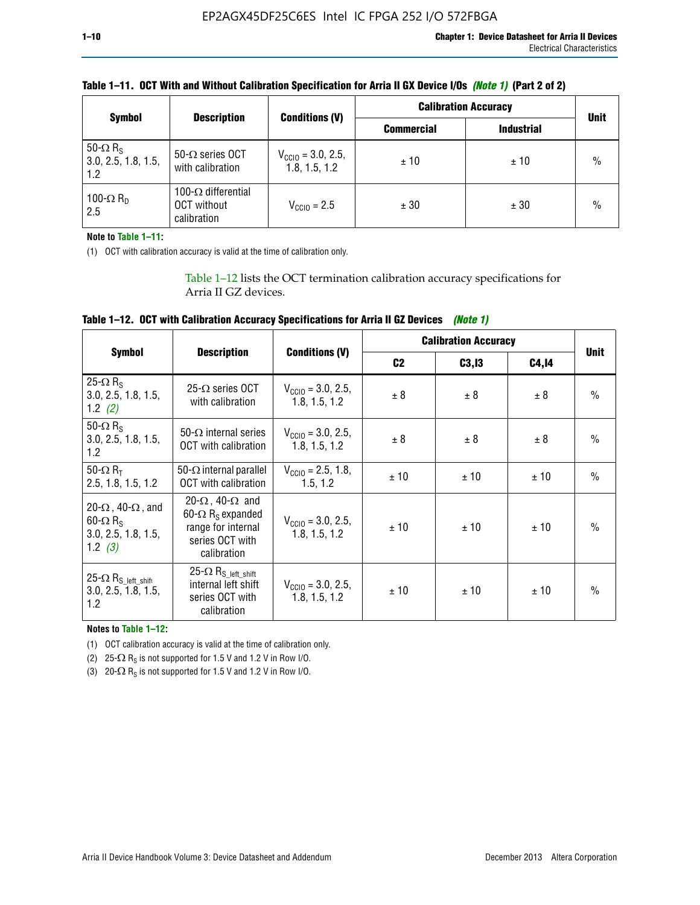**Table 1–11. OCT With and Without Calibration Specification for Arria II GX Device I/Os *(Note 1)* (Part 2 of 2)**

| Symbol | Description | Conditions (V) | Calibration Accuracy | | Unit |
|---|---|---|---|---|---|
| | | | Commercial | Industrial | |
| 50-Ω $R_S$ 3.0, 2.5, 1.8, 1.5, 1.2 | 50-Ω series OCT with calibration | $V_{CCIO}$ = 3.0, 2.5, 1.8, 1.5, 1.2 | ± 10 | ± 10 | % |
| 100-Ω $R_D$ 2.5 | 100-Ω differential OCT without calibration | $V_{CCIO}$ = 2.5 | ± 30 | ± 30 | % |

**Note to Table 1–11:**

(1) OCT with calibration accuracy is valid at the time of calibration only.

Table 1–12 lists the OCT termination calibration accuracy specifications for Arria II GZ devices.

**Table 1–12. OCT with Calibration Accuracy Specifications for Arria II GZ Devices *(Note 1)***

| Symbol | Description | Conditions (V) | Calibration Accuracy | | | Unit |
|---|---|---|---|---|---|---|
| | | | C2 | C3,I3 | C4,I4 | |
| 25-Ω $R_S$ 3.0, 2.5, 1.8, 1.5, 1.2 *(2)* | 25-Ω series OCT with calibration | $V_{CCIO}$ = 3.0, 2.5, 1.8, 1.5, 1.2 | ± 8 | ± 8 | ± 8 | % |
| 50-Ω $R_S$ 3.0, 2.5, 1.8, 1.5, 1.2 | 50-Ω internal series OCT with calibration | $V_{CCIO}$ = 3.0, 2.5, 1.8, 1.5, 1.2 | ± 8 | ± 8 | ± 8 | % |
| 50-Ω $R_T$ 2.5, 1.8, 1.5, 1.2 | 50-Ω internal parallel OCT with calibration | $V_{CCIO}$ = 2.5, 1.8, 1.5, 1.2 | ± 10 | ± 10 | ± 10 | % |
| 20-Ω, 40-Ω, and 60-Ω $R_S$ 3.0, 2.5, 1.8, 1.5, 1.2 *(3)* | 20-Ω, 40-Ω and 60-Ω $R_S$ expanded range for internal series OCT with calibration | $V_{CCIO}$ = 3.0, 2.5, 1.8, 1.5, 1.2 | ± 10 | ± 10 | ± 10 | % |
| 25-Ω $R_{S\_left\_shift}$ 3.0, 2.5, 1.8, 1.5, 1.2 | 25-Ω $R_{S\_left\_shift}$ internal left shift series OCT with calibration | $V_{CCIO}$ = 3.0, 2.5, 1.8, 1.5, 1.2 | ± 10 | ± 10 | ± 10 | % |

**Notes to Table 1–12:**

(1) OCT calibration accuracy is valid at the time of calibration only.

(2) 25-Ω $R_S$ is not supported for 1.5 V and 1.2 V in Row I/O.

(3) 20-Ω $R_S$ is not supported for 1.5 V and 1.2 V in Row I/O.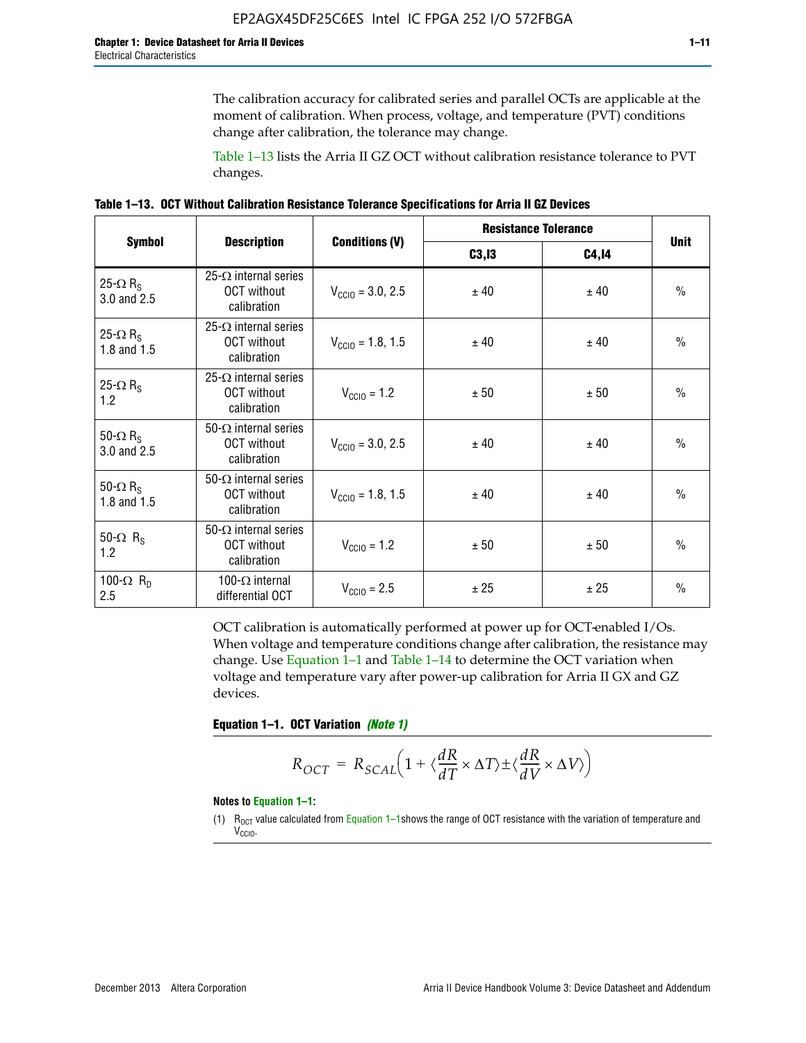The calibration accuracy for calibrated series and parallel OCTs are applicable at the moment of calibration. When process, voltage, and temperature (PVT) conditions change after calibration, the tolerance may change.

Table 1–13 lists the Arria II GZ OCT without calibration resistance tolerance to PVT changes.

**Table 1–13. OCT Without Calibration Resistance Tolerance Specifications for Arria II GZ Devices**

| Symbol | Description | Conditions (V) | Resistance Tolerance | | Unit |
|---|---|---|---|---|---|
| | | | C3,I3 | C4,I4 | |
| 25-Ω $R_S$ 3.0 and 2.5 | 25-Ω internal series OCT without calibration | $V_{CCIO}$ = 3.0, 2.5 | ± 40 | ± 40 | % |
| 25-Ω $R_S$ 1.8 and 1.5 | 25-Ω internal series OCT without calibration | $V_{CCIO}$ = 1.8, 1.5 | ± 40 | ± 40 | % |
| 25-Ω $R_S$ 1.2 | 25-Ω internal series OCT without calibration | $V_{CCIO}$ = 1.2 | ± 50 | ± 50 | % |
| 50-Ω $R_S$ 3.0 and 2.5 | 50-Ω internal series OCT without calibration | $V_{CCIO}$ = 3.0, 2.5 | ± 40 | ± 40 | % |
| 50-Ω $R_S$ 1.8 and 1.5 | 50-Ω internal series OCT without calibration | $V_{CCIO}$ = 1.8, 1.5 | ± 40 | ± 40 | % |
| 50-Ω $R_S$ 1.2 | 50-Ω internal series OCT without calibration | $V_{CCIO}$ = 1.2 | ± 50 | ± 50 | % |
| 100-Ω $R_D$ 2.5 | 100-Ω internal differential OCT | $V_{CCIO}$ = 2.5 | ± 25 | ± 25 | % |

OCT calibration is automatically performed at power up for OCT-enabled I/Os. When voltage and temperature conditions change after calibration, the resistance may change. Use Equation 1–1 and Table 1–14 to determine the OCT variation when voltage and temperature vary after power-up calibration for Arria II GX and GZ devices.

**Equation 1–1. OCT Variation** ***(Note 1)***

$$R_{OCT} = R_{SCAL}\left(1 + \langle\frac{dR}{dT} \times \Delta T\rangle \pm \langle\frac{dR}{dV} \times \Delta V\rangle\right)$$

**Notes to Equation 1–1:**

(1) $R_{OCT}$ value calculated from Equation 1–1 shows the range of OCT resistance with the variation of temperature and $V_{CCIO}$.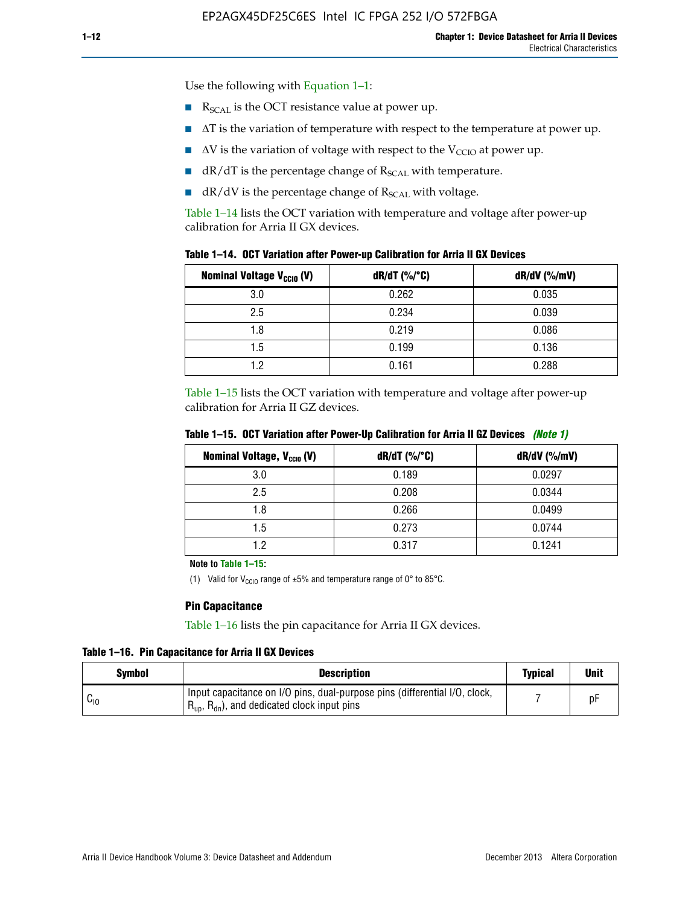Use the following with Equation 1–1:

- $R_{SCAL}$ is the OCT resistance value at power up.
- $\Delta T$ is the variation of temperature with respect to the temperature at power up.
- $\Delta V$ is the variation of voltage with respect to the $V_{CCIO}$ at power up.
- $dR/dT$ is the percentage change of $R_{SCAL}$ with temperature.
- $dR/dV$ is the percentage change of $R_{SCAL}$ with voltage.

Table 1–14 lists the OCT variation with temperature and voltage after power-up calibration for Arria II GX devices.

**Table 1–14. OCT Variation after Power-up Calibration for Arria II GX Devices**

| Nominal Voltage $V_{CCIO}$ (V) | dR/dT (%/°C) | dR/dV (%/mV) |
|---|---|---|
| 3.0 | 0.262 | 0.035 |
| 2.5 | 0.234 | 0.039 |
| 1.8 | 0.219 | 0.086 |
| 1.5 | 0.199 | 0.136 |
| 1.2 | 0.161 | 0.288 |

Table 1–15 lists the OCT variation with temperature and voltage after power-up calibration for Arria II GZ devices.

**Table 1–15. OCT Variation after Power-Up Calibration for Arria II GZ Devices** *(Note 1)*

| Nominal Voltage, $V_{CCIO}$ (V) | dR/dT (%/°C) | dR/dV (%/mV) |
|---|---|---|
| 3.0 | 0.189 | 0.0297 |
| 2.5 | 0.208 | 0.0344 |
| 1.8 | 0.266 | 0.0499 |
| 1.5 | 0.273 | 0.0744 |
| 1.2 | 0.317 | 0.1241 |

**Note to Table 1–15:**

(1) Valid for $V_{CCIO}$ range of ±5% and temperature range of 0° to 85°C.

### Pin Capacitance

Table 1–16 lists the pin capacitance for Arria II GX devices.

**Table 1–16. Pin Capacitance for Arria II GX Devices**

| Symbol | Description | Typical | Unit |
|---|---|---|---|
| $C_{IO}$ | Input capacitance on I/O pins, dual-purpose pins (differential I/O, clock, $R_{up}$, $R_{dn}$), and dedicated clock input pins | 7 | pF |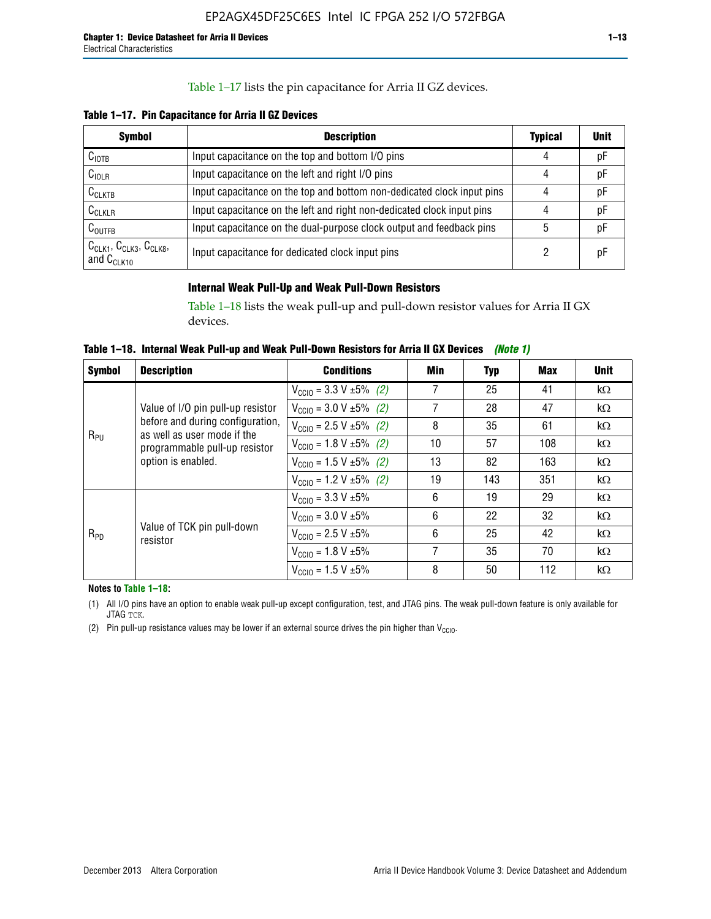Table 1–17 lists the pin capacitance for Arria II GZ devices.

**Table 1–17. Pin Capacitance for Arria II GZ Devices**

| Symbol | Description | Typical | Unit |
|---|---|---|---|
| $C_{IOTB}$ | Input capacitance on the top and bottom I/O pins | 4 | pF |
| $C_{IOLR}$ | Input capacitance on the left and right I/O pins | 4 | pF |
| $C_{CLKTB}$ | Input capacitance on the top and bottom non-dedicated clock input pins | 4 | pF |
| $C_{CLKLR}$ | Input capacitance on the left and right non-dedicated clock input pins | 4 | pF |
| $C_{OUTFB}$ | Input capacitance on the dual-purpose clock output and feedback pins | 5 | pF |
| $C_{CLK1}$, $C_{CLK3}$, $C_{CLK8}$, and $C_{CLK10}$ | Input capacitance for dedicated clock input pins | 2 | pF |

### Internal Weak Pull-Up and Weak Pull-Down Resistors

Table 1–18 lists the weak pull-up and pull-down resistor values for Arria II GX devices.

**Table 1–18. Internal Weak Pull-up and Weak Pull-Down Resistors for Arria II GX Devices** *(Note 1)*

| Symbol | Description | Conditions | Min | Typ | Max | Unit |
|---|---|---|---|---|---|---|
| $R_{PU}$ | Value of I/O pin pull-up resistor before and during configuration, as well as user mode if the programmable pull-up resistor option is enabled. | $V_{CCIO}$ = 3.3 V ±5% *(2)* | 7 | 25 | 41 | kΩ |
| | | $V_{CCIO}$ = 3.0 V ±5% *(2)* | 7 | 28 | 47 | kΩ |
| | | $V_{CCIO}$ = 2.5 V ±5% *(2)* | 8 | 35 | 61 | kΩ |
| | | $V_{CCIO}$ = 1.8 V ±5% *(2)* | 10 | 57 | 108 | kΩ |
| | | $V_{CCIO}$ = 1.5 V ±5% *(2)* | 13 | 82 | 163 | kΩ |
| | | $V_{CCIO}$ = 1.2 V ±5% *(2)* | 19 | 143 | 351 | kΩ |
| $R_{PD}$ | Value of TCK pin pull-down resistor | $V_{CCIO}$ = 3.3 V ±5% | 6 | 19 | 29 | kΩ |
| | | $V_{CCIO}$ = 3.0 V ±5% | 6 | 22 | 32 | kΩ |
| | | $V_{CCIO}$ = 2.5 V ±5% | 6 | 25 | 42 | kΩ |
| | | $V_{CCIO}$ = 1.8 V ±5% | 7 | 35 | 70 | kΩ |
| | | $V_{CCIO}$ = 1.5 V ±5% | 8 | 50 | 112 | kΩ |

**Notes to Table 1–18:**

(1) All I/O pins have an option to enable weak pull-up except configuration, test, and JTAG pins. The weak pull-down feature is only available for JTAG TCK.

(2) Pin pull-up resistance values may be lower if an external source drives the pin higher than $V_{CCIO}$.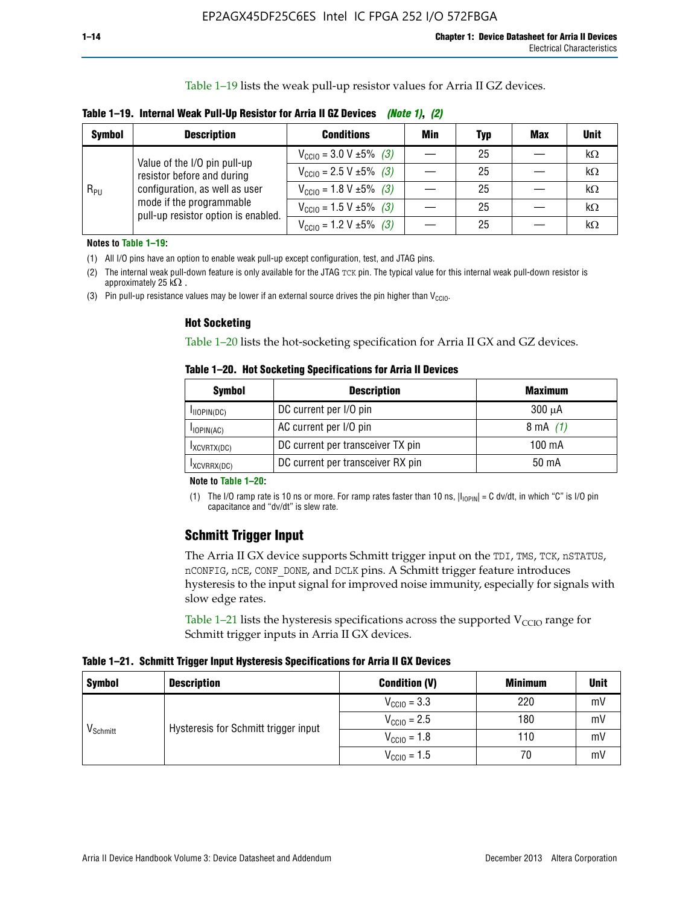Table 1–19 lists the weak pull-up resistor values for Arria II GZ devices.

**Table 1–19. Internal Weak Pull-Up Resistor for Arria II GZ Devices** *(Note 1)*, *(2)*

| Symbol | Description | Conditions | Min | Typ | Max | Unit |
|---|---|---|---|---|---|---|
| $R_{PU}$ | Value of the I/O pin pull-up resistor before and during configuration, as well as user mode if the programmable pull-up resistor option is enabled. | $V_{CCIO}$ = 3.0 V ±5% *(3)* | — | 25 | — | kΩ |
| | | $V_{CCIO}$ = 2.5 V ±5% *(3)* | — | 25 | — | kΩ |
| | | $V_{CCIO}$ = 1.8 V ±5% *(3)* | — | 25 | — | kΩ |
| | | $V_{CCIO}$ = 1.5 V ±5% *(3)* | — | 25 | — | kΩ |
| | | $V_{CCIO}$ = 1.2 V ±5% *(3)* | — | 25 | — | kΩ |

**Notes to Table 1–19:**

(1) All I/O pins have an option to enable weak pull-up except configuration, test, and JTAG pins.

(2) The internal weak pull-down feature is only available for the JTAG TCK pin. The typical value for this internal weak pull-down resistor is approximately 25 kΩ .

(3) Pin pull-up resistance values may be lower if an external source drives the pin higher than $V_{CCIO}$.

### Hot Socketing

Table 1–20 lists the hot-socketing specification for Arria II GX and GZ devices.

**Table 1–20. Hot Socketing Specifications for Arria II Devices**

| Symbol | Description | Maximum |
|---|---|---|
| $I_{IIOPIN(DC)}$ | DC current per I/O pin | 300 μA |
| $I_{IOPIN(AC)}$ | AC current per I/O pin | 8 mA *(1)* |
| $I_{XCVRTX(DC)}$ | DC current per transceiver TX pin | 100 mA |
| $I_{XCVRRX(DC)}$ | DC current per transceiver RX pin | 50 mA |

**Note to Table 1–20:**

(1) The I/O ramp rate is 10 ns or more. For ramp rates faster than 10 ns, $|I_{IOPIN}|$ = C dv/dt, in which "C" is I/O pin capacitance and "dv/dt" is slew rate.

## Schmitt Trigger Input

The Arria II GX device supports Schmitt trigger input on the TDI, TMS, TCK, nSTATUS, nCONFIG, nCE, CONF_DONE, and DCLK pins. A Schmitt trigger feature introduces hysteresis to the input signal for improved noise immunity, especially for signals with slow edge rates.

Table 1–21 lists the hysteresis specifications across the supported $V_{CCIO}$ range for Schmitt trigger inputs in Arria II GX devices.

**Table 1–21. Schmitt Trigger Input Hysteresis Specifications for Arria II GX Devices**

| Symbol | Description | Condition (V) | Minimum | Unit |
|---|---|---|---|---|
| $V_{Schmitt}$ | Hysteresis for Schmitt trigger input | $V_{CCIO}$ = 3.3 | 220 | mV |
| | | $V_{CCIO}$ = 2.5 | 180 | mV |
| | | $V_{CCIO}$ = 1.8 | 110 | mV |
| | | $V_{CCIO}$ = 1.5 | 70 | mV |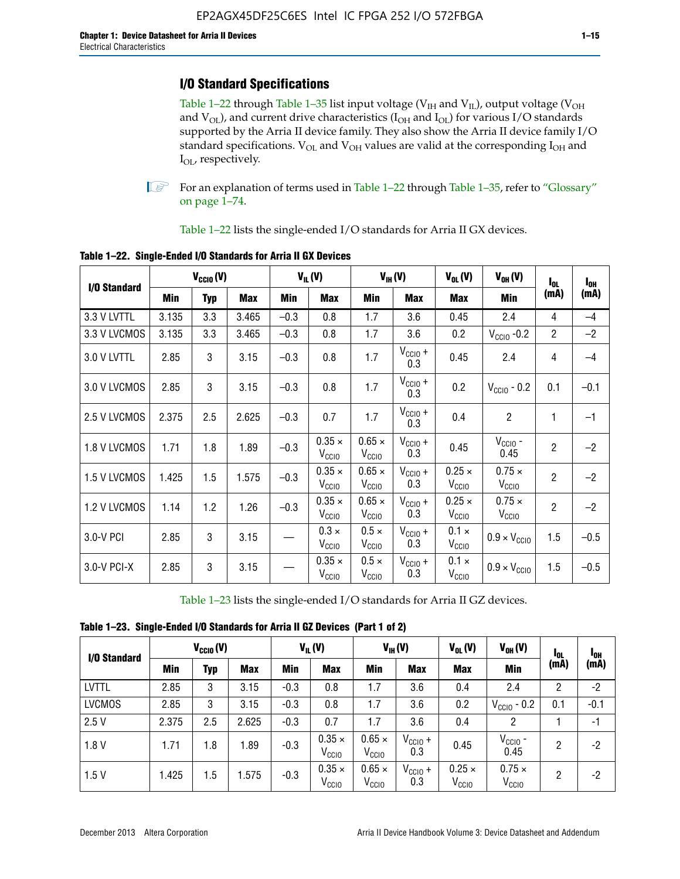## I/O Standard Specifications

Table 1–22 through Table 1–35 list input voltage ($V_{IH}$ and $V_{IL}$), output voltage ($V_{OH}$ and $V_{OL}$), and current drive characteristics ($I_{OH}$ and $I_{OL}$) for various I/O standards supported by the Arria II device family. They also show the Arria II device family I/O standard specifications. $V_{OL}$ and $V_{OH}$ values are valid at the corresponding $I_{OH}$ and $I_{OL}$, respectively.

For an explanation of terms used in Table 1–22 through Table 1–35, refer to "Glossary" on page 1–74.

Table 1–22 lists the single-ended I/O standards for Arria II GX devices.

**Table 1–22. Single-Ended I/O Standards for Arria II GX Devices**

| I/O Standard | $V_{CCIO}$ (V) | | | $V_{IL}$ (V) | | $V_{IH}$ (V) | | $V_{OL}$ (V) | $V_{OH}$ (V) | $I_{OL}$ (mA) | $I_{OH}$ (mA) |
|---|---|---|---|---|---|---|---|---|---|---|---|
| | Min | Typ | Max | Min | Max | Min | Max | Max | Min | | |
| 3.3 V LVTTL | 3.135 | 3.3 | 3.465 | –0.3 | 0.8 | 1.7 | 3.6 | 0.45 | 2.4 | 4 | –4 |
| 3.3 V LVCMOS | 3.135 | 3.3 | 3.465 | –0.3 | 0.8 | 1.7 | 3.6 | 0.2 | $V_{CCIO}$ -0.2 | 2 | –2 |
| 3.0 V LVTTL | 2.85 | 3 | 3.15 | –0.3 | 0.8 | 1.7 | $V_{CCIO}$ + 0.3 | 0.45 | 2.4 | 4 | –4 |
| 3.0 V LVCMOS | 2.85 | 3 | 3.15 | –0.3 | 0.8 | 1.7 | $V_{CCIO}$ + 0.3 | 0.2 | $V_{CCIO}$ - 0.2 | 0.1 | –0.1 |
| 2.5 V LVCMOS | 2.375 | 2.5 | 2.625 | –0.3 | 0.7 | 1.7 | $V_{CCIO}$ + 0.3 | 0.4 | 2 | 1 | –1 |
| 1.8 V LVCMOS | 1.71 | 1.8 | 1.89 | –0.3 | 0.35 × $V_{CCIO}$ | 0.65 × $V_{CCIO}$ | $V_{CCIO}$ + 0.3 | 0.45 | $V_{CCIO}$ - 0.45 | 2 | –2 |
| 1.5 V LVCMOS | 1.425 | 1.5 | 1.575 | –0.3 | 0.35 × $V_{CCIO}$ | 0.65 × $V_{CCIO}$ | $V_{CCIO}$ + 0.3 | 0.25 × $V_{CCIO}$ | 0.75 × $V_{CCIO}$ | 2 | –2 |
| 1.2 V LVCMOS | 1.14 | 1.2 | 1.26 | –0.3 | 0.35 × $V_{CCIO}$ | 0.65 × $V_{CCIO}$ | $V_{CCIO}$ + 0.3 | 0.25 × $V_{CCIO}$ | 0.75 × $V_{CCIO}$ | 2 | –2 |
| 3.0-V PCI | 2.85 | 3 | 3.15 | — | 0.3 × $V_{CCIO}$ | 0.5 × $V_{CCIO}$ | $V_{CCIO}$ + 0.3 | 0.1 × $V_{CCIO}$ | 0.9 × $V_{CCIO}$ | 1.5 | –0.5 |
| 3.0-V PCI-X | 2.85 | 3 | 3.15 | — | 0.35 × $V_{CCIO}$ | 0.5 × $V_{CCIO}$ | $V_{CCIO}$ + 0.3 | 0.1 × $V_{CCIO}$ | 0.9 × $V_{CCIO}$ | 1.5 | –0.5 |

Table 1–23 lists the single-ended I/O standards for Arria II GZ devices.

**Table 1–23. Single-Ended I/O Standards for Arria II GZ Devices (Part 1 of 2)**

| I/O Standard | $V_{CCIO}$ (V) | | | $V_{IL}$ (V) | | $V_{IH}$ (V) | | $V_{OL}$ (V) | $V_{OH}$ (V) | $I_{OL}$ (mA) | $I_{OH}$ (mA) |
|---|---|---|---|---|---|---|---|---|---|---|---|
| | Min | Typ | Max | Min | Max | Min | Max | Max | Min | | |
| LVTTL | 2.85 | 3 | 3.15 | -0.3 | 0.8 | 1.7 | 3.6 | 0.4 | 2.4 | 2 | -2 |
| LVCMOS | 2.85 | 3 | 3.15 | -0.3 | 0.8 | 1.7 | 3.6 | 0.2 | $V_{CCIO}$ - 0.2 | 0.1 | -0.1 |
| 2.5 V | 2.375 | 2.5 | 2.625 | -0.3 | 0.7 | 1.7 | 3.6 | 0.4 | 2 | 1 | -1 |
| 1.8 V | 1.71 | 1.8 | 1.89 | -0.3 | 0.35 × $V_{CCIO}$ | 0.65 × $V_{CCIO}$ | $V_{CCIO}$ + 0.3 | 0.45 | $V_{CCIO}$ - 0.45 | 2 | -2 |
| 1.5 V | 1.425 | 1.5 | 1.575 | -0.3 | 0.35 × $V_{CCIO}$ | 0.65 × $V_{CCIO}$ | $V_{CCIO}$ + 0.3 | 0.25 × $V_{CCIO}$ | 0.75 × $V_{CCIO}$ | 2 | -2 |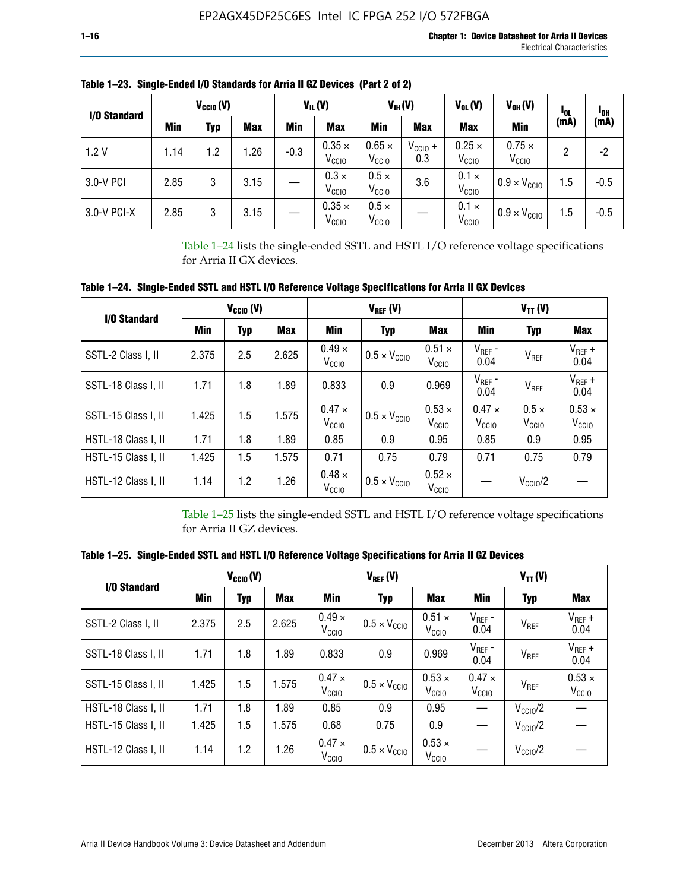**Table 1–23. Single-Ended I/O Standards for Arria II GZ Devices (Part 2 of 2)**

| I/O Standard | $V_{CCIO}$ (V) | | | $V_{IL}$ (V) | | $V_{IH}$ (V) | | $V_{OL}$ (V) | $V_{OH}$ (V) | $I_{OL}$ (mA) | $I_{OH}$ (mA) |
|---|---|---|---|---|---|---|---|---|---|---|---|
| | Min | Typ | Max | Min | Max | Min | Max | Max | Min | | |
| 1.2 V | 1.14 | 1.2 | 1.26 | -0.3 | $0.35 \times V_{CCIO}$ | $0.65 \times V_{CCIO}$ | $V_{CCIO} + 0.3$ | $0.25 \times V_{CCIO}$ | $0.75 \times V_{CCIO}$ | 2 | -2 |
| 3.0-V PCI | 2.85 | 3 | 3.15 | — | $0.3 \times V_{CCIO}$ | $0.5 \times V_{CCIO}$ | 3.6 | $0.1 \times V_{CCIO}$ | $0.9 \times V_{CCIO}$ | 1.5 | -0.5 |
| 3.0-V PCI-X | 2.85 | 3 | 3.15 | — | $0.35 \times V_{CCIO}$ | $0.5 \times V_{CCIO}$ | — | $0.1 \times V_{CCIO}$ | $0.9 \times V_{CCIO}$ | 1.5 | -0.5 |

Table 1–24 lists the single-ended SSTL and HSTL I/O reference voltage specifications for Arria II GX devices.

**Table 1–24. Single-Ended SSTL and HSTL I/O Reference Voltage Specifications for Arria II GX Devices**

| I/O Standard | $V_{CCIO}$ (V) | | | $V_{REF}$ (V) | | | $V_{TT}$ (V) | | |
|---|---|---|---|---|---|---|---|---|---|
| | Min | Typ | Max | Min | Typ | Max | Min | Typ | Max |
| SSTL-2 Class I, II | 2.375 | 2.5 | 2.625 | $0.49 \times V_{CCIO}$ | $0.5 \times V_{CCIO}$ | $0.51 \times V_{CCIO}$ | $V_{REF}$ - 0.04 | $V_{REF}$ | $V_{REF}$ + 0.04 |
| SSTL-18 Class I, II | 1.71 | 1.8 | 1.89 | 0.833 | 0.9 | 0.969 | $V_{REF}$ - 0.04 | $V_{REF}$ | $V_{REF}$ + 0.04 |
| SSTL-15 Class I, II | 1.425 | 1.5 | 1.575 | $0.47 \times V_{CCIO}$ | $0.5 \times V_{CCIO}$ | $0.53 \times V_{CCIO}$ | $0.47 \times V_{CCIO}$ | $0.5 \times V_{CCIO}$ | $0.53 \times V_{CCIO}$ |
| HSTL-18 Class I, II | 1.71 | 1.8 | 1.89 | 0.85 | 0.9 | 0.95 | 0.85 | 0.9 | 0.95 |
| HSTL-15 Class I, II | 1.425 | 1.5 | 1.575 | 0.71 | 0.75 | 0.79 | 0.71 | 0.75 | 0.79 |
| HSTL-12 Class I, II | 1.14 | 1.2 | 1.26 | $0.48 \times V_{CCIO}$ | $0.5 \times V_{CCIO}$ | $0.52 \times V_{CCIO}$ | — | $V_{CCIO}/2$ | — |

Table 1–25 lists the single-ended SSTL and HSTL I/O reference voltage specifications for Arria II GZ devices.

**Table 1–25. Single-Ended SSTL and HSTL I/O Reference Voltage Specifications for Arria II GZ Devices**

| I/O Standard | $V_{CCIO}$ (V) | | | $V_{REF}$ (V) | | | $V_{TT}$ (V) | | |
|---|---|---|---|---|---|---|---|---|---|
| | Min | Typ | Max | Min | Typ | Max | Min | Typ | Max |
| SSTL-2 Class I, II | 2.375 | 2.5 | 2.625 | $0.49 \times V_{CCIO}$ | $0.5 \times V_{CCIO}$ | $0.51 \times V_{CCIO}$ | $V_{REF}$ - 0.04 | $V_{REF}$ | $V_{REF}$ + 0.04 |
| SSTL-18 Class I, II | 1.71 | 1.8 | 1.89 | 0.833 | 0.9 | 0.969 | $V_{REF}$ - 0.04 | $V_{REF}$ | $V_{REF}$ + 0.04 |
| SSTL-15 Class I, II | 1.425 | 1.5 | 1.575 | $0.47 \times V_{CCIO}$ | $0.5 \times V_{CCIO}$ | $0.53 \times V_{CCIO}$ | $0.47 \times V_{CCIO}$ | $V_{REF}$ | $0.53 \times V_{CCIO}$ |
| HSTL-18 Class I, II | 1.71 | 1.8 | 1.89 | 0.85 | 0.9 | 0.95 | — | $V_{CCIO}/2$ | — |
| HSTL-15 Class I, II | 1.425 | 1.5 | 1.575 | 0.68 | 0.75 | 0.9 | — | $V_{CCIO}/2$ | — |
| HSTL-12 Class I, II | 1.14 | 1.2 | 1.26 | $0.47 \times V_{CCIO}$ | $0.5 \times V_{CCIO}$ | $0.53 \times V_{CCIO}$ | — | $V_{CCIO}/2$ | — |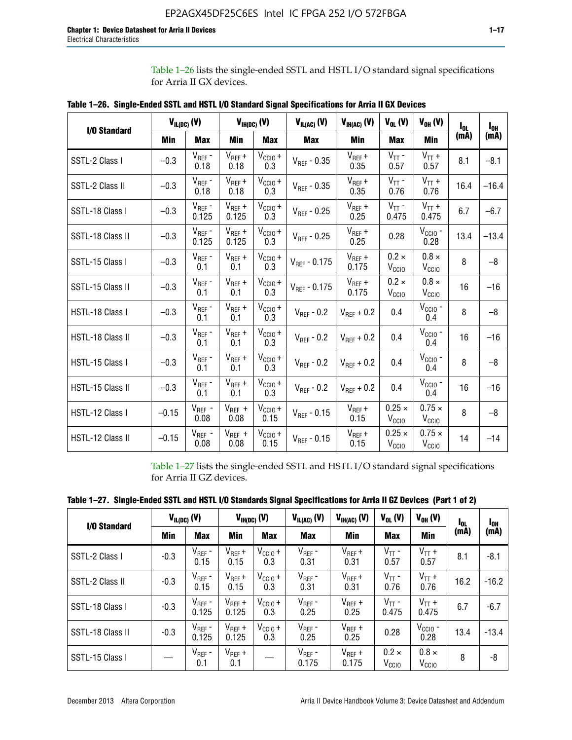Table 1–26 lists the single-ended SSTL and HSTL I/O standard signal specifications for Arria II GX devices.

**Table 1–26. Single-Ended SSTL and HSTL I/O Standard Signal Specifications for Arria II GX Devices**

| I/O Standard | $V_{IL(DC)}$ (V) | | $V_{IH(DC)}$ (V) | | $V_{IL(AC)}$ (V) | $V_{IH(AC)}$ (V) | $V_{OL}$ (V) | $V_{OH}$ (V) | $I_{OL}$ (mA) | $I_{OH}$ (mA) |
|---|---|---|---|---|---|---|---|---|---|---|
| | Min | Max | Min | Max | Max | Min | Max | Min | | |
| SSTL-2 Class I | –0.3 | $V_{REF}$ - 0.18 | $V_{REF}$ + 0.18 | $V_{CCIO}$ + 0.3 | $V_{REF}$ - 0.35 | $V_{REF}$ + 0.35 | $V_{TT}$ - 0.57 | $V_{TT}$ + 0.57 | 8.1 | –8.1 |
| SSTL-2 Class II | –0.3 | $V_{REF}$ - 0.18 | $V_{REF}$ + 0.18 | $V_{CCIO}$ + 0.3 | $V_{REF}$ - 0.35 | $V_{REF}$ + 0.35 | $V_{TT}$ - 0.76 | $V_{TT}$ + 0.76 | 16.4 | –16.4 |
| SSTL-18 Class I | –0.3 | $V_{REF}$ - 0.125 | $V_{REF}$ + 0.125 | $V_{CCIO}$ + 0.3 | $V_{REF}$ - 0.25 | $V_{REF}$ + 0.25 | $V_{TT}$ - 0.475 | $V_{TT}$ + 0.475 | 6.7 | –6.7 |
| SSTL-18 Class II | –0.3 | $V_{REF}$ - 0.125 | $V_{REF}$ + 0.125 | $V_{CCIO}$ + 0.3 | $V_{REF}$ - 0.25 | $V_{REF}$ + 0.25 | 0.28 | $V_{CCIO}$ - 0.28 | 13.4 | –13.4 |
| SSTL-15 Class I | –0.3 | $V_{REF}$ - 0.1 | $V_{REF}$ + 0.1 | $V_{CCIO}$ + 0.3 | $V_{REF}$ - 0.175 | $V_{REF}$ + 0.175 | 0.2 × $V_{CCIO}$ | 0.8 × $V_{CCIO}$ | 8 | –8 |
| SSTL-15 Class II | –0.3 | $V_{REF}$ - 0.1 | $V_{REF}$ + 0.1 | $V_{CCIO}$ + 0.3 | $V_{REF}$ - 0.175 | $V_{REF}$ + 0.175 | 0.2 × $V_{CCIO}$ | 0.8 × $V_{CCIO}$ | 16 | –16 |
| HSTL-18 Class I | –0.3 | $V_{REF}$ - 0.1 | $V_{REF}$ + 0.1 | $V_{CCIO}$ + 0.3 | $V_{REF}$ - 0.2 | $V_{REF}$ + 0.2 | 0.4 | $V_{CCIO}$ - 0.4 | 8 | –8 |
| HSTL-18 Class II | –0.3 | $V_{REF}$ - 0.1 | $V_{REF}$ + 0.1 | $V_{CCIO}$ + 0.3 | $V_{REF}$ - 0.2 | $V_{REF}$ + 0.2 | 0.4 | $V_{CCIO}$ - 0.4 | 16 | –16 |
| HSTL-15 Class I | –0.3 | $V_{REF}$ - 0.1 | $V_{REF}$ + 0.1 | $V_{CCIO}$ + 0.3 | $V_{REF}$ - 0.2 | $V_{REF}$ + 0.2 | 0.4 | $V_{CCIO}$ - 0.4 | 8 | –8 |
| HSTL-15 Class II | –0.3 | $V_{REF}$ - 0.1 | $V_{REF}$ + 0.1 | $V_{CCIO}$ + 0.3 | $V_{REF}$ - 0.2 | $V_{REF}$ + 0.2 | 0.4 | $V_{CCIO}$ - 0.4 | 16 | –16 |
| HSTL-12 Class I | –0.15 | $V_{REF}$ - 0.08 | $V_{REF}$ + 0.08 | $V_{CCIO}$ + 0.15 | $V_{REF}$ - 0.15 | $V_{REF}$ + 0.15 | 0.25 × $V_{CCIO}$ | 0.75 × $V_{CCIO}$ | 8 | –8 |
| HSTL-12 Class II | –0.15 | $V_{REF}$ - 0.08 | $V_{REF}$ + 0.08 | $V_{CCIO}$ + 0.15 | $V_{REF}$ - 0.15 | $V_{REF}$ + 0.15 | 0.25 × $V_{CCIO}$ | 0.75 × $V_{CCIO}$ | 14 | –14 |

Table 1–27 lists the single-ended SSTL and HSTL I/O standard signal specifications for Arria II GZ devices.

**Table 1–27. Single-Ended SSTL and HSTL I/O Standards Signal Specifications for Arria II GZ Devices (Part 1 of 2)**

| I/O Standard | $V_{IL(DC)}$ (V) | | $V_{IH(DC)}$ (V) | | $V_{IL(AC)}$ (V) | $V_{IH(AC)}$ (V) | $V_{OL}$ (V) | $V_{OH}$ (V) | $I_{OL}$ (mA) | $I_{OH}$ (mA) |
|---|---|---|---|---|---|---|---|---|---|---|
| | Min | Max | Min | Max | Max | Min | Max | Min | | |
| SSTL-2 Class I | -0.3 | $V_{REF}$ - 0.15 | $V_{REF}$ + 0.15 | $V_{CCIO}$ + 0.3 | $V_{REF}$ - 0.31 | $V_{REF}$ + 0.31 | $V_{TT}$ - 0.57 | $V_{TT}$ + 0.57 | 8.1 | -8.1 |
| SSTL-2 Class II | -0.3 | $V_{REF}$ - 0.15 | $V_{REF}$ + 0.15 | $V_{CCIO}$ + 0.3 | $V_{REF}$ - 0.31 | $V_{REF}$ + 0.31 | $V_{TT}$ - 0.76 | $V_{TT}$ + 0.76 | 16.2 | -16.2 |
| SSTL-18 Class I | -0.3 | $V_{REF}$ - 0.125 | $V_{REF}$ + 0.125 | $V_{CCIO}$ + 0.3 | $V_{REF}$ - 0.25 | $V_{REF}$ + 0.25 | $V_{TT}$ - 0.475 | $V_{TT}$ + 0.475 | 6.7 | -6.7 |
| SSTL-18 Class II | -0.3 | $V_{REF}$ - 0.125 | $V_{REF}$ + 0.125 | $V_{CCIO}$ + 0.3 | $V_{REF}$ - 0.25 | $V_{REF}$ + 0.25 | 0.28 | $V_{CCIO}$ - 0.28 | 13.4 | -13.4 |
| SSTL-15 Class I | — | $V_{REF}$ - 0.1 | $V_{REF}$ + 0.1 | — | $V_{REF}$ - 0.175 | $V_{REF}$ + 0.175 | 0.2 × $V_{CCIO}$ | 0.8 × $V_{CCIO}$ | 8 | -8 |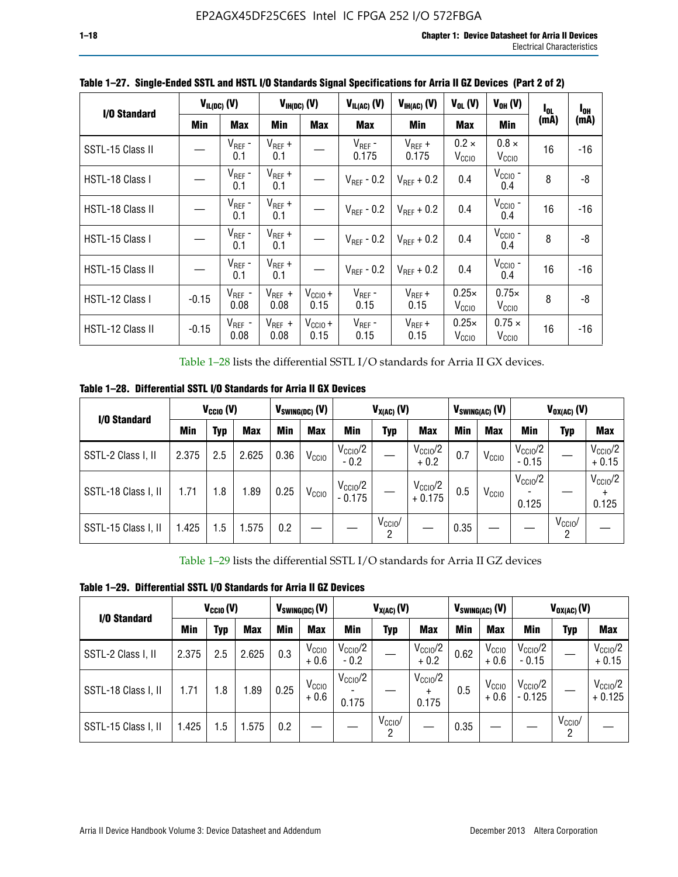**Table 1–27. Single-Ended SSTL and HSTL I/O Standards Signal Specifications for Arria II GZ Devices (Part 2 of 2)**

| I/O Standard | $V_{IL(DC)}$ (V) | | $V_{IH(DC)}$ (V) | | $V_{IL(AC)}$ (V) | $V_{IH(AC)}$ (V) | $V_{OL}$ (V) | $V_{OH}$ (V) | $I_{OL}$ (mA) | $I_{OH}$ (mA) |
|---|---|---|---|---|---|---|---|---|---|---|
| | Min | Max | Min | Max | Max | Min | Max | Min | | |
| SSTL-15 Class II | — | $V_{REF}$ - 0.1 | $V_{REF}$ + 0.1 | — | $V_{REF}$ - 0.175 | $V_{REF}$ + 0.175 | 0.2 × $V_{CCIO}$ | 0.8 × $V_{CCIO}$ | 16 | -16 |
| HSTL-18 Class I | — | $V_{REF}$ - 0.1 | $V_{REF}$ + 0.1 | — | $V_{REF}$ - 0.2 | $V_{REF}$ + 0.2 | 0.4 | $V_{CCIO}$ - 0.4 | 8 | -8 |
| HSTL-18 Class II | — | $V_{REF}$ - 0.1 | $V_{REF}$ + 0.1 | — | $V_{REF}$ - 0.2 | $V_{REF}$ + 0.2 | 0.4 | $V_{CCIO}$ - 0.4 | 16 | -16 |
| HSTL-15 Class I | — | $V_{REF}$ - 0.1 | $V_{REF}$ + 0.1 | — | $V_{REF}$ - 0.2 | $V_{REF}$ + 0.2 | 0.4 | $V_{CCIO}$ - 0.4 | 8 | -8 |
| HSTL-15 Class II | — | $V_{REF}$ - 0.1 | $V_{REF}$ + 0.1 | — | $V_{REF}$ - 0.2 | $V_{REF}$ + 0.2 | 0.4 | $V_{CCIO}$ - 0.4 | 16 | -16 |
| HSTL-12 Class I | -0.15 | $V_{REF}$ - 0.08 | $V_{REF}$ + 0.08 | $V_{CCIO}$ + 0.15 | $V_{REF}$ - 0.15 | $V_{REF}$ + 0.15 | 0.25× $V_{CCIO}$ | 0.75× $V_{CCIO}$ | 8 | -8 |
| HSTL-12 Class II | -0.15 | $V_{REF}$ - 0.08 | $V_{REF}$ + 0.08 | $V_{CCIO}$ + 0.15 | $V_{REF}$ - 0.15 | $V_{REF}$ + 0.15 | 0.25× $V_{CCIO}$ | 0.75 × $V_{CCIO}$ | 16 | -16 |

Table 1–28 lists the differential SSTL I/O standards for Arria II GX devices.

**Table 1–28. Differential SSTL I/O Standards for Arria II GX Devices**

| I/O Standard | $V_{CCIO}$ (V) | | | $V_{SWING(DC)}$ (V) | | $V_{X(AC)}$ (V) | | | $V_{SWING(AC)}$ (V) | | $V_{OX(AC)}$ (V) | | |
|---|---|---|---|---|---|---|---|---|---|---|---|---|---|
| | Min | Typ | Max | Min | Max | Min | Typ | Max | Min | Max | Min | Typ | Max |
| SSTL-2 Class I, II | 2.375 | 2.5 | 2.625 | 0.36 | $V_{CCIO}$ | $V_{CCIO}/2$ - 0.2 | — | $V_{CCIO}/2$ + 0.2 | 0.7 | $V_{CCIO}$ | $V_{CCIO}/2$ - 0.15 | — | $V_{CCIO}/2$ + 0.15 |
| SSTL-18 Class I, II | 1.71 | 1.8 | 1.89 | 0.25 | $V_{CCIO}$ | $V_{CCIO}/2$ - 0.175 | — | $V_{CCIO}/2$ + 0.175 | 0.5 | $V_{CCIO}$ | $V_{CCIO}/2$ - 0.125 | — | $V_{CCIO}/2$ + 0.125 |
| SSTL-15 Class I, II | 1.425 | 1.5 | 1.575 | 0.2 | — | — | $V_{CCIO}/2$ | — | 0.35 | — | — | $V_{CCIO}/2$ | — |

Table 1–29 lists the differential SSTL I/O standards for Arria II GZ devices

**Table 1–29. Differential SSTL I/O Standards for Arria II GZ Devices**

| I/O Standard | $V_{CCIO}$ (V) | | | $V_{SWING(DC)}$ (V) | | $V_{X(AC)}$ (V) | | | $V_{SWING(AC)}$ (V) | | $V_{OX(AC)}$ (V) | | |
|---|---|---|---|---|---|---|---|---|---|---|---|---|---|
| | Min | Typ | Max | Min | Max | Min | Typ | Max | Min | Max | Min | Typ | Max |
| SSTL-2 Class I, II | 2.375 | 2.5 | 2.625 | 0.3 | $V_{CCIO}$ + 0.6 | $V_{CCIO}/2$ - 0.2 | — | $V_{CCIO}/2$ + 0.2 | 0.62 | $V_{CCIO}$ + 0.6 | $V_{CCIO}/2$ - 0.15 | — | $V_{CCIO}/2$ + 0.15 |
| SSTL-18 Class I, II | 1.71 | 1.8 | 1.89 | 0.25 | $V_{CCIO}$ + 0.6 | $V_{CCIO}/2$ - 0.175 | — | $V_{CCIO}/2$ + 0.175 | 0.5 | $V_{CCIO}$ + 0.6 | $V_{CCIO}/2$ - 0.125 | — | $V_{CCIO}/2$ + 0.125 |
| SSTL-15 Class I, II | 1.425 | 1.5 | 1.575 | 0.2 | — | — | $V_{CCIO}/2$ | — | 0.35 | — | — | $V_{CCIO}/2$ | — |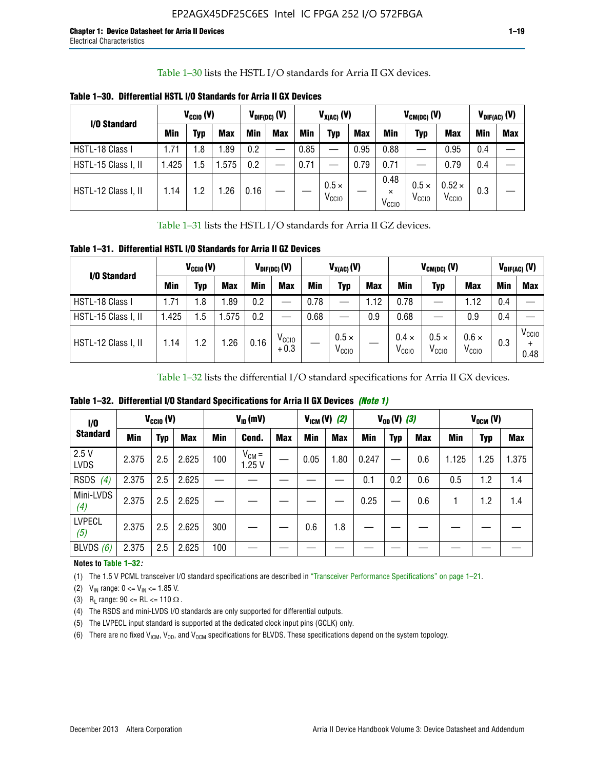Table 1–30 lists the HSTL I/O standards for Arria II GX devices.

**Table 1–30. Differential HSTL I/O Standards for Arria II GX Devices**

| I/O Standard | $V_{CCIO}$ (V) | | | $V_{DIF(DC)}$ (V) | | $V_{X(AC)}$ (V) | | | $V_{CM(DC)}$ (V) | | | $V_{DIF(AC)}$ (V) | |
|---|---|---|---|---|---|---|---|---|---|---|---|---|---|
| | Min | Typ | Max | Min | Max | Min | Typ | Max | Min | Typ | Max | Min | Max |
| HSTL-18 Class I | 1.71 | 1.8 | 1.89 | 0.2 | — | 0.85 | — | 0.95 | 0.88 | — | 0.95 | 0.4 | — |
| HSTL-15 Class I, II | 1.425 | 1.5 | 1.575 | 0.2 | — | 0.71 | — | 0.79 | 0.71 | — | 0.79 | 0.4 | — |
| HSTL-12 Class I, II | 1.14 | 1.2 | 1.26 | 0.16 | — | — | $0.5 \times V_{CCIO}$ | — | $0.48 \times V_{CCIO}$ | $0.5 \times V_{CCIO}$ | $0.52 \times V_{CCIO}$ | 0.3 | — |

Table 1–31 lists the HSTL I/O standards for Arria II GZ devices.

**Table 1–31. Differential HSTL I/O Standards for Arria II GZ Devices**

| I/O Standard | $V_{CCIO}$ (V) | | | $V_{DIF(DC)}$ (V) | | $V_{X(AC)}$ (V) | | | $V_{CM(DC)}$ (V) | | | $V_{DIF(AC)}$ (V) | |
|---|---|---|---|---|---|---|---|---|---|---|---|---|---|
| | Min | Typ | Max | Min | Max | Min | Typ | Max | Min | Typ | Max | Min | Max |
| HSTL-18 Class I | 1.71 | 1.8 | 1.89 | 0.2 | — | 0.78 | — | 1.12 | 0.78 | — | 1.12 | 0.4 | — |
| HSTL-15 Class I, II | 1.425 | 1.5 | 1.575 | 0.2 | — | 0.68 | — | 0.9 | 0.68 | — | 0.9 | 0.4 | — |
| HSTL-12 Class I, II | 1.14 | 1.2 | 1.26 | 0.16 | $V_{CCIO} + 0.3$ | — | $0.5 \times V_{CCIO}$ | — | $0.4 \times V_{CCIO}$ | $0.5 \times V_{CCIO}$ | $0.6 \times V_{CCIO}$ | 0.3 | $V_{CCIO} + 0.48$ |

Table 1–32 lists the differential I/O standard specifications for Arria II GX devices.

**Table 1–32. Differential I/O Standard Specifications for Arria II GX Devices** *(Note 1)*

| I/O Standard | $V_{CCIO}$ (V) | | | $V_{ID}$ (mV) | | | $V_{ICM}$ (V) *(2)* | | $V_{OD}$ (V) *(3)* | | | $V_{OCM}$ (V) | | |
|---|---|---|---|---|---|---|---|---|---|---|---|---|---|---|
| | Min | Typ | Max | Min | Cond. | Max | Min | Max | Min | Typ | Max | Min | Typ | Max |
| 2.5 V LVDS | 2.375 | 2.5 | 2.625 | 100 | $V_{CM}$ = 1.25 V | — | 0.05 | 1.80 | 0.247 | — | 0.6 | 1.125 | 1.25 | 1.375 |
| RSDS *(4)* | 2.375 | 2.5 | 2.625 | — | — | — | — | — | 0.1 | 0.2 | 0.6 | 0.5 | 1.2 | 1.4 |
| Mini-LVDS *(4)* | 2.375 | 2.5 | 2.625 | — | — | — | — | — | 0.25 | — | 0.6 | 1 | 1.2 | 1.4 |
| LVPECL *(5)* | 2.375 | 2.5 | 2.625 | 300 | — | — | 0.6 | 1.8 | — | — | — | — | — | — |
| BLVDS *(6)* | 2.375 | 2.5 | 2.625 | 100 | — | — | — | — | — | — | — | — | — | — |

**Notes to Table 1–32:**

(1) The 1.5 V PCML transceiver I/O standard specifications are described in "Transceiver Performance Specifications" on page 1–21.

(2) $V_{IN}$ range: 0 <= $V_{IN}$ <= 1.85 V.

(3) $R_L$ range: 90 <= RL <= 110 Ω.

(4) The RSDS and mini-LVDS I/O standards are only supported for differential outputs.

(5) The LVPECL input standard is supported at the dedicated clock input pins (GCLK) only.

(6) There are no fixed $V_{ICM}$, $V_{OD}$, and $V_{OCM}$ specifications for BLVDS. These specifications depend on the system topology.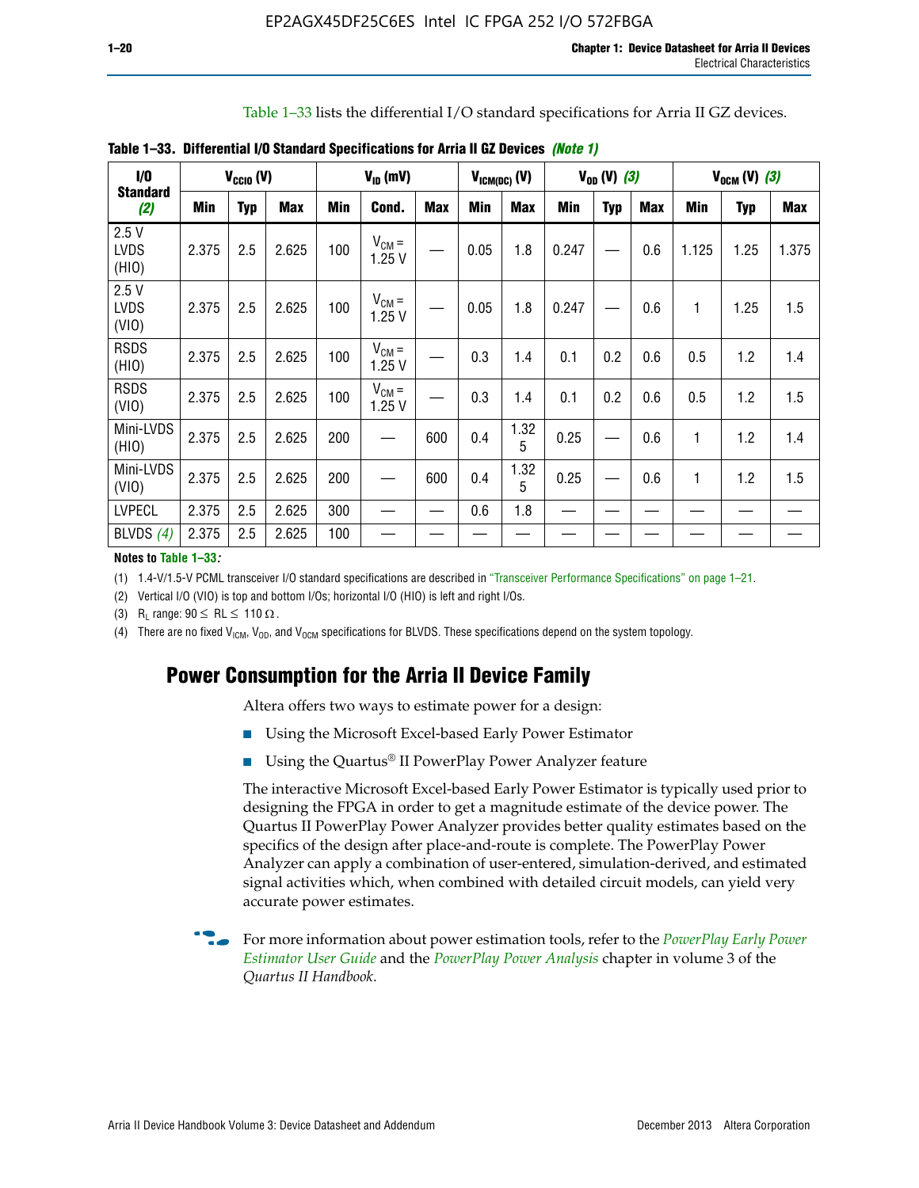Table 1–33 lists the differential I/O standard specifications for Arria II GZ devices.

**Table 1–33. Differential I/O Standard Specifications for Arria II GZ Devices** *(Note 1)*

| I/O Standard (2) | $V_{CCIO}$ (V) | | | $V_{ID}$ (mV) | | | $V_{ICM(DC)}$ (V) | | $V_{OD}$ (V) (3) | | | $V_{OCM}$ (V) (3) | | |
|---|---|---|---|---|---|---|---|---|---|---|---|---|---|---|
| | Min | Typ | Max | Min | Cond. | Max | Min | Max | Min | Typ | Max | Min | Typ | Max |
| 2.5 V LVDS (HIO) | 2.375 | 2.5 | 2.625 | 100 | $V_{CM}$ = 1.25 V | — | 0.05 | 1.8 | 0.247 | — | 0.6 | 1.125 | 1.25 | 1.375 |
| 2.5 V LVDS (VIO) | 2.375 | 2.5 | 2.625 | 100 | $V_{CM}$ = 1.25 V | — | 0.05 | 1.8 | 0.247 | — | 0.6 | 1 | 1.25 | 1.5 |
| RSDS (HIO) | 2.375 | 2.5 | 2.625 | 100 | $V_{CM}$ = 1.25 V | — | 0.3 | 1.4 | 0.1 | 0.2 | 0.6 | 0.5 | 1.2 | 1.4 |
| RSDS (VIO) | 2.375 | 2.5 | 2.625 | 100 | $V_{CM}$ = 1.25 V | — | 0.3 | 1.4 | 0.1 | 0.2 | 0.6 | 0.5 | 1.2 | 1.5 |
| Mini-LVDS (HIO) | 2.375 | 2.5 | 2.625 | 200 | — | 600 | 0.4 | 1.325 | 0.25 | — | 0.6 | 1 | 1.2 | 1.4 |
| Mini-LVDS (VIO) | 2.375 | 2.5 | 2.625 | 200 | — | 600 | 0.4 | 1.325 | 0.25 | — | 0.6 | 1 | 1.2 | 1.5 |
| LVPECL | 2.375 | 2.5 | 2.625 | 300 | — | — | 0.6 | 1.8 | — | — | — | — | — | — |
| BLVDS (4) | 2.375 | 2.5 | 2.625 | 100 | — | — | — | — | — | — | — | — | — | — |

**Notes to Table 1–33:**

(1) 1.4-V/1.5-V PCML transceiver I/O standard specifications are described in "Transceiver Performance Specifications" on page 1–21.

(2) Vertical I/O (VIO) is top and bottom I/Os; horizontal I/O (HIO) is left and right I/Os.

(3) $R_L$ range: $90 \leq RL \leq 110\ \Omega$.

(4) There are no fixed $V_{ICM}$, $V_{OD}$, and $V_{OCM}$ specifications for BLVDS. These specifications depend on the system topology.

## Power Consumption for the Arria II Device Family

Altera offers two ways to estimate power for a design:

- Using the Microsoft Excel-based Early Power Estimator
- Using the Quartus® II PowerPlay Power Analyzer feature

The interactive Microsoft Excel-based Early Power Estimator is typically used prior to designing the FPGA in order to get a magnitude estimate of the device power. The Quartus II PowerPlay Power Analyzer provides better quality estimates based on the specifics of the design after place-and-route is complete. The PowerPlay Power Analyzer can apply a combination of user-entered, simulation-derived, and estimated signal activities which, when combined with detailed circuit models, can yield very accurate power estimates.

For more information about power estimation tools, refer to the *PowerPlay Early Power Estimator User Guide* and the *PowerPlay Power Analysis* chapter in volume 3 of the *Quartus II Handbook*.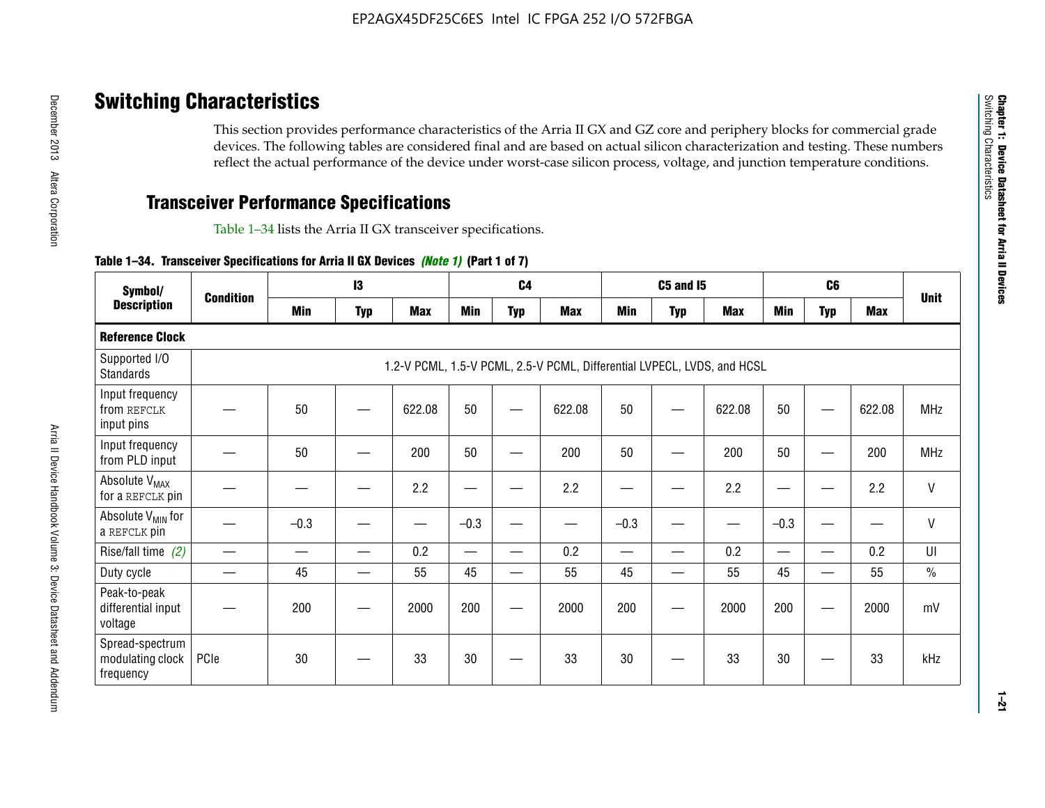## Switching Characteristics

This section provides performance characteristics of the Arria II GX and GZ core and periphery blocks for commercial grade devices. The following tables are considered final and are based on actual silicon characterization and testing. These numbers reflect the actual performance of the device under worst-case silicon process, voltage, and junction temperature conditions.

### Transceiver Performance Specifications

Table 1–34 lists the Arria II GX transceiver specifications.

**Table 1–34. Transceiver Specifications for Arria II GX Devices *(Note 1)* (Part 1 of 7)**

| Symbol/ Description | Condition | I3 | | | C4 | | | C5 and I5 | | | C6 | | | Unit |
|---|---|---|---|---|---|---|---|---|---|---|---|---|---|---|
| | | Min | Typ | Max | Min | Typ | Max | Min | Typ | Max | Min | Typ | Max | |
| **Reference Clock** | | | | | | | | | | | | | | |
| Supported I/O Standards | 1.2-V PCML, 1.5-V PCML, 2.5-V PCML, Differential LVPECL, LVDS, and HCSL | | | | | | | | | | | | | |
| Input frequency from REFCLK input pins | — | 50 | — | 622.08 | 50 | — | 622.08 | 50 | — | 622.08 | 50 | — | 622.08 | MHz |
| Input frequency from PLD input | — | 50 | — | 200 | 50 | — | 200 | 50 | — | 200 | 50 | — | 200 | MHz |
| Absolute $V_{MAX}$ for a REFCLK pin | — | — | — | 2.2 | — | — | 2.2 | — | — | 2.2 | — | — | 2.2 | V |
| Absolute $V_{MIN}$ for a REFCLK pin | — | –0.3 | — | — | –0.3 | — | — | –0.3 | — | — | –0.3 | — | — | V |
| Rise/fall time *(2)* | — | — | — | 0.2 | — | — | 0.2 | — | — | 0.2 | — | — | 0.2 | UI |
| Duty cycle | — | 45 | — | 55 | 45 | — | 55 | 45 | — | 55 | 45 | — | 55 | % |
| Peak-to-peak differential input voltage | — | 200 | — | 2000 | 200 | — | 2000 | 200 | — | 2000 | 200 | — | 2000 | mV |
| Spread-spectrum modulating clock frequency | PCIe | 30 | — | 33 | 30 | — | 33 | 30 | — | 33 | 30 | — | 33 | kHz |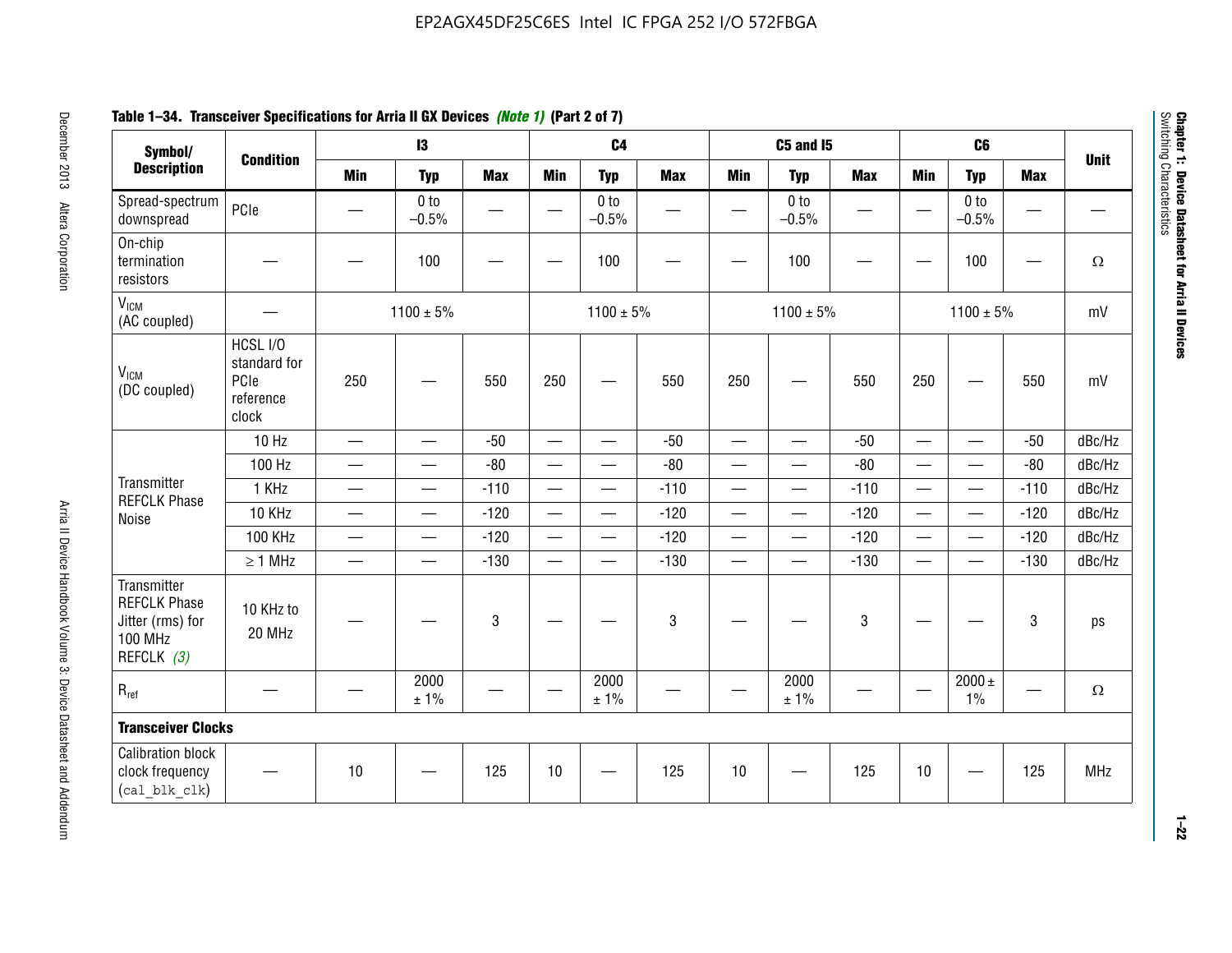**Table 1–34. Transceiver Specifications for Arria II GX Devices *(Note 1)* (Part 2 of 7)**

| Symbol/ Description | Condition | I3 | | | C4 | | | C5 and I5 | | | C6 | | | Unit |
|---|---|---|---|---|---|---|---|---|---|---|---|---|---|---|
| | | Min | Typ | Max | Min | Typ | Max | Min | Typ | Max | Min | Typ | Max | |
| Spread-spectrum downspread | PCIe | — | 0 to −0.5% | — | — | 0 to −0.5% | — | — | 0 to −0.5% | — | — | 0 to −0.5% | — | — |
| On-chip termination resistors | — | — | 100 | — | — | 100 | — | — | 100 | — | — | 100 | — | Ω |
| $V_{ICM}$ (AC coupled) | — | 1100 ± 5% | | | 1100 ± 5% | | | 1100 ± 5% | | | 1100 ± 5% | | | mV |
| $V_{ICM}$ (DC coupled) | HCSL I/O standard for PCIe reference clock | 250 | — | 550 | 250 | — | 550 | 250 | — | 550 | 250 | — | 550 | mV |
| Transmitter REFCLK Phase Noise | 10 Hz | — | — | -50 | — | — | -50 | — | — | -50 | — | — | -50 | dBc/Hz |
| | 100 Hz | — | — | -80 | — | — | -80 | — | — | -80 | — | — | -80 | dBc/Hz |
| | 1 KHz | — | — | -110 | — | — | -110 | — | — | -110 | — | — | -110 | dBc/Hz |
| | 10 KHz | — | — | -120 | — | — | -120 | — | — | -120 | — | — | -120 | dBc/Hz |
| | 100 KHz | — | — | -120 | — | — | -120 | — | — | -120 | — | — | -120 | dBc/Hz |
| | ≥ 1 MHz | — | — | -130 | — | — | -130 | — | — | -130 | — | — | -130 | dBc/Hz |
| Transmitter REFCLK Phase Jitter (rms) for 100 MHz REFCLK *(3)* | 10 KHz to 20 MHz | — | — | 3 | — | — | 3 | — | — | 3 | — | — | 3 | ps |
| $R_{ref}$ | — | — | 2000 ± 1% | — | — | 2000 ± 1% | — | — | 2000 ± 1% | — | — | 2000 ± 1% | — | Ω |
| **Transceiver Clocks** | | | | | | | | | | | | | | |
| Calibration block clock frequency (`cal_blk_clk`) | — | 10 | — | 125 | 10 | — | 125 | 10 | — | 125 | 10 | — | 125 | MHz |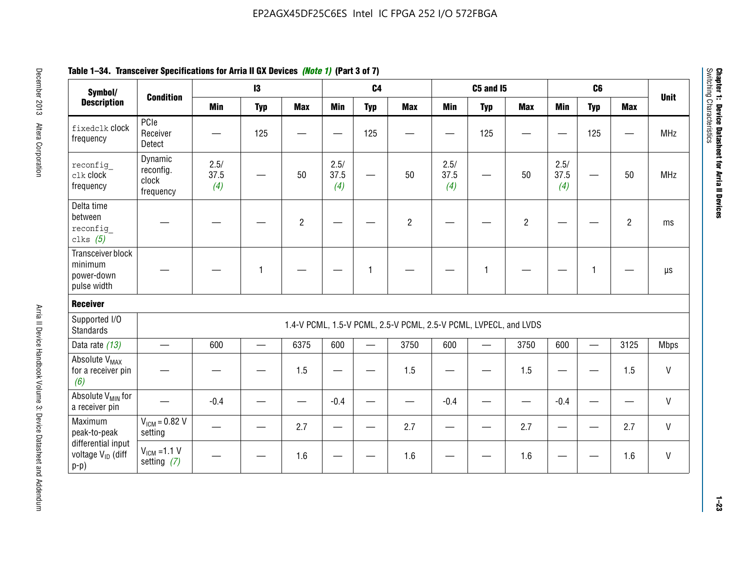**Table 1–34. Transceiver Specifications for Arria II GX Devices *(Note 1)* (Part 3 of 7)**

| Symbol/ Description | Condition | I3 | | | C4 | | | C5 and I5 | | | C6 | | | Unit |
|---|---|---|---|---|---|---|---|---|---|---|---|---|---|---|
| | | Min | Typ | Max | Min | Typ | Max | Min | Typ | Max | Min | Typ | Max | |
| `fixedclk` clock frequency | PCIe Receiver Detect | — | 125 | — | — | 125 | — | — | 125 | — | — | 125 | — | MHz |
| `reconfig_clk` clock frequency | Dynamic reconfig. clock frequency | 2.5/ 37.5 *(4)* | — | 50 | 2.5/ 37.5 *(4)* | — | 50 | 2.5/ 37.5 *(4)* | — | 50 | 2.5/ 37.5 *(4)* | — | 50 | MHz |
| Delta time between `reconfig_clks` *(5)* | — | — | — | 2 | — | — | 2 | — | — | 2 | — | — | 2 | ms |
| Transceiver block minimum power-down pulse width | — | — | 1 | — | — | 1 | — | — | 1 | — | — | 1 | — | µs |
| **Receiver** | | | | | | | | | | | | | | |
| Supported I/O Standards | 1.4-V PCML, 1.5-V PCML, 2.5-V PCML, 2.5-V PCML, LVPECL, and LVDS | | | | | | | | | | | | | |
| Data rate *(13)* | — | 600 | — | 6375 | 600 | — | 3750 | 600 | — | 3750 | 600 | — | 3125 | Mbps |
| Absolute $V_{MAX}$ for a receiver pin *(6)* | — | — | — | 1.5 | — | — | 1.5 | — | — | 1.5 | — | — | 1.5 | V |
| Absolute $V_{MIN}$ for a receiver pin | — | -0.4 | — | — | -0.4 | — | — | -0.4 | — | — | -0.4 | — | — | V |
| Maximum peak-to-peak differential input voltage $V_{ID}$ (diff p-p) | $V_{ICM}$ = 0.82 V setting | — | — | 2.7 | — | — | 2.7 | — | — | 2.7 | — | — | 2.7 | V |
| | $V_{ICM}$ =1.1 V setting *(7)* | — | — | 1.6 | — | — | 1.6 | — | — | 1.6 | — | — | 1.6 | V |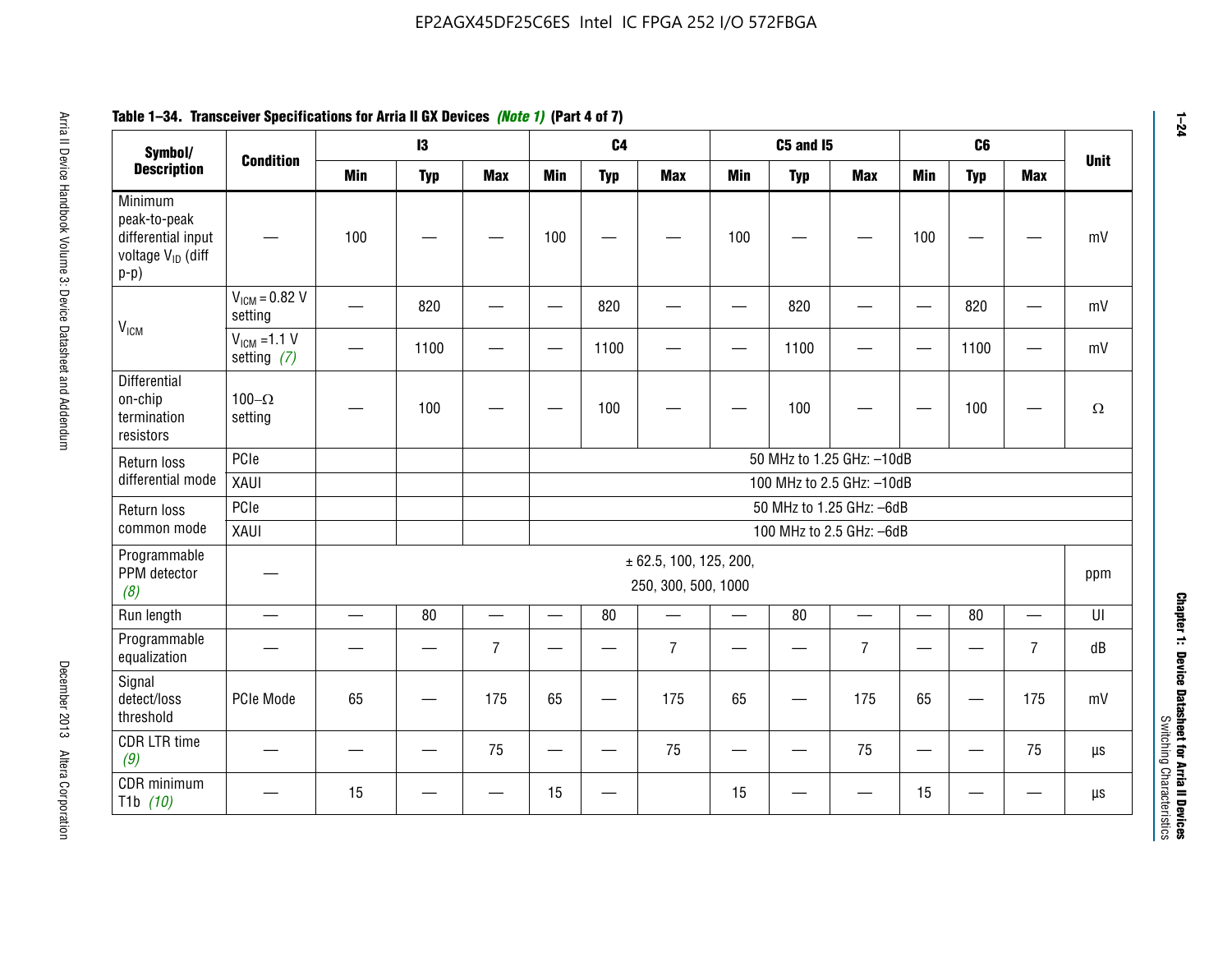**Table 1–34. Transceiver Specifications for Arria II GX Devices *(Note 1)* (Part 4 of 7)**

| Symbol/ Description | Condition | I3 | | | C4 | | | C5 and I5 | | | C6 | | | Unit |
|---|---|---|---|---|---|---|---|---|---|---|---|---|---|---|
| | | Min | Typ | Max | Min | Typ | Max | Min | Typ | Max | Min | Typ | Max | |
| Minimum peak-to-peak differential input voltage $V_{ID}$ (diff p-p) | — | 100 | — | — | 100 | — | — | 100 | — | — | 100 | — | — | mV |
| $V_{ICM}$ | $V_{ICM}$ = 0.82 V setting | — | 820 | — | — | 820 | — | — | 820 | — | — | 820 | — | mV |
| | $V_{ICM}$ =1.1 V setting *(7)* | — | 1100 | — | — | 1100 | — | — | 1100 | — | — | 1100 | — | mV |
| Differential on-chip termination resistors | 100–Ω setting | — | 100 | — | — | 100 | — | — | 100 | — | — | 100 | — | Ω |
| Return loss differential mode | PCIe | | | | 50 MHz to 1.25 GHz: –10dB | | | | | | | | | |
| | XAUI | | | | 100 MHz to 2.5 GHz: –10dB | | | | | | | | | |
| Return loss common mode | PCIe | | | | 50 MHz to 1.25 GHz: –6dB | | | | | | | | | |
| | XAUI | | | | 100 MHz to 2.5 GHz: –6dB | | | | | | | | | |
| Programmable PPM detector *(8)* | — | ± 62.5, 100, 125, 200, 250, 300, 500, 1000 | | | | | | | | | | | | ppm |
| Run length | — | — | 80 | — | — | 80 | — | — | 80 | — | — | 80 | — | UI |
| Programmable equalization | — | — | — | 7 | — | — | 7 | — | — | 7 | — | — | 7 | dB |
| Signal detect/loss threshold | PCIe Mode | 65 | — | 175 | 65 | — | 175 | 65 | — | 175 | 65 | — | 175 | mV |
| CDR LTR time *(9)* | — | — | — | 75 | — | — | 75 | — | — | 75 | — | — | 75 | µs |
| CDR minimum T1b *(10)* | — | 15 | — | — | 15 | — | | 15 | — | — | 15 | — | — | µs |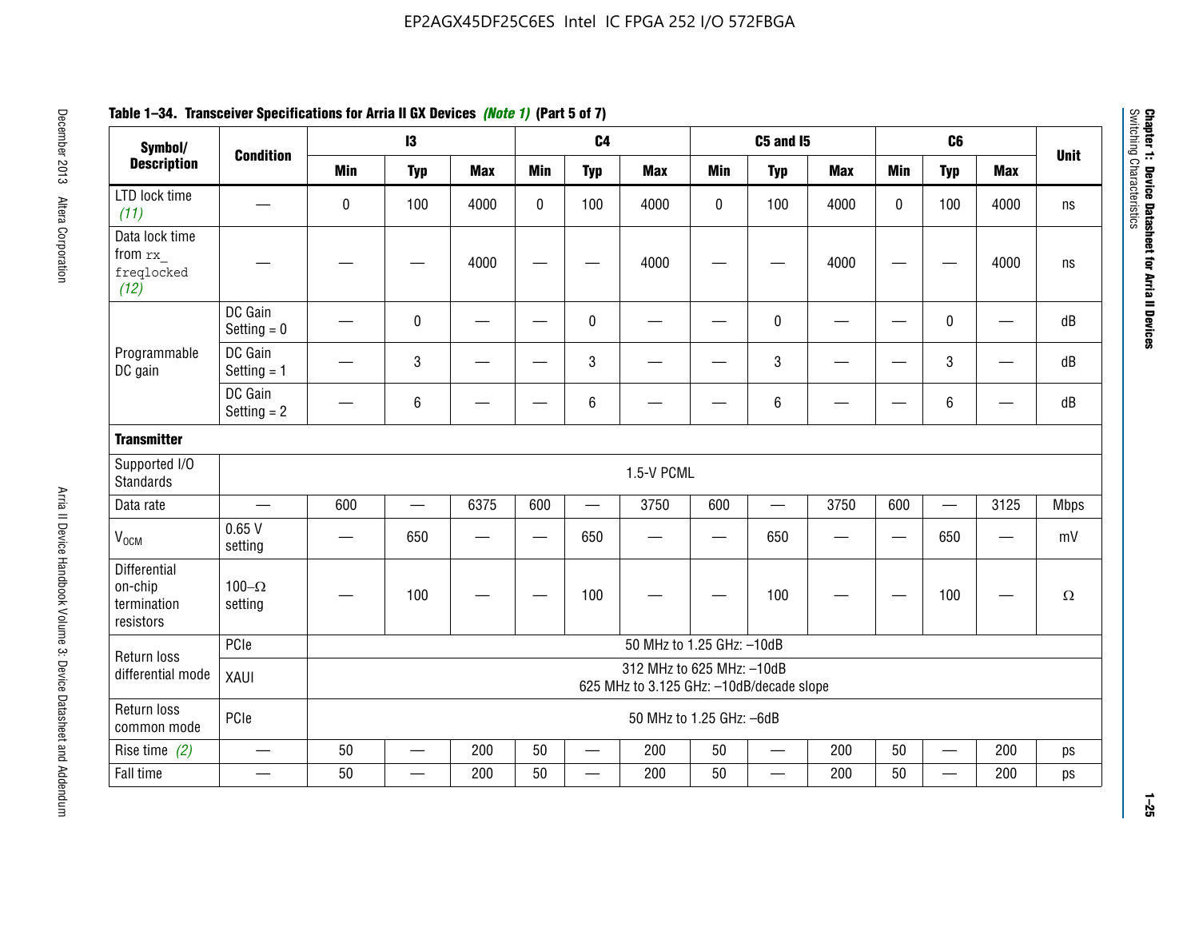**Table 1–34. Transceiver Specifications for Arria II GX Devices *(Note 1)* (Part 5 of 7)**

| Symbol/ Description | Condition | I3 | | | C4 | | | C5 and I5 | | | C6 | | | Unit |
|---|---|---|---|---|---|---|---|---|---|---|---|---|---|---|
| | | Min | Typ | Max | Min | Typ | Max | Min | Typ | Max | Min | Typ | Max | |
| LTD lock time *(11)* | — | 0 | 100 | 4000 | 0 | 100 | 4000 | 0 | 100 | 4000 | 0 | 100 | 4000 | ns |
| Data lock time from `rx_freqlocked` *(12)* | — | — | — | 4000 | — | — | 4000 | — | — | 4000 | — | — | 4000 | ns |
| Programmable DC gain | DC Gain Setting = 0 | — | 0 | — | — | 0 | — | — | 0 | — | — | 0 | — | dB |
| | DC Gain Setting = 1 | — | 3 | — | — | 3 | — | — | 3 | — | — | 3 | — | dB |
| | DC Gain Setting = 2 | — | 6 | — | — | 6 | — | — | 6 | — | — | 6 | — | dB |
| **Transmitter** | | | | | | | | | | | | | | |
| Supported I/O Standards | 1.5-V PCML | | | | | | | | | | | | | |
| Data rate | — | 600 | — | 6375 | 600 | — | 3750 | 600 | — | 3750 | 600 | — | 3125 | Mbps |
| $V_{OCM}$ | 0.65 V setting | — | 650 | — | — | 650 | — | — | 650 | — | — | 650 | — | mV |
| Differential on-chip termination resistors | 100–Ω setting | — | 100 | — | — | 100 | — | — | 100 | — | — | 100 | — | Ω |
| Return loss differential mode | PCIe | 50 MHz to 1.25 GHz: –10dB | | | | | | | | | | | | |
| | XAUI | 312 MHz to 625 MHz: –10dB 625 MHz to 3.125 GHz: –10dB/decade slope | | | | | | | | | | | | |
| Return loss common mode | PCIe | 50 MHz to 1.25 GHz: –6dB | | | | | | | | | | | | |
| Rise time *(2)* | — | 50 | — | 200 | 50 | — | 200 | 50 | — | 200 | 50 | — | 200 | ps |
| Fall time | — | 50 | — | 200 | 50 | — | 200 | 50 | — | 200 | 50 | — | 200 | ps |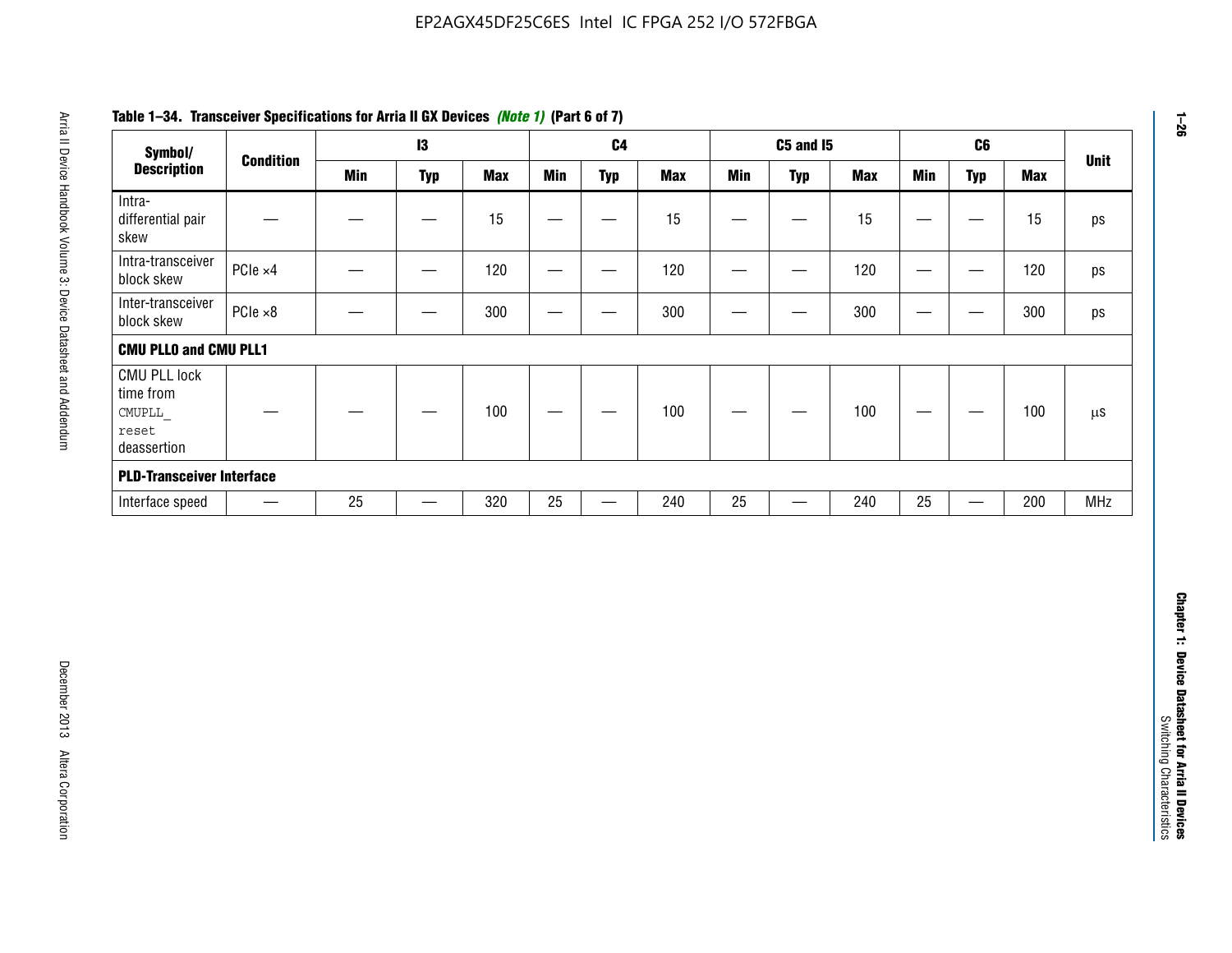**Table 1–34. Transceiver Specifications for Arria II GX Devices *(Note 1)* (Part 6 of 7)**

| Symbol/ Description | Condition | I3 | | | C4 | | | C5 and I5 | | | C6 | | | Unit |
|---|---|---|---|---|---|---|---|---|---|---|---|---|---|---|
| | | Min | Typ | Max | Min | Typ | Max | Min | Typ | Max | Min | Typ | Max | |
| Intra-differential pair skew | — | — | — | 15 | — | — | 15 | — | — | 15 | — | — | 15 | ps |
| Intra-transceiver block skew | PCIe ×4 | — | — | 120 | — | — | 120 | — | — | 120 | — | — | 120 | ps |
| Inter-transceiver block skew | PCIe ×8 | — | — | 300 | — | — | 300 | — | — | 300 | — | — | 300 | ps |
| **CMU PLL0 and CMU PLL1** | | | | | | | | | | | | | | |
| CMU PLL lock time from `CMUPLL_reset` deassertion | — | — | — | 100 | — | — | 100 | — | — | 100 | — | — | 100 | µs |
| **PLD-Transceiver Interface** | | | | | | | | | | | | | | |
| Interface speed | — | 25 | — | 320 | 25 | — | 240 | 25 | — | 240 | 25 | — | 200 | MHz |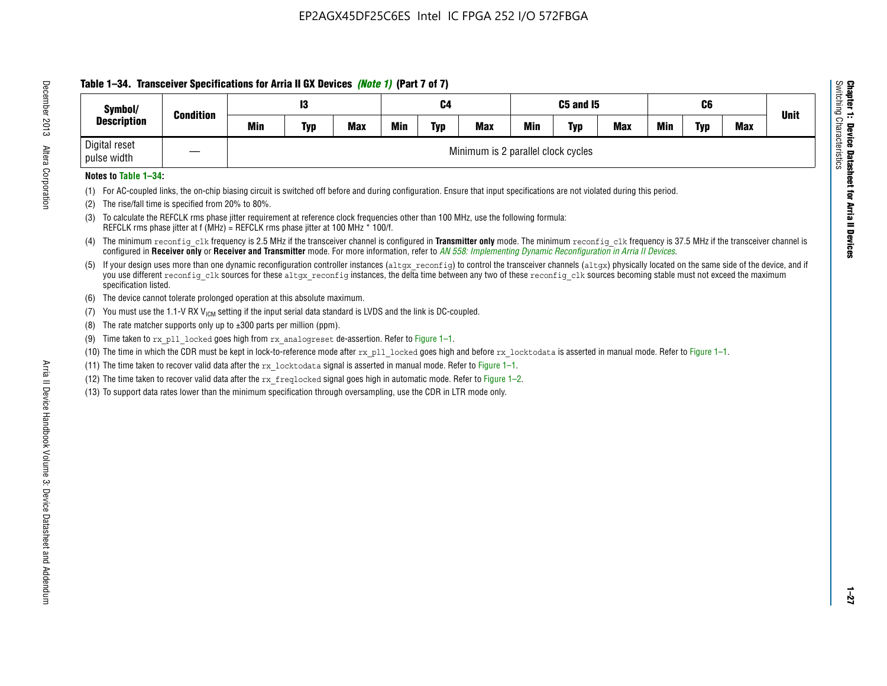**Table 1–34. Transceiver Specifications for Arria II GX Devices *(Note 1)* (Part 7 of 7)**

| Symbol/ Description | Condition | I3 | | | C4 | | | C5 and I5 | | | C6 | | | Unit |
|---|---|---|---|---|---|---|---|---|---|---|---|---|---|---|
| | | Min | Typ | Max | Min | Typ | Max | Min | Typ | Max | Min | Typ | Max | |
| Digital reset pulse width | — | Minimum is 2 parallel clock cycles | | | | | | | | | | | | |

**Notes to Table 1–34:**

(1) For AC-coupled links, the on-chip biasing circuit is switched off before and during configuration. Ensure that input specifications are not violated during this period.

(2) The rise/fall time is specified from 20% to 80%.

(3) To calculate the REFCLK rms phase jitter requirement at reference clock frequencies other than 100 MHz, use the following formula: REFCLK rms phase jitter at f (MHz) = REFCLK rms phase jitter at 100 MHz * 100/f.

(4) The minimum `reconfig_clk` frequency is 2.5 MHz if the transceiver channel is configured in **Transmitter only** mode. The minimum `reconfig_clk` frequency is 37.5 MHz if the transceiver channel is configured in **Receiver only** or **Receiver and Transmitter** mode. For more information, refer to *AN 558: Implementing Dynamic Reconfiguration in Arria II Devices*.

(5) If your design uses more than one dynamic reconfiguration controller instances (`altgx_reconfig`) to control the transceiver channels (`altgx`) physically located on the same side of the device, and if you use different `reconfig_clk` sources for these `altgx_reconfig` instances, the delta time between any two of these `reconfig_clk` sources becoming stable must not exceed the maximum specification listed.

(6) The device cannot tolerate prolonged operation at this absolute maximum.

(7) You must use the 1.1-V RX $V_{ICM}$ setting if the input serial data standard is LVDS and the link is DC-coupled.

(8) The rate matcher supports only up to ±300 parts per million (ppm).

(9) Time taken to `rx_pll_locked` goes high from `rx_analogreset` de-assertion. Refer to Figure 1–1.

(10) The time in which the CDR must be kept in lock-to-reference mode after `rx_pll_locked` goes high and before `rx_locktodata` is asserted in manual mode. Refer to Figure 1–1.

(11) The time taken to recover valid data after the `rx_locktodata` signal is asserted in manual mode. Refer to Figure 1–1.

(12) The time taken to recover valid data after the `rx_freqlocked` signal goes high in automatic mode. Refer to Figure 1–2.

(13) To support data rates lower than the minimum specification through oversampling, use the CDR in LTR mode only.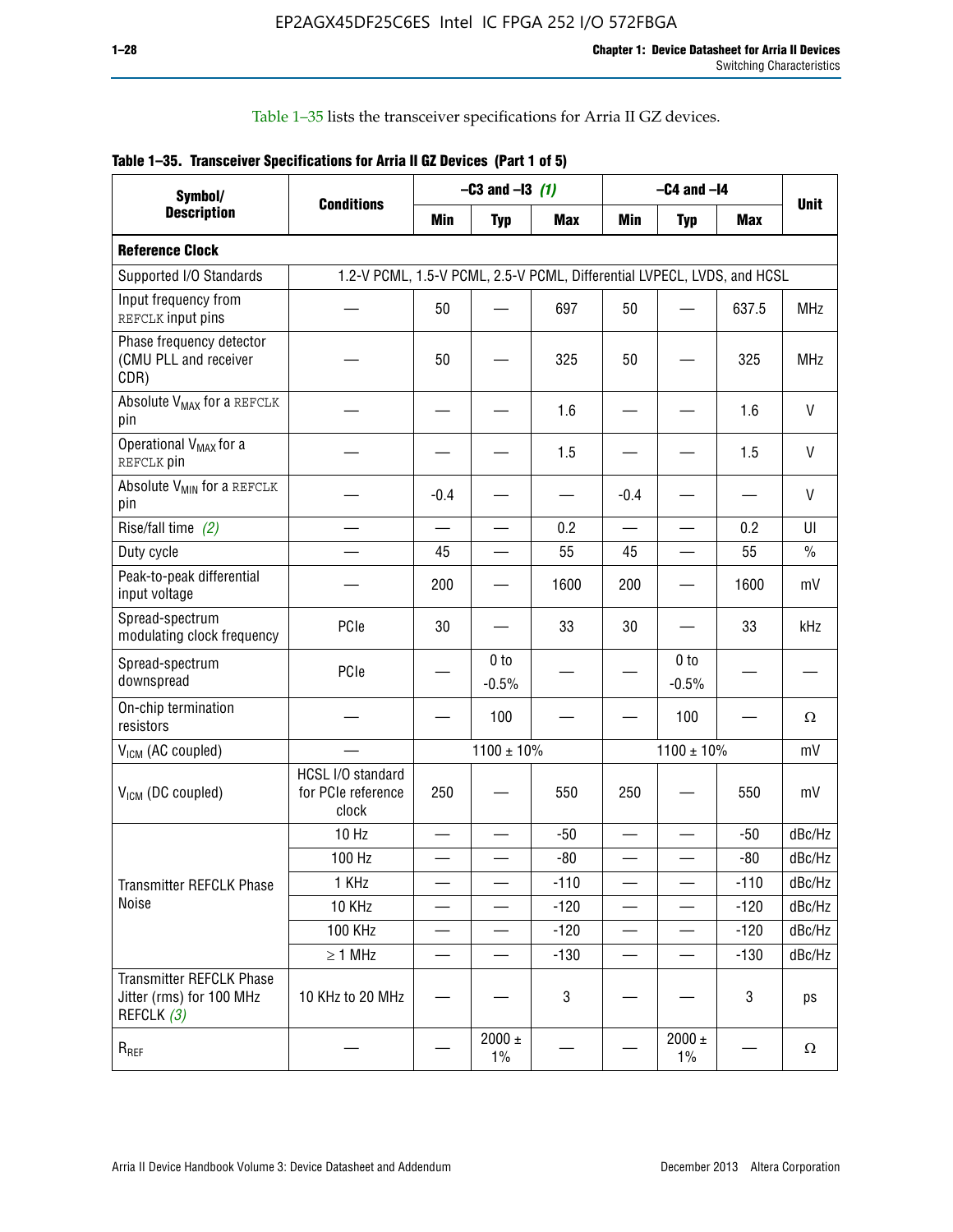Table 1–35 lists the transceiver specifications for Arria II GZ devices.

**Table 1–35. Transceiver Specifications for Arria II GZ Devices (Part 1 of 5)**

| Symbol/ Description | Conditions | –C3 and –I3 (1) | | | –C4 and –I4 | | | Unit |
|---|---|---|---|---|---|---|---|---|
| | | Min | Typ | Max | Min | Typ | Max | |
| **Reference Clock** | | | | | | | | |
| Supported I/O Standards | 1.2-V PCML, 1.5-V PCML, 2.5-V PCML, Differential LVPECL, LVDS, and HCSL | | | | | | | |
| Input frequency from REFCLK input pins | — | 50 | — | 697 | 50 | — | 637.5 | MHz |
| Phase frequency detector (CMU PLL and receiver CDR) | — | 50 | — | 325 | 50 | — | 325 | MHz |
| Absolute $V_{MAX}$ for a REFCLK pin | — | — | — | 1.6 | — | — | 1.6 | V |
| Operational $V_{MAX}$ for a REFCLK pin | — | — | — | 1.5 | — | — | 1.5 | V |
| Absolute $V_{MIN}$ for a REFCLK pin | — | -0.4 | — | — | -0.4 | — | — | V |
| Rise/fall time (2) | — | — | — | 0.2 | — | — | 0.2 | UI |
| Duty cycle | — | 45 | — | 55 | 45 | — | 55 | % |
| Peak-to-peak differential input voltage | — | 200 | — | 1600 | 200 | — | 1600 | mV |
| Spread-spectrum modulating clock frequency | PCIe | 30 | — | 33 | 30 | — | 33 | kHz |
| Spread-spectrum downspread | PCIe | — | 0 to -0.5% | — | — | 0 to -0.5% | — | — |
| On-chip termination resistors | — | — | 100 | — | — | 100 | — | Ω |
| $V_{ICM}$ (AC coupled) | — | 1100 ± 10% | | | 1100 ± 10% | | | mV |
| $V_{ICM}$ (DC coupled) | HCSL I/O standard for PCIe reference clock | 250 | — | 550 | 250 | — | 550 | mV |
| Transmitter REFCLK Phase Noise | 10 Hz | — | — | -50 | — | — | -50 | dBc/Hz |
| | 100 Hz | — | — | -80 | — | — | -80 | dBc/Hz |
| | 1 KHz | — | — | -110 | — | — | -110 | dBc/Hz |
| | 10 KHz | — | — | -120 | — | — | -120 | dBc/Hz |
| | 100 KHz | — | — | -120 | — | — | -120 | dBc/Hz |
| | ≥ 1 MHz | — | — | -130 | — | — | -130 | dBc/Hz |
| Transmitter REFCLK Phase Jitter (rms) for 100 MHz REFCLK (3) | 10 KHz to 20 MHz | — | — | 3 | — | — | 3 | ps |
| $R_{REF}$ | — | — | 2000 ± 1% | — | — | 2000 ± 1% | — | Ω |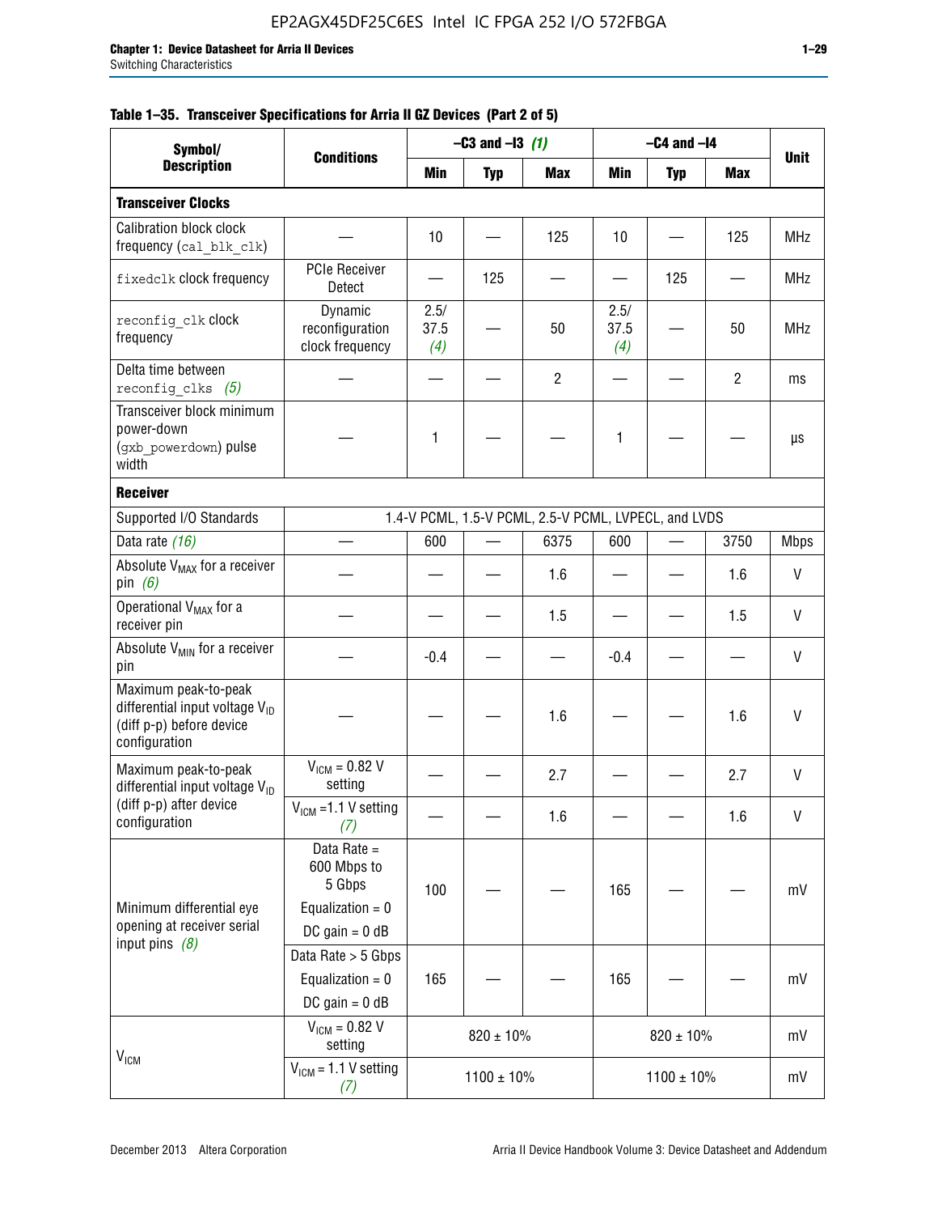**Table 1–35. Transceiver Specifications for Arria II GZ Devices (Part 2 of 5)**

| Symbol/ Description | Conditions | –C3 and –I3 (1) | | | –C4 and –I4 | | | Unit |
|---|---|---|---|---|---|---|---|---|
| | | Min | Typ | Max | Min | Typ | Max | |
| **Transceiver Clocks** | | | | | | | | |
| Calibration block clock frequency (cal_blk_clk) | — | 10 | — | 125 | 10 | — | 125 | MHz |
| fixedclk clock frequency | PCIe Receiver Detect | — | 125 | — | — | 125 | — | MHz |
| reconfig_clk clock frequency | Dynamic reconfiguration clock frequency | 2.5/ 37.5 (4) | — | 50 | 2.5/ 37.5 (4) | — | 50 | MHz |
| Delta time between reconfig_clks (5) | — | — | — | 2 | — | — | 2 | ms |
| Transceiver block minimum power-down (gxb_powerdown) pulse width | — | 1 | — | — | 1 | — | — | µs |
| **Receiver** | | | | | | | | |
| Supported I/O Standards | 1.4-V PCML, 1.5-V PCML, 2.5-V PCML, LVPECL, and LVDS | | | | | | | |
| Data rate (16) | — | 600 | — | 6375 | 600 | — | 3750 | Mbps |
| Absolute $V_{MAX}$ for a receiver pin (6) | — | — | — | 1.6 | — | — | 1.6 | V |
| Operational $V_{MAX}$ for a receiver pin | — | — | — | 1.5 | — | — | 1.5 | V |
| Absolute $V_{MIN}$ for a receiver pin | — | -0.4 | — | — | -0.4 | — | — | V |
| Maximum peak-to-peak differential input voltage $V_{ID}$ (diff p-p) before device configuration | — | — | — | 1.6 | — | — | 1.6 | V |
| Maximum peak-to-peak differential input voltage $V_{ID}$ (diff p-p) after device configuration | $V_{ICM}$ = 0.82 V setting | — | — | 2.7 | — | — | 2.7 | V |
| | $V_{ICM}$ =1.1 V setting (7) | — | — | 1.6 | — | — | 1.6 | V |
| Minimum differential eye opening at receiver serial input pins (8) | Data Rate = 600 Mbps to 5 Gbps Equalization = 0 DC gain = 0 dB | 100 | — | — | 165 | — | — | mV |
| | Data Rate > 5 Gbps Equalization = 0 DC gain = 0 dB | 165 | — | — | 165 | — | — | mV |
| $V_{ICM}$ | $V_{ICM}$ = 0.82 V setting | 820 ± 10% | | | 820 ± 10% | | | mV |
| | $V_{ICM}$ = 1.1 V setting (7) | 1100 ± 10% | | | 1100 ± 10% | | | mV |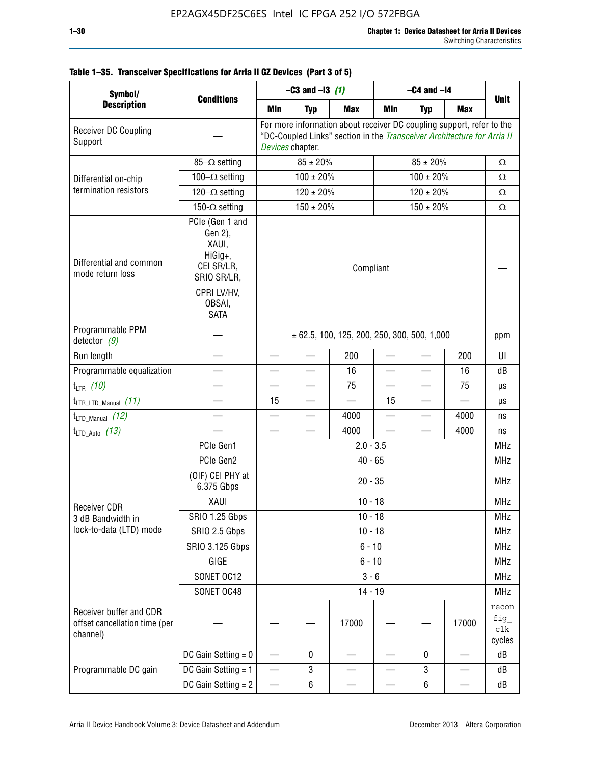**Table 1–35. Transceiver Specifications for Arria II GZ Devices (Part 3 of 5)**

| Symbol/ Description | Conditions | –C3 and –I3 *(1)* | | | –C4 and –I4 | | | Unit |
|---|---|---|---|---|---|---|---|---|
| | | Min | Typ | Max | Min | Typ | Max | |
| Receiver DC Coupling Support | — | For more information about receiver DC coupling support, refer to the “DC-Coupled Links” section in the *Transceiver Architecture for Arria II Devices* chapter. | | | | | | |
| Differential on-chip termination resistors | 85–Ω setting | 85 ± 20% | | | 85 ± 20% | | | Ω |
| | 100–Ω setting | 100 ± 20% | | | 100 ± 20% | | | Ω |
| | 120–Ω setting | 120 ± 20% | | | 120 ± 20% | | | Ω |
| | 150-Ω setting | 150 ± 20% | | | 150 ± 20% | | | Ω |
| Differential and common mode return loss | PCIe (Gen 1 and Gen 2), XAUI, HiGig+, CEI SR/LR, SRIO SR/LR, CPRI LV/HV, OBSAI, SATA | Compliant | | | | | | — |
| Programmable PPM detector *(9)* | — | ± 62.5, 100, 125, 200, 250, 300, 500, 1,000 | | | | | | ppm |
| Run length | — | — | — | 200 | — | — | 200 | UI |
| Programmable equalization | — | — | — | 16 | — | — | 16 | dB |
| $t_{LTR}$ *(10)* | — | — | — | 75 | — | — | 75 | µs |
| $t_{LTR\_LTD\_Manual}$ *(11)* | — | 15 | — | — | 15 | — | — | µs |
| $t_{LTD\_Manual}$ *(12)* | — | — | — | 4000 | — | — | 4000 | ns |
| $t_{LTD\_Auto}$ *(13)* | — | — | — | 4000 | — | — | 4000 | ns |
| Receiver CDR 3 dB Bandwidth in lock-to-data (LTD) mode | PCIe Gen1 | 2.0 - 3.5 | | | | | | MHz |
| | PCIe Gen2 | 40 - 65 | | | | | | MHz |
| | (OIF) CEI PHY at 6.375 Gbps | 20 - 35 | | | | | | MHz |
| | XAUI | 10 - 18 | | | | | | MHz |
| | SRIO 1.25 Gbps | 10 - 18 | | | | | | MHz |
| | SRIO 2.5 Gbps | 10 - 18 | | | | | | MHz |
| | SRIO 3.125 Gbps | 6 - 10 | | | | | | MHz |
| | GIGE | 6 - 10 | | | | | | MHz |
| | SONET OC12 | 3 - 6 | | | | | | MHz |
| | SONET OC48 | 14 - 19 | | | | | | MHz |
| Receiver buffer and CDR offset cancellation time (per channel) | — | — | — | 17000 | — | — | 17000 | `reconfig_clk` cycles |
| Programmable DC gain | DC Gain Setting = 0 | — | 0 | — | — | 0 | — | dB |
| | DC Gain Setting = 1 | — | 3 | — | — | 3 | — | dB |
| | DC Gain Setting = 2 | — | 6 | — | — | 6 | — | dB |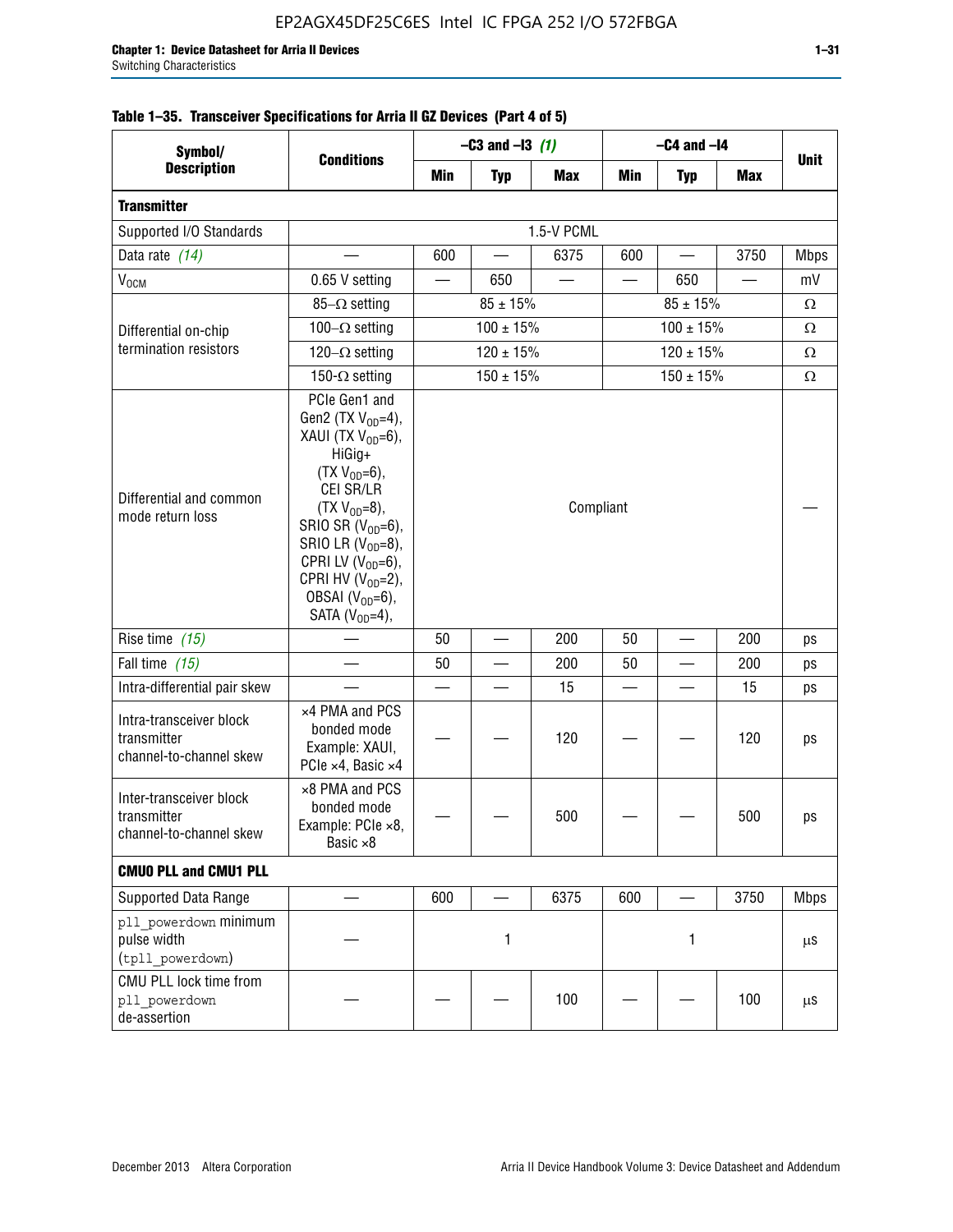**Table 1–35. Transceiver Specifications for Arria II GZ Devices (Part 4 of 5)**

| Symbol/ Description | Conditions | –C3 and –I3 *(1)* | | | –C4 and –I4 | | | Unit |
|---|---|---|---|---|---|---|---|---|
| | | Min | Typ | Max | Min | Typ | Max | |
| **Transmitter** | | | | | | | | |
| Supported I/O Standards | 1.5-V PCML | | | | | | | |
| Data rate *(14)* | — | 600 | — | 6375 | 600 | — | 3750 | Mbps |
| $V_{OCM}$ | 0.65 V setting | — | 650 | — | — | 650 | — | mV |
| Differential on-chip termination resistors | 85–Ω setting | 85 ± 15% | | | 85 ± 15% | | | Ω |
| | 100–Ω setting | 100 ± 15% | | | 100 ± 15% | | | Ω |
| | 120–Ω setting | 120 ± 15% | | | 120 ± 15% | | | Ω |
| | 150-Ω setting | 150 ± 15% | | | 150 ± 15% | | | Ω |
| Differential and common mode return loss | PCIe Gen1 and Gen2 (TX $V_{OD}$=4), XAUI (TX $V_{OD}$=6), HiGig+ (TX $V_{OD}$=6), CEI SR/LR (TX $V_{OD}$=8), SRIO SR ($V_{OD}$=6), SRIO LR ($V_{OD}$=8), CPRI LV ($V_{OD}$=6), CPRI HV ($V_{OD}$=2), OBSAI ($V_{OD}$=6), SATA ($V_{OD}$=4), | Compliant | | | | | | — |
| Rise time *(15)* | — | 50 | — | 200 | 50 | — | 200 | ps |
| Fall time *(15)* | — | 50 | — | 200 | 50 | — | 200 | ps |
| Intra-differential pair skew | — | — | — | 15 | — | — | 15 | ps |
| Intra-transceiver block transmitter channel-to-channel skew | ×4 PMA and PCS bonded mode Example: XAUI, PCIe ×4, Basic ×4 | — | — | 120 | — | — | 120 | ps |
| Inter-transceiver block transmitter channel-to-channel skew | ×8 PMA and PCS bonded mode Example: PCIe ×8, Basic ×8 | — | — | 500 | — | — | 500 | ps |
| **CMU0 PLL and CMU1 PLL** | | | | | | | | |
| Supported Data Range | — | 600 | — | 6375 | 600 | — | 3750 | Mbps |
| `pll_powerdown` minimum pulse width (`tpll_powerdown`) | — | 1 | | | 1 | | | µs |
| CMU PLL lock time from `pll_powerdown` de-assertion | — | — | — | 100 | — | — | 100 | µs |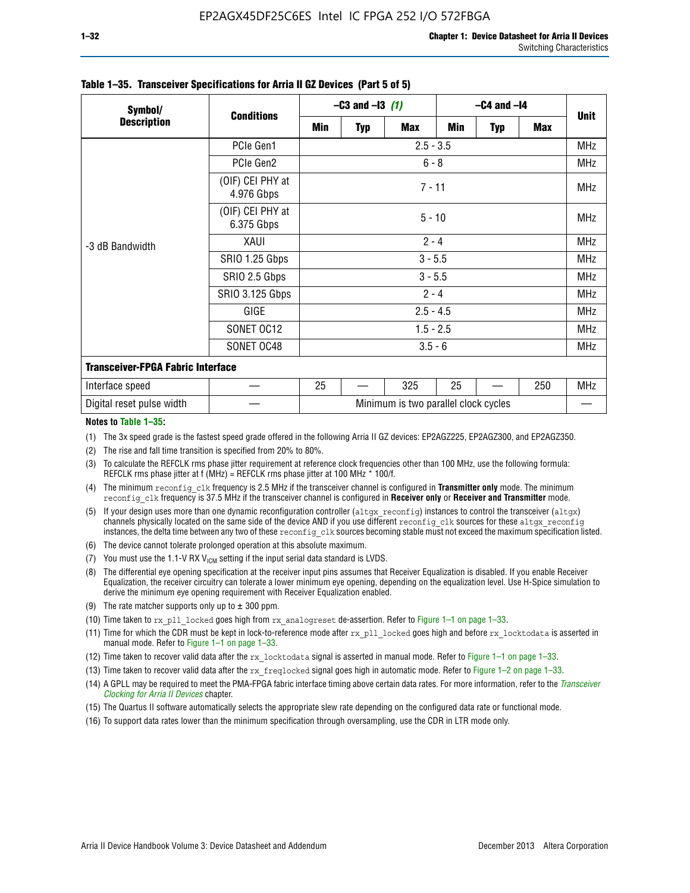**Table 1–35. Transceiver Specifications for Arria II GZ Devices (Part 5 of 5)**

| Symbol/ Description | Conditions | –C3 and –I3 *(1)* | | | –C4 and –I4 | | | Unit |
|---|---|---|---|---|---|---|---|---|
| | | Min | Typ | Max | Min | Typ | Max | |
| -3 dB Bandwidth | PCIe Gen1 | 2.5 - 3.5 | | | | | | MHz |
| | PCIe Gen2 | 6 - 8 | | | | | | MHz |
| | (OIF) CEI PHY at 4.976 Gbps | 7 - 11 | | | | | | MHz |
| | (OIF) CEI PHY at 6.375 Gbps | 5 - 10 | | | | | | MHz |
| | XAUI | 2 - 4 | | | | | | MHz |
| | SRIO 1.25 Gbps | 3 - 5.5 | | | | | | MHz |
| | SRIO 2.5 Gbps | 3 - 5.5 | | | | | | MHz |
| | SRIO 3.125 Gbps | 2 - 4 | | | | | | MHz |
| | GIGE | 2.5 - 4.5 | | | | | | MHz |
| | SONET OC12 | 1.5 - 2.5 | | | | | | MHz |
| | SONET OC48 | 3.5 - 6 | | | | | | MHz |
| **Transceiver-FPGA Fabric Interface** | | | | | | | | |
| Interface speed | — | 25 | — | 325 | 25 | — | 250 | MHz |
| Digital reset pulse width | — | Minimum is two parallel clock cycles | | | | | | — |

**Notes to Table 1–35:**

(1) The 3x speed grade is the fastest speed grade offered in the following Arria II GZ devices: EP2AGZ225, EP2AGZ300, and EP2AGZ350.

(2) The rise and fall time transition is specified from 20% to 80%.

(3) To calculate the REFCLK rms phase jitter requirement at reference clock frequencies other than 100 MHz, use the following formula: REFCLK rms phase jitter at f (MHz) = REFCLK rms phase jitter at 100 MHz * 100/f.

(4) The minimum reconfig_clk frequency is 2.5 MHz if the transceiver channel is configured in **Transmitter only** mode. The minimum reconfig_clk frequency is 37.5 MHz if the transceiver channel is configured in **Receiver only** or **Receiver and Transmitter** mode.

(5) If your design uses more than one dynamic reconfiguration controller (altgx_reconfig) instances to control the transceiver (altgx) channels physically located on the same side of the device AND if you use different reconfig_clk sources for these altgx_reconfig instances, the delta time between any two of these reconfig_clk sources becoming stable must not exceed the maximum specification listed.

(6) The device cannot tolerate prolonged operation at this absolute maximum.

(7) You must use the 1.1-V RX $V_{ICM}$ setting if the input serial data standard is LVDS.

(8) The differential eye opening specification at the receiver input pins assumes that Receiver Equalization is disabled. If you enable Receiver Equalization, the receiver circuitry can tolerate a lower minimum eye opening, depending on the equalization level. Use H-Spice simulation to derive the minimum eye opening requirement with Receiver Equalization enabled.

(9) The rate matcher supports only up to ± 300 ppm.

(10) Time taken to rx_pll_locked goes high from rx_analogreset de-assertion. Refer to Figure 1–1 on page 1–33.

(11) Time for which the CDR must be kept in lock-to-reference mode after rx_pll_locked goes high and before rx_locktodata is asserted in manual mode. Refer to Figure 1–1 on page 1–33.

(12) Time taken to recover valid data after the rx_locktodata signal is asserted in manual mode. Refer to Figure 1–1 on page 1–33.

(13) Time taken to recover valid data after the rx_freqlocked signal goes high in automatic mode. Refer to Figure 1–2 on page 1–33.

(14) A GPLL may be required to meet the PMA-FPGA fabric interface timing above certain data rates. For more information, refer to the *Transceiver Clocking for Arria II Devices* chapter.

(15) The Quartus II software automatically selects the appropriate slew rate depending on the configured data rate or functional mode.

(16) To support data rates lower than the minimum specification through oversampling, use the CDR in LTR mode only.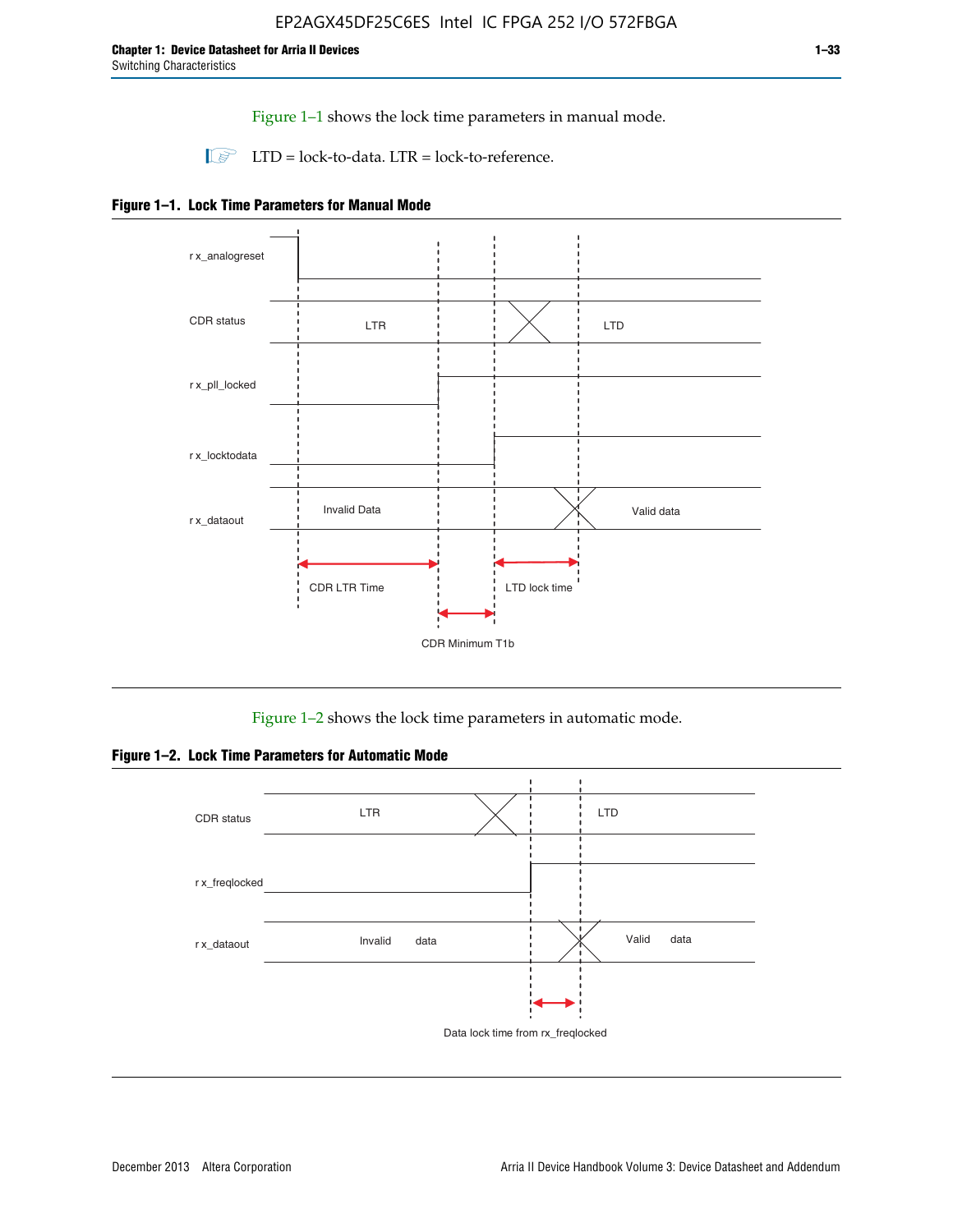Figure 1–1 shows the lock time parameters in manual mode.

LTD = lock-to-data. LTR = lock-to-reference.

**Figure 1–1. Lock Time Parameters for Manual Mode**

r x_analogreset

CDR status LTR LTD

r x_pll_locked

r x_locktodata

r x_dataout Invalid Data Valid data

CDR LTR Time

LTD lock time

CDR Minimum T1b

Figure 1–2 shows the lock time parameters in automatic mode.

**Figure 1–2. Lock Time Parameters for Automatic Mode**

CDR status LTR LTD

r x_freqlocked

r x_dataout Invalid data Valid data

Data lock time from rx_freqlocked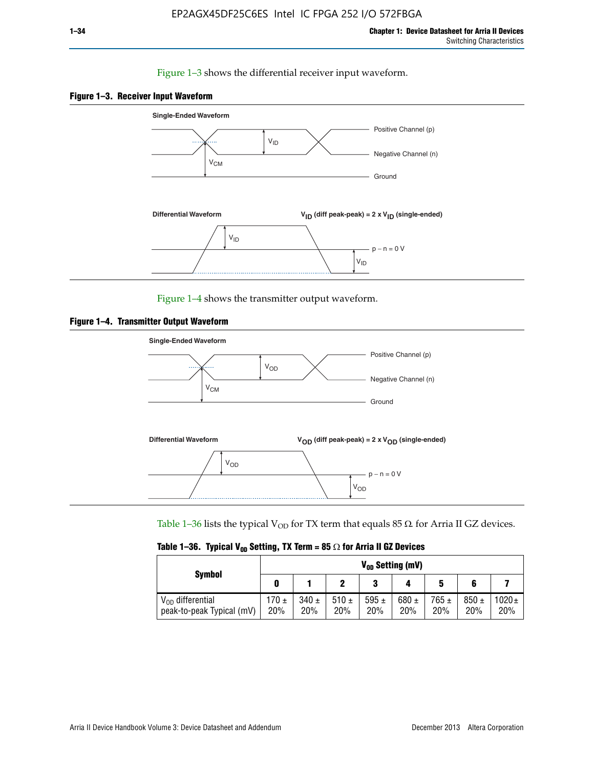Figure 1–3 shows the differential receiver input waveform.

**Figure 1–3. Receiver Input Waveform**

Single-Ended Waveform

Positive Channel (p)

Negative Channel (n)

Ground

$V_{ID}$

$V_{CM}$

Differential Waveform

$V_{ID}$ (diff peak-peak) = 2 x $V_{ID}$ (single-ended)

$V_{ID}$

p − n = 0 V

$V_{ID}$

Figure 1–4 shows the transmitter output waveform.

**Figure 1–4. Transmitter Output Waveform**

Single-Ended Waveform

Positive Channel (p)

Negative Channel (n)

Ground

$V_{OD}$

$V_{CM}$

Differential Waveform

$V_{OD}$ (diff peak-peak) = 2 x $V_{OD}$ (single-ended)

$V_{OD}$

p − n = 0 V

$V_{OD}$

Table 1–36 lists the typical $V_{OD}$ for TX term that equals 85 Ω for Arria II GZ devices.

**Table 1–36. Typical $V_{OD}$ Setting, TX Term = 85 Ω for Arria II GZ Devices**

| Symbol | $V_{OD}$ Setting (mV) | | | | | | | |
|---|---|---|---|---|---|---|---|---|
| | 0 | 1 | 2 | 3 | 4 | 5 | 6 | 7 |
| $V_{OD}$ differential peak-to-peak Typical (mV) | 170 ± 20% | 340 ± 20% | 510 ± 20% | 595 ± 20% | 680 ± 20% | 765 ± 20% | 850 ± 20% | 1020 ± 20% |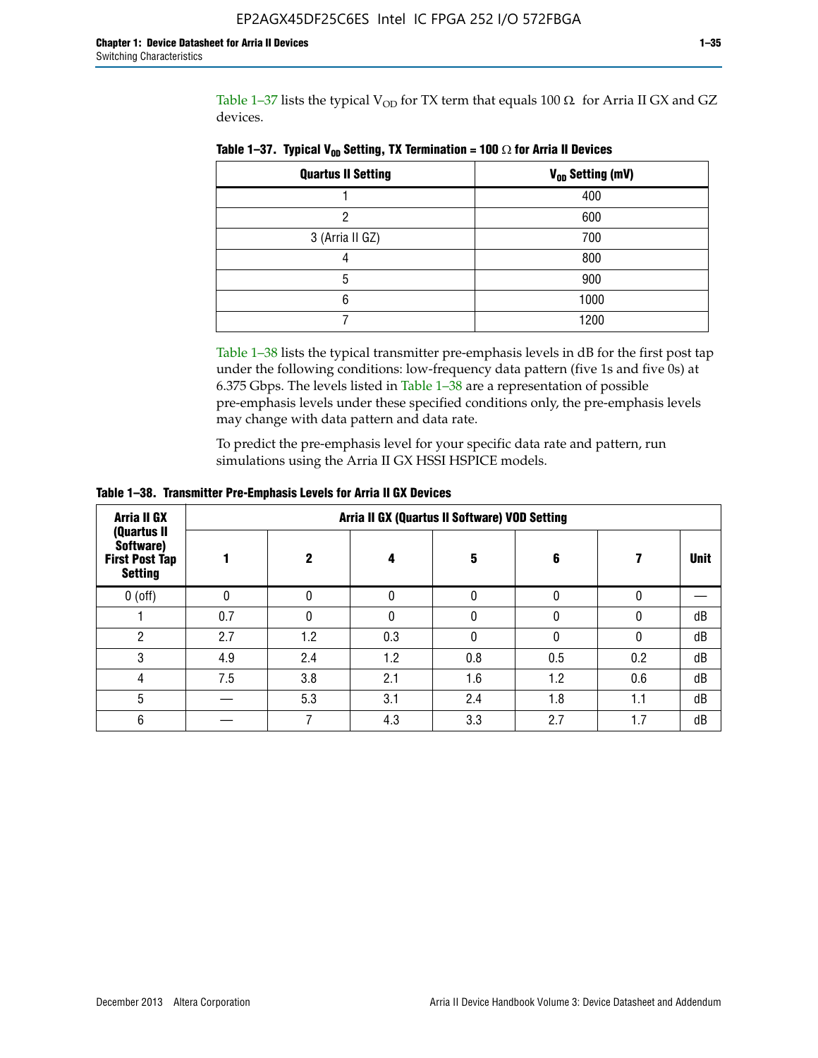Table 1–37 lists the typical $V_{OD}$ for TX term that equals 100 Ω for Arria II GX and GZ devices.

**Table 1–37. Typical $V_{OD}$ Setting, TX Termination = 100 Ω for Arria II Devices**

| Quartus II Setting | $V_{OD}$ Setting (mV) |
|---|---|
| 1 | 400 |
| 2 | 600 |
| 3 (Arria II GZ) | 700 |
| 4 | 800 |
| 5 | 900 |
| 6 | 1000 |
| 7 | 1200 |

Table 1–38 lists the typical transmitter pre-emphasis levels in dB for the first post tap under the following conditions: low-frequency data pattern (five 1s and five 0s) at 6.375 Gbps. The levels listed in Table 1–38 are a representation of possible pre-emphasis levels under these specified conditions only, the pre-emphasis levels may change with data pattern and data rate.

To predict the pre-emphasis level for your specific data rate and pattern, run simulations using the Arria II GX HSSI HSPICE models.

**Table 1–38. Transmitter Pre-Emphasis Levels for Arria II GX Devices**

| Arria II GX (Quartus II Software) First Post Tap Setting | Arria II GX (Quartus II Software) VOD Setting | | | | | | |
|---|---|---|---|---|---|---|---|
| | 1 | 2 | 4 | 5 | 6 | 7 | Unit |
| 0 (off) | 0 | 0 | 0 | 0 | 0 | 0 | — |
| 1 | 0.7 | 0 | 0 | 0 | 0 | 0 | dB |
| 2 | 2.7 | 1.2 | 0.3 | 0 | 0 | 0 | dB |
| 3 | 4.9 | 2.4 | 1.2 | 0.8 | 0.5 | 0.2 | dB |
| 4 | 7.5 | 3.8 | 2.1 | 1.6 | 1.2 | 0.6 | dB |
| 5 | — | 5.3 | 3.1 | 2.4 | 1.8 | 1.1 | dB |
| 6 | — | 7 | 4.3 | 3.3 | 2.7 | 1.7 | dB |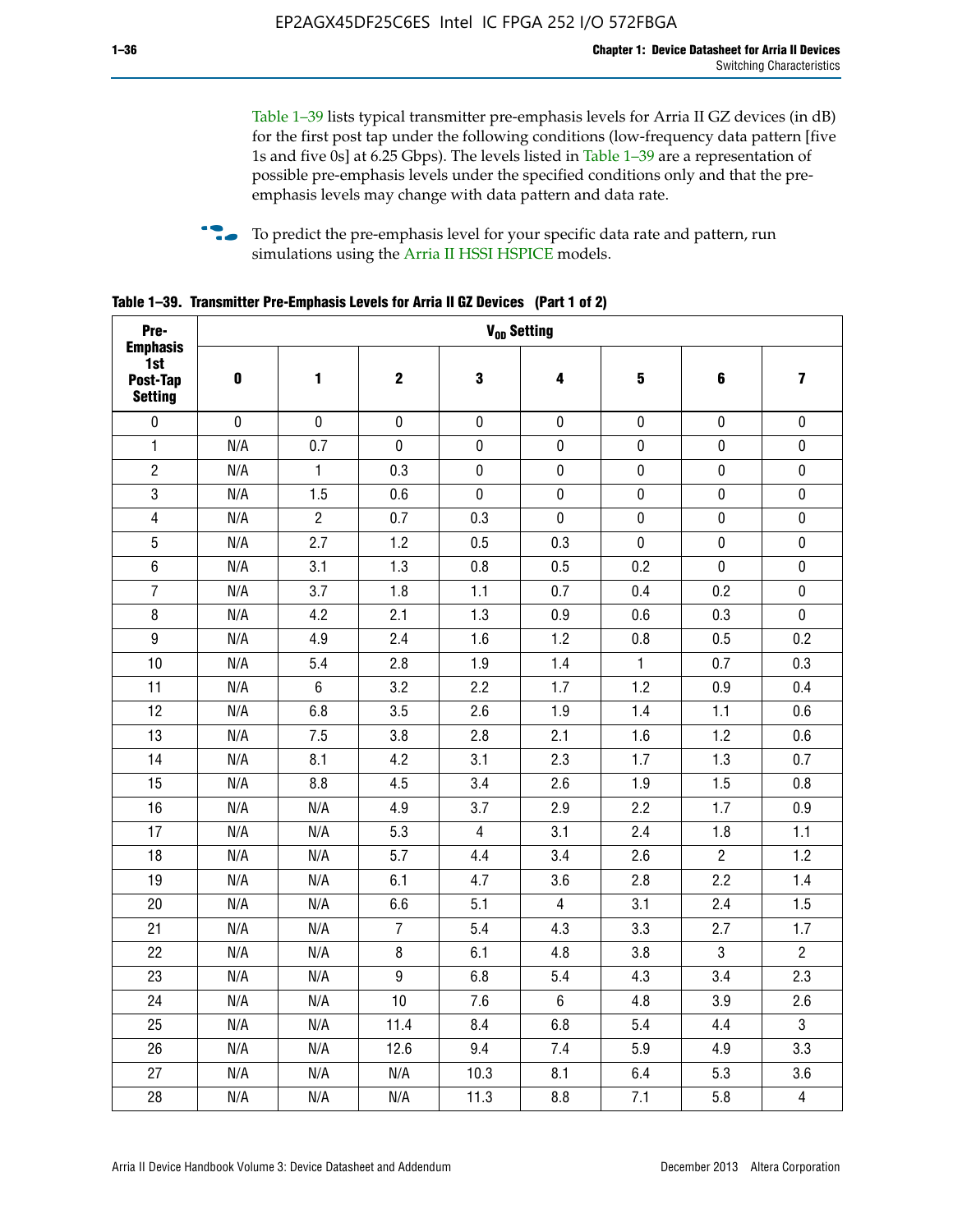Table 1–39 lists typical transmitter pre-emphasis levels for Arria II GZ devices (in dB) for the first post tap under the following conditions (low-frequency data pattern [five 1s and five 0s] at 6.25 Gbps). The levels listed in Table 1–39 are a representation of possible pre-emphasis levels under the specified conditions only and that the pre-emphasis levels may change with data pattern and data rate.

To predict the pre-emphasis level for your specific data rate and pattern, run simulations using the Arria II HSSI HSPICE models.

**Table 1–39. Transmitter Pre-Emphasis Levels for Arria II GZ Devices (Part 1 of 2)**

| Pre-Emphasis 1st Post-Tap Setting | $V_{OD}$ Setting | | | | | | | |
|---|---|---|---|---|---|---|---|---|
| | 0 | 1 | 2 | 3 | 4 | 5 | 6 | 7 |
| 0 | 0 | 0 | 0 | 0 | 0 | 0 | 0 | 0 |
| 1 | N/A | 0.7 | 0 | 0 | 0 | 0 | 0 | 0 |
| 2 | N/A | 1 | 0.3 | 0 | 0 | 0 | 0 | 0 |
| 3 | N/A | 1.5 | 0.6 | 0 | 0 | 0 | 0 | 0 |
| 4 | N/A | 2 | 0.7 | 0.3 | 0 | 0 | 0 | 0 |
| 5 | N/A | 2.7 | 1.2 | 0.5 | 0.3 | 0 | 0 | 0 |
| 6 | N/A | 3.1 | 1.3 | 0.8 | 0.5 | 0.2 | 0 | 0 |
| 7 | N/A | 3.7 | 1.8 | 1.1 | 0.7 | 0.4 | 0.2 | 0 |
| 8 | N/A | 4.2 | 2.1 | 1.3 | 0.9 | 0.6 | 0.3 | 0 |
| 9 | N/A | 4.9 | 2.4 | 1.6 | 1.2 | 0.8 | 0.5 | 0.2 |
| 10 | N/A | 5.4 | 2.8 | 1.9 | 1.4 | 1 | 0.7 | 0.3 |
| 11 | N/A | 6 | 3.2 | 2.2 | 1.7 | 1.2 | 0.9 | 0.4 |
| 12 | N/A | 6.8 | 3.5 | 2.6 | 1.9 | 1.4 | 1.1 | 0.6 |
| 13 | N/A | 7.5 | 3.8 | 2.8 | 2.1 | 1.6 | 1.2 | 0.6 |
| 14 | N/A | 8.1 | 4.2 | 3.1 | 2.3 | 1.7 | 1.3 | 0.7 |
| 15 | N/A | 8.8 | 4.5 | 3.4 | 2.6 | 1.9 | 1.5 | 0.8 |
| 16 | N/A | N/A | 4.9 | 3.7 | 2.9 | 2.2 | 1.7 | 0.9 |
| 17 | N/A | N/A | 5.3 | 4 | 3.1 | 2.4 | 1.8 | 1.1 |
| 18 | N/A | N/A | 5.7 | 4.4 | 3.4 | 2.6 | 2 | 1.2 |
| 19 | N/A | N/A | 6.1 | 4.7 | 3.6 | 2.8 | 2.2 | 1.4 |
| 20 | N/A | N/A | 6.6 | 5.1 | 4 | 3.1 | 2.4 | 1.5 |
| 21 | N/A | N/A | 7 | 5.4 | 4.3 | 3.3 | 2.7 | 1.7 |
| 22 | N/A | N/A | 8 | 6.1 | 4.8 | 3.8 | 3 | 2 |
| 23 | N/A | N/A | 9 | 6.8 | 5.4 | 4.3 | 3.4 | 2.3 |
| 24 | N/A | N/A | 10 | 7.6 | 6 | 4.8 | 3.9 | 2.6 |
| 25 | N/A | N/A | 11.4 | 8.4 | 6.8 | 5.4 | 4.4 | 3 |
| 26 | N/A | N/A | 12.6 | 9.4 | 7.4 | 5.9 | 4.9 | 3.3 |
| 27 | N/A | N/A | N/A | 10.3 | 8.1 | 6.4 | 5.3 | 3.6 |
| 28 | N/A | N/A | N/A | 11.3 | 8.8 | 7.1 | 5.8 | 4 |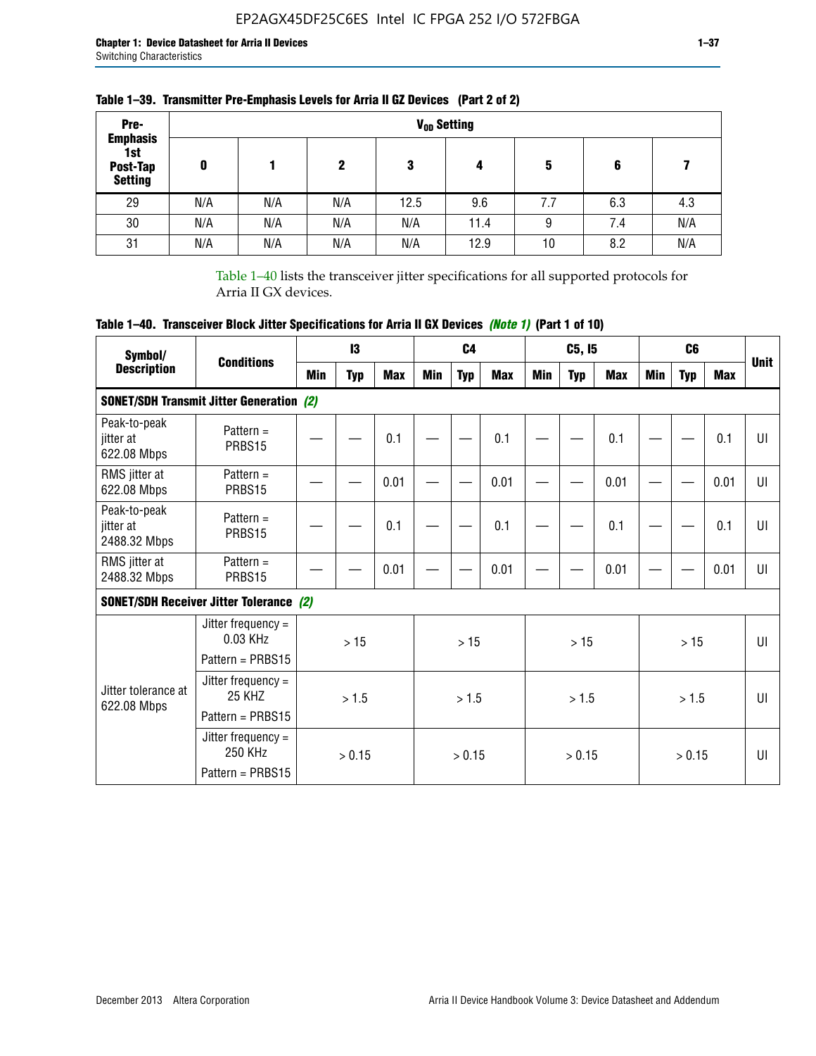**Table 1–39. Transmitter Pre-Emphasis Levels for Arria II GZ Devices (Part 2 of 2)**

| Pre-Emphasis 1st Post-Tap Setting | $V_{OD}$ Setting | | | | | | | |
|---|---|---|---|---|---|---|---|---|
| | 0 | 1 | 2 | 3 | 4 | 5 | 6 | 7 |
| 29 | N/A | N/A | N/A | 12.5 | 9.6 | 7.7 | 6.3 | 4.3 |
| 30 | N/A | N/A | N/A | N/A | 11.4 | 9 | 7.4 | N/A |
| 31 | N/A | N/A | N/A | N/A | 12.9 | 10 | 8.2 | N/A |

Table 1–40 lists the transceiver jitter specifications for all supported protocols for Arria II GX devices.

**Table 1–40. Transceiver Block Jitter Specifications for Arria II GX Devices *(Note 1)* (Part 1 of 10)**

| Symbol/ Description | Conditions | I3 | | | C4 | | | C5, I5 | | | C6 | | | Unit |
|---|---|---|---|---|---|---|---|---|---|---|---|---|---|---|
| | | Min | Typ | Max | Min | Typ | Max | Min | Typ | Max | Min | Typ | Max | |
| **SONET/SDH Transmit Jitter Generation *(2)*** | | | | | | | | | | | | | | |
| Peak-to-peak jitter at 622.08 Mbps | Pattern = PRBS15 | — | — | 0.1 | — | — | 0.1 | — | — | 0.1 | — | — | 0.1 | UI |
| RMS jitter at 622.08 Mbps | Pattern = PRBS15 | — | — | 0.01 | — | — | 0.01 | — | — | 0.01 | — | — | 0.01 | UI |
| Peak-to-peak jitter at 2488.32 Mbps | Pattern = PRBS15 | — | — | 0.1 | — | — | 0.1 | — | — | 0.1 | — | — | 0.1 | UI |
| RMS jitter at 2488.32 Mbps | Pattern = PRBS15 | — | — | 0.01 | — | — | 0.01 | — | — | 0.01 | — | — | 0.01 | UI |
| **SONET/SDH Receiver Jitter Tolerance *(2)*** | | | | | | | | | | | | | | |
| Jitter tolerance at 622.08 Mbps | Jitter frequency = 0.03 KHz Pattern = PRBS15 | > 15 | | | > 15 | | | > 15 | | | > 15 | | | UI |
| | Jitter frequency = 25 KHZ Pattern = PRBS15 | > 1.5 | | | > 1.5 | | | > 1.5 | | | > 1.5 | | | UI |
| | Jitter frequency = 250 KHz Pattern = PRBS15 | > 0.15 | | | > 0.15 | | | > 0.15 | | | > 0.15 | | | UI |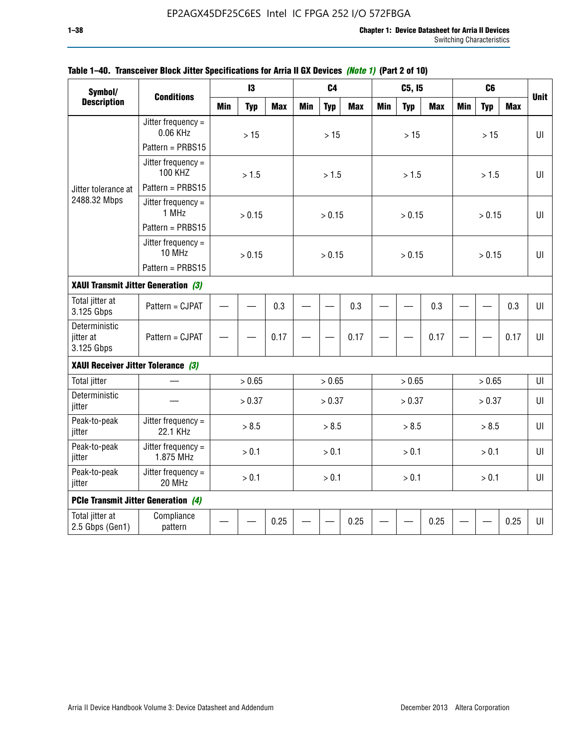**Table 1–40. Transceiver Block Jitter Specifications for Arria II GX Devices *(Note 1)* (Part 2 of 10)**

| Symbol/ Description | Conditions | I3 | | | C4 | | | C5, I5 | | | C6 | | | Unit |
|---|---|---|---|---|---|---|---|---|---|---|---|---|---|---|
| | | Min | Typ | Max | Min | Typ | Max | Min | Typ | Max | Min | Typ | Max | |
| Jitter tolerance at 2488.32 Mbps | Jitter frequency = 0.06 KHz Pattern = PRBS15 | > 15 | | | > 15 | | | > 15 | | | > 15 | | | UI |
| | Jitter frequency = 100 KHZ Pattern = PRBS15 | > 1.5 | | | > 1.5 | | | > 1.5 | | | > 1.5 | | | UI |
| | Jitter frequency = 1 MHz Pattern = PRBS15 | > 0.15 | | | > 0.15 | | | > 0.15 | | | > 0.15 | | | UI |
| | Jitter frequency = 10 MHz Pattern = PRBS15 | > 0.15 | | | > 0.15 | | | > 0.15 | | | > 0.15 | | | UI |
| **XAUI Transmit Jitter Generation *(3)*** | | | | | | | | | | | | | | |
| Total jitter at 3.125 Gbps | Pattern = CJPAT | — | — | 0.3 | — | — | 0.3 | — | — | 0.3 | — | — | 0.3 | UI |
| Deterministic jitter at 3.125 Gbps | Pattern = CJPAT | — | — | 0.17 | — | — | 0.17 | — | — | 0.17 | — | — | 0.17 | UI |
| **XAUI Receiver Jitter Tolerance *(3)*** | | | | | | | | | | | | | | |
| Total jitter | — | > 0.65 | | | > 0.65 | | | > 0.65 | | | > 0.65 | | | UI |
| Deterministic jitter | — | > 0.37 | | | > 0.37 | | | > 0.37 | | | > 0.37 | | | UI |
| Peak-to-peak jitter | Jitter frequency = 22.1 KHz | > 8.5 | | | > 8.5 | | | > 8.5 | | | > 8.5 | | | UI |
| Peak-to-peak jitter | Jitter frequency = 1.875 MHz | > 0.1 | | | > 0.1 | | | > 0.1 | | | > 0.1 | | | UI |
| Peak-to-peak jitter | Jitter frequency = 20 MHz | > 0.1 | | | > 0.1 | | | > 0.1 | | | > 0.1 | | | UI |
| **PCIe Transmit Jitter Generation *(4)*** | | | | | | | | | | | | | | |
| Total jitter at 2.5 Gbps (Gen1) | Compliance pattern | — | — | 0.25 | — | — | 0.25 | — | — | 0.25 | — | — | 0.25 | UI |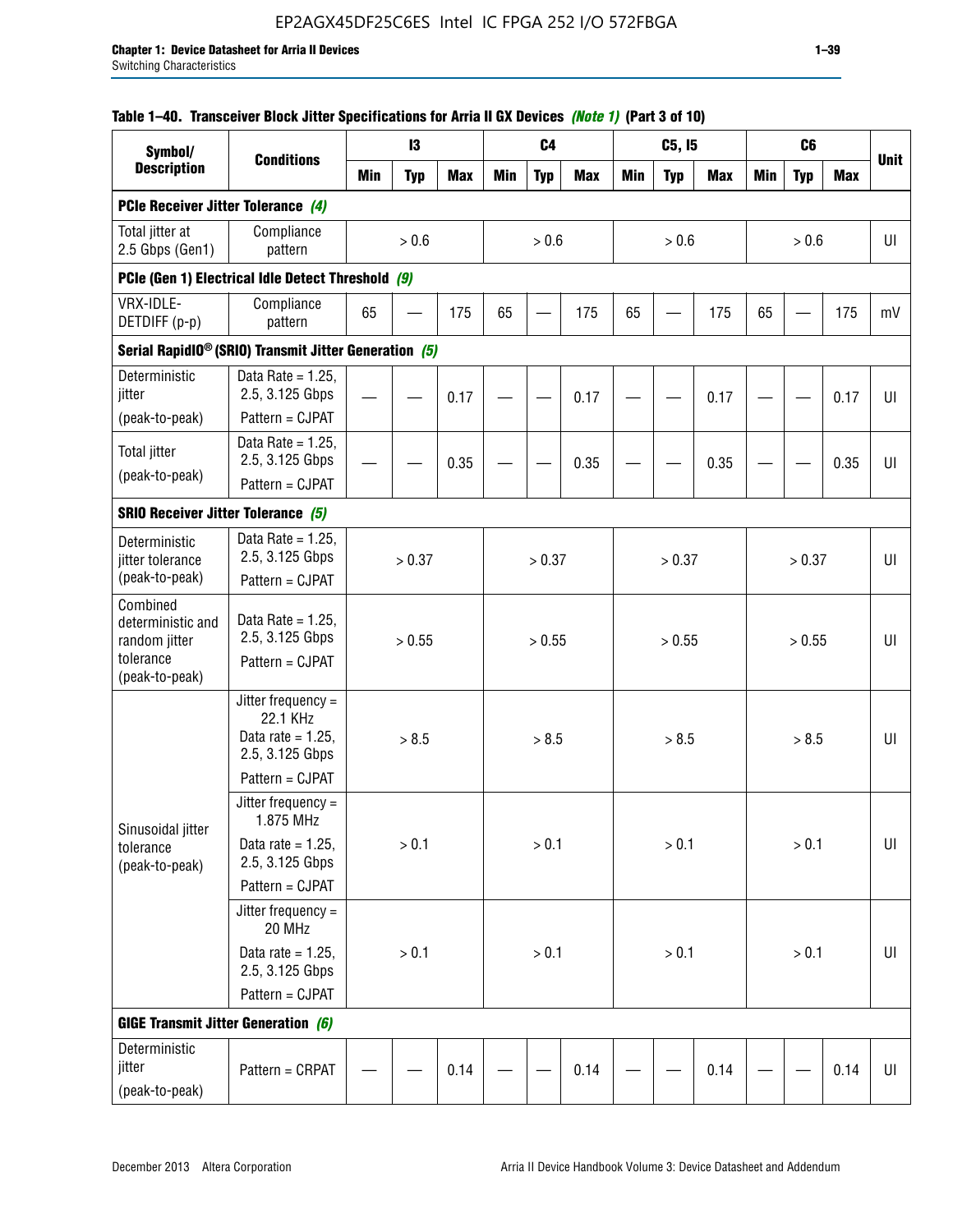**Table 1–40. Transceiver Block Jitter Specifications for Arria II GX Devices *(Note 1)* (Part 3 of 10)**

| Symbol/ Description | Conditions | I3 | | | C4 | | | C5, I5 | | | C6 | | | Unit |
|---|---|---|---|---|---|---|---|---|---|---|---|---|---|---|
| | | Min | Typ | Max | Min | Typ | Max | Min | Typ | Max | Min | Typ | Max | |
| **PCIe Receiver Jitter Tolerance *(4)*** | | | | | | | | | | | | | | |
| Total jitter at 2.5 Gbps (Gen1) | Compliance pattern | > 0.6 | | | > 0.6 | | | > 0.6 | | | > 0.6 | | | UI |
| **PCIe (Gen 1) Electrical Idle Detect Threshold *(9)*** | | | | | | | | | | | | | | |
| VRX-IDLE-DETDIFF (p-p) | Compliance pattern | 65 | — | 175 | 65 | — | 175 | 65 | — | 175 | 65 | — | 175 | mV |
| **Serial RapidIO® (SRIO) Transmit Jitter Generation *(5)*** | | | | | | | | | | | | | | |
| Deterministic jitter (peak-to-peak) | Data Rate = 1.25, 2.5, 3.125 Gbps Pattern = CJPAT | — | — | 0.17 | — | — | 0.17 | — | — | 0.17 | — | — | 0.17 | UI |
| Total jitter (peak-to-peak) | Data Rate = 1.25, 2.5, 3.125 Gbps Pattern = CJPAT | — | — | 0.35 | — | — | 0.35 | — | — | 0.35 | — | — | 0.35 | UI |
| **SRIO Receiver Jitter Tolerance *(5)*** | | | | | | | | | | | | | | |
| Deterministic jitter tolerance (peak-to-peak) | Data Rate = 1.25, 2.5, 3.125 Gbps Pattern = CJPAT | > 0.37 | | | > 0.37 | | | > 0.37 | | | > 0.37 | | | UI |
| Combined deterministic and random jitter tolerance (peak-to-peak) | Data Rate = 1.25, 2.5, 3.125 Gbps Pattern = CJPAT | > 0.55 | | | > 0.55 | | | > 0.55 | | | > 0.55 | | | UI |
| Sinusoidal jitter tolerance (peak-to-peak) | Jitter frequency = 22.1 KHz Data rate = 1.25, 2.5, 3.125 Gbps Pattern = CJPAT | > 8.5 | | | > 8.5 | | | > 8.5 | | | > 8.5 | | | UI |
| | Jitter frequency = 1.875 MHz Data rate = 1.25, 2.5, 3.125 Gbps Pattern = CJPAT | > 0.1 | | | > 0.1 | | | > 0.1 | | | > 0.1 | | | UI |
| | Jitter frequency = 20 MHz Data rate = 1.25, 2.5, 3.125 Gbps Pattern = CJPAT | > 0.1 | | | > 0.1 | | | > 0.1 | | | > 0.1 | | | UI |
| **GIGE Transmit Jitter Generation *(6)*** | | | | | | | | | | | | | | |
| Deterministic jitter (peak-to-peak) | Pattern = CRPAT | — | — | 0.14 | — | — | 0.14 | — | — | 0.14 | — | — | 0.14 | UI |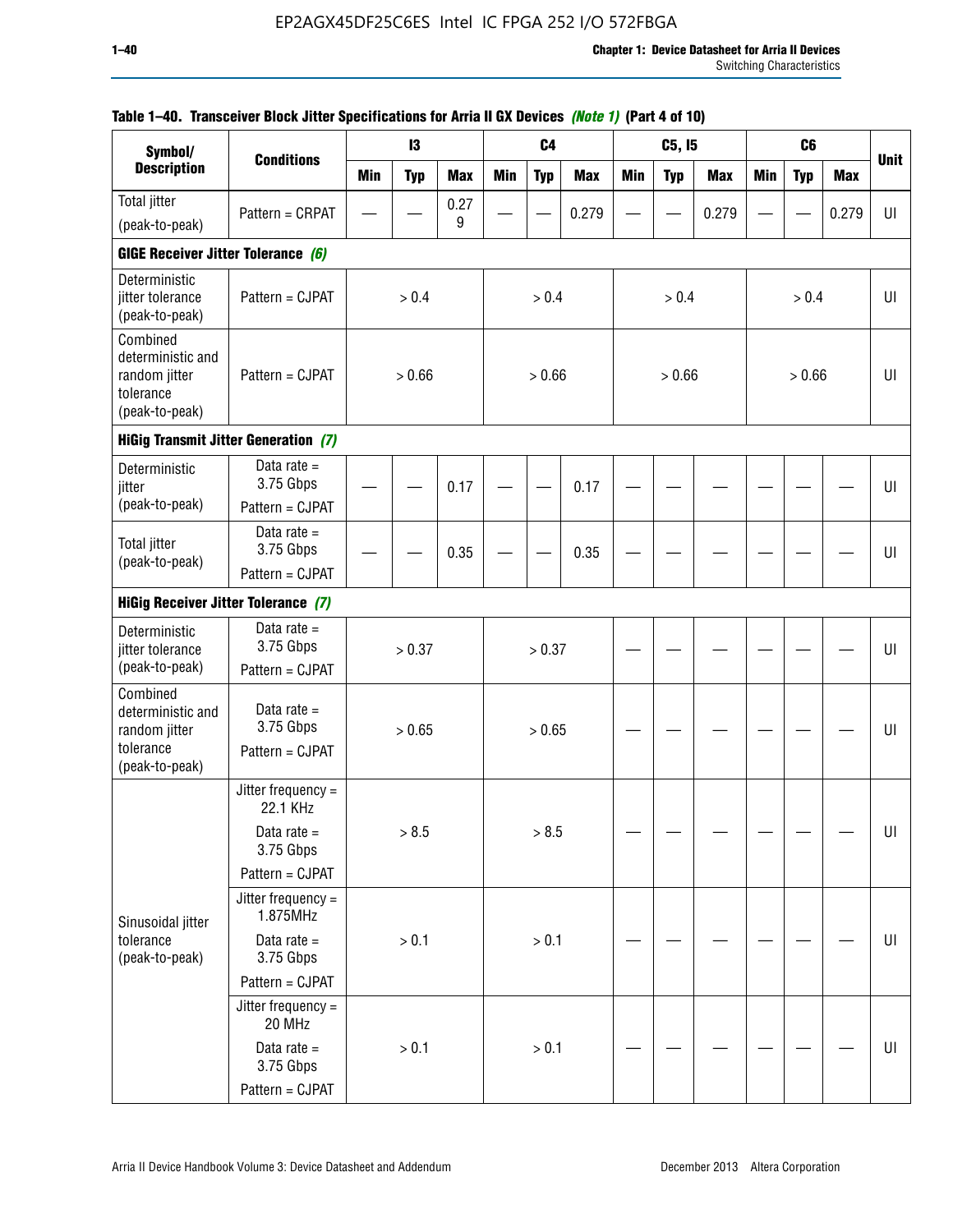Table 1–40. Transceiver Block Jitter Specifications for Arria II GX Devices *(Note 1)* (Part 4 of 10)

| Symbol/ Description | Conditions | I3 | | | C4 | | | C5, I5 | | | C6 | | | Unit |
|---|---|---|---|---|---|---|---|---|---|---|---|---|---|---|
| | | Min | Typ | Max | Min | Typ | Max | Min | Typ | Max | Min | Typ | Max | |
| Total jitter (peak-to-peak) | Pattern = CRPAT | — | — | 0.279 | — | — | 0.279 | — | — | 0.279 | — | — | 0.279 | UI |
| **GIGE Receiver Jitter Tolerance** *(6)* | | | | | | | | | | | | | | |
| Deterministic jitter tolerance (peak-to-peak) | Pattern = CJPAT | > 0.4 | | | > 0.4 | | | > 0.4 | | | > 0.4 | | | UI |
| Combined deterministic and random jitter tolerance (peak-to-peak) | Pattern = CJPAT | > 0.66 | | | > 0.66 | | | > 0.66 | | | > 0.66 | | | UI |
| **HiGig Transmit Jitter Generation** *(7)* | | | | | | | | | | | | | | |
| Deterministic jitter (peak-to-peak) | Data rate = 3.75 Gbps Pattern = CJPAT | — | — | 0.17 | — | — | 0.17 | — | — | — | — | — | — | UI |
| Total jitter (peak-to-peak) | Data rate = 3.75 Gbps Pattern = CJPAT | — | — | 0.35 | — | — | 0.35 | — | — | — | — | — | — | UI |
| **HiGig Receiver Jitter Tolerance** *(7)* | | | | | | | | | | | | | | |
| Deterministic jitter tolerance (peak-to-peak) | Data rate = 3.75 Gbps Pattern = CJPAT | > 0.37 | | | > 0.37 | | | — | — | — | — | — | — | UI |
| Combined deterministic and random jitter tolerance (peak-to-peak) | Data rate = 3.75 Gbps Pattern = CJPAT | > 0.65 | | | > 0.65 | | | — | — | — | — | — | — | UI |
| Sinusoidal jitter tolerance (peak-to-peak) | Jitter frequency = 22.1 KHz Data rate = 3.75 Gbps Pattern = CJPAT | > 8.5 | | | > 8.5 | | | — | — | — | — | — | — | UI |
| | Jitter frequency = 1.875MHz Data rate = 3.75 Gbps Pattern = CJPAT | > 0.1 | | | > 0.1 | | | — | — | — | — | — | — | UI |
| | Jitter frequency = 20 MHz Data rate = 3.75 Gbps Pattern = CJPAT | > 0.1 | | | > 0.1 | | | — | — | — | — | — | — | UI |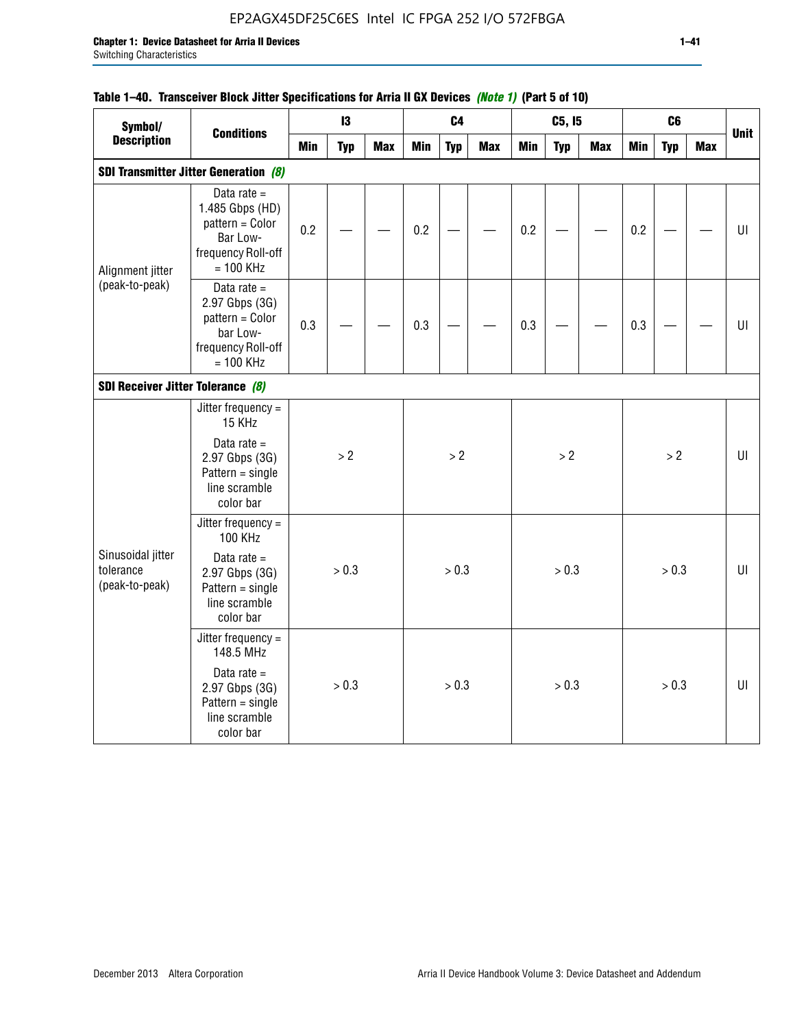#### Table 1–40. Transceiver Block Jitter Specifications for Arria II GX Devices *(Note 1)* (Part 5 of 10)

| Symbol/ Description | Conditions | I3 | | | C4 | | | C5, I5 | | | C6 | | | Unit |
|---|---|---|---|---|---|---|---|---|---|---|---|---|---|---|
| | | Min | Typ | Max | Min | Typ | Max | Min | Typ | Max | Min | Typ | Max | |
| **SDI Transmitter Jitter Generation** *(8)* | | | | | | | | | | | | | | |
| Alignment jitter (peak-to-peak) | Data rate = 1.485 Gbps (HD) pattern = Color Bar Low-frequency Roll-off = 100 KHz | 0.2 | — | — | 0.2 | — | — | 0.2 | — | — | 0.2 | — | — | UI |
| | Data rate = 2.97 Gbps (3G) pattern = Color bar Low-frequency Roll-off = 100 KHz | 0.3 | — | — | 0.3 | — | — | 0.3 | — | — | 0.3 | — | — | UI |
| **SDI Receiver Jitter Tolerance** *(8)* | | | | | | | | | | | | | | |
| Sinusoidal jitter tolerance (peak-to-peak) | Jitter frequency = 15 KHz<br>Data rate = 2.97 Gbps (3G) Pattern = single line scramble color bar | > 2 | | | > 2 | | | > 2 | | | > 2 | | | UI |
| | Jitter frequency = 100 KHz<br>Data rate = 2.97 Gbps (3G) Pattern = single line scramble color bar | > 0.3 | | | > 0.3 | | | > 0.3 | | | > 0.3 | | | UI |
| | Jitter frequency = 148.5 MHz<br>Data rate = 2.97 Gbps (3G) Pattern = single line scramble color bar | > 0.3 | | | > 0.3 | | | > 0.3 | | | > 0.3 | | | UI |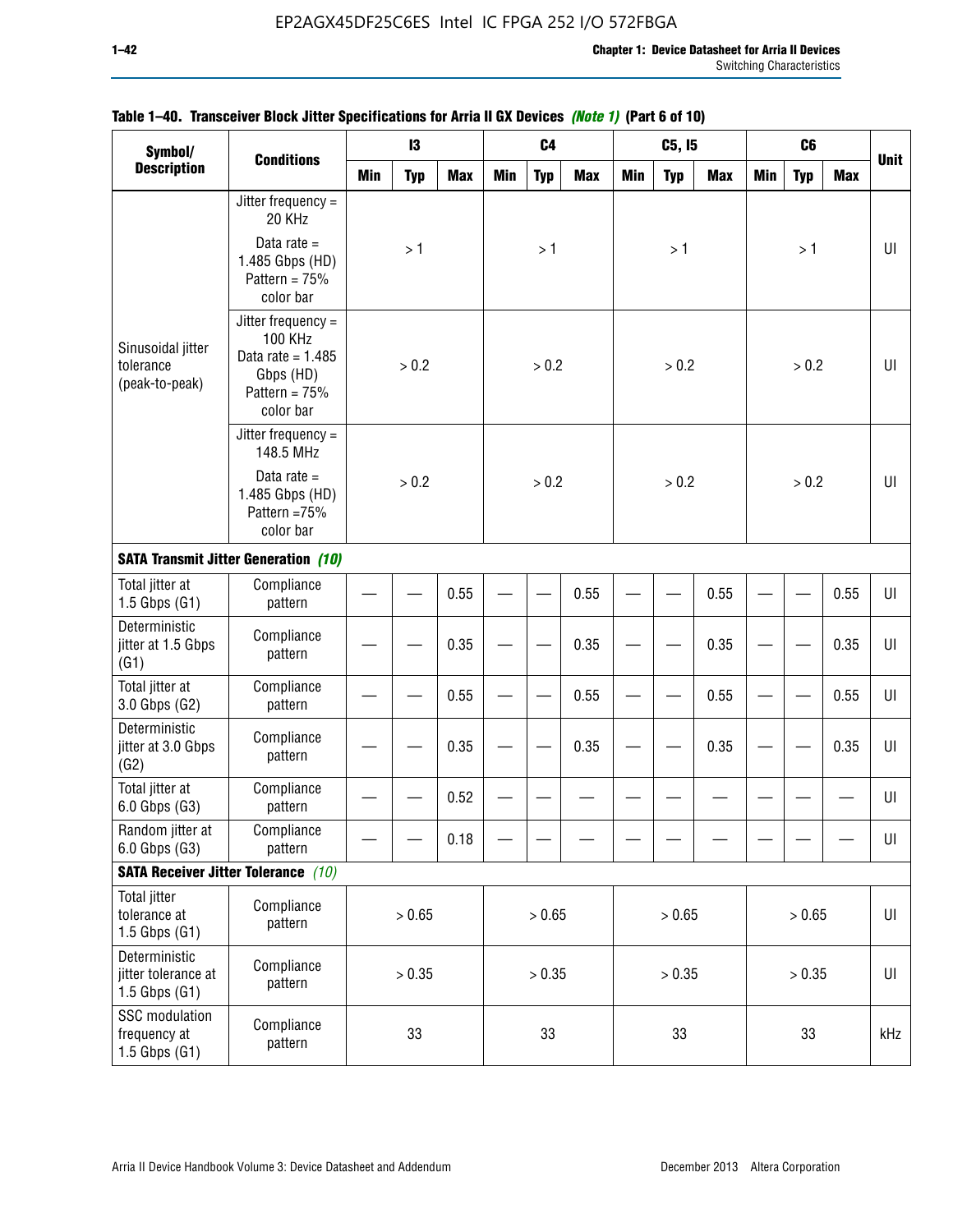**Table 1–40. Transceiver Block Jitter Specifications for Arria II GX Devices *(Note 1)* (Part 6 of 10)**

| Symbol/ Description | Conditions | I3 | | | C4 | | | C5, I5 | | | C6 | | | Unit |
|---|---|---|---|---|---|---|---|---|---|---|---|---|---|---|
| | | Min | Typ | Max | Min | Typ | Max | Min | Typ | Max | Min | Typ | Max | |
| Sinusoidal jitter tolerance (peak-to-peak) | Jitter frequency = 20 KHz Data rate = 1.485 Gbps (HD) Pattern = 75% color bar | | > 1 | | | > 1 | | | > 1 | | | > 1 | | UI |
| | Jitter frequency = 100 KHz Data rate = 1.485 Gbps (HD) Pattern = 75% color bar | | > 0.2 | | | > 0.2 | | | > 0.2 | | | > 0.2 | | UI |
| | Jitter frequency = 148.5 MHz Data rate = 1.485 Gbps (HD) Pattern =75% color bar | | > 0.2 | | | > 0.2 | | | > 0.2 | | | > 0.2 | | UI |
| **SATA Transmit Jitter Generation** *(10)* | | | | | | | | | | | | | | |
| Total jitter at 1.5 Gbps (G1) | Compliance pattern | — | — | 0.55 | — | — | 0.55 | — | — | 0.55 | — | — | 0.55 | UI |
| Deterministic jitter at 1.5 Gbps (G1) | Compliance pattern | — | — | 0.35 | — | — | 0.35 | — | — | 0.35 | — | — | 0.35 | UI |
| Total jitter at 3.0 Gbps (G2) | Compliance pattern | — | — | 0.55 | — | — | 0.55 | — | — | 0.55 | — | — | 0.55 | UI |
| Deterministic jitter at 3.0 Gbps (G2) | Compliance pattern | — | — | 0.35 | — | — | 0.35 | — | — | 0.35 | — | — | 0.35 | UI |
| Total jitter at 6.0 Gbps (G3) | Compliance pattern | — | — | 0.52 | — | — | — | — | — | — | — | — | — | UI |
| Random jitter at 6.0 Gbps (G3) | Compliance pattern | — | — | 0.18 | — | — | — | — | — | — | — | — | — | UI |
| **SATA Receiver Jitter Tolerance** *(10)* | | | | | | | | | | | | | | |
| Total jitter tolerance at 1.5 Gbps (G1) | Compliance pattern | | > 0.65 | | | > 0.65 | | | > 0.65 | | | > 0.65 | | UI |
| Deterministic jitter tolerance at 1.5 Gbps (G1) | Compliance pattern | | > 0.35 | | | > 0.35 | | | > 0.35 | | | > 0.35 | | UI |
| SSC modulation frequency at 1.5 Gbps (G1) | Compliance pattern | | 33 | | | 33 | | | 33 | | | 33 | | kHz |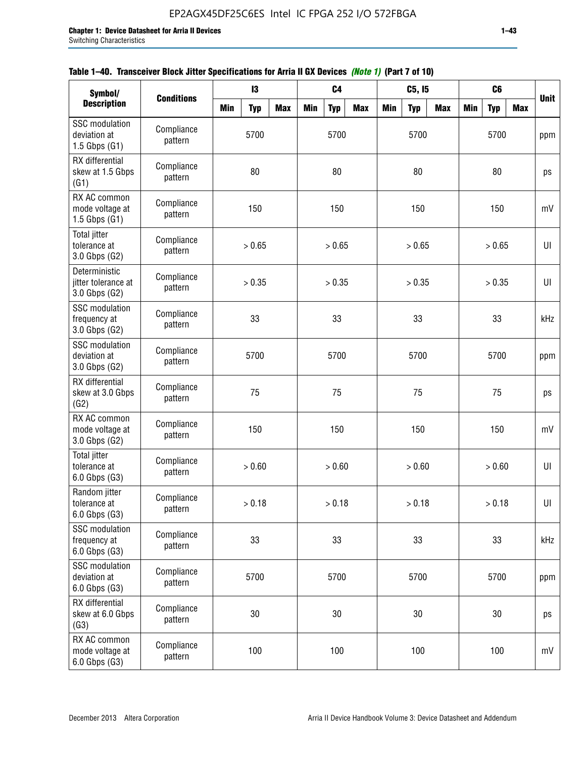**Table 1–40. Transceiver Block Jitter Specifications for Arria II GX Devices *(Note 1)* (Part 7 of 10)**

| Symbol/ Description | Conditions | I3 | | | C4 | | | C5, I5 | | | C6 | | | Unit |
|---|---|---|---|---|---|---|---|---|---|---|---|---|---|---|
| | | Min | Typ | Max | Min | Typ | Max | Min | Typ | Max | Min | Typ | Max | |
| SSC modulation deviation at 1.5 Gbps (G1) | Compliance pattern | | 5700 | | | 5700 | | | 5700 | | | 5700 | | ppm |
| RX differential skew at 1.5 Gbps (G1) | Compliance pattern | | 80 | | | 80 | | | 80 | | | 80 | | ps |
| RX AC common mode voltage at 1.5 Gbps (G1) | Compliance pattern | | 150 | | | 150 | | | 150 | | | 150 | | mV |
| Total jitter tolerance at 3.0 Gbps (G2) | Compliance pattern | | > 0.65 | | | > 0.65 | | | > 0.65 | | | > 0.65 | | UI |
| Deterministic jitter tolerance at 3.0 Gbps (G2) | Compliance pattern | | > 0.35 | | | > 0.35 | | | > 0.35 | | | > 0.35 | | UI |
| SSC modulation frequency at 3.0 Gbps (G2) | Compliance pattern | | 33 | | | 33 | | | 33 | | | 33 | | kHz |
| SSC modulation deviation at 3.0 Gbps (G2) | Compliance pattern | | 5700 | | | 5700 | | | 5700 | | | 5700 | | ppm |
| RX differential skew at 3.0 Gbps (G2) | Compliance pattern | | 75 | | | 75 | | | 75 | | | 75 | | ps |
| RX AC common mode voltage at 3.0 Gbps (G2) | Compliance pattern | | 150 | | | 150 | | | 150 | | | 150 | | mV |
| Total jitter tolerance at 6.0 Gbps (G3) | Compliance pattern | | > 0.60 | | | > 0.60 | | | > 0.60 | | | > 0.60 | | UI |
| Random jitter tolerance at 6.0 Gbps (G3) | Compliance pattern | | > 0.18 | | | > 0.18 | | | > 0.18 | | | > 0.18 | | UI |
| SSC modulation frequency at 6.0 Gbps (G3) | Compliance pattern | | 33 | | | 33 | | | 33 | | | 33 | | kHz |
| SSC modulation deviation at 6.0 Gbps (G3) | Compliance pattern | | 5700 | | | 5700 | | | 5700 | | | 5700 | | ppm |
| RX differential skew at 6.0 Gbps (G3) | Compliance pattern | | 30 | | | 30 | | | 30 | | | 30 | | ps |
| RX AC common mode voltage at 6.0 Gbps (G3) | Compliance pattern | | 100 | | | 100 | | | 100 | | | 100 | | mV |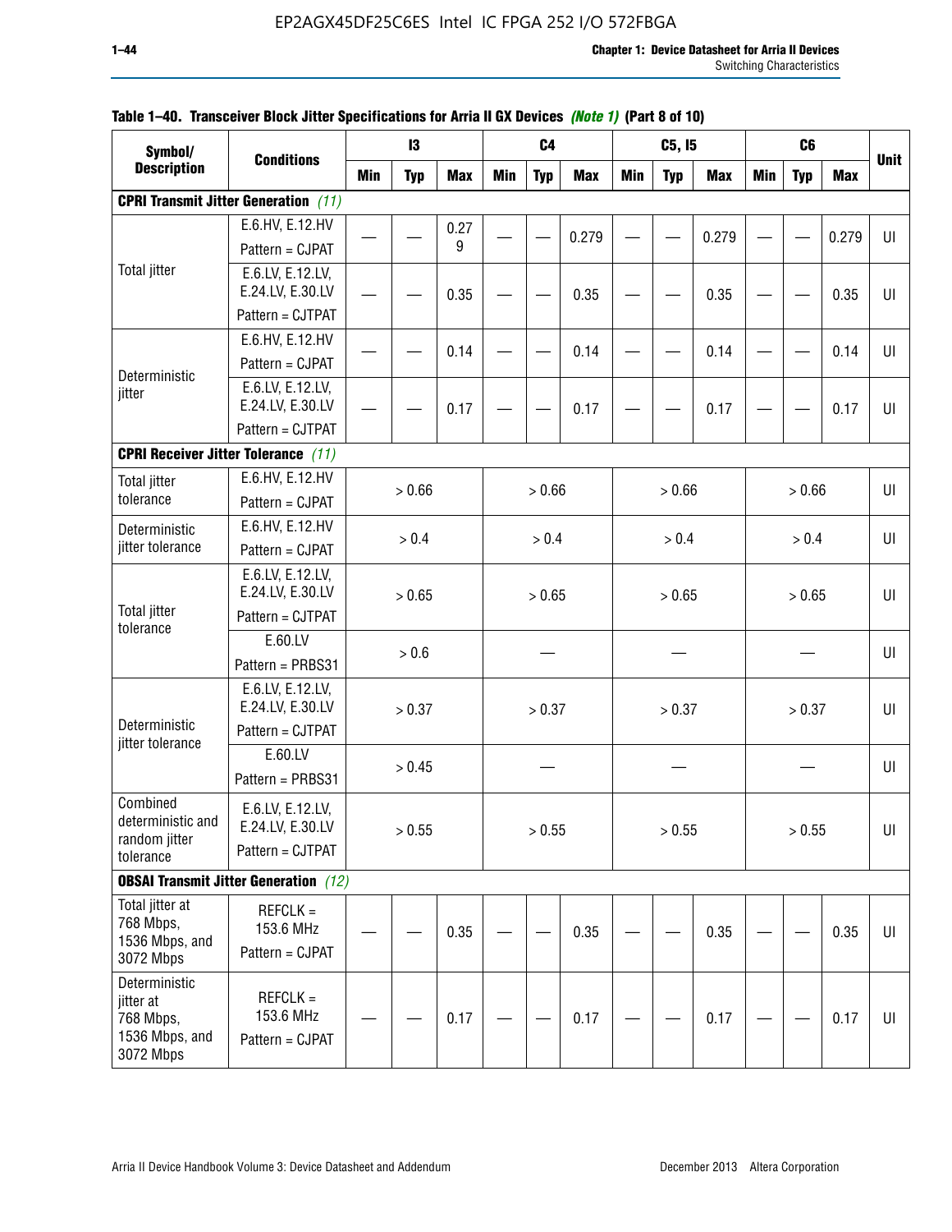**Table 1–40. Transceiver Block Jitter Specifications for Arria II GX Devices *(Note 1)* (Part 8 of 10)**

| Symbol/ Description | Conditions | I3 | | | C4 | | | C5, I5 | | | C6 | | | Unit |
|---|---|---|---|---|---|---|---|---|---|---|---|---|---|---|
| | | Min | Typ | Max | Min | Typ | Max | Min | Typ | Max | Min | Typ | Max | |
| **CPRI Transmit Jitter Generation** *(11)* | | | | | | | | | | | | | | |
| Total jitter | E.6.HV, E.12.HV Pattern = CJPAT | — | — | 0.279 | — | — | 0.279 | — | — | 0.279 | — | — | 0.279 | UI |
| | E.6.LV, E.12.LV, E.24.LV, E.30.LV Pattern = CJTPAT | — | — | 0.35 | — | — | 0.35 | — | — | 0.35 | — | — | 0.35 | UI |
| Deterministic jitter | E.6.HV, E.12.HV Pattern = CJPAT | — | — | 0.14 | — | — | 0.14 | — | — | 0.14 | — | — | 0.14 | UI |
| | E.6.LV, E.12.LV, E.24.LV, E.30.LV Pattern = CJTPAT | — | — | 0.17 | — | — | 0.17 | — | — | 0.17 | — | — | 0.17 | UI |
| **CPRI Receiver Jitter Tolerance** *(11)* | | | | | | | | | | | | | | |
| Total jitter tolerance | E.6.HV, E.12.HV Pattern = CJPAT | > 0.66 | | | > 0.66 | | | > 0.66 | | | > 0.66 | | | UI |
| Deterministic jitter tolerance | E.6.HV, E.12.HV Pattern = CJPAT | > 0.4 | | | > 0.4 | | | > 0.4 | | | > 0.4 | | | UI |
| Total jitter tolerance | E.6.LV, E.12.LV, E.24.LV, E.30.LV Pattern = CJTPAT | > 0.65 | | | > 0.65 | | | > 0.65 | | | > 0.65 | | | UI |
| | E.60.LV Pattern = PRBS31 | > 0.6 | | | — | | | — | | | — | | | UI |
| Deterministic jitter tolerance | E.6.LV, E.12.LV, E.24.LV, E.30.LV Pattern = CJTPAT | > 0.37 | | | > 0.37 | | | > 0.37 | | | > 0.37 | | | UI |
| | E.60.LV Pattern = PRBS31 | > 0.45 | | | — | | | — | | | — | | | UI |
| Combined deterministic and random jitter tolerance | E.6.LV, E.12.LV, E.24.LV, E.30.LV Pattern = CJTPAT | > 0.55 | | | > 0.55 | | | > 0.55 | | | > 0.55 | | | UI |
| **OBSAI Transmit Jitter Generation** *(12)* | | | | | | | | | | | | | | |
| Total jitter at 768 Mbps, 1536 Mbps, and 3072 Mbps | REFCLK = 153.6 MHz Pattern = CJPAT | — | — | 0.35 | — | — | 0.35 | — | — | 0.35 | — | — | 0.35 | UI |
| Deterministic jitter at 768 Mbps, 1536 Mbps, and 3072 Mbps | REFCLK = 153.6 MHz Pattern = CJPAT | — | — | 0.17 | — | — | 0.17 | — | — | 0.17 | — | — | 0.17 | UI |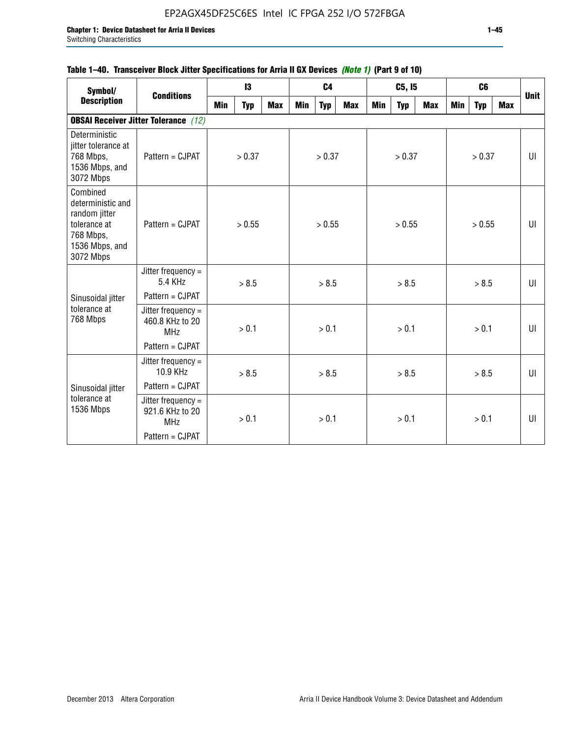**Table 1–40. Transceiver Block Jitter Specifications for Arria II GX Devices *(Note 1)* (Part 9 of 10)**

| Symbol/ Description | Conditions | I3 | | | C4 | | | C5, I5 | | | C6 | | | Unit |
|---|---|---|---|---|---|---|---|---|---|---|---|---|---|---|
| | | Min | Typ | Max | Min | Typ | Max | Min | Typ | Max | Min | Typ | Max | |
| **OBSAI Receiver Jitter Tolerance** *(12)* | | | | | | | | | | | | | | |
| Deterministic jitter tolerance at 768 Mbps, 1536 Mbps, and 3072 Mbps | Pattern = CJPAT | | > 0.37 | | | > 0.37 | | | > 0.37 | | | > 0.37 | | UI |
| Combined deterministic and random jitter tolerance at 768 Mbps, 1536 Mbps, and 3072 Mbps | Pattern = CJPAT | | > 0.55 | | | > 0.55 | | | > 0.55 | | | > 0.55 | | UI |
| Sinusoidal jitter tolerance at 768 Mbps | Jitter frequency = 5.4 KHz Pattern = CJPAT | | > 8.5 | | | > 8.5 | | | > 8.5 | | | > 8.5 | | UI |
| | Jitter frequency = 460.8 KHz to 20 MHz Pattern = CJPAT | | > 0.1 | | | > 0.1 | | | > 0.1 | | | > 0.1 | | UI |
| Sinusoidal jitter tolerance at 1536 Mbps | Jitter frequency = 10.9 KHz Pattern = CJPAT | | > 8.5 | | | > 8.5 | | | > 8.5 | | | > 8.5 | | UI |
| | Jitter frequency = 921.6 KHz to 20 MHz Pattern = CJPAT | | > 0.1 | | | > 0.1 | | | > 0.1 | | | > 0.1 | | UI |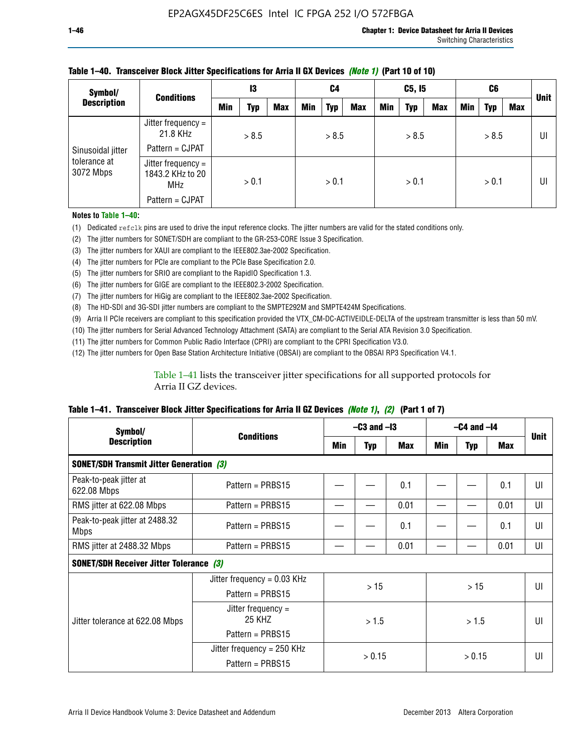**Table 1–40. Transceiver Block Jitter Specifications for Arria II GX Devices *(Note 1)* (Part 10 of 10)**

| Symbol/ Description | Conditions | I3 | | | C4 | | | C5, I5 | | | C6 | | | Unit |
|---|---|---|---|---|---|---|---|---|---|---|---|---|---|---|
| | | Min | Typ | Max | Min | Typ | Max | Min | Typ | Max | Min | Typ | Max | |
| Sinusoidal jitter tolerance at 3072 Mbps | Jitter frequency = 21.8 KHz Pattern = CJPAT | > 8.5 | | | > 8.5 | | | > 8.5 | | | > 8.5 | | | UI |
| | Jitter frequency = 1843.2 KHz to 20 MHz Pattern = CJPAT | > 0.1 | | | > 0.1 | | | > 0.1 | | | > 0.1 | | | UI |

**Notes to Table 1–40:**

(1) Dedicated `refclk` pins are used to drive the input reference clocks. The jitter numbers are valid for the stated conditions only.
(2) The jitter numbers for SONET/SDH are compliant to the GR-253-CORE Issue 3 Specification.
(3) The jitter numbers for XAUI are compliant to the IEEE802.3ae-2002 Specification.
(4) The jitter numbers for PCIe are compliant to the PCIe Base Specification 2.0.
(5) The jitter numbers for SRIO are compliant to the RapidIO Specification 1.3.
(6) The jitter numbers for GIGE are compliant to the IEEE802.3-2002 Specification.
(7) The jitter numbers for HiGig are compliant to the IEEE802.3ae-2002 Specification.
(8) The HD-SDI and 3G-SDI jitter numbers are compliant to the SMPTE292M and SMPTE424M Specifications.
(9) Arria II PCIe receivers are compliant to this specification provided the VTX_CM-DC-ACTIVEIDLE-DELTA of the upstream transmitter is less than 50 mV.
(10) The jitter numbers for Serial Advanced Technology Attachment (SATA) are compliant to the Serial ATA Revision 3.0 Specification.
(11) The jitter numbers for Common Public Radio Interface (CPRI) are compliant to the CPRI Specification V3.0.
(12) The jitter numbers for Open Base Station Architecture Initiative (OBSAI) are compliant to the OBSAI RP3 Specification V4.1.

Table 1–41 lists the transceiver jitter specifications for all supported protocols for Arria II GZ devices.

**Table 1–41. Transceiver Block Jitter Specifications for Arria II GZ Devices *(Note 1)*, *(2)* (Part 1 of 7)**

| Symbol/ Description | Conditions | –C3 and –I3 | | | –C4 and –I4 | | | Unit |
|---|---|---|---|---|---|---|---|---|
| | | Min | Typ | Max | Min | Typ | Max | |
| **SONET/SDH Transmit Jitter Generation *(3)*** | | | | | | | | |
| Peak-to-peak jitter at 622.08 Mbps | Pattern = PRBS15 | — | — | 0.1 | — | — | 0.1 | UI |
| RMS jitter at 622.08 Mbps | Pattern = PRBS15 | — | — | 0.01 | — | — | 0.01 | UI |
| Peak-to-peak jitter at 2488.32 Mbps | Pattern = PRBS15 | — | — | 0.1 | — | — | 0.1 | UI |
| RMS jitter at 2488.32 Mbps | Pattern = PRBS15 | — | — | 0.01 | — | — | 0.01 | UI |
| **SONET/SDH Receiver Jitter Tolerance *(3)*** | | | | | | | | |
| Jitter tolerance at 622.08 Mbps | Jitter frequency = 0.03 KHz Pattern = PRBS15 | > 15 | | | > 15 | | | UI |
| | Jitter frequency = 25 KHZ Pattern = PRBS15 | > 1.5 | | | > 1.5 | | | UI |
| | Jitter frequency = 250 KHz Pattern = PRBS15 | > 0.15 | | | > 0.15 | | | UI |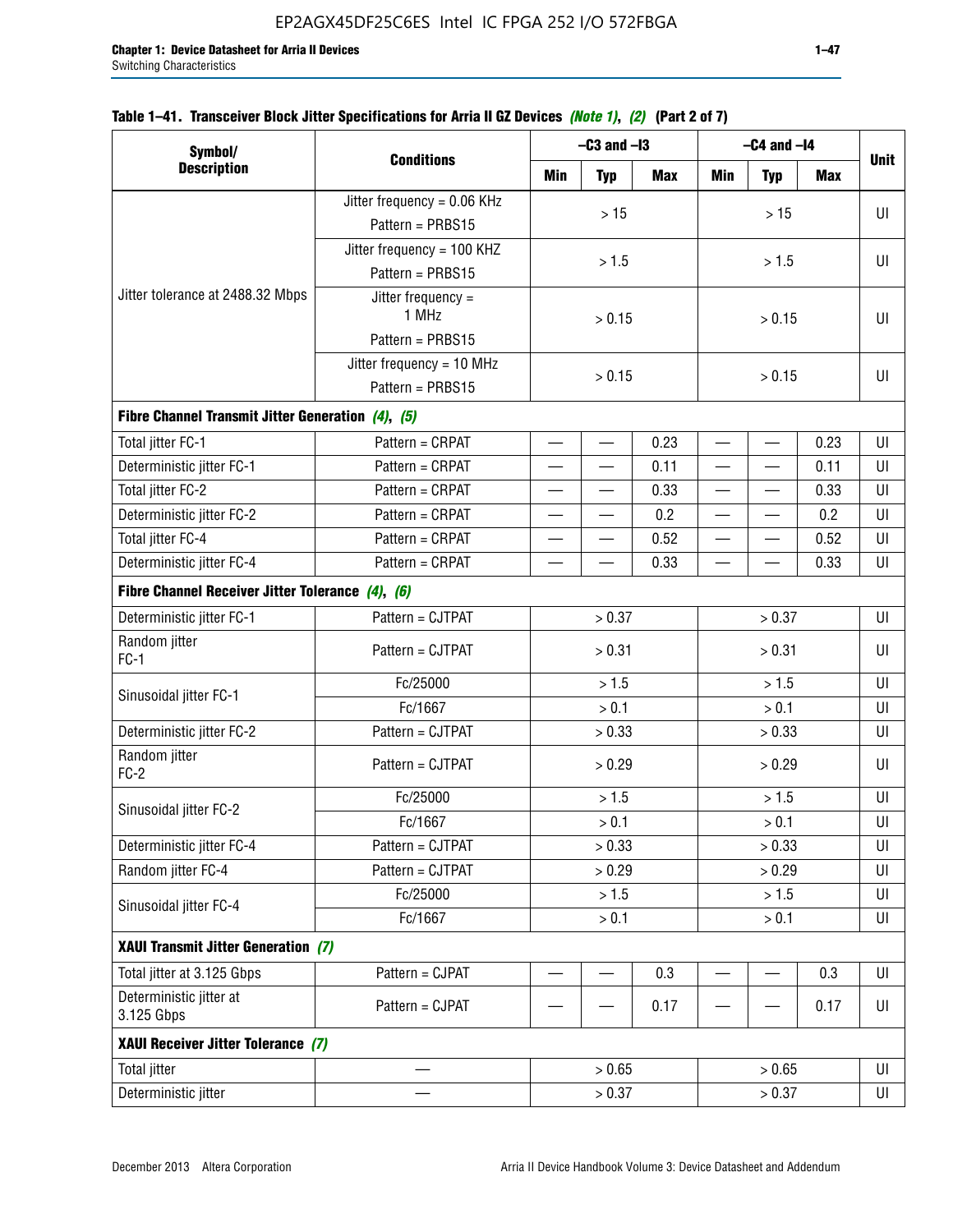**Table 1–41. Transceiver Block Jitter Specifications for Arria II GZ Devices *(Note 1)*, *(2)* (Part 2 of 7)**

| Symbol/ Description | Conditions | –C3 and –I3 | | | –C4 and –I4 | | | Unit |
|---|---|---|---|---|---|---|---|---|
| | | Min | Typ | Max | Min | Typ | Max | |
| Jitter tolerance at 2488.32 Mbps | Jitter frequency = 0.06 KHz Pattern = PRBS15 | > 15 | | | > 15 | | | UI |
| | Jitter frequency = 100 KHZ Pattern = PRBS15 | > 1.5 | | | > 1.5 | | | UI |
| | Jitter frequency = 1 MHz Pattern = PRBS15 | > 0.15 | | | > 0.15 | | | UI |
| | Jitter frequency = 10 MHz Pattern = PRBS15 | > 0.15 | | | > 0.15 | | | UI |
| **Fibre Channel Transmit Jitter Generation *(4)*, *(5)*** | | | | | | | | |
| Total jitter FC-1 | Pattern = CRPAT | — | — | 0.23 | — | — | 0.23 | UI |
| Deterministic jitter FC-1 | Pattern = CRPAT | — | — | 0.11 | — | — | 0.11 | UI |
| Total jitter FC-2 | Pattern = CRPAT | — | — | 0.33 | — | — | 0.33 | UI |
| Deterministic jitter FC-2 | Pattern = CRPAT | — | — | 0.2 | — | — | 0.2 | UI |
| Total jitter FC-4 | Pattern = CRPAT | — | — | 0.52 | — | — | 0.52 | UI |
| Deterministic jitter FC-4 | Pattern = CRPAT | — | — | 0.33 | — | — | 0.33 | UI |
| **Fibre Channel Receiver Jitter Tolerance *(4)*, *(6)*** | | | | | | | | |
| Deterministic jitter FC-1 | Pattern = CJTPAT | > 0.37 | | | > 0.37 | | | UI |
| Random jitter FC-1 | Pattern = CJTPAT | > 0.31 | | | > 0.31 | | | UI |
| Sinusoidal jitter FC-1 | Fc/25000 | > 1.5 | | | > 1.5 | | | UI |
| | Fc/1667 | > 0.1 | | | > 0.1 | | | UI |
| Deterministic jitter FC-2 | Pattern = CJTPAT | > 0.33 | | | > 0.33 | | | UI |
| Random jitter FC-2 | Pattern = CJTPAT | > 0.29 | | | > 0.29 | | | UI |
| Sinusoidal jitter FC-2 | Fc/25000 | > 1.5 | | | > 1.5 | | | UI |
| | Fc/1667 | > 0.1 | | | > 0.1 | | | UI |
| Deterministic jitter FC-4 | Pattern = CJTPAT | > 0.33 | | | > 0.33 | | | UI |
| Random jitter FC-4 | Pattern = CJTPAT | > 0.29 | | | > 0.29 | | | UI |
| Sinusoidal jitter FC-4 | Fc/25000 | > 1.5 | | | > 1.5 | | | UI |
| | Fc/1667 | > 0.1 | | | > 0.1 | | | UI |
| **XAUI Transmit Jitter Generation *(7)*** | | | | | | | | |
| Total jitter at 3.125 Gbps | Pattern = CJPAT | — | — | 0.3 | — | — | 0.3 | UI |
| Deterministic jitter at 3.125 Gbps | Pattern = CJPAT | — | — | 0.17 | — | — | 0.17 | UI |
| **XAUI Receiver Jitter Tolerance *(7)*** | | | | | | | | |
| Total jitter | — | > 0.65 | | | > 0.65 | | | UI |
| Deterministic jitter | — | > 0.37 | | | > 0.37 | | | UI |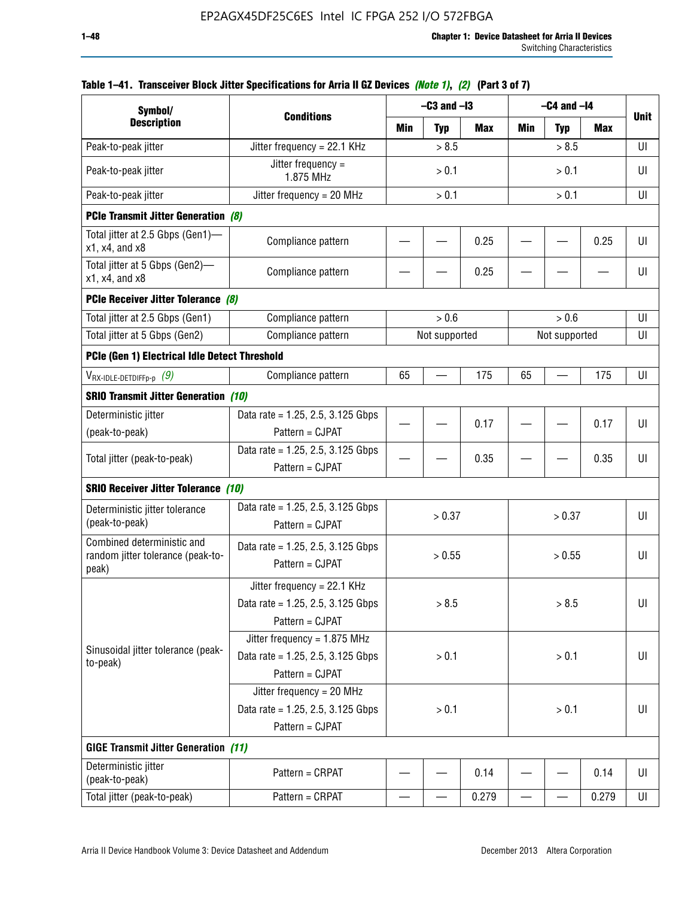#### Table 1–41. Transceiver Block Jitter Specifications for Arria II GZ Devices *(Note 1)*, *(2)* (Part 3 of 7)

| Symbol/ Description | Conditions | –C3 and –I3 | | | –C4 and –I4 | | | Unit |
|---|---|---|---|---|---|---|---|---|
| | | Min | Typ | Max | Min | Typ | Max | |
| Peak-to-peak jitter | Jitter frequency = 22.1 KHz | | > 8.5 | | | > 8.5 | | UI |
| Peak-to-peak jitter | Jitter frequency = 1.875 MHz | | > 0.1 | | | > 0.1 | | UI |
| Peak-to-peak jitter | Jitter frequency = 20 MHz | | > 0.1 | | | > 0.1 | | UI |
| **PCIe Transmit Jitter Generation** *(8)* | | | | | | | | |
| Total jitter at 2.5 Gbps (Gen1)—x1, x4, and x8 | Compliance pattern | — | — | 0.25 | — | — | 0.25 | UI |
| Total jitter at 5 Gbps (Gen2)—x1, x4, and x8 | Compliance pattern | — | — | 0.25 | — | — | — | UI |
| **PCIe Receiver Jitter Tolerance** *(8)* | | | | | | | | |
| Total jitter at 2.5 Gbps (Gen1) | Compliance pattern | | > 0.6 | | | > 0.6 | | UI |
| Total jitter at 5 Gbps (Gen2) | Compliance pattern | | Not supported | | | Not supported | | UI |
| **PCIe (Gen 1) Electrical Idle Detect Threshold** | | | | | | | | |
| $V_{RX\text{-}IDLE\text{-}DETDIFFp\text{-}p}$ *(9)* | Compliance pattern | 65 | — | 175 | 65 | — | 175 | UI |
| **SRIO Transmit Jitter Generation** *(10)* | | | | | | | | |
| Deterministic jitter (peak-to-peak) | Data rate = 1.25, 2.5, 3.125 Gbps Pattern = CJPAT | — | — | 0.17 | — | — | 0.17 | UI |
| Total jitter (peak-to-peak) | Data rate = 1.25, 2.5, 3.125 Gbps Pattern = CJPAT | — | — | 0.35 | — | — | 0.35 | UI |
| **SRIO Receiver Jitter Tolerance** *(10)* | | | | | | | | |
| Deterministic jitter tolerance (peak-to-peak) | Data rate = 1.25, 2.5, 3.125 Gbps Pattern = CJPAT | | > 0.37 | | | > 0.37 | | UI |
| Combined deterministic and random jitter tolerance (peak-to-peak) | Data rate = 1.25, 2.5, 3.125 Gbps Pattern = CJPAT | | > 0.55 | | | > 0.55 | | UI |
| Sinusoidal jitter tolerance (peak-to-peak) | Jitter frequency = 22.1 KHz Data rate = 1.25, 2.5, 3.125 Gbps Pattern = CJPAT | | > 8.5 | | | > 8.5 | | UI |
| | Jitter frequency = 1.875 MHz Data rate = 1.25, 2.5, 3.125 Gbps Pattern = CJPAT | | > 0.1 | | | > 0.1 | | UI |
| | Jitter frequency = 20 MHz Data rate = 1.25, 2.5, 3.125 Gbps Pattern = CJPAT | | > 0.1 | | | > 0.1 | | UI |
| **GIGE Transmit Jitter Generation** *(11)* | | | | | | | | |
| Deterministic jitter (peak-to-peak) | Pattern = CRPAT | — | — | 0.14 | — | — | 0.14 | UI |
| Total jitter (peak-to-peak) | Pattern = CRPAT | — | — | 0.279 | — | — | 0.279 | UI |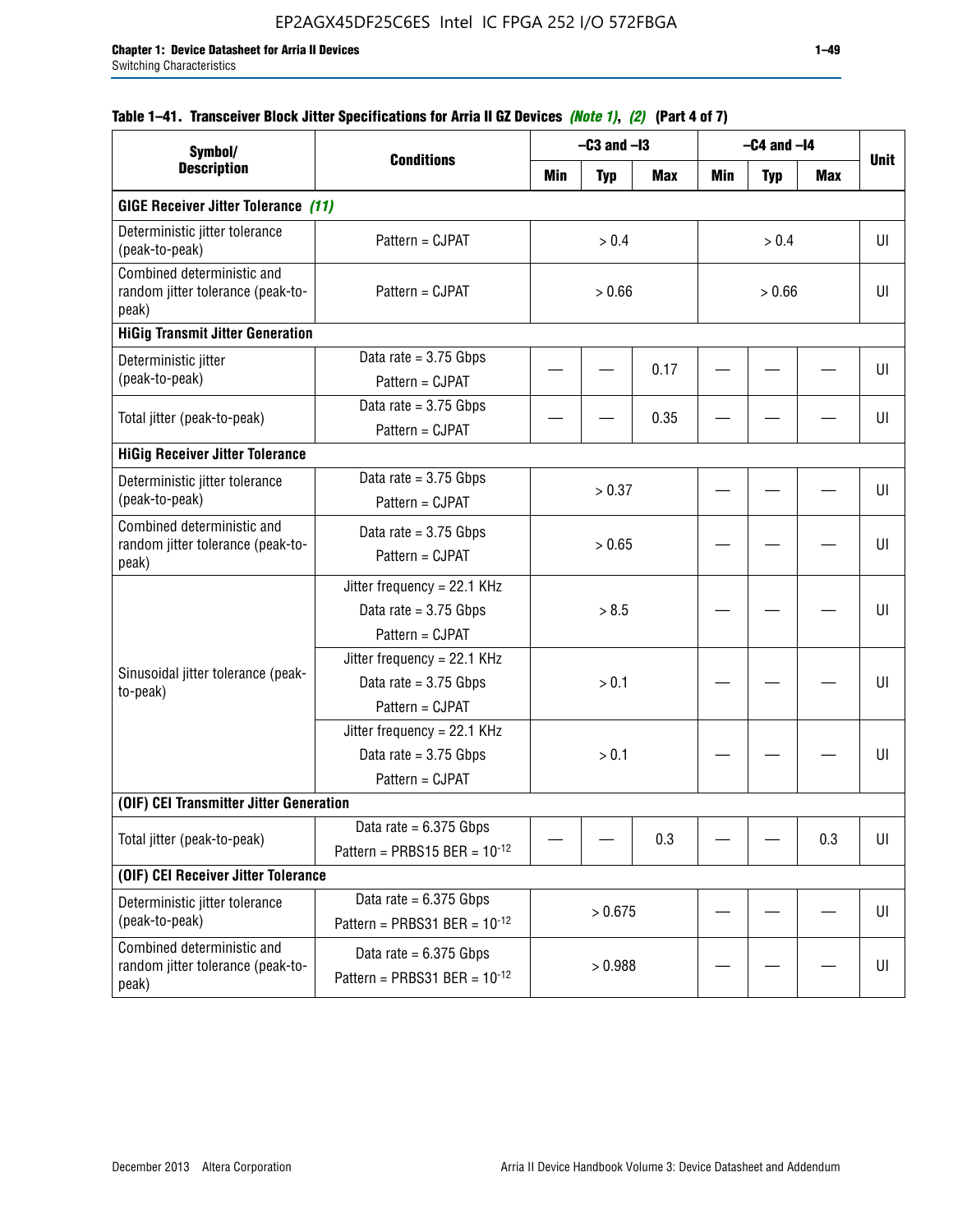**Table 1–41. Transceiver Block Jitter Specifications for Arria II GZ Devices *(Note 1)*, *(2)* (Part 4 of 7)**

| Symbol/ Description | Conditions | –C3 and –I3 | | | –C4 and –I4 | | | Unit |
|---|---|---|---|---|---|---|---|---|
| | | Min | Typ | Max | Min | Typ | Max | |
| **GIGE Receiver Jitter Tolerance *(11)*** | | | | | | | | |
| Deterministic jitter tolerance (peak-to-peak) | Pattern = CJPAT | > 0.4 | | | > 0.4 | | | UI |
| Combined deterministic and random jitter tolerance (peak-to-peak) | Pattern = CJPAT | > 0.66 | | | > 0.66 | | | UI |
| **HiGig Transmit Jitter Generation** | | | | | | | | |
| Deterministic jitter (peak-to-peak) | Data rate = 3.75 Gbps Pattern = CJPAT | — | — | 0.17 | — | — | — | UI |
| Total jitter (peak-to-peak) | Data rate = 3.75 Gbps Pattern = CJPAT | — | — | 0.35 | — | — | — | UI |
| **HiGig Receiver Jitter Tolerance** | | | | | | | | |
| Deterministic jitter tolerance (peak-to-peak) | Data rate = 3.75 Gbps Pattern = CJPAT | > 0.37 | | | — | — | — | UI |
| Combined deterministic and random jitter tolerance (peak-to-peak) | Data rate = 3.75 Gbps Pattern = CJPAT | > 0.65 | | | — | — | — | UI |
| Sinusoidal jitter tolerance (peak-to-peak) | Jitter frequency = 22.1 KHz Data rate = 3.75 Gbps Pattern = CJPAT | > 8.5 | | | — | — | — | UI |
| | Jitter frequency = 22.1 KHz Data rate = 3.75 Gbps Pattern = CJPAT | > 0.1 | | | — | — | — | UI |
| | Jitter frequency = 22.1 KHz Data rate = 3.75 Gbps Pattern = CJPAT | > 0.1 | | | — | — | — | UI |
| **(OIF) CEI Transmitter Jitter Generation** | | | | | | | | |
| Total jitter (peak-to-peak) | Data rate = 6.375 Gbps Pattern = PRBS15 BER = $10^{-12}$ | — | — | 0.3 | — | — | 0.3 | UI |
| **(OIF) CEI Receiver Jitter Tolerance** | | | | | | | | |
| Deterministic jitter tolerance (peak-to-peak) | Data rate = 6.375 Gbps Pattern = PRBS31 BER = $10^{-12}$ | > 0.675 | | | — | — | — | UI |
| Combined deterministic and random jitter tolerance (peak-to-peak) | Data rate = 6.375 Gbps Pattern = PRBS31 BER = $10^{-12}$ | > 0.988 | | | — | — | — | UI |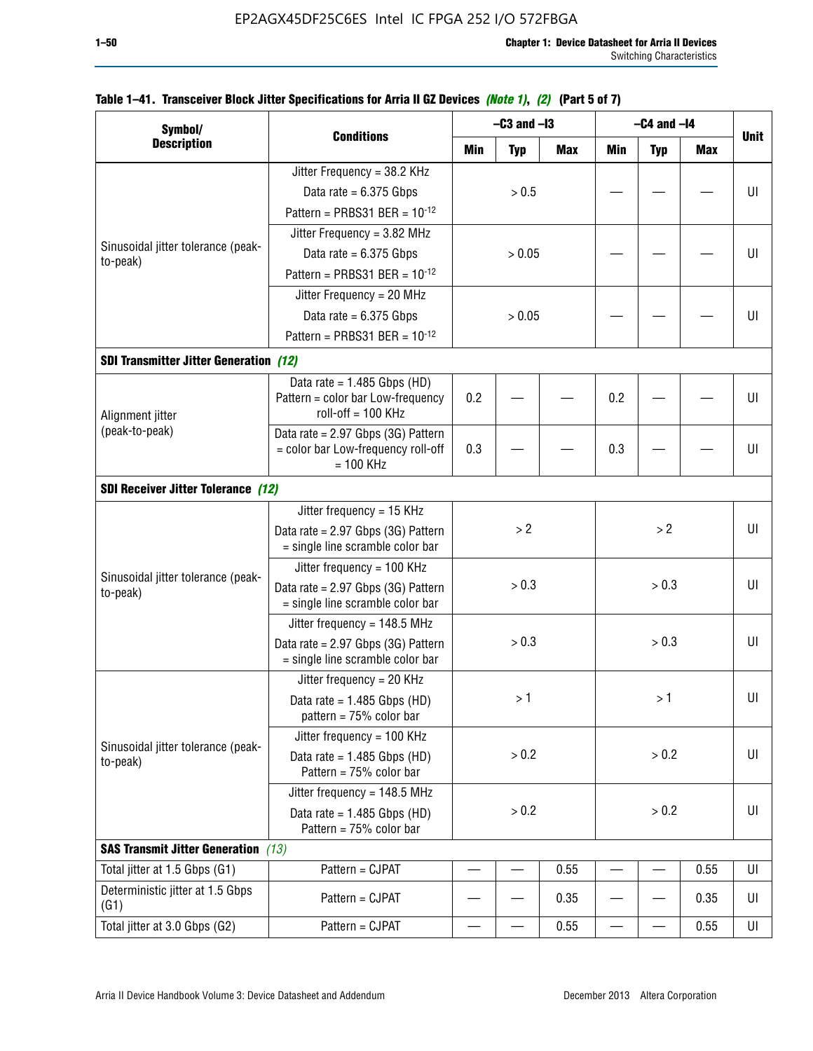EP2AGX45DF25C6ES Intel IC FPGA 252 I/O 572FBGA

**Table 1–41. Transceiver Block Jitter Specifications for Arria II GZ Devices** *(Note 1)*, *(2)* **(Part 5 of 7)**

| Symbol/ Description | Conditions | –C3 and –I3 | | | –C4 and –I4 | | | Unit |
|---|---|---|---|---|---|---|---|---|
| | | Min | Typ | Max | Min | Typ | Max | |
| Sinusoidal jitter tolerance (peak-to-peak) | Jitter Frequency = 38.2 KHz<br>Data rate = 6.375 Gbps<br>Pattern = PRBS31 BER = $10^{-12}$ | > 0.5 | | | — | — | — | UI |
| | Jitter Frequency = 3.82 MHz<br>Data rate = 6.375 Gbps<br>Pattern = PRBS31 BER = $10^{-12}$ | > 0.05 | | | — | — | — | UI |
| | Jitter Frequency = 20 MHz<br>Data rate = 6.375 Gbps<br>Pattern = PRBS31 BER = $10^{-12}$ | > 0.05 | | | — | — | — | UI |
| **SDI Transmitter Jitter Generation** *(12)* | | | | | | | | |
| Alignment jitter (peak-to-peak) | Data rate = 1.485 Gbps (HD) Pattern = color bar Low-frequency roll-off = 100 KHz | 0.2 | — | — | 0.2 | — | — | UI |
| | Data rate = 2.97 Gbps (3G) Pattern = color bar Low-frequency roll-off = 100 KHz | 0.3 | — | — | 0.3 | — | — | UI |
| **SDI Receiver Jitter Tolerance** *(12)* | | | | | | | | |
| Sinusoidal jitter tolerance (peak-to-peak) | Jitter frequency = 15 KHz<br>Data rate = 2.97 Gbps (3G) Pattern = single line scramble color bar | > 2 | | | > 2 | | | UI |
| | Jitter frequency = 100 KHz<br>Data rate = 2.97 Gbps (3G) Pattern = single line scramble color bar | > 0.3 | | | > 0.3 | | | UI |
| | Jitter frequency = 148.5 MHz<br>Data rate = 2.97 Gbps (3G) Pattern = single line scramble color bar | > 0.3 | | | > 0.3 | | | UI |
| Sinusoidal jitter tolerance (peak-to-peak) | Jitter frequency = 20 KHz<br>Data rate = 1.485 Gbps (HD) pattern = 75% color bar | > 1 | | | > 1 | | | UI |
| | Jitter frequency = 100 KHz<br>Data rate = 1.485 Gbps (HD) Pattern = 75% color bar | > 0.2 | | | > 0.2 | | | UI |
| | Jitter frequency = 148.5 MHz<br>Data rate = 1.485 Gbps (HD) Pattern = 75% color bar | > 0.2 | | | > 0.2 | | | UI |
| **SAS Transmit Jitter Generation** *(13)* | | | | | | | | |
| Total jitter at 1.5 Gbps (G1) | Pattern = CJPAT | — | — | 0.55 | — | — | 0.55 | UI |
| Deterministic jitter at 1.5 Gbps (G1) | Pattern = CJPAT | — | — | 0.35 | — | — | 0.35 | UI |
| Total jitter at 3.0 Gbps (G2) | Pattern = CJPAT | — | — | 0.55 | — | — | 0.55 | UI |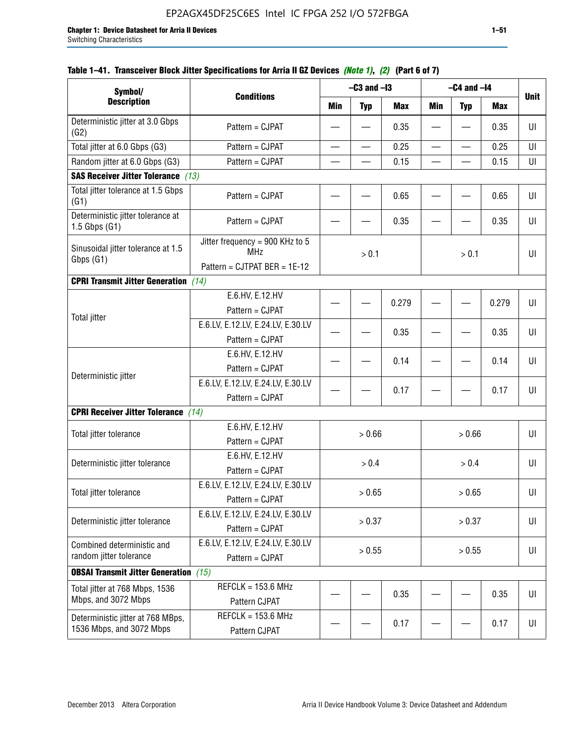**Table 1–41. Transceiver Block Jitter Specifications for Arria II GZ Devices** *(Note 1)*, *(2)* **(Part 6 of 7)**

| Symbol/ Description | Conditions | –C3 and –I3 | | | –C4 and –I4 | | | Unit |
|---|---|---|---|---|---|---|---|---|
| | | Min | Typ | Max | Min | Typ | Max | |
| Deterministic jitter at 3.0 Gbps (G2) | Pattern = CJPAT | — | — | 0.35 | — | — | 0.35 | UI |
| Total jitter at 6.0 Gbps (G3) | Pattern = CJPAT | — | — | 0.25 | — | — | 0.25 | UI |
| Random jitter at 6.0 Gbps (G3) | Pattern = CJPAT | — | — | 0.15 | — | — | 0.15 | UI |
| **SAS Receiver Jitter Tolerance** *(13)* | | | | | | | | |
| Total jitter tolerance at 1.5 Gbps (G1) | Pattern = CJPAT | — | — | 0.65 | — | — | 0.65 | UI |
| Deterministic jitter tolerance at 1.5 Gbps (G1) | Pattern = CJPAT | — | — | 0.35 | — | — | 0.35 | UI |
| Sinusoidal jitter tolerance at 1.5 Gbps (G1) | Jitter frequency = 900 KHz to 5 MHz Pattern = CJTPAT BER = 1E-12 | > 0.1 | | | > 0.1 | | | UI |
| **CPRI Transmit Jitter Generation** *(14)* | | | | | | | | |
| Total jitter | E.6.HV, E.12.HV Pattern = CJPAT | — | — | 0.279 | — | — | 0.279 | UI |
| | E.6.LV, E.12.LV, E.24.LV, E.30.LV Pattern = CJPAT | — | — | 0.35 | — | — | 0.35 | UI |
| Deterministic jitter | E.6.HV, E.12.HV Pattern = CJPAT | — | — | 0.14 | — | — | 0.14 | UI |
| | E.6.LV, E.12.LV, E.24.LV, E.30.LV Pattern = CJPAT | — | — | 0.17 | — | — | 0.17 | UI |
| **CPRI Receiver Jitter Tolerance** *(14)* | | | | | | | | |
| Total jitter tolerance | E.6.HV, E.12.HV Pattern = CJPAT | > 0.66 | | | > 0.66 | | | UI |
| Deterministic jitter tolerance | E.6.HV, E.12.HV Pattern = CJPAT | > 0.4 | | | > 0.4 | | | UI |
| Total jitter tolerance | E.6.LV, E.12.LV, E.24.LV, E.30.LV Pattern = CJPAT | > 0.65 | | | > 0.65 | | | UI |
| Deterministic jitter tolerance | E.6.LV, E.12.LV, E.24.LV, E.30.LV Pattern = CJPAT | > 0.37 | | | > 0.37 | | | UI |
| Combined deterministic and random jitter tolerance | E.6.LV, E.12.LV, E.24.LV, E.30.LV Pattern = CJPAT | > 0.55 | | | > 0.55 | | | UI |
| **OBSAI Transmit Jitter Generation** *(15)* | | | | | | | | |
| Total jitter at 768 Mbps, 1536 Mbps, and 3072 Mbps | REFCLK = 153.6 MHz Pattern CJPAT | — | — | 0.35 | — | — | 0.35 | UI |
| Deterministic jitter at 768 MBps, 1536 Mbps, and 3072 Mbps | REFCLK = 153.6 MHz Pattern CJPAT | — | — | 0.17 | — | — | 0.17 | UI |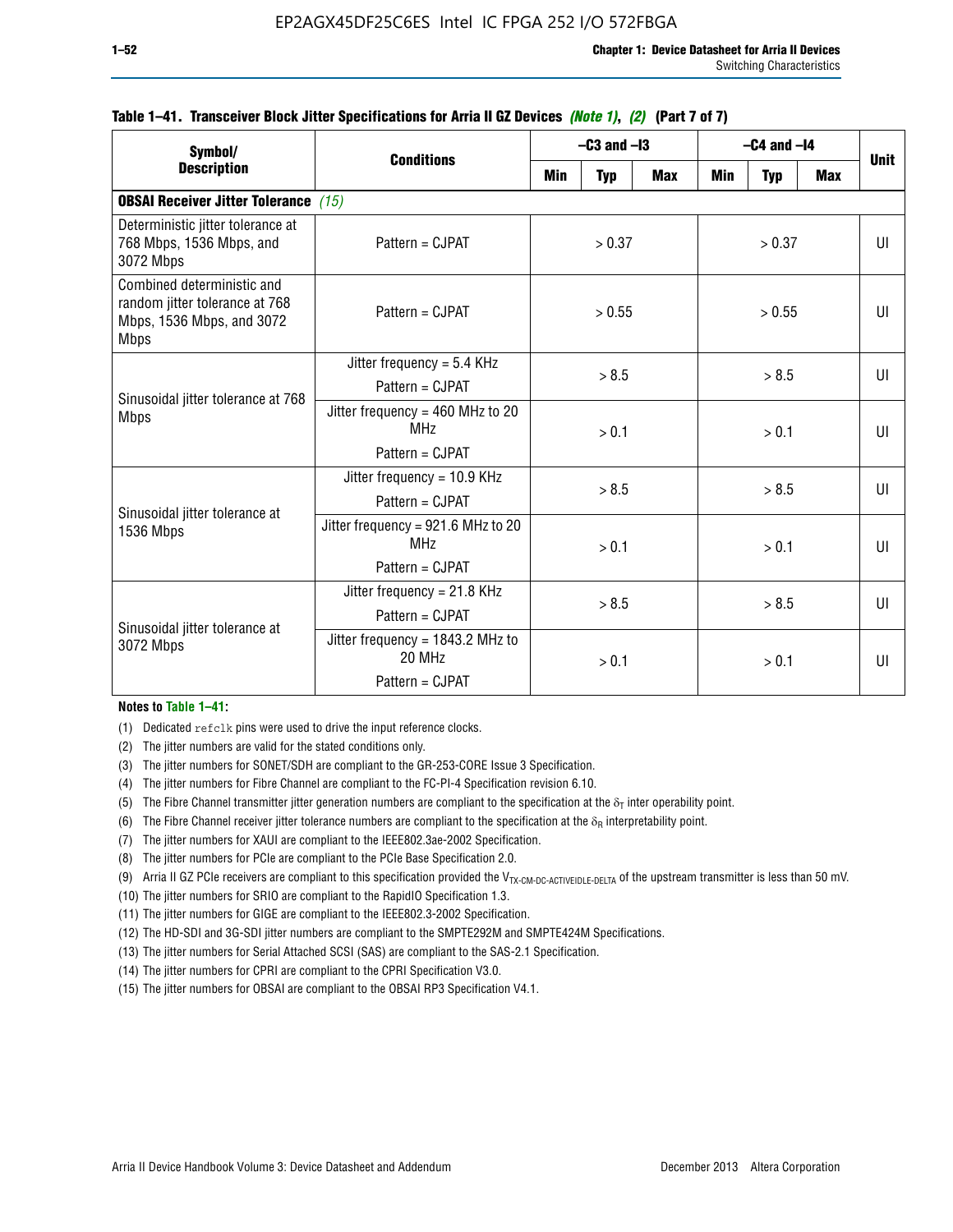**Table 1–41. Transceiver Block Jitter Specifications for Aria II GZ Devices *(Note 1)*, *(2)* (Part 7 of 7)**

| Symbol/ Description | Conditions | –C3 and –I3 | | | –C4 and –I4 | | | Unit |
|---|---|---|---|---|---|---|---|---|
| | | Min | Typ | Max | Min | Typ | Max | |
| **OBSAI Receiver Jitter Tolerance** *(15)* | | | | | | | | |
| Deterministic jitter tolerance at 768 Mbps, 1536 Mbps, and 3072 Mbps | Pattern = CJPAT | > 0.37 | | | > 0.37 | | | UI |
| Combined deterministic and random jitter tolerance at 768 Mbps, 1536 Mbps, and 3072 Mbps | Pattern = CJPAT | > 0.55 | | | > 0.55 | | | UI |
| Sinusoidal jitter tolerance at 768 Mbps | Jitter frequency = 5.4 KHz Pattern = CJPAT | > 8.5 | | | > 8.5 | | | UI |
| | Jitter frequency = 460 MHz to 20 MHz Pattern = CJPAT | > 0.1 | | | > 0.1 | | | UI |
| Sinusoidal jitter tolerance at 1536 Mbps | Jitter frequency = 10.9 KHz Pattern = CJPAT | > 8.5 | | | > 8.5 | | | UI |
| | Jitter frequency = 921.6 MHz to 20 MHz Pattern = CJPAT | > 0.1 | | | > 0.1 | | | UI |
| Sinusoidal jitter tolerance at 3072 Mbps | Jitter frequency = 21.8 KHz Pattern = CJPAT | > 8.5 | | | > 8.5 | | | UI |
| | Jitter frequency = 1843.2 MHz to 20 MHz Pattern = CJPAT | > 0.1 | | | > 0.1 | | | UI |

**Notes to Table 1–41:**

(1) Dedicated `refclk` pins were used to drive the input reference clocks.

(2) The jitter numbers are valid for the stated conditions only.

(3) The jitter numbers for SONET/SDH are compliant to the GR-253-CORE Issue 3 Specification.

(4) The jitter numbers for Fibre Channel are compliant to the FC-PI-4 Specification revision 6.10.

(5) The Fibre Channel transmitter jitter generation numbers are compliant to the specification at the $\delta_T$ inter operability point.

(6) The Fibre Channel receiver jitter tolerance numbers are compliant to the specification at the $\delta_R$ interpretability point.

(7) The jitter numbers for XAUI are compliant to the IEEE802.3ae-2002 Specification.

(8) The jitter numbers for PCIe are compliant to the PCIe Base Specification 2.0.

(9) Arria II GZ PCIe receivers are compliant to this specification provided the $V_{TX\text{-}CM\text{-}DC\text{-}ACTIVEIDLE\text{-}DELTA}$ of the upstream transmitter is less than 50 mV.

(10) The jitter numbers for SRIO are compliant to the RapidIO Specification 1.3.

(11) The jitter numbers for GIGE are compliant to the IEEE802.3-2002 Specification.

(12) The HD-SDI and 3G-SDI jitter numbers are compliant to the SMPTE292M and SMPTE424M Specifications.

(13) The jitter numbers for Serial Attached SCSI (SAS) are compliant to the SAS-2.1 Specification.

(14) The jitter numbers for CPRI are compliant to the CPRI Specification V3.0.

(15) The jitter numbers for OBSAI are compliant to the OBSAI RP3 Specification V4.1.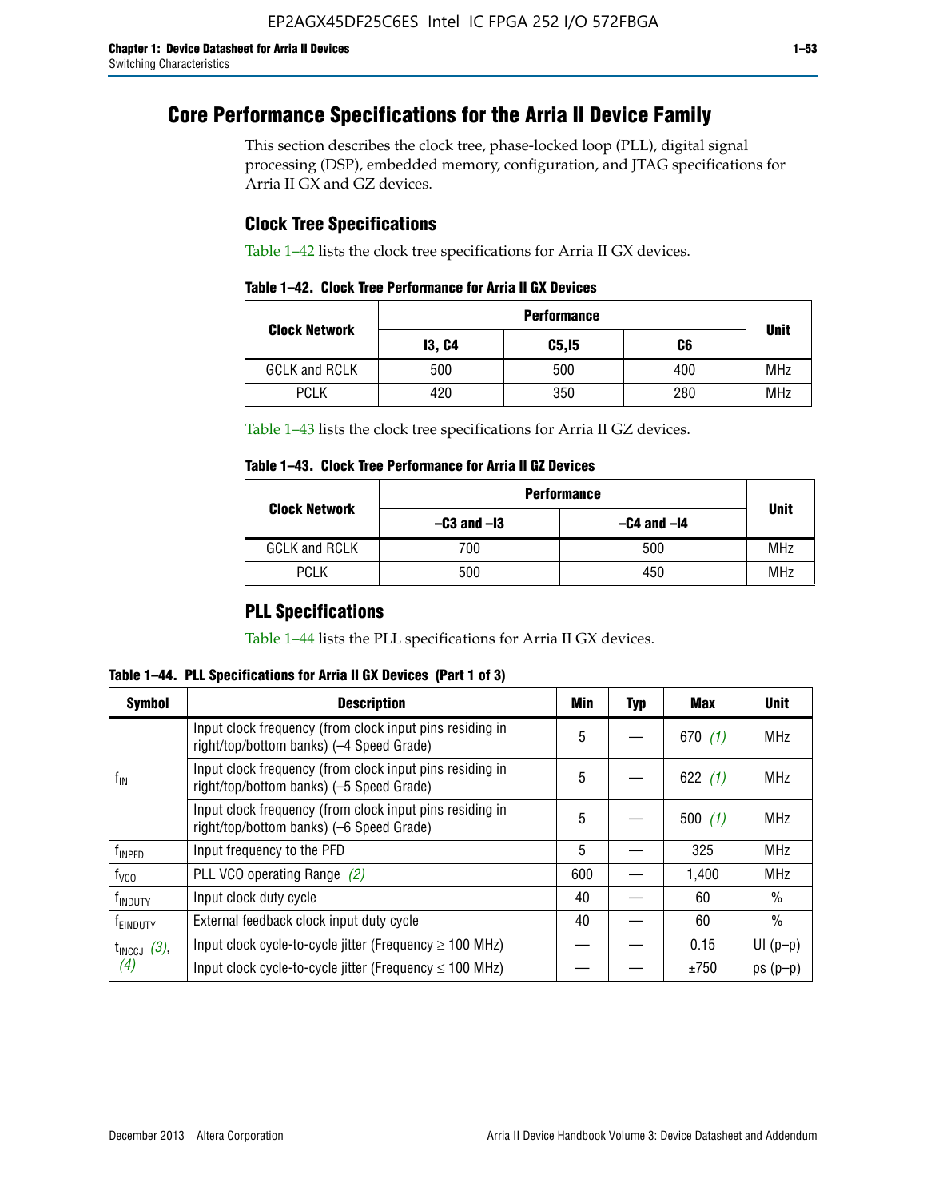# Core Performance Specifications for the Arria II Device Family

This section describes the clock tree, phase-locked loop (PLL), digital signal processing (DSP), embedded memory, configuration, and JTAG specifications for Arria II GX and GZ devices.

## Clock Tree Specifications

Table 1–42 lists the clock tree specifications for Arria II GX devices.

**Table 1–42. Clock Tree Performance for Arria II GX Devices**

| Clock Network | Performance | | | Unit |
|---|---|---|---|---|
| | I3, C4 | C5,I5 | C6 | |
| GCLK and RCLK | 500 | 500 | 400 | MHz |
| PCLK | 420 | 350 | 280 | MHz |

Table 1–43 lists the clock tree specifications for Arria II GZ devices.

**Table 1–43. Clock Tree Performance for Arria II GZ Devices**

| Clock Network | Performance | | Unit |
|---|---|---|---|
| | –C3 and –I3 | –C4 and –I4 | |
| GCLK and RCLK | 700 | 500 | MHz |
| PCLK | 500 | 450 | MHz |

## PLL Specifications

Table 1–44 lists the PLL specifications for Arria II GX devices.

**Table 1–44. PLL Specifications for Arria II GX Devices (Part 1 of 3)**

| Symbol | Description | Min | Typ | Max | Unit |
|---|---|---|---|---|---|
| $f_{IN}$ | Input clock frequency (from clock input pins residing in right/top/bottom banks) (–4 Speed Grade) | 5 | — | 670 *(1)* | MHz |
| | Input clock frequency (from clock input pins residing in right/top/bottom banks) (–5 Speed Grade) | 5 | — | 622 *(1)* | MHz |
| | Input clock frequency (from clock input pins residing in right/top/bottom banks) (–6 Speed Grade) | 5 | — | 500 *(1)* | MHz |
| $f_{INPFD}$ | Input frequency to the PFD | 5 | — | 325 | MHz |
| $f_{VCO}$ | PLL VCO operating Range *(2)* | 600 | — | 1,400 | MHz |
| $f_{INDUTY}$ | Input clock duty cycle | 40 | — | 60 | % |
| $f_{EINDUTY}$ | External feedback clock input duty cycle | 40 | — | 60 | % |
| $t_{INCCJ}$ *(3)*, *(4)* | Input clock cycle-to-cycle jitter (Frequency ≥ 100 MHz) | — | — | 0.15 | UI (p–p) |
| | Input clock cycle-to-cycle jitter (Frequency ≤ 100 MHz) | — | — | ±750 | ps (p–p) |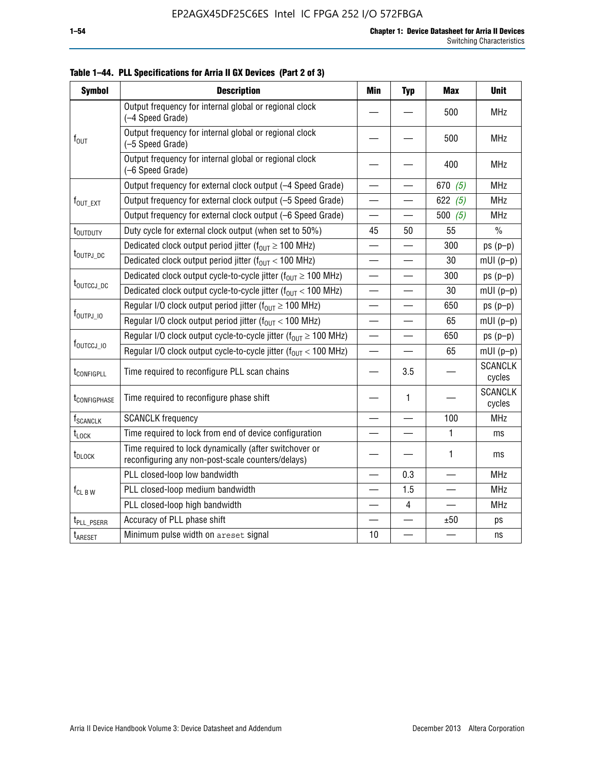**Table 1–44. PLL Specifications for Arria II GX Devices (Part 2 of 3)**

| Symbol | Description | Min | Typ | Max | Unit |
|---|---|---|---|---|---|
| $f_{OUT}$ | Output frequency for internal global or regional clock (–4 Speed Grade) | — | — | 500 | MHz |
| | Output frequency for internal global or regional clock (–5 Speed Grade) | — | — | 500 | MHz |
| | Output frequency for internal global or regional clock (–6 Speed Grade) | — | — | 400 | MHz |
| $f_{OUT\_EXT}$ | Output frequency for external clock output (–4 Speed Grade) | — | — | 670 *(5)* | MHz |
| | Output frequency for external clock output (–5 Speed Grade) | — | — | 622 *(5)* | MHz |
| | Output frequency for external clock output (–6 Speed Grade) | — | — | 500 *(5)* | MHz |
| $t_{OUTDUTY}$ | Duty cycle for external clock output (when set to 50%) | 45 | 50 | 55 | % |
| $t_{OUTPJ\_DC}$ | Dedicated clock output period jitter ($f_{OUT} \geq 100$ MHz) | — | — | 300 | ps (p–p) |
| | Dedicated clock output period jitter ($f_{OUT} < 100$ MHz) | — | — | 30 | mUI (p–p) |
| $t_{OUTCCJ\_DC}$ | Dedicated clock output cycle-to-cycle jitter ($f_{OUT} \geq 100$ MHz) | — | — | 300 | ps (p–p) |
| | Dedicated clock output cycle-to-cycle jitter ($f_{OUT} < 100$ MHz) | — | — | 30 | mUI (p–p) |
| $f_{OUTPJ\_IO}$ | Regular I/O clock output period jitter ($f_{OUT} \geq 100$ MHz) | — | — | 650 | ps (p–p) |
| | Regular I/O clock output period jitter ($f_{OUT} < 100$ MHz) | — | — | 65 | mUI (p–p) |
| $f_{OUTCCJ\_IO}$ | Regular I/O clock output cycle-to-cycle jitter ($f_{OUT} \geq 100$ MHz) | — | — | 650 | ps (p–p) |
| | Regular I/O clock output cycle-to-cycle jitter ($f_{OUT} < 100$ MHz) | — | — | 65 | mUI (p–p) |
| $t_{CONFIGPLL}$ | Time required to reconfigure PLL scan chains | — | 3.5 | — | SCANCLK cycles |
| $t_{CONFIGPHASE}$ | Time required to reconfigure phase shift | — | 1 | — | SCANCLK cycles |
| $f_{SCANCLK}$ | SCANCLK frequency | — | — | 100 | MHz |
| $t_{LOCK}$ | Time required to lock from end of device configuration | — | — | 1 | ms |
| $t_{DLOCK}$ | Time required to lock dynamically (after switchover or reconfiguring any non-post-scale counters/delays) | — | — | 1 | ms |
| $f_{CL\ B\ W}$ | PLL closed-loop low bandwidth | — | 0.3 | — | MHz |
| | PLL closed-loop medium bandwidth | — | 1.5 | — | MHz |
| | PLL closed-loop high bandwidth | — | 4 | — | MHz |
| $t_{PLL\_PSERR}$ | Accuracy of PLL phase shift | — | — | ±50 | ps |
| $t_{ARESET}$ | Minimum pulse width on `areset` signal | 10 | — | — | ns |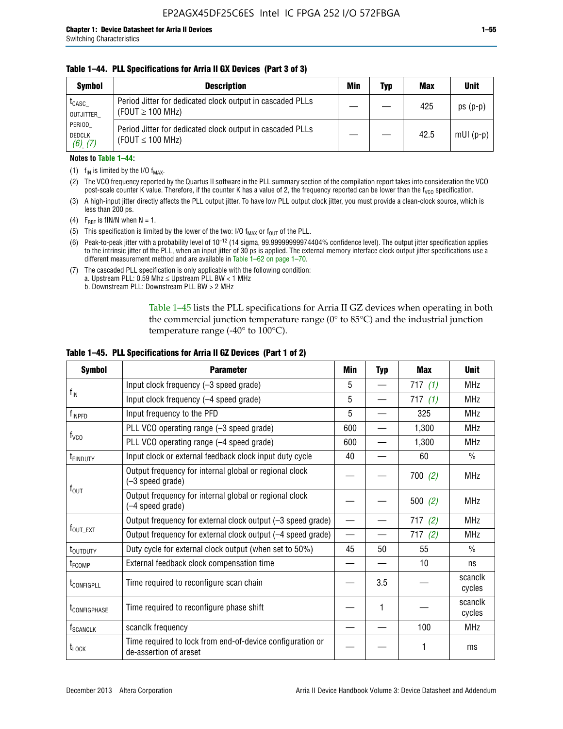**Table 1–44. PLL Specifications for Arria II GX Devices (Part 3 of 3)**

| Symbol | Description | Min | Typ | Max | Unit |
|---|---|---|---|---|---|
| $t_{CASC\_OUTJITTER\_PERIOD\_DEDCLK}$ *(6)*, *(7)* | Period Jitter for dedicated clock output in cascaded PLLs ($F_{OUT} \geq 100$ MHz) | — | — | 425 | ps (p-p) |
| | Period Jitter for dedicated clock output in cascaded PLLs ($F_{OUT} \leq 100$ MHz) | — | — | 42.5 | mUI (p-p) |

**Notes to Table 1–44:**

(1) $f_{IN}$ is limited by the I/O $f_{MAX}$.

(2) The VCO frequency reported by the Quartus II software in the PLL summary section of the compilation report takes into consideration the VCO post-scale counter K value. Therefore, if the counter K has a value of 2, the frequency reported can be lower than the $f_{VCO}$ specification.

(3) A high-input jitter directly affects the PLL output jitter. To have low PLL output clock jitter, you must provide a clean-clock source, which is less than 200 ps.

(4) $F_{REF}$ is fIN/N when N = 1.

(5) This specification is limited by the lower of the two: I/O $f_{MAX}$ or $f_{OUT}$ of the PLL.

(6) Peak-to-peak jitter with a probability level of $10^{-12}$ (14 sigma, 99.99999999974404% confidence level). The output jitter specification applies to the intrinsic jitter of the PLL, when an input jitter of 30 ps is applied. The external memory interface clock output jitter specifications use a different measurement method and are available in Table 1–62 on page 1–70.

(7) The cascaded PLL specification is only applicable with the following condition:
a. Upstream PLL: 0.59 Mhz ≤ Upstream PLL BW < 1 MHz
b. Downstream PLL: Downstream PLL BW > 2 MHz

Table 1–45 lists the PLL specifications for Arria II GZ devices when operating in both the commercial junction temperature range (0° to 85°C) and the industrial junction temperature range (-40° to 100°C).

**Table 1–45. PLL Specifications for Arria II GZ Devices (Part 1 of 2)**

| Symbol | Parameter | Min | Typ | Max | Unit |
|---|---|---|---|---|---|
| $f_{IN}$ | Input clock frequency (–3 speed grade) | 5 | — | 717 *(1)* | MHz |
| | Input clock frequency (–4 speed grade) | 5 | — | 717 *(1)* | MHz |
| $f_{INPFD}$ | Input frequency to the PFD | 5 | — | 325 | MHz |
| $f_{VCO}$ | PLL VCO operating range (–3 speed grade) | 600 | — | 1,300 | MHz |
| | PLL VCO operating range (–4 speed grade) | 600 | — | 1,300 | MHz |
| $t_{EINDUTY}$ | Input clock or external feedback clock input duty cycle | 40 | — | 60 | % |
| $f_{OUT}$ | Output frequency for internal global or regional clock (–3 speed grade) | — | — | 700 *(2)* | MHz |
| | Output frequency for internal global or regional clock (–4 speed grade) | — | — | 500 *(2)* | MHz |
| $f_{OUT\_EXT}$ | Output frequency for external clock output (–3 speed grade) | — | — | 717 *(2)* | MHz |
| | Output frequency for external clock output (–4 speed grade) | — | — | 717 *(2)* | MHz |
| $t_{OUTDUTY}$ | Duty cycle for external clock output (when set to 50%) | 45 | 50 | 55 | % |
| $t_{FCOMP}$ | External feedback clock compensation time | — | — | 10 | ns |
| $t_{CONFIGPLL}$ | Time required to reconfigure scan chain | — | 3.5 | — | scanclk cycles |
| $t_{CONFIGPHASE}$ | Time required to reconfigure phase shift | — | 1 | — | scanclk cycles |
| $f_{SCANCLK}$ | scanclk frequency | — | — | 100 | MHz |
| $t_{LOCK}$ | Time required to lock from end-of-device configuration or de-assertion of areset | — | — | 1 | ms |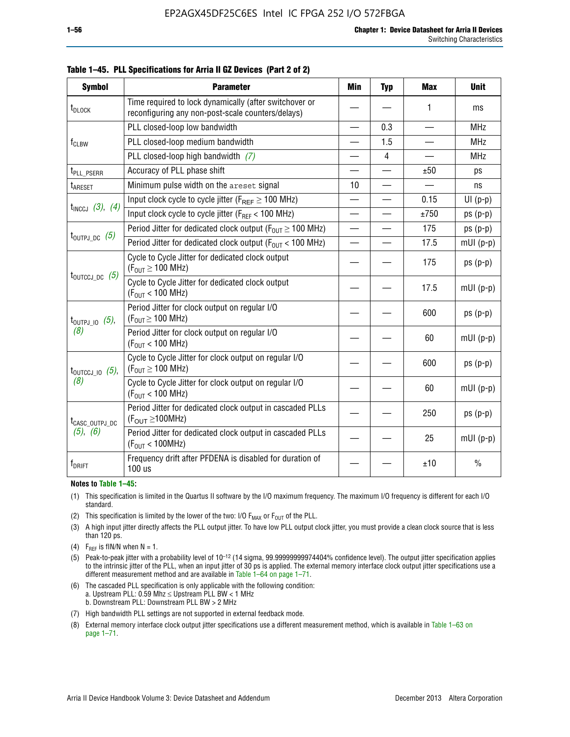**Table 1–45. PLL Specifications for Arria II GZ Devices (Part 2 of 2)**

| Symbol | Parameter | Min | Typ | Max | Unit |
|---|---|---|---|---|---|
| $t_{DLOCK}$ | Time required to lock dynamically (after switchover or reconfiguring any non-post-scale counters/delays) | — | — | 1 | ms |
| $f_{CLBW}$ | PLL closed-loop low bandwidth | — | 0.3 | — | MHz |
| | PLL closed-loop medium bandwidth | — | 1.5 | — | MHz |
| | PLL closed-loop high bandwidth *(7)* | — | 4 | — | MHz |
| $t_{PLL\_PSERR}$ | Accuracy of PLL phase shift | — | — | ±50 | ps |
| $t_{ARESET}$ | Minimum pulse width on the `areset` signal | 10 | — | — | ns |
| $t_{INCCJ}$ *(3)*, *(4)* | Input clock cycle to cycle jitter ($F_{REF} \geq 100$ MHz) | — | — | 0.15 | UI (p-p) |
| | Input clock cycle to cycle jitter ($F_{REF} < 100$ MHz) | — | — | ±750 | ps (p-p) |
| $t_{OUTPJ\_DC}$ *(5)* | Period Jitter for dedicated clock output ($F_{OUT} \geq 100$ MHz) | — | — | 175 | ps (p-p) |
| | Period Jitter for dedicated clock output ($F_{OUT} < 100$ MHz) | — | — | 17.5 | mUI (p-p) |
| $t_{OUTCCJ\_DC}$ *(5)* | Cycle to Cycle Jitter for dedicated clock output ($F_{OUT} \geq 100$ MHz) | — | — | 175 | ps (p-p) |
| | Cycle to Cycle Jitter for dedicated clock output ($F_{OUT} < 100$ MHz) | — | — | 17.5 | mUI (p-p) |
| $t_{OUTPJ\_IO}$ *(5)*, *(8)* | Period Jitter for clock output on regular I/O ($F_{OUT} \geq 100$ MHz) | — | — | 600 | ps (p-p) |
| | Period Jitter for clock output on regular I/O ($F_{OUT} < 100$ MHz) | — | — | 60 | mUI (p-p) |
| $t_{OUTCCJ\_IO}$ *(5)*, *(8)* | Cycle to Cycle Jitter for clock output on regular I/O ($F_{OUT} \geq 100$ MHz) | — | — | 600 | ps (p-p) |
| | Cycle to Cycle Jitter for clock output on regular I/O ($F_{OUT} < 100$ MHz) | — | — | 60 | mUI (p-p) |
| $t_{CASC\_OUTPJ\_DC}$ *(5)*, *(6)* | Period Jitter for dedicated clock output in cascaded PLLs ($F_{OUT} \geq 100$MHz) | — | — | 250 | ps (p-p) |
| | Period Jitter for dedicated clock output in cascaded PLLs ($F_{OUT} < 100$MHz) | — | — | 25 | mUI (p-p) |
| $f_{DRIFT}$ | Frequency drift after PFDENA is disabled for duration of 100 us | — | — | ±10 | % |

**Notes to Table 1–45:**

(1) This specification is limited in the Quartus II software by the I/O maximum frequency. The maximum I/O frequency is different for each I/O standard.

(2) This specification is limited by the lower of the two: I/O $F_{MAX}$ or $F_{OUT}$ of the PLL.

(3) A high input jitter directly affects the PLL output jitter. To have low PLL output clock jitter, you must provide a clean clock source that is less than 120 ps.

(4) $F_{REF}$ is fIN/N when N = 1.

(5) Peak-to-peak jitter with a probability level of $10^{-12}$ (14 sigma, 99.99999999974404% confidence level). The output jitter specification applies to the intrinsic jitter of the PLL, when an input jitter of 30 ps is applied. The external memory interface clock output jitter specifications use a different measurement method and are available in Table 1–64 on page 1–71.

(6) The cascaded PLL specification is only applicable with the following condition:
a. Upstream PLL: 0.59 Mhz ≤ Upstream PLL BW < 1 MHz
b. Downstream PLL: Downstream PLL BW > 2 MHz

(7) High bandwidth PLL settings are not supported in external feedback mode.

(8) External memory interface clock output jitter specifications use a different measurement method, which is available in Table 1–63 on page 1–71.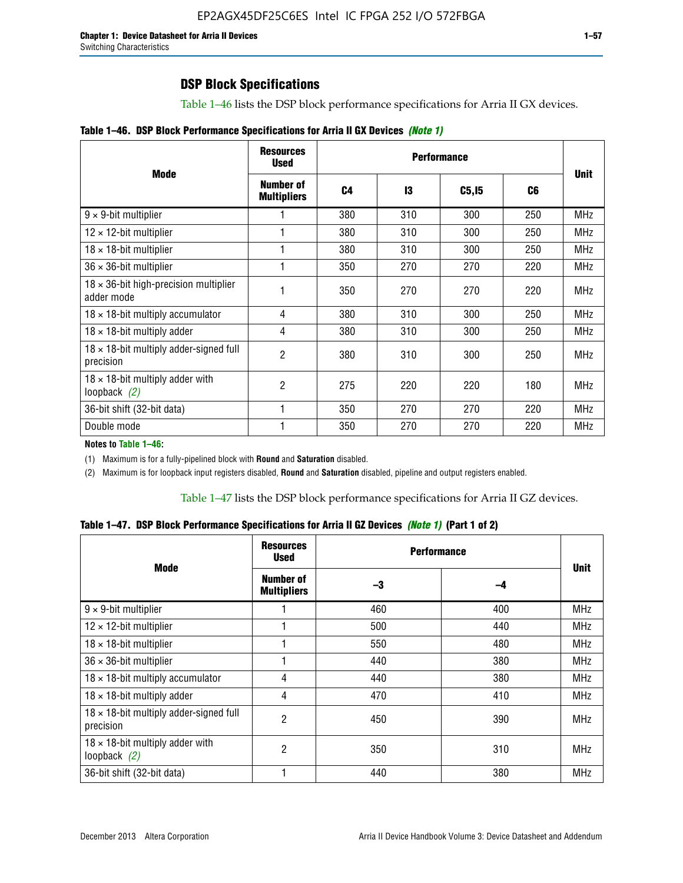### DSP Block Specifications

Table 1–46 lists the DSP block performance specifications for Arria II GX devices.

**Table 1–46. DSP Block Performance Specifications for Arria II GX Devices** ***(Note 1)***

| Mode | Resources Used | Performance | | | | Unit |
|---|---|---|---|---|---|---|
| | Number of Multipliers | C4 | I3 | C5,I5 | C6 | |
| 9 × 9-bit multiplier | 1 | 380 | 310 | 300 | 250 | MHz |
| 12 × 12-bit multiplier | 1 | 380 | 310 | 300 | 250 | MHz |
| 18 × 18-bit multiplier | 1 | 380 | 310 | 300 | 250 | MHz |
| 36 × 36-bit multiplier | 1 | 350 | 270 | 270 | 220 | MHz |
| 18 × 36-bit high-precision multiplier adder mode | 1 | 350 | 270 | 270 | 220 | MHz |
| 18 × 18-bit multiply accumulator | 4 | 380 | 310 | 300 | 250 | MHz |
| 18 × 18-bit multiply adder | 4 | 380 | 310 | 300 | 250 | MHz |
| 18 × 18-bit multiply adder-signed full precision | 2 | 380 | 310 | 300 | 250 | MHz |
| 18 × 18-bit multiply adder with loopback *(2)* | 2 | 275 | 220 | 220 | 180 | MHz |
| 36-bit shift (32-bit data) | 1 | 350 | 270 | 270 | 220 | MHz |
| Double mode | 1 | 350 | 270 | 270 | 220 | MHz |

**Notes to Table 1–46:**

(1) Maximum is for a fully-pipelined block with **Round** and **Saturation** disabled.

(2) Maximum is for loopback input registers disabled, **Round** and **Saturation** disabled, pipeline and output registers enabled.

Table 1–47 lists the DSP block performance specifications for Arria II GZ devices.

**Table 1–47. DSP Block Performance Specifications for Arria II GZ Devices** ***(Note 1)*** **(Part 1 of 2)**

| Mode | Resources Used | Performance | | Unit |
|---|---|---|---|---|
| | Number of Multipliers | –3 | –4 | |
| 9 × 9-bit multiplier | 1 | 460 | 400 | MHz |
| 12 × 12-bit multiplier | 1 | 500 | 440 | MHz |
| 18 × 18-bit multiplier | 1 | 550 | 480 | MHz |
| 36 × 36-bit multiplier | 1 | 440 | 380 | MHz |
| 18 × 18-bit multiply accumulator | 4 | 440 | 380 | MHz |
| 18 × 18-bit multiply adder | 4 | 470 | 410 | MHz |
| 18 × 18-bit multiply adder-signed full precision | 2 | 450 | 390 | MHz |
| 18 × 18-bit multiply adder with loopback *(2)* | 2 | 350 | 310 | MHz |
| 36-bit shift (32-bit data) | 1 | 440 | 380 | MHz |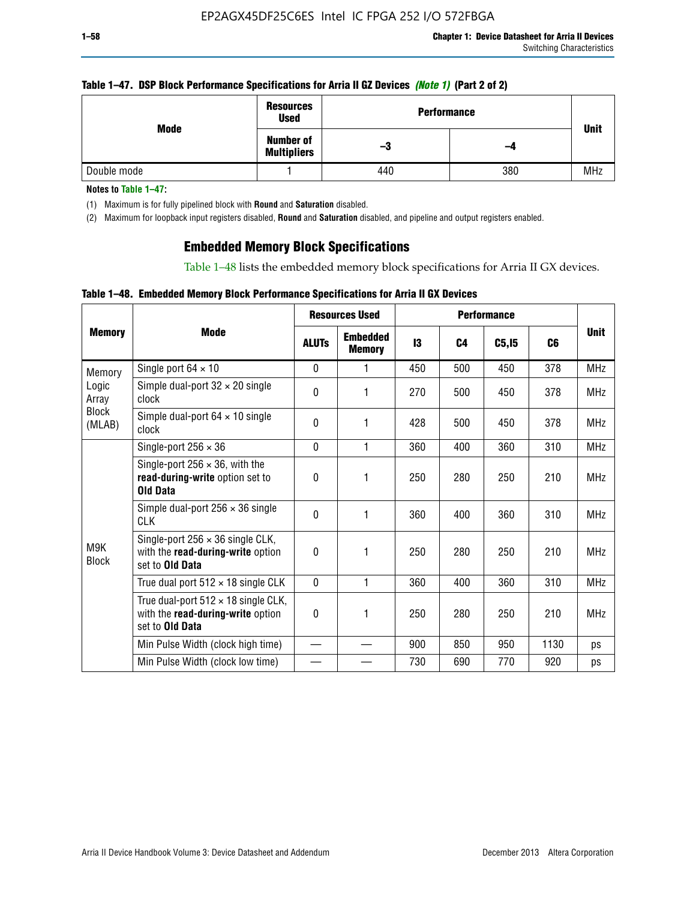**Table 1–47. DSP Block Performance Specifications for Arria II GZ Devices *(Note 1)* (Part 2 of 2)**

| Mode | Resources Used | Performance | | Unit |
|---|---|---|---|---|
| | Number of Multipliers | –3 | –4 | |
| Double mode | 1 | 440 | 380 | MHz |

**Notes to Table 1–47:**

(1) Maximum is for fully pipelined block with **Round** and **Saturation** disabled.

(2) Maximum for loopback input registers disabled, **Round** and **Saturation** disabled, and pipeline and output registers enabled.

## Embedded Memory Block Specifications

Table 1–48 lists the embedded memory block specifications for Arria II GX devices.

**Table 1–48. Embedded Memory Block Performance Specifications for Arria II GX Devices**

| Memory | Mode | Resources Used | | Performance | | | | Unit |
|---|---|---|---|---|---|---|---|---|
| | | ALUTs | Embedded Memory | I3 | C4 | C5,I5 | C6 | |
| Memory Logic Array Block (MLAB) | Single port 64 × 10 | 0 | 1 | 450 | 500 | 450 | 378 | MHz |
| | Simple dual-port 32 × 20 single clock | 0 | 1 | 270 | 500 | 450 | 378 | MHz |
| | Simple dual-port 64 × 10 single clock | 0 | 1 | 428 | 500 | 450 | 378 | MHz |
| M9K Block | Single-port 256 × 36 | 0 | 1 | 360 | 400 | 360 | 310 | MHz |
| | Single-port 256 × 36, with the **read-during-write** option set to **Old Data** | 0 | 1 | 250 | 280 | 250 | 210 | MHz |
| | Simple dual-port 256 × 36 single CLK | 0 | 1 | 360 | 400 | 360 | 310 | MHz |
| | Single-port 256 × 36 single CLK, with the **read-during-write** option set to **Old Data** | 0 | 1 | 250 | 280 | 250 | 210 | MHz |
| | True dual port 512 × 18 single CLK | 0 | 1 | 360 | 400 | 360 | 310 | MHz |
| | True dual-port 512 × 18 single CLK, with the **read-during-write** option set to **Old Data** | 0 | 1 | 250 | 280 | 250 | 210 | MHz |
| | Min Pulse Width (clock high time) | — | — | 900 | 850 | 950 | 1130 | ps |
| | Min Pulse Width (clock low time) | — | — | 730 | 690 | 770 | 920 | ps |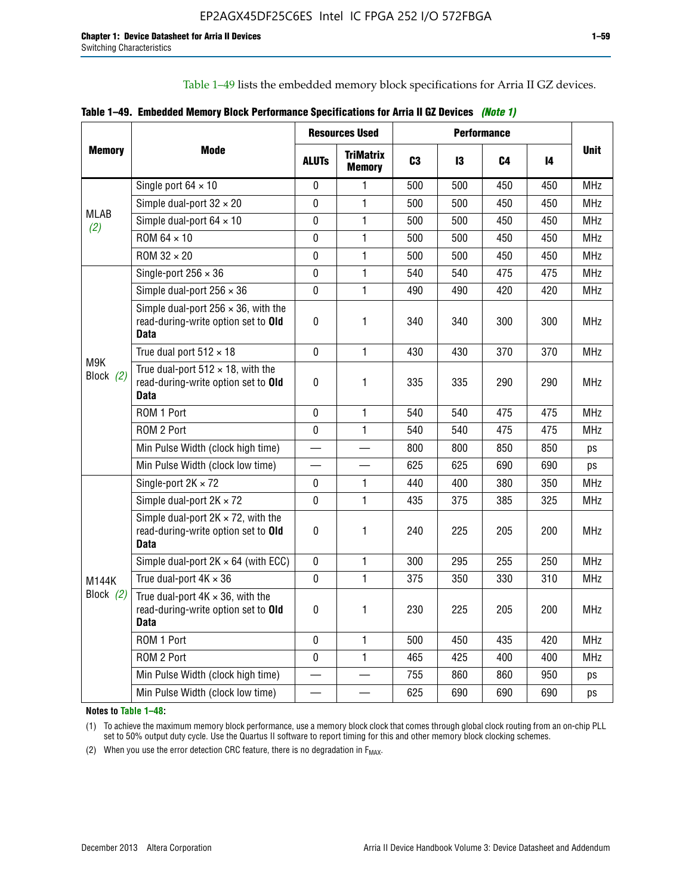Table 1–49 lists the embedded memory block specifications for Arria II GZ devices.

**Table 1–49. Embedded Memory Block Performance Specifications for Arria II GZ Devices** *(Note 1)*

| Memory | Mode | Resources Used | | Performance | | | | Unit |
|---|---|---|---|---|---|---|---|---|
| | | ALUTs | TriMatrix Memory | C3 | I3 | C4 | I4 | |
| MLAB *(2)* | Single port 64 × 10 | 0 | 1 | 500 | 500 | 450 | 450 | MHz |
| | Simple dual-port 32 × 20 | 0 | 1 | 500 | 500 | 450 | 450 | MHz |
| | Simple dual-port 64 × 10 | 0 | 1 | 500 | 500 | 450 | 450 | MHz |
| | ROM 64 × 10 | 0 | 1 | 500 | 500 | 450 | 450 | MHz |
| | ROM 32 × 20 | 0 | 1 | 500 | 500 | 450 | 450 | MHz |
| M9K Block *(2)* | Single-port 256 × 36 | 0 | 1 | 540 | 540 | 475 | 475 | MHz |
| | Simple dual-port 256 × 36 | 0 | 1 | 490 | 490 | 420 | 420 | MHz |
| | Simple dual-port 256 × 36, with the read-during-write option set to **Old Data** | 0 | 1 | 340 | 340 | 300 | 300 | MHz |
| | True dual port 512 × 18 | 0 | 1 | 430 | 430 | 370 | 370 | MHz |
| | True dual-port 512 × 18, with the read-during-write option set to **Old Data** | 0 | 1 | 335 | 335 | 290 | 290 | MHz |
| | ROM 1 Port | 0 | 1 | 540 | 540 | 475 | 475 | MHz |
| | ROM 2 Port | 0 | 1 | 540 | 540 | 475 | 475 | MHz |
| | Min Pulse Width (clock high time) | — | — | 800 | 800 | 850 | 850 | ps |
| | Min Pulse Width (clock low time) | — | — | 625 | 625 | 690 | 690 | ps |
| M144K Block *(2)* | Single-port 2K × 72 | 0 | 1 | 440 | 400 | 380 | 350 | MHz |
| | Simple dual-port 2K × 72 | 0 | 1 | 435 | 375 | 385 | 325 | MHz |
| | Simple dual-port 2K × 72, with the read-during-write option set to **Old Data** | 0 | 1 | 240 | 225 | 205 | 200 | MHz |
| | Simple dual-port 2K × 64 (with ECC) | 0 | 1 | 300 | 295 | 255 | 250 | MHz |
| | True dual-port 4K × 36 | 0 | 1 | 375 | 350 | 330 | 310 | MHz |
| | True dual-port 4K × 36, with the read-during-write option set to **Old Data** | 0 | 1 | 230 | 225 | 205 | 200 | MHz |
| | ROM 1 Port | 0 | 1 | 500 | 450 | 435 | 420 | MHz |
| | ROM 2 Port | 0 | 1 | 465 | 425 | 400 | 400 | MHz |
| | Min Pulse Width (clock high time) | — | — | 755 | 860 | 860 | 950 | ps |
| | Min Pulse Width (clock low time) | — | — | 625 | 690 | 690 | 690 | ps |

**Notes to Table 1–48:**

(1) To achieve the maximum memory block performance, use a memory block clock that comes through global clock routing from an on-chip PLL set to 50% output duty cycle. Use the Quartus II software to report timing for this and other memory block clocking schemes.

(2) When you use the error detection CRC feature, there is no degradation in $F_{MAX}$.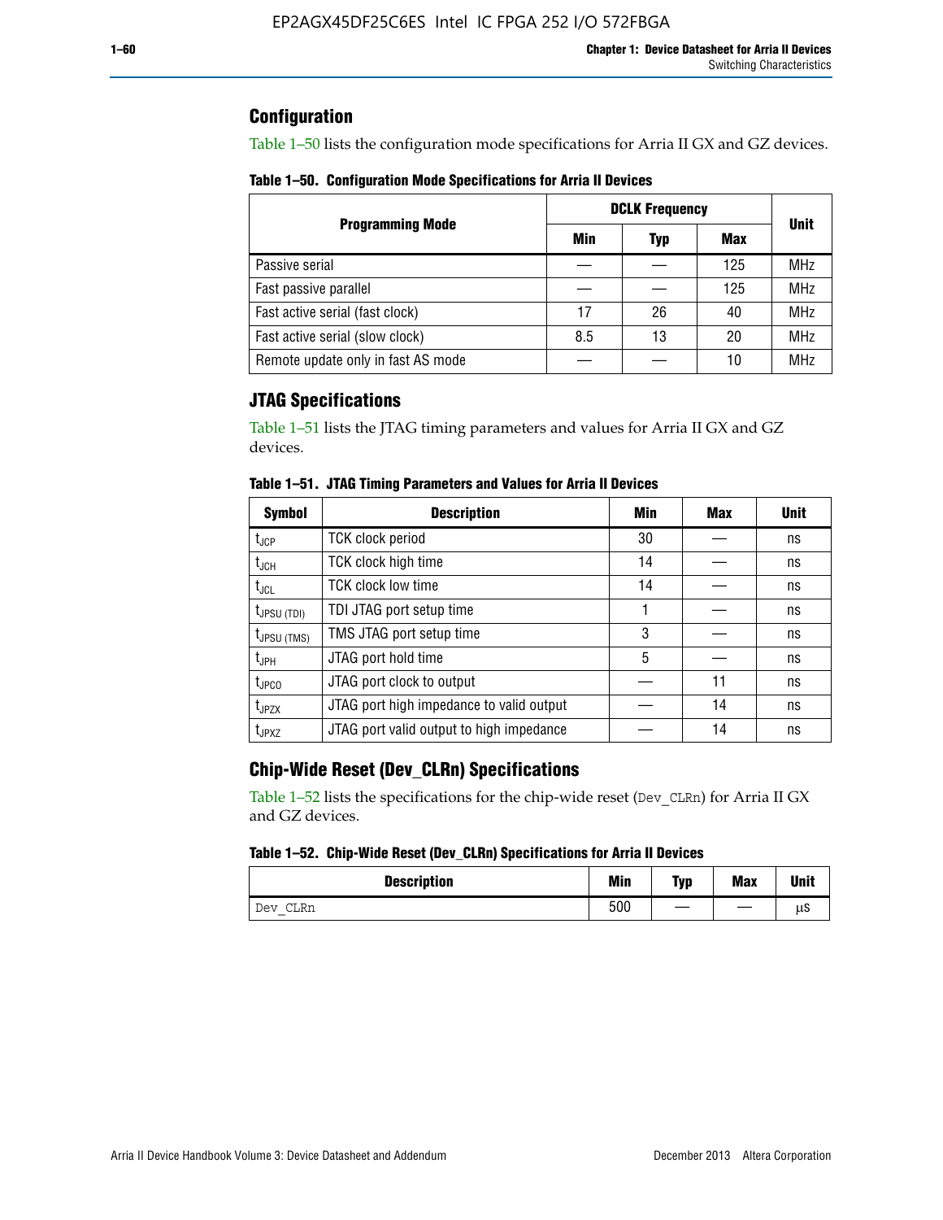## Configuration

Table 1–50 lists the configuration mode specifications for Arria II GX and GZ devices.

**Table 1–50. Configuration Mode Specifications for Arria II Devices**

| Programming Mode | DCLK Frequency | | | Unit |
|---|---|---|---|---|
| | Min | Typ | Max | |
| Passive serial | — | — | 125 | MHz |
| Fast passive parallel | — | — | 125 | MHz |
| Fast active serial (fast clock) | 17 | 26 | 40 | MHz |
| Fast active serial (slow clock) | 8.5 | 13 | 20 | MHz |
| Remote update only in fast AS mode | — | — | 10 | MHz |

## JTAG Specifications

Table 1–51 lists the JTAG timing parameters and values for Arria II GX and GZ devices.

**Table 1–51. JTAG Timing Parameters and Values for Arria II Devices**

| Symbol | Description | Min | Max | Unit |
|---|---|---|---|---|
| $t_{JCP}$ | TCK clock period | 30 | — | ns |
| $t_{JCH}$ | TCK clock high time | 14 | — | ns |
| $t_{JCL}$ | TCK clock low time | 14 | — | ns |
| $t_{JPSU (TDI)}$ | TDI JTAG port setup time | 1 | — | ns |
| $t_{JPSU (TMS)}$ | TMS JTAG port setup time | 3 | — | ns |
| $t_{JPH}$ | JTAG port hold time | 5 | — | ns |
| $t_{JPCO}$ | JTAG port clock to output | — | 11 | ns |
| $t_{JPZX}$ | JTAG port high impedance to valid output | — | 14 | ns |
| $t_{JPXZ}$ | JTAG port valid output to high impedance | — | 14 | ns |

## Chip-Wide Reset (Dev_CLRn) Specifications

Table 1–52 lists the specifications for the chip-wide reset (`Dev_CLRn`) for Arria II GX and GZ devices.

**Table 1–52. Chip-Wide Reset (Dev_CLRn) Specifications for Arria II Devices**

| Description | Min | Typ | Max | Unit |
|---|---|---|---|---|
| `Dev_CLRn` | 500 | — | — | μs |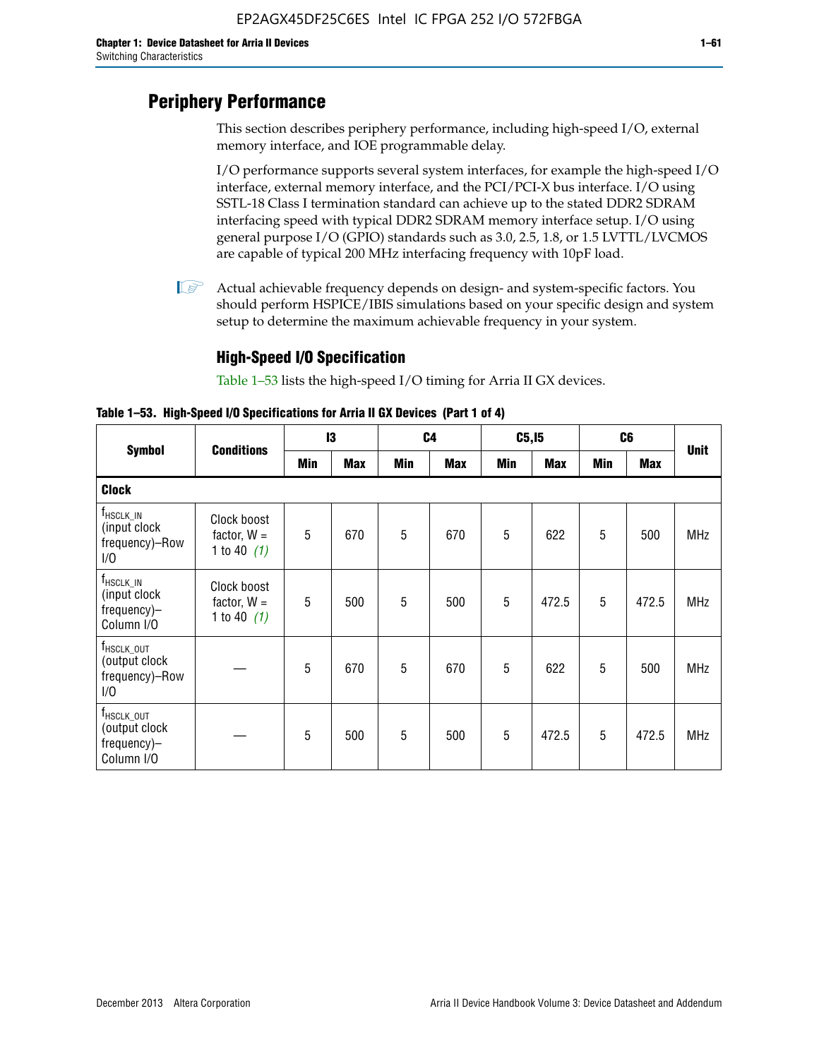## Periphery Performance

This section describes periphery performance, including high-speed I/O, external memory interface, and IOE programmable delay.

I/O performance supports several system interfaces, for example the high-speed I/O interface, external memory interface, and the PCI/PCI-X bus interface. I/O using SSTL-18 Class I termination standard can achieve up to the stated DDR2 SDRAM interfacing speed with typical DDR2 SDRAM memory interface setup. I/O using general purpose I/O (GPIO) standards such as 3.0, 2.5, 1.8, or 1.5 LVTTL/LVCMOS are capable of typical 200 MHz interfacing frequency with 10pF load.

Actual achievable frequency depends on design- and system-specific factors. You should perform HSPICE/IBIS simulations based on your specific design and system setup to determine the maximum achievable frequency in your system.

### High-Speed I/O Specification

Table 1–53 lists the high-speed I/O timing for Arria II GX devices.

**Table 1–53. High-Speed I/O Specifications for Arria II GX Devices (Part 1 of 4)**

| Symbol | Conditions | I3 | | C4 | | C5,I5 | | C6 | | Unit |
|---|---|---|---|---|---|---|---|---|---|---|
| | | Min | Max | Min | Max | Min | Max | Min | Max | |
| **Clock** | | | | | | | | | | |
| $f_{HSCLK\_IN}$ (input clock frequency)–Row I/O | Clock boost factor, W = 1 to 40 *(1)* | 5 | 670 | 5 | 670 | 5 | 622 | 5 | 500 | MHz |
| $f_{HSCLK\_IN}$ (input clock frequency)–Column I/O | Clock boost factor, W = 1 to 40 *(1)* | 5 | 500 | 5 | 500 | 5 | 472.5 | 5 | 472.5 | MHz |
| $f_{HSCLK\_OUT}$ (output clock frequency)–Row I/O | — | 5 | 670 | 5 | 670 | 5 | 622 | 5 | 500 | MHz |
| $f_{HSCLK\_OUT}$ (output clock frequency)–Column I/O | — | 5 | 500 | 5 | 500 | 5 | 472.5 | 5 | 472.5 | MHz |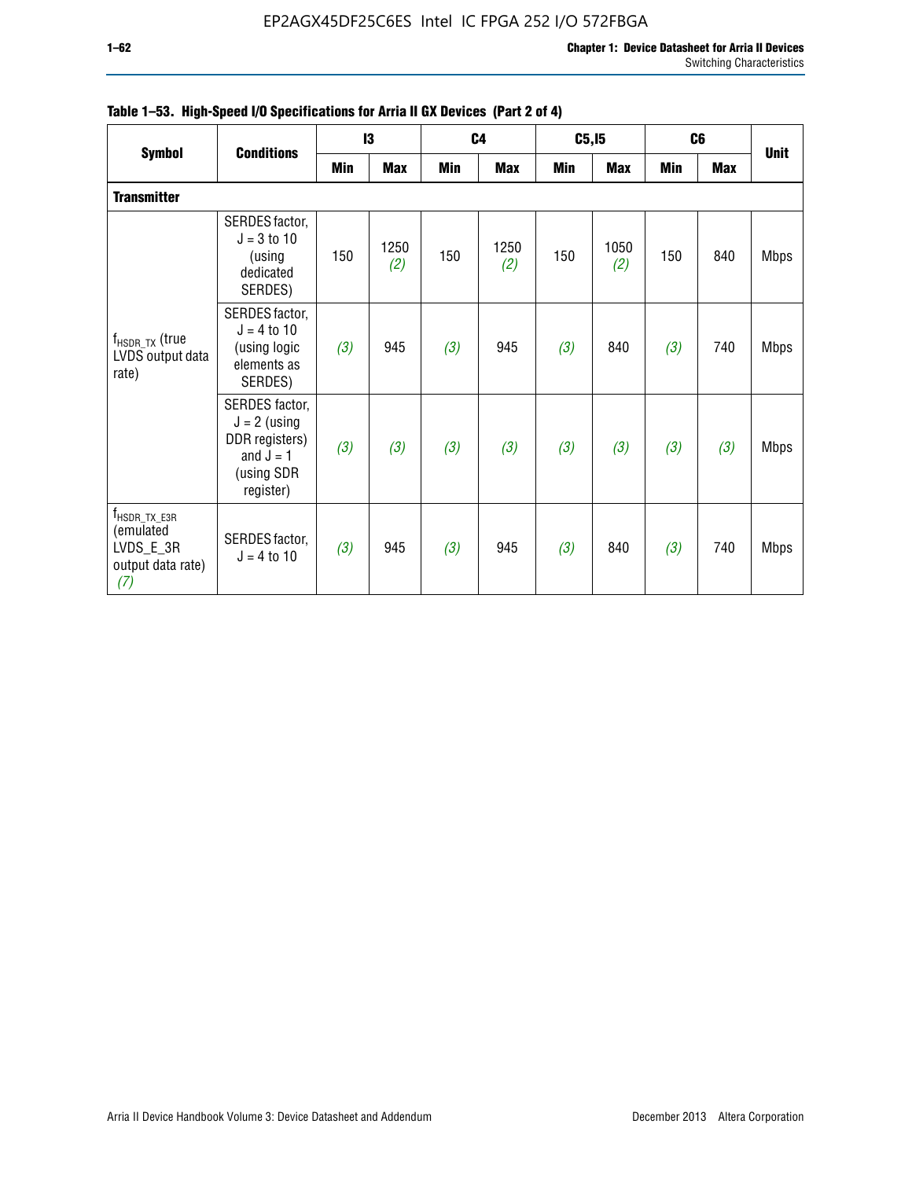**Table 1–53. High-Speed I/O Specifications for Arria II GX Devices (Part 2 of 4)**

| Symbol | Conditions | I3 | | C4 | | C5,I5 | | C6 | | Unit |
|---|---|---|---|---|---|---|---|---|---|---|
| | | Min | Max | Min | Max | Min | Max | Min | Max | |
| **Transmitter** | | | | | | | | | | |
| $f_{HSDR\_TX}$ (true LVDS output data rate) | SERDES factor, $J = 3$ to 10 (using dedicated SERDES) | 150 | 1250 *(2)* | 150 | 1250 *(2)* | 150 | 1050 *(2)* | 150 | 840 | Mbps |
| | SERDES factor, $J = 4$ to 10 (using logic elements as SERDES) | *(3)* | 945 | *(3)* | 945 | *(3)* | 840 | *(3)* | 740 | Mbps |
| | SERDES factor, $J = 2$ (using DDR registers) and $J = 1$ (using SDR register) | *(3)* | *(3)* | *(3)* | *(3)* | *(3)* | *(3)* | *(3)* | *(3)* | Mbps |
| $f_{HSDR\_TX\_E3R}$ (emulated LVDS_E_3R output data rate) *(7)* | SERDES factor, $J = 4$ to 10 | *(3)* | 945 | *(3)* | 945 | *(3)* | 840 | *(3)* | 740 | Mbps |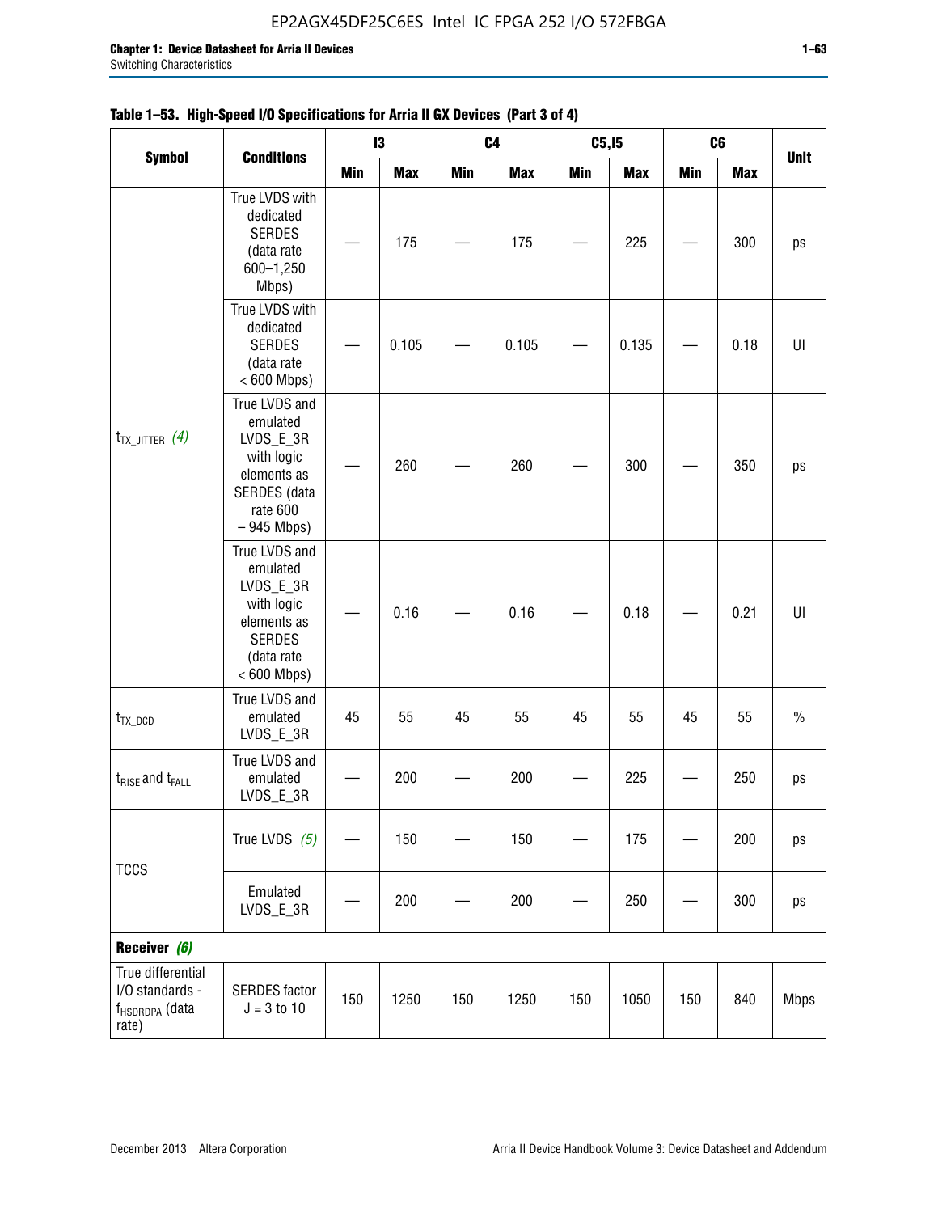**Table 1–53. High-Speed I/O Specifications for Arria II GX Devices (Part 3 of 4)**

| Symbol | Conditions | I3 | | C4 | | C5,I5 | | C6 | | Unit |
|---|---|---|---|---|---|---|---|---|---|---|
| | | Min | Max | Min | Max | Min | Max | Min | Max | |
| $t_{TX\_JITTER}$ *(4)* | True LVDS with dedicated SERDES (data rate 600–1,250 Mbps) | — | 175 | — | 175 | — | 225 | — | 300 | ps |
| | True LVDS with dedicated SERDES (data rate < 600 Mbps) | — | 0.105 | — | 0.105 | — | 0.135 | — | 0.18 | UI |
| | True LVDS and emulated LVDS_E_3R with logic elements as SERDES (data rate 600 – 945 Mbps) | — | 260 | — | 260 | — | 300 | — | 350 | ps |
| | True LVDS and emulated LVDS_E_3R with logic elements as SERDES (data rate < 600 Mbps) | — | 0.16 | — | 0.16 | — | 0.18 | — | 0.21 | UI |
| $t_{TX\_DCD}$ | True LVDS and emulated LVDS_E_3R | 45 | 55 | 45 | 55 | 45 | 55 | 45 | 55 | % |
| $t_{RISE}$ and $t_{FALL}$ | True LVDS and emulated LVDS_E_3R | — | 200 | — | 200 | — | 225 | — | 250 | ps |
| TCCS | True LVDS *(5)* | — | 150 | — | 150 | — | 175 | — | 200 | ps |
| | Emulated LVDS_E_3R | — | 200 | — | 200 | — | 250 | — | 300 | ps |
| **Receiver** *(6)* | | | | | | | | | | |
| True differential I/O standards - $f_{HSDRDPA}$ (data rate) | SERDES factor J = 3 to 10 | 150 | 1250 | 150 | 1250 | 150 | 1050 | 150 | 840 | Mbps |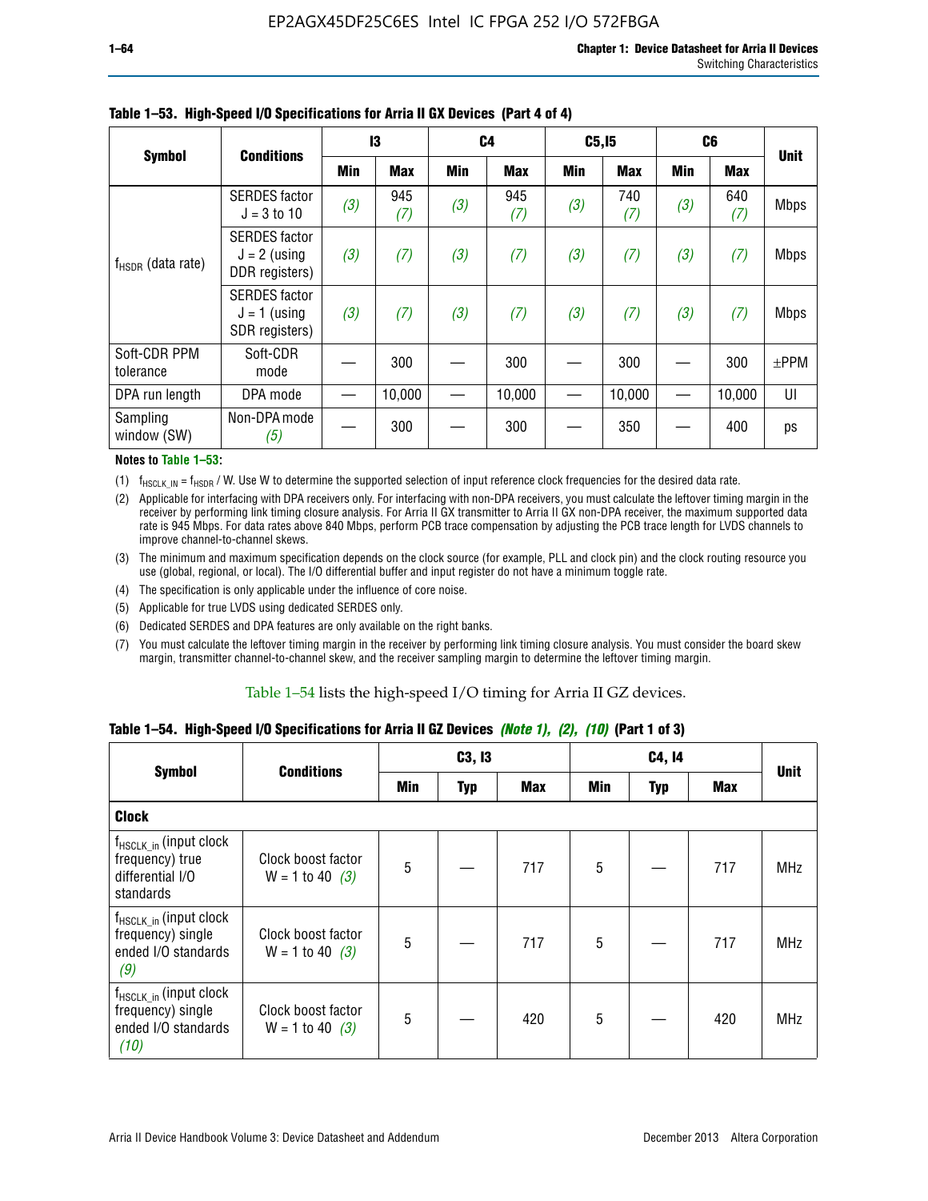**Table 1–53. High-Speed I/O Specifications for Arria II GX Devices (Part 4 of 4)**

| Symbol | Conditions | I3 | | C4 | | C5,I5 | | C6 | | Unit |
|---|---|---|---|---|---|---|---|---|---|---|
| | | Min | Max | Min | Max | Min | Max | Min | Max | |
| $f_{HSDR}$ (data rate) | SERDES factor J = 3 to 10 | (3) | 945 (7) | (3) | 945 (7) | (3) | 740 (7) | (3) | 640 (7) | Mbps |
| | SERDES factor J = 2 (using DDR registers) | (3) | (7) | (3) | (7) | (3) | (7) | (3) | (7) | Mbps |
| | SERDES factor J = 1 (using SDR registers) | (3) | (7) | (3) | (7) | (3) | (7) | (3) | (7) | Mbps |
| Soft-CDR PPM tolerance | Soft-CDR mode | — | 300 | — | 300 | — | 300 | — | 300 | ±PPM |
| DPA run length | DPA mode | — | 10,000 | — | 10,000 | — | 10,000 | — | 10,000 | UI |
| Sampling window (SW) | Non-DPA mode (5) | — | 300 | — | 300 | — | 350 | — | 400 | ps |

**Notes to Table 1–53:**

(1) $f_{HSCLK\_IN} = f_{HSDR} / W$. Use W to determine the supported selection of input reference clock frequencies for the desired data rate.

(2) Applicable for interfacing with DPA receivers only. For interfacing with non-DPA receivers, you must calculate the leftover timing margin in the receiver by performing link timing closure analysis. For Arria II GX transmitter to Arria II GX non-DPA receiver, the maximum supported data rate is 945 Mbps. For data rates above 840 Mbps, perform PCB trace compensation by adjusting the PCB trace length for LVDS channels to improve channel-to-channel skews.

(3) The minimum and maximum specification depends on the clock source (for example, PLL and clock pin) and the clock routing resource you use (global, regional, or local). The I/O differential buffer and input register do not have a minimum toggle rate.

(4) The specification is only applicable under the influence of core noise.

(5) Applicable for true LVDS using dedicated SERDES only.

(6) Dedicated SERDES and DPA features are only available on the right banks.

(7) You must calculate the leftover timing margin in the receiver by performing link timing closure analysis. You must consider the board skew margin, transmitter channel-to-channel skew, and the receiver sampling margin to determine the leftover timing margin.

Table 1–54 lists the high-speed I/O timing for Arria II GZ devices.

**Table 1–54. High-Speed I/O Specifications for Arria II GZ Devices *(Note 1), (2), (10)* (Part 1 of 3)**

| Symbol | Conditions | C3, I3 | | | C4, I4 | | | Unit |
|---|---|---|---|---|---|---|---|---|
| | | Min | Typ | Max | Min | Typ | Max | |
| **Clock** | | | | | | | | |
| $f_{HSCLK\_in}$ (input clock frequency) true differential I/O standards | Clock boost factor W = 1 to 40 (3) | 5 | — | 717 | 5 | — | 717 | MHz |
| $f_{HSCLK\_in}$ (input clock frequency) single ended I/O standards (9) | Clock boost factor W = 1 to 40 (3) | 5 | — | 717 | 5 | — | 717 | MHz |
| $f_{HSCLK\_in}$ (input clock frequency) single ended I/O standards (10) | Clock boost factor W = 1 to 40 (3) | 5 | — | 420 | 5 | — | 420 | MHz |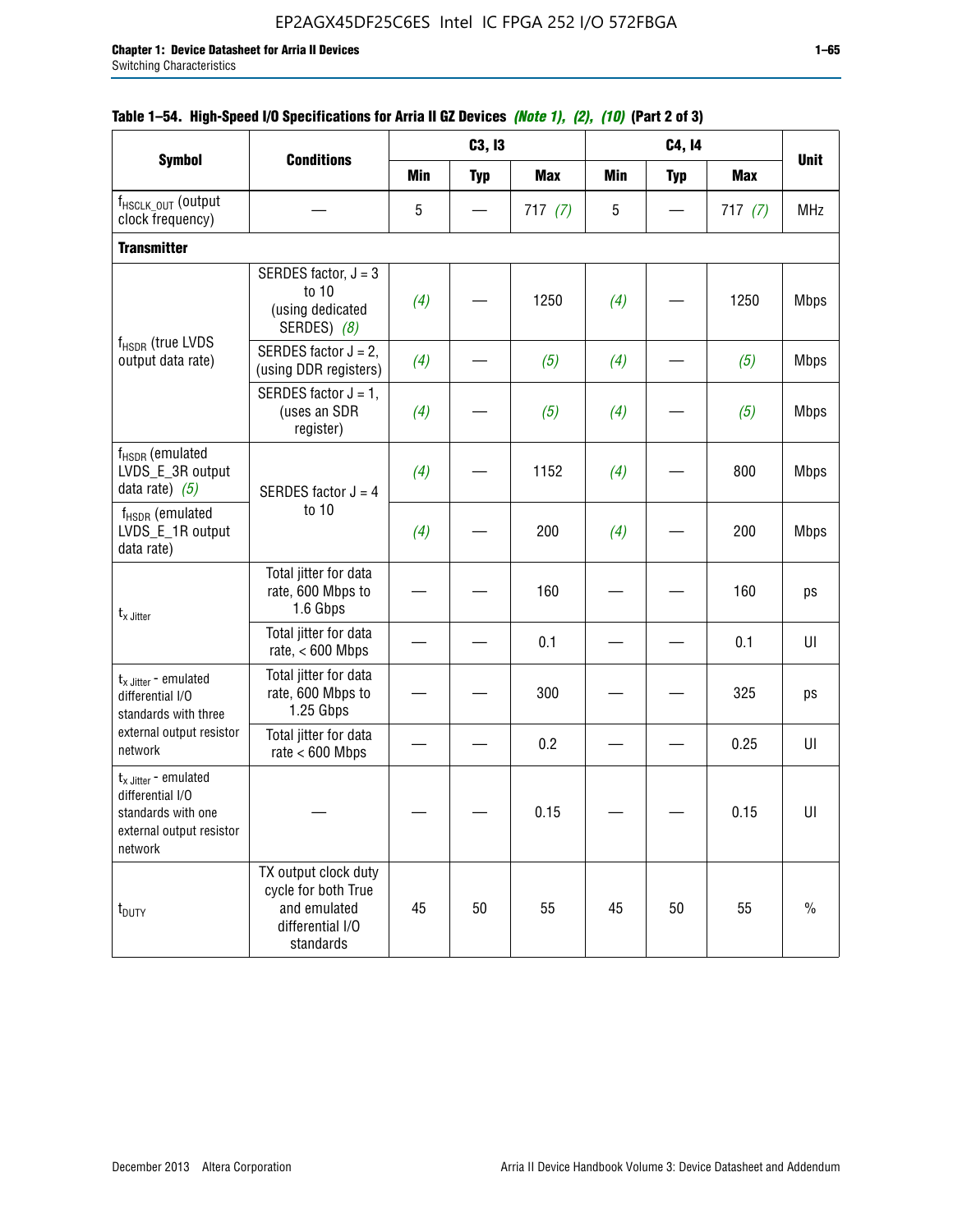**Table 1–54. High-Speed I/O Specifications for Arria II GZ Devices *(Note 1)*, *(2)*, *(10)* (Part 2 of 3)**

| Symbol | Conditions | C3, I3 | | | C4, I4 | | | Unit |
|---|---|---|---|---|---|---|---|---|
| | | Min | Typ | Max | Min | Typ | Max | |
| $f_{HSCLK\_OUT}$ (output clock frequency) | — | 5 | — | 717 *(7)* | 5 | — | 717 *(7)* | MHz |
| **Transmitter** | | | | | | | | |
| $f_{HSDR}$ (true LVDS output data rate) | SERDES factor, J = 3 to 10 (using dedicated SERDES) *(8)* | *(4)* | — | 1250 | *(4)* | — | 1250 | Mbps |
| | SERDES factor J = 2, (using DDR registers) | *(4)* | — | *(5)* | *(4)* | — | *(5)* | Mbps |
| | SERDES factor J = 1, (uses an SDR register) | *(4)* | — | *(5)* | *(4)* | — | *(5)* | Mbps |
| $f_{HSDR}$ (emulated LVDS_E_3R output data rate) *(5)* | SERDES factor J = 4 to 10 | *(4)* | — | 1152 | *(4)* | — | 800 | Mbps |
| $f_{HSDR}$ (emulated LVDS_E_1R output data rate) | | *(4)* | — | 200 | *(4)* | — | 200 | Mbps |
| $t_{x\ Jitter}$ | Total jitter for data rate, 600 Mbps to 1.6 Gbps | — | — | 160 | — | — | 160 | ps |
| | Total jitter for data rate, < 600 Mbps | — | — | 0.1 | — | — | 0.1 | UI |
| $t_{x\ Jitter}$ - emulated differential I/O standards with three external output resistor network | Total jitter for data rate, 600 Mbps to 1.25 Gbps | — | — | 300 | — | — | 325 | ps |
| | Total jitter for data rate < 600 Mbps | — | — | 0.2 | — | — | 0.25 | UI |
| $t_{x\ Jitter}$ - emulated differential I/O standards with one external output resistor network | — | — | — | 0.15 | — | — | 0.15 | UI |
| $t_{DUTY}$ | TX output clock duty cycle for both True and emulated differential I/O standards | 45 | 50 | 55 | 45 | 50 | 55 | % |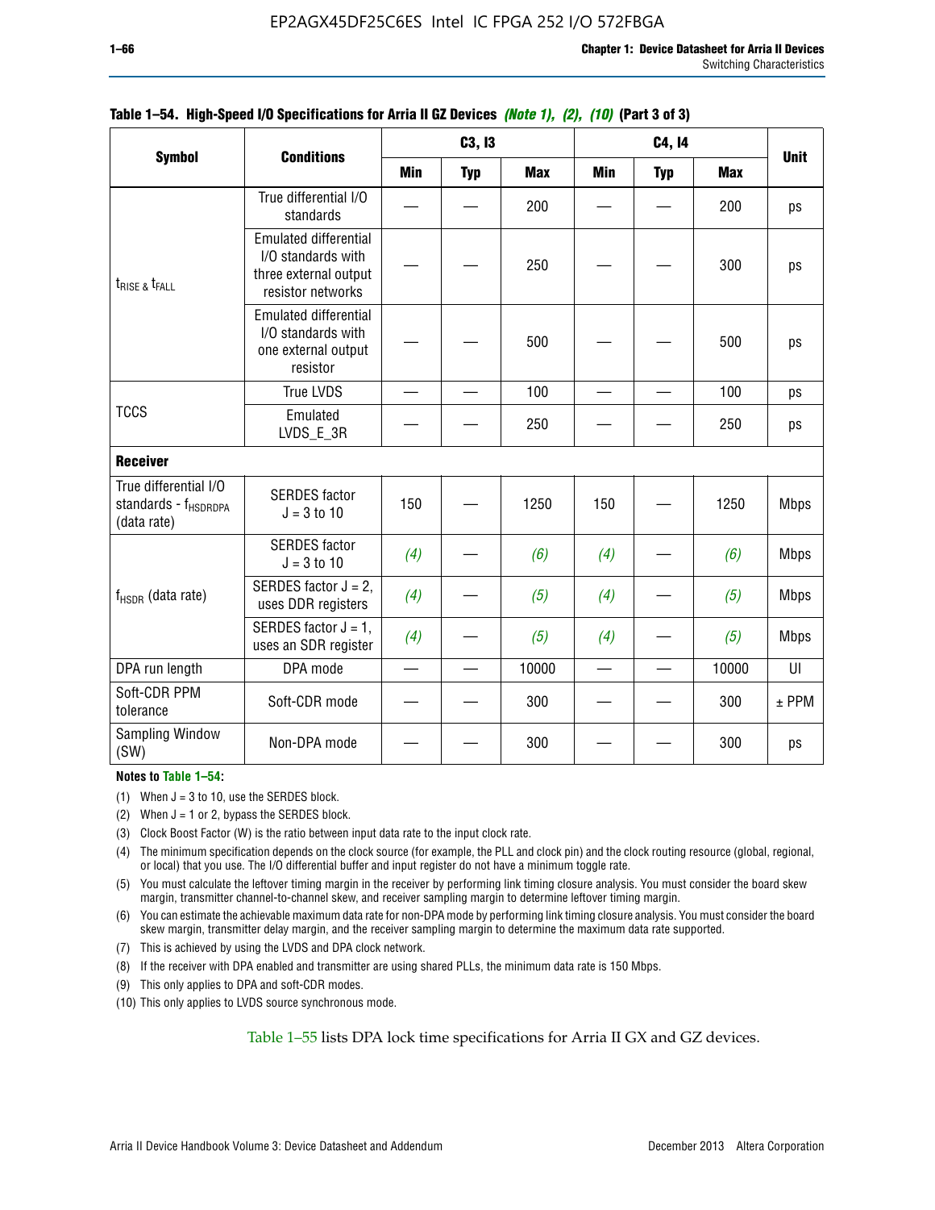**Table 1–54. High-Speed I/O Specifications for Arria II GZ Devices *(Note 1), (2), (10)* (Part 3 of 3)**

| Symbol | Conditions | C3, I3 | | | C4, I4 | | | Unit |
|---|---|---|---|---|---|---|---|---|
| | | Min | Typ | Max | Min | Typ | Max | |
| $t_{RISE}$ & $t_{FALL}$ | True differential I/O standards | — | — | 200 | — | — | 200 | ps |
| | Emulated differential I/O standards with three external output resistor networks | — | — | 250 | — | — | 300 | ps |
| | Emulated differential I/O standards with one external output resistor | — | — | 500 | — | — | 500 | ps |
| TCCS | True LVDS | — | — | 100 | — | — | 100 | ps |
| | Emulated LVDS_E_3R | — | — | 250 | — | — | 250 | ps |
| **Receiver** | | | | | | | | |
| True differential I/O standards - $f_{HSDRDPA}$ (data rate) | SERDES factor J = 3 to 10 | 150 | — | 1250 | 150 | — | 1250 | Mbps |
| $f_{HSDR}$ (data rate) | SERDES factor J = 3 to 10 | *(4)* | — | *(6)* | *(4)* | — | *(6)* | Mbps |
| | SERDES factor J = 2, uses DDR registers | *(4)* | — | *(5)* | *(4)* | — | *(5)* | Mbps |
| | SERDES factor J = 1, uses an SDR register | *(4)* | — | *(5)* | *(4)* | — | *(5)* | Mbps |
| DPA run length | DPA mode | — | — | 10000 | — | — | 10000 | UI |
| Soft-CDR PPM tolerance | Soft-CDR mode | — | — | 300 | — | — | 300 | ± PPM |
| Sampling Window (SW) | Non-DPA mode | — | — | 300 | — | — | 300 | ps |

**Notes to Table 1–54:**

(1) When J = 3 to 10, use the SERDES block.

(2) When J = 1 or 2, bypass the SERDES block.

(3) Clock Boost Factor (W) is the ratio between input data rate to the input clock rate.

(4) The minimum specification depends on the clock source (for example, the PLL and clock pin) and the clock routing resource (global, regional, or local) that you use. The I/O differential buffer and input register do not have a minimum toggle rate.

(5) You must calculate the leftover timing margin in the receiver by performing link timing closure analysis. You must consider the board skew margin, transmitter channel-to-channel skew, and receiver sampling margin to determine leftover timing margin.

(6) You can estimate the achievable maximum data rate for non-DPA mode by performing link timing closure analysis. You must consider the board skew margin, transmitter delay margin, and the receiver sampling margin to determine the maximum data rate supported.

(7) This is achieved by using the LVDS and DPA clock network.

(8) If the receiver with DPA enabled and transmitter are using shared PLLs, the minimum data rate is 150 Mbps.

(9) This only applies to DPA and soft-CDR modes.

(10) This only applies to LVDS source synchronous mode.

Table 1–55 lists DPA lock time specifications for Arria II GX and GZ devices.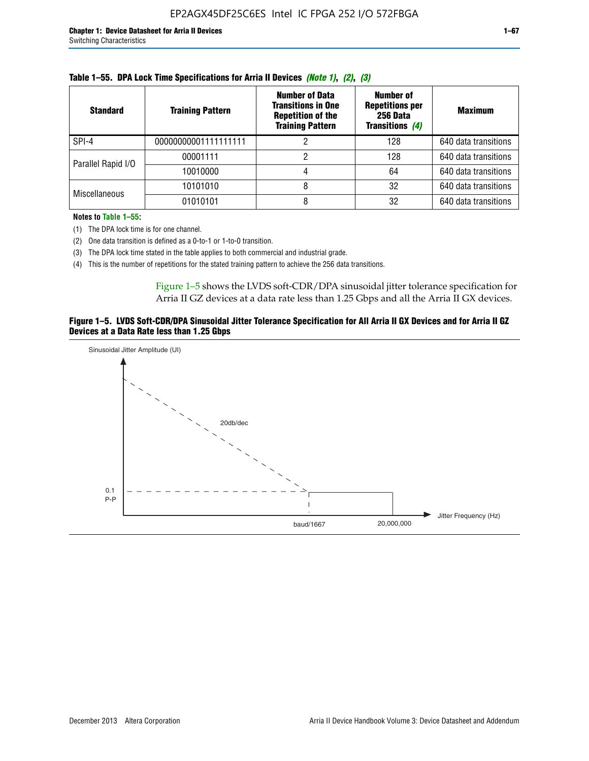**Table 1–55. DPA Lock Time Specifications for Arria II Devices** *(Note 1)*, *(2)*, *(3)*

| Standard | Training Pattern | Number of Data Transitions in One Repetition of the Training Pattern | Number of Repetitions per 256 Data Transitions *(4)* | Maximum |
|---|---|---|---|---|
| SPI-4 | 00000000001111111111 | 2 | 128 | 640 data transitions |
| Parallel Rapid I/O | 00001111 | 2 | 128 | 640 data transitions |
| | 10010000 | 4 | 64 | 640 data transitions |
| Miscellaneous | 10101010 | 8 | 32 | 640 data transitions |
| | 01010101 | 8 | 32 | 640 data transitions |

**Notes to Table 1–55:**

(1) The DPA lock time is for one channel.

(2) One data transition is defined as a 0-to-1 or 1-to-0 transition.

(3) The DPA lock time stated in the table applies to both commercial and industrial grade.

(4) This is the number of repetitions for the stated training pattern to achieve the 256 data transitions.

Figure 1–5 shows the LVDS soft-CDR/DPA sinusoidal jitter tolerance specification for Arria II GZ devices at a data rate less than 1.25 Gbps and all the Arria II GX devices.

**Figure 1–5. LVDS Soft-CDR/DPA Sinusoidal Jitter Tolerance Specification for All Arria II GX Devices and for Arria II GZ Devices at a Data Rate less than 1.25 Gbps**

Sinusoidal Jitter Amplitude (UI)

20db/dec

0.1 P-P

baud/1667

20,000,000

Jitter Frequency (Hz)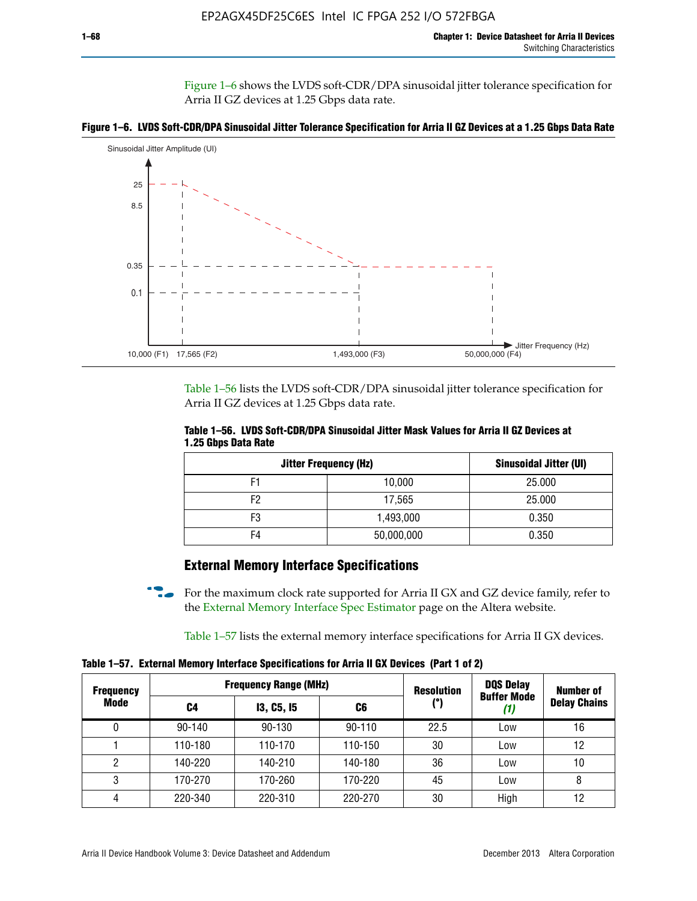Figure 1–6 shows the LVDS soft-CDR/DPA sinusoidal jitter tolerance specification for Arria II GZ devices at 1.25 Gbps data rate.

**Figure 1–6. LVDS Soft-CDR/DPA Sinusoidal Jitter Tolerance Specification for Arria II GZ Devices at a 1.25 Gbps Data Rate**

Sinusoidal Jitter Amplitude (UI)

25
8.5
0.35
0.1

10,000 (F1) 17,565 (F2) 1,493,000 (F3) 50,000,000 (F4) Jitter Frequency (Hz)

Table 1–56 lists the LVDS soft-CDR/DPA sinusoidal jitter tolerance specification for Arria II GZ devices at 1.25 Gbps data rate.

**Table 1–56. LVDS Soft-CDR/DPA Sinusoidal Jitter Mask Values for Arria II GZ Devices at 1.25 Gbps Data Rate**

| Jitter Frequency (Hz) | | Sinusoidal Jitter (UI) |
|---|---|---|
| F1 | 10,000 | 25.000 |
| F2 | 17,565 | 25.000 |
| F3 | 1,493,000 | 0.350 |
| F4 | 50,000,000 | 0.350 |

## External Memory Interface Specifications

For the maximum clock rate supported for Arria II GX and GZ device family, refer to the External Memory Interface Spec Estimator page on the Altera website.

Table 1–57 lists the external memory interface specifications for Arria II GX devices.

**Table 1–57. External Memory Interface Specifications for Arria II GX Devices (Part 1 of 2)**

| Frequency Mode | Frequency Range (MHz) | | | Resolution (°) | DQS Delay Buffer Mode *(1)* | Number of Delay Chains |
|---|---|---|---|---|---|---|
| | C4 | I3, C5, I5 | C6 | | | |
| 0 | 90-140 | 90-130 | 90-110 | 22.5 | Low | 16 |
| 1 | 110-180 | 110-170 | 110-150 | 30 | Low | 12 |
| 2 | 140-220 | 140-210 | 140-180 | 36 | Low | 10 |
| 3 | 170-270 | 170-260 | 170-220 | 45 | Low | 8 |
| 4 | 220-340 | 220-310 | 220-270 | 30 | High | 12 |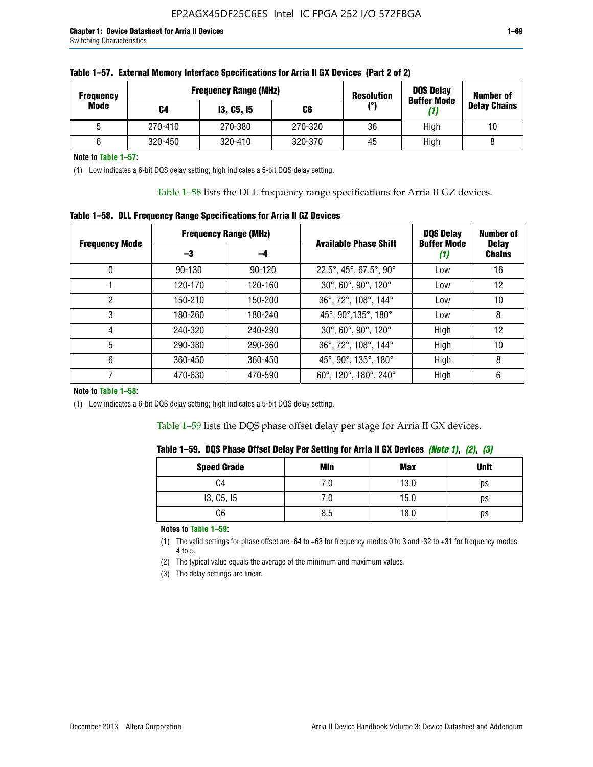**Table 1–57. External Memory Interface Specifications for Arria II GX Devices (Part 2 of 2)**

| Frequency Mode | Frequency Range (MHz) | | | Resolution (°) | DQS Delay Buffer Mode (1) | Number of Delay Chains |
|---|---|---|---|---|---|---|
| | C4 | I3, C5, I5 | C6 | | | |
| 5 | 270-410 | 270-380 | 270-320 | 36 | High | 10 |
| 6 | 320-450 | 320-410 | 320-370 | 45 | High | 8 |

**Note to Table 1–57:**

(1) Low indicates a 6-bit DQS delay setting; high indicates a 5-bit DQS delay setting.

Table 1–58 lists the DLL frequency range specifications for Arria II GZ devices.

**Table 1–58. DLL Frequency Range Specifications for Arria II GZ Devices**

| Frequency Mode | Frequency Range (MHz) | | Available Phase Shift | DQS Delay Buffer Mode (1) | Number of Delay Chains |
|---|---|---|---|---|---|
| | –3 | –4 | | | |
| 0 | 90-130 | 90-120 | 22.5°, 45°, 67.5°, 90° | Low | 16 |
| 1 | 120-170 | 120-160 | 30°, 60°, 90°, 120° | Low | 12 |
| 2 | 150-210 | 150-200 | 36°, 72°, 108°, 144° | Low | 10 |
| 3 | 180-260 | 180-240 | 45°, 90°,135°, 180° | Low | 8 |
| 4 | 240-320 | 240-290 | 30°, 60°, 90°, 120° | High | 12 |
| 5 | 290-380 | 290-360 | 36°, 72°, 108°, 144° | High | 10 |
| 6 | 360-450 | 360-450 | 45°, 90°, 135°, 180° | High | 8 |
| 7 | 470-630 | 470-590 | 60°, 120°, 180°, 240° | High | 6 |

**Note to Table 1–58:**

(1) Low indicates a 6-bit DQS delay setting; high indicates a 5-bit DQS delay setting.

Table 1–59 lists the DQS phase offset delay per stage for Arria II GX devices.

**Table 1–59. DQS Phase Offset Delay Per Setting for Arria II GX Devices *(Note 1)*, *(2)*, *(3)***

| Speed Grade | Min | Max | Unit |
|---|---|---|---|
| C4 | 7.0 | 13.0 | ps |
| I3, C5, I5 | 7.0 | 15.0 | ps |
| C6 | 8.5 | 18.0 | ps |

**Notes to Table 1–59:**

(1) The valid settings for phase offset are -64 to +63 for frequency modes 0 to 3 and -32 to +31 for frequency modes 4 to 5.

(2) The typical value equals the average of the minimum and maximum values.

(3) The delay settings are linear.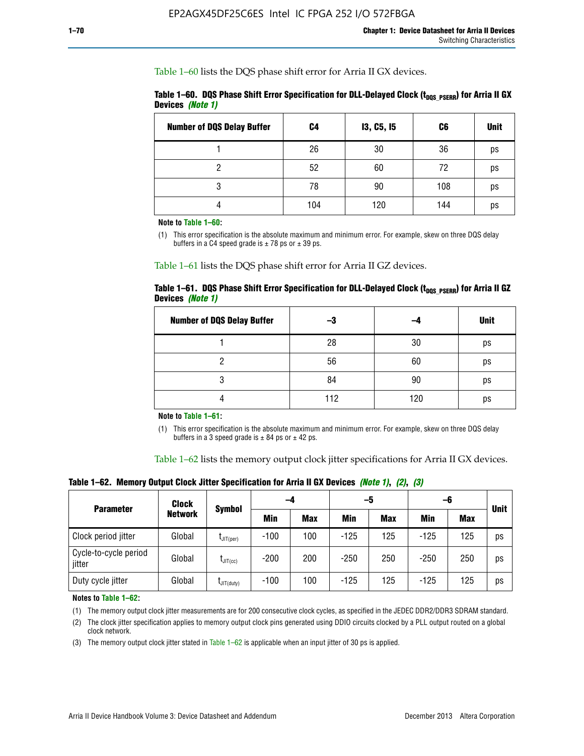Table 1–60 lists the DQS phase shift error for Arria II GX devices.

**Table 1–60. DQS Phase Shift Error Specification for DLL-Delayed Clock ($t_{DQS\_PSERR}$) for Arria II GX Devices** *(Note 1)*

| Number of DQS Delay Buffer | C4 | I3, C5, I5 | C6 | Unit |
|---|---|---|---|---|
| 1 | 26 | 30 | 36 | ps |
| 2 | 52 | 60 | 72 | ps |
| 3 | 78 | 90 | 108 | ps |
| 4 | 104 | 120 | 144 | ps |

**Note to Table 1–60:**

(1) This error specification is the absolute maximum and minimum error. For example, skew on three DQS delay buffers in a C4 speed grade is ± 78 ps or ± 39 ps.

Table 1–61 lists the DQS phase shift error for Arria II GZ devices.

**Table 1–61. DQS Phase Shift Error Specification for DLL-Delayed Clock ($t_{DQS\_PSERR}$) for Arria II GZ Devices** *(Note 1)*

| Number of DQS Delay Buffer | –3 | –4 | Unit |
|---|---|---|---|
| 1 | 28 | 30 | ps |
| 2 | 56 | 60 | ps |
| 3 | 84 | 90 | ps |
| 4 | 112 | 120 | ps |

**Note to Table 1–61:**

(1) This error specification is the absolute maximum and minimum error. For example, skew on three DQS delay buffers in a 3 speed grade is ± 84 ps or ± 42 ps.

Table 1–62 lists the memory output clock jitter specifications for Arria II GX devices.

**Table 1–62. Memory Output Clock Jitter Specification for Arria II GX Devices** *(Note 1)*, *(2)*, *(3)*

| Parameter | Clock Network | Symbol | –4 | | –5 | | –6 | | Unit |
|---|---|---|---|---|---|---|---|---|---|
| | | | Min | Max | Min | Max | Min | Max | |
| Clock period jitter | Global | $t_{JIT(per)}$ | -100 | 100 | -125 | 125 | -125 | 125 | ps |
| Cycle-to-cycle period jitter | Global | $t_{JIT(cc)}$ | -200 | 200 | -250 | 250 | -250 | 250 | ps |
| Duty cycle jitter | Global | $t_{JIT(duty)}$ | -100 | 100 | -125 | 125 | -125 | 125 | ps |

**Notes to Table 1–62:**

(1) The memory output clock jitter measurements are for 200 consecutive clock cycles, as specified in the JEDEC DDR2/DDR3 SDRAM standard.

(2) The clock jitter specification applies to memory output clock pins generated using DDIO circuits clocked by a PLL output routed on a global clock network.

(3) The memory output clock jitter stated in Table 1–62 is applicable when an input jitter of 30 ps is applied.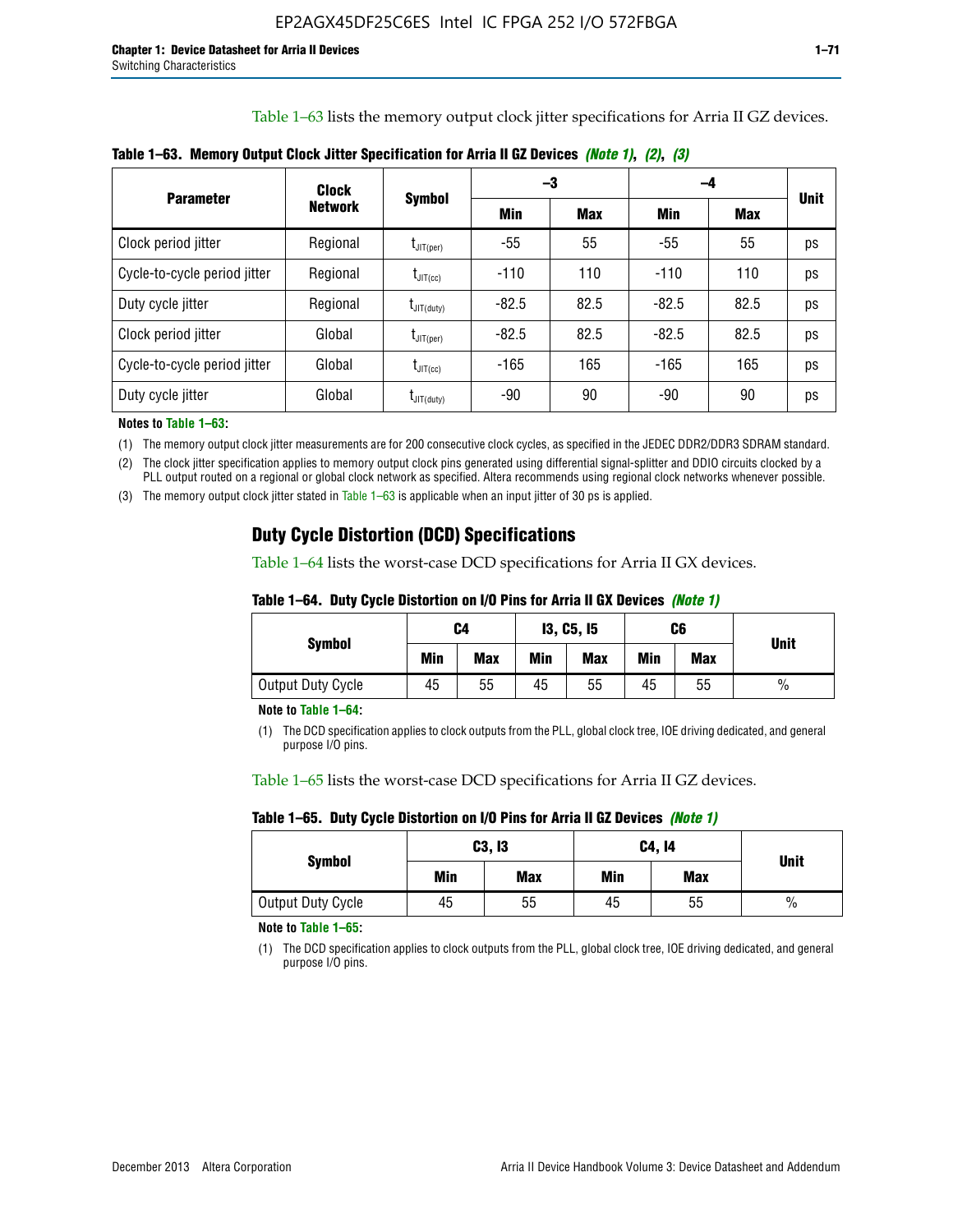Table 1–63 lists the memory output clock jitter specifications for Arria II GZ devices.

**Table 1–63. Memory Output Clock Jitter Specification for Arria II GZ Devices** ***(Note 1), (2), (3)***

| Parameter | Clock Network | Symbol | –3 | | –4 | | Unit |
|---|---|---|---|---|---|---|---|
| | | | Min | Max | Min | Max | |
| Clock period jitter | Regional | $t_{JIT(per)}$ | -55 | 55 | -55 | 55 | ps |
| Cycle-to-cycle period jitter | Regional | $t_{JIT(cc)}$ | -110 | 110 | -110 | 110 | ps |
| Duty cycle jitter | Regional | $t_{JIT(duty)}$ | -82.5 | 82.5 | -82.5 | 82.5 | ps |
| Clock period jitter | Global | $t_{JIT(per)}$ | -82.5 | 82.5 | -82.5 | 82.5 | ps |
| Cycle-to-cycle period jitter | Global | $t_{JIT(cc)}$ | -165 | 165 | -165 | 165 | ps |
| Duty cycle jitter | Global | $t_{JIT(duty)}$ | -90 | 90 | -90 | 90 | ps |

**Notes to Table 1–63:**

(1) The memory output clock jitter measurements are for 200 consecutive clock cycles, as specified in the JEDEC DDR2/DDR3 SDRAM standard.

(2) The clock jitter specification applies to memory output clock pins generated using differential signal-splitter and DDIO circuits clocked by a PLL output routed on a regional or global clock network as specified. Altera recommends using regional clock networks whenever possible.

(3) The memory output clock jitter stated in Table 1–63 is applicable when an input jitter of 30 ps is applied.

## Duty Cycle Distortion (DCD) Specifications

Table 1–64 lists the worst-case DCD specifications for Arria II GX devices.

**Table 1–64. Duty Cycle Distortion on I/O Pins for Arria II GX Devices** ***(Note 1)***

| Symbol | C4 | | I3, C5, I5 | | C6 | | Unit |
|---|---|---|---|---|---|---|---|
| | Min | Max | Min | Max | Min | Max | |
| Output Duty Cycle | 45 | 55 | 45 | 55 | 45 | 55 | % |

**Note to Table 1–64:**

(1) The DCD specification applies to clock outputs from the PLL, global clock tree, IOE driving dedicated, and general purpose I/O pins.

Table 1–65 lists the worst-case DCD specifications for Arria II GZ devices.

**Table 1–65. Duty Cycle Distortion on I/O Pins for Arria II GZ Devices** ***(Note 1)***

| Symbol | C3, I3 | | C4, I4 | | Unit |
|---|---|---|---|---|---|
| | Min | Max | Min | Max | |
| Output Duty Cycle | 45 | 55 | 45 | 55 | % |

**Note to Table 1–65:**

(1) The DCD specification applies to clock outputs from the PLL, global clock tree, IOE driving dedicated, and general purpose I/O pins.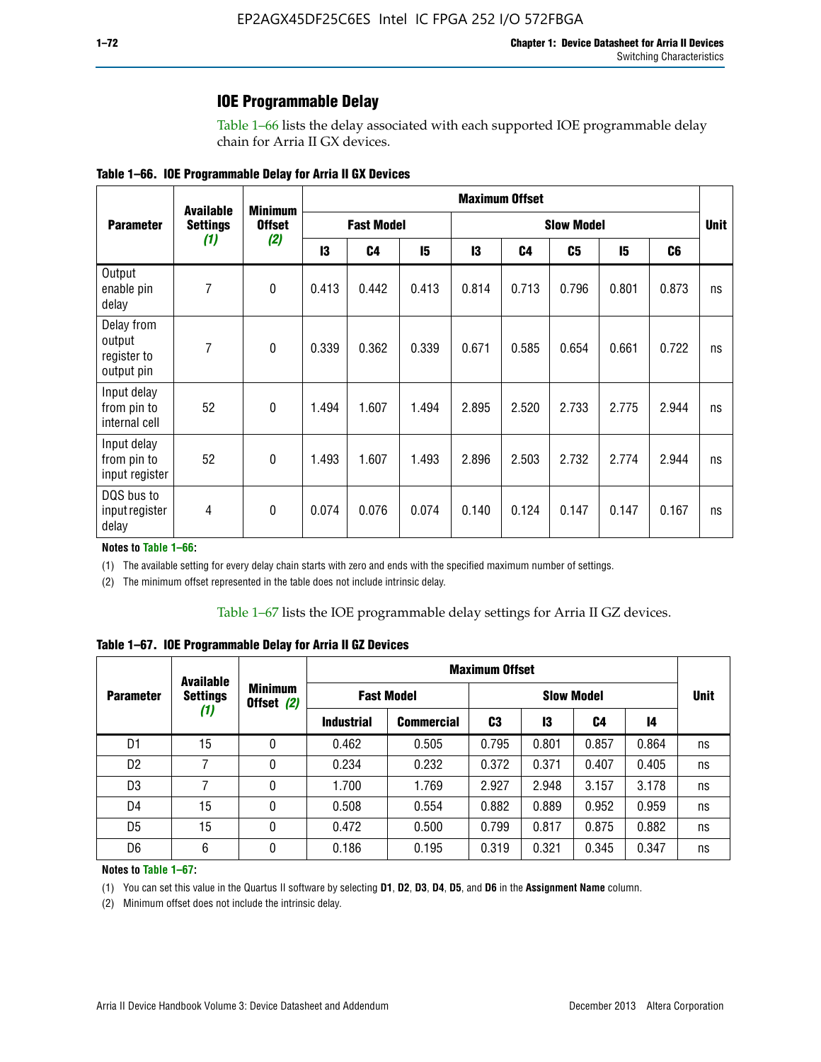## IOE Programmable Delay

Table 1–66 lists the delay associated with each supported IOE programmable delay chain for Arria II GX devices.

**Table 1–66. IOE Programmable Delay for Arria II GX Devices**

| Parameter | Available Settings *(1)* | Minimum Offset *(2)* | Maximum Offset | | | | | | | | Unit |
|---|---|---|---|---|---|---|---|---|---|---|---|
| | | | Fast Model | | | Slow Model | | | | | |
| | | | I3 | C4 | I5 | I3 | C4 | C5 | I5 | C6 | |
| Output enable pin delay | 7 | 0 | 0.413 | 0.442 | 0.413 | 0.814 | 0.713 | 0.796 | 0.801 | 0.873 | ns |
| Delay from output register to output pin | 7 | 0 | 0.339 | 0.362 | 0.339 | 0.671 | 0.585 | 0.654 | 0.661 | 0.722 | ns |
| Input delay from pin to internal cell | 52 | 0 | 1.494 | 1.607 | 1.494 | 2.895 | 2.520 | 2.733 | 2.775 | 2.944 | ns |
| Input delay from pin to input register | 52 | 0 | 1.493 | 1.607 | 1.493 | 2.896 | 2.503 | 2.732 | 2.774 | 2.944 | ns |
| DQS bus to input register delay | 4 | 0 | 0.074 | 0.076 | 0.074 | 0.140 | 0.124 | 0.147 | 0.147 | 0.167 | ns |

**Notes to Table 1–66:**

(1) The available setting for every delay chain starts with zero and ends with the specified maximum number of settings.

(2) The minimum offset represented in the table does not include intrinsic delay.

Table 1–67 lists the IOE programmable delay settings for Arria II GZ devices.

**Table 1–67. IOE Programmable Delay for Arria II GZ Devices**

| Parameter | Available Settings *(1)* | Minimum Offset *(2)* | Maximum Offset | | | | | | Unit |
|---|---|---|---|---|---|---|---|---|---|
| | | | Fast Model | | Slow Model | | | | |
| | | | Industrial | Commercial | C3 | I3 | C4 | I4 | |
| D1 | 15 | 0 | 0.462 | 0.505 | 0.795 | 0.801 | 0.857 | 0.864 | ns |
| D2 | 7 | 0 | 0.234 | 0.232 | 0.372 | 0.371 | 0.407 | 0.405 | ns |
| D3 | 7 | 0 | 1.700 | 1.769 | 2.927 | 2.948 | 3.157 | 3.178 | ns |
| D4 | 15 | 0 | 0.508 | 0.554 | 0.882 | 0.889 | 0.952 | 0.959 | ns |
| D5 | 15 | 0 | 0.472 | 0.500 | 0.799 | 0.817 | 0.875 | 0.882 | ns |
| D6 | 6 | 0 | 0.186 | 0.195 | 0.319 | 0.321 | 0.345 | 0.347 | ns |

**Notes to Table 1–67:**

(1) You can set this value in the Quartus II software by selecting **D1**, **D2**, **D3**, **D4**, **D5**, and **D6** in the **Assignment Name** column.

(2) Minimum offset does not include the intrinsic delay.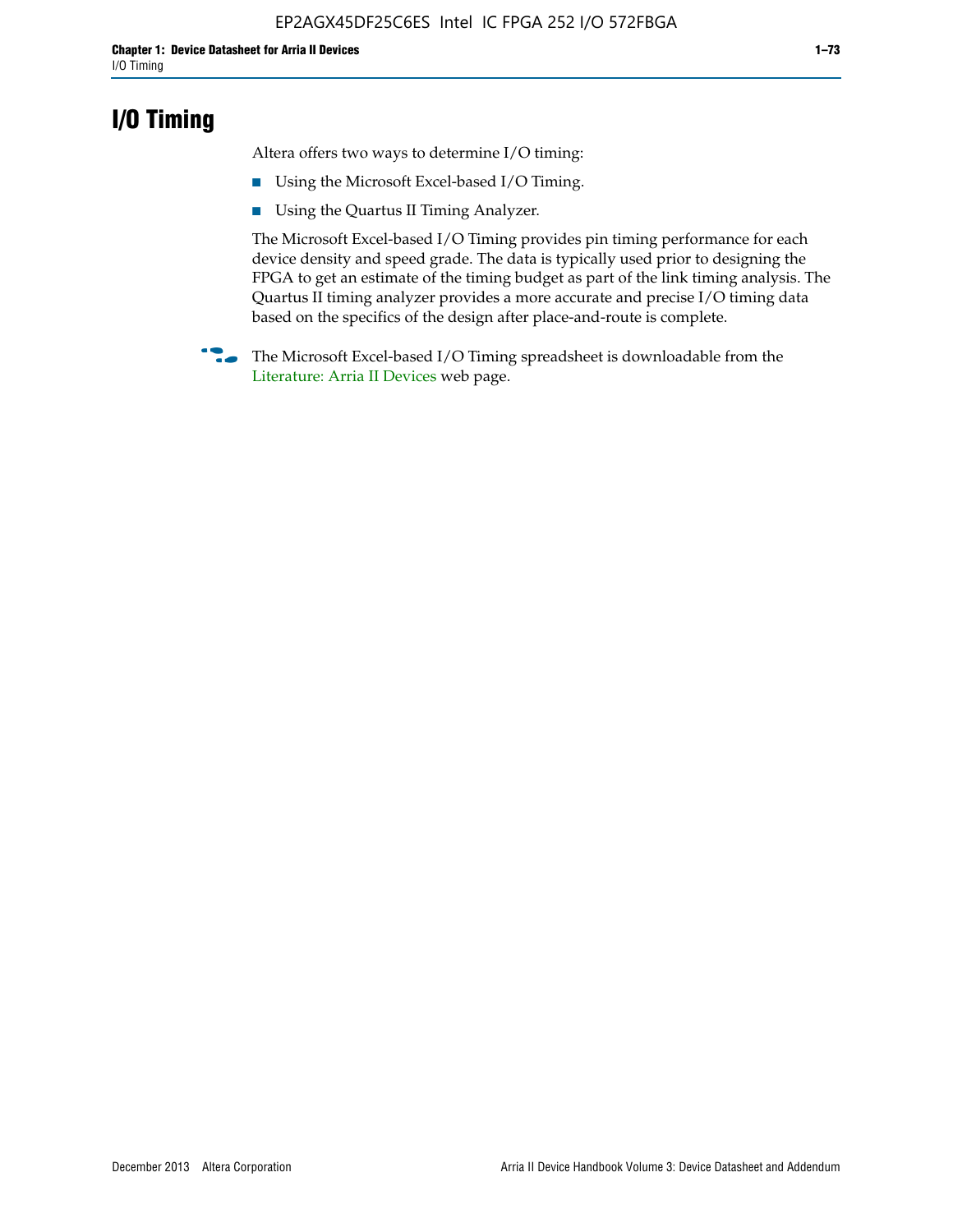# I/O Timing

Altera offers two ways to determine I/O timing:

- Using the Microsoft Excel-based I/O Timing.
- Using the Quartus II Timing Analyzer.

The Microsoft Excel-based I/O Timing provides pin timing performance for each device density and speed grade. The data is typically used prior to designing the FPGA to get an estimate of the timing budget as part of the link timing analysis. The Quartus II timing analyzer provides a more accurate and precise I/O timing data based on the specifics of the design after place-and-route is complete.

The Microsoft Excel-based I/O Timing spreadsheet is downloadable from the Literature: Arria II Devices web page.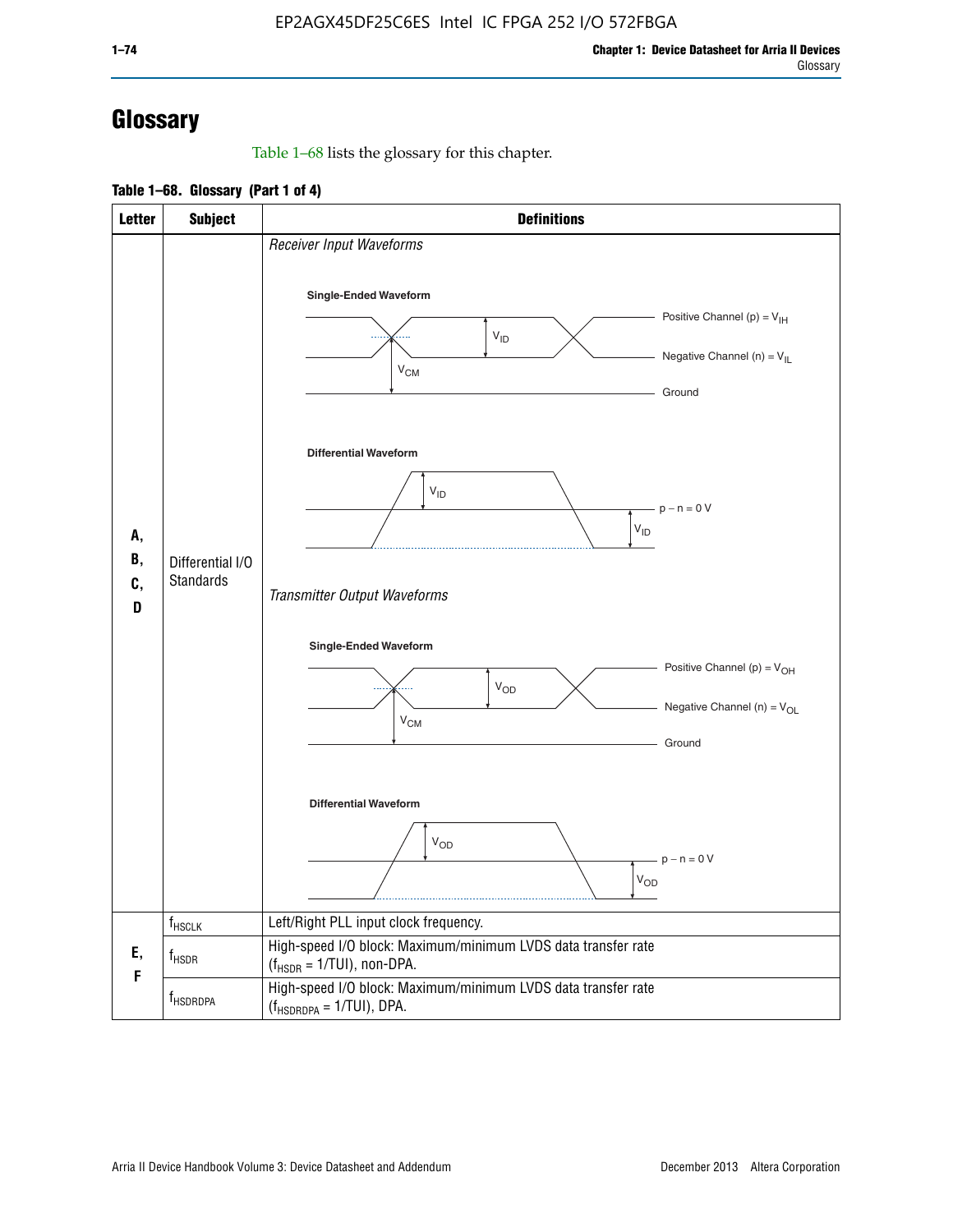# Glossary

Table 1–68 lists the glossary for this chapter.

**Table 1–68. Glossary (Part 1 of 4)**

| Letter | Subject | Definitions |
|---|---|---|
| A, B, C, D | Differential I/O Standards | *Receiver Input Waveforms*<br>**Single-Ended Waveform**: Positive Channel (p) = $V_{IH}$; Negative Channel (n) = $V_{IL}$; Ground; $V_{ID}$; $V_{CM}$<br>**Differential Waveform**: $V_{ID}$; p − n = 0 V; $V_{ID}$<br>*Transmitter Output Waveforms*<br>**Single-Ended Waveform**: Positive Channel (p) = $V_{OH}$; Negative Channel (n) = $V_{OL}$; Ground; $V_{OD}$; $V_{CM}$<br>**Differential Waveform**: $V_{OD}$; p − n = 0 V; $V_{OD}$ |
| E, F | $f_{HSCLK}$ | Left/Right PLL input clock frequency. |
| | $f_{HSDR}$ | High-speed I/O block: Maximum/minimum LVDS data transfer rate ($f_{HSDR}$ = 1/TUI), non-DPA. |
| | $f_{HSDRDPA}$ | High-speed I/O block: Maximum/minimum LVDS data transfer rate ($f_{HSDRDPA}$ = 1/TUI), DPA. |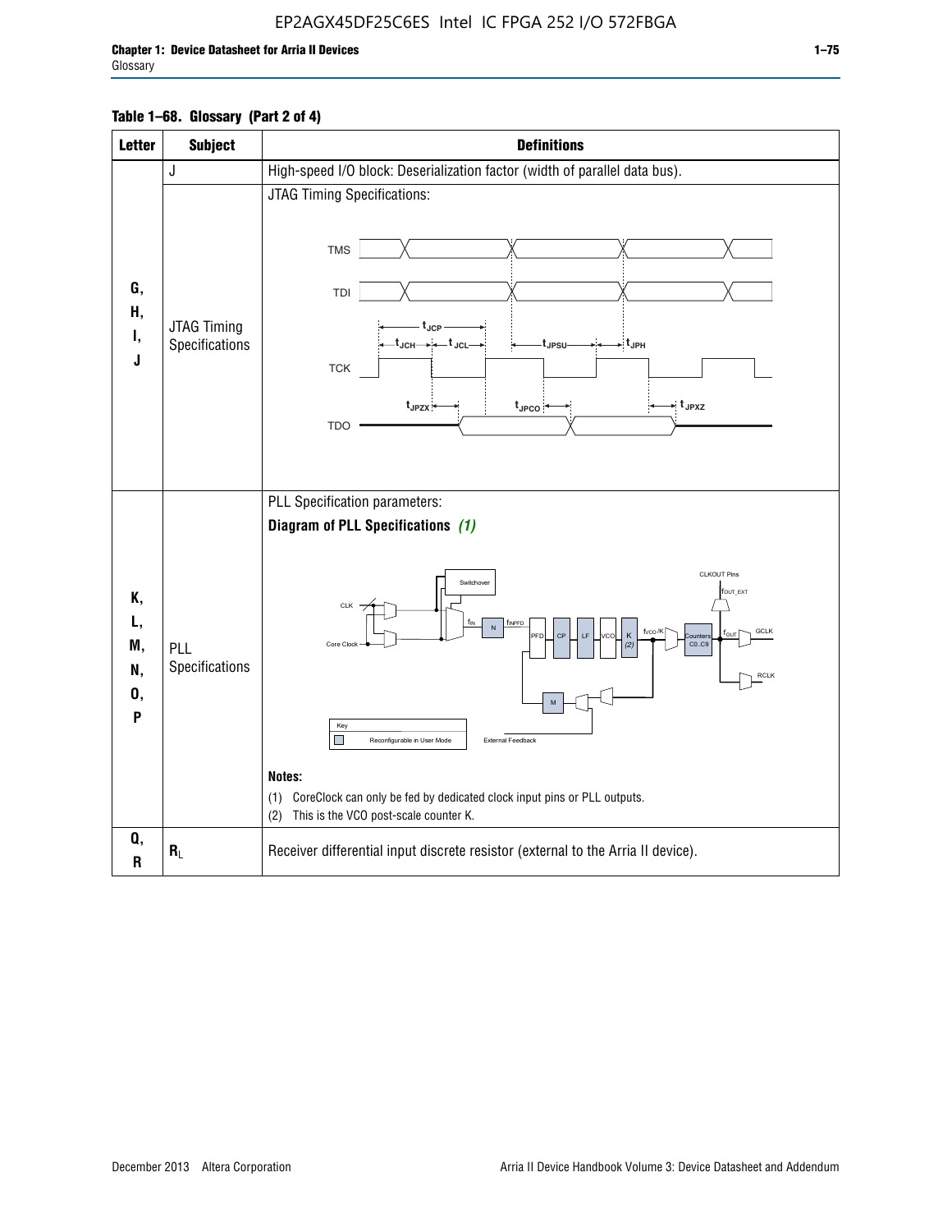**Table 1–68. Glossary (Part 2 of 4)**

| Letter | Subject | Definitions |
|---|---|---|
| G, H, I, J | J | High-speed I/O block: Deserialization factor (width of parallel data bus). |
| | JTAG Timing Specifications | JTAG Timing Specifications: TMS, TDI, TCK, TDO waveforms with $t_{JCP}$, $t_{JCH}$, $t_{JCL}$, $t_{JPSU}$, $t_{JPH}$, $t_{JPZX}$, $t_{JPCO}$, $t_{JPXZ}$ |
| K, L, M, N, O, P | PLL Specifications | PLL Specification parameters: **Diagram of PLL Specifications** *(1)* (CLK, Core Clock, Switchover, $f_{IN}$, N, $f_{INPFD}$, PFD, CP, LF, VCO, K (2), $f_{VCO}/K$, Counters C0..C9, $f_{OUT}$, GCLK, RCLK, CLKOUT Pins $f_{OUT\_EXT}$, M, External Feedback; Key: Reconfigurable in User Mode) **Notes:** (1) CoreClock can only be fed by dedicated clock input pins or PLL outputs. (2) This is the VCO post-scale counter K. |
| Q, R | $R_L$ | Receiver differential input discrete resistor (external to the Arria II device). |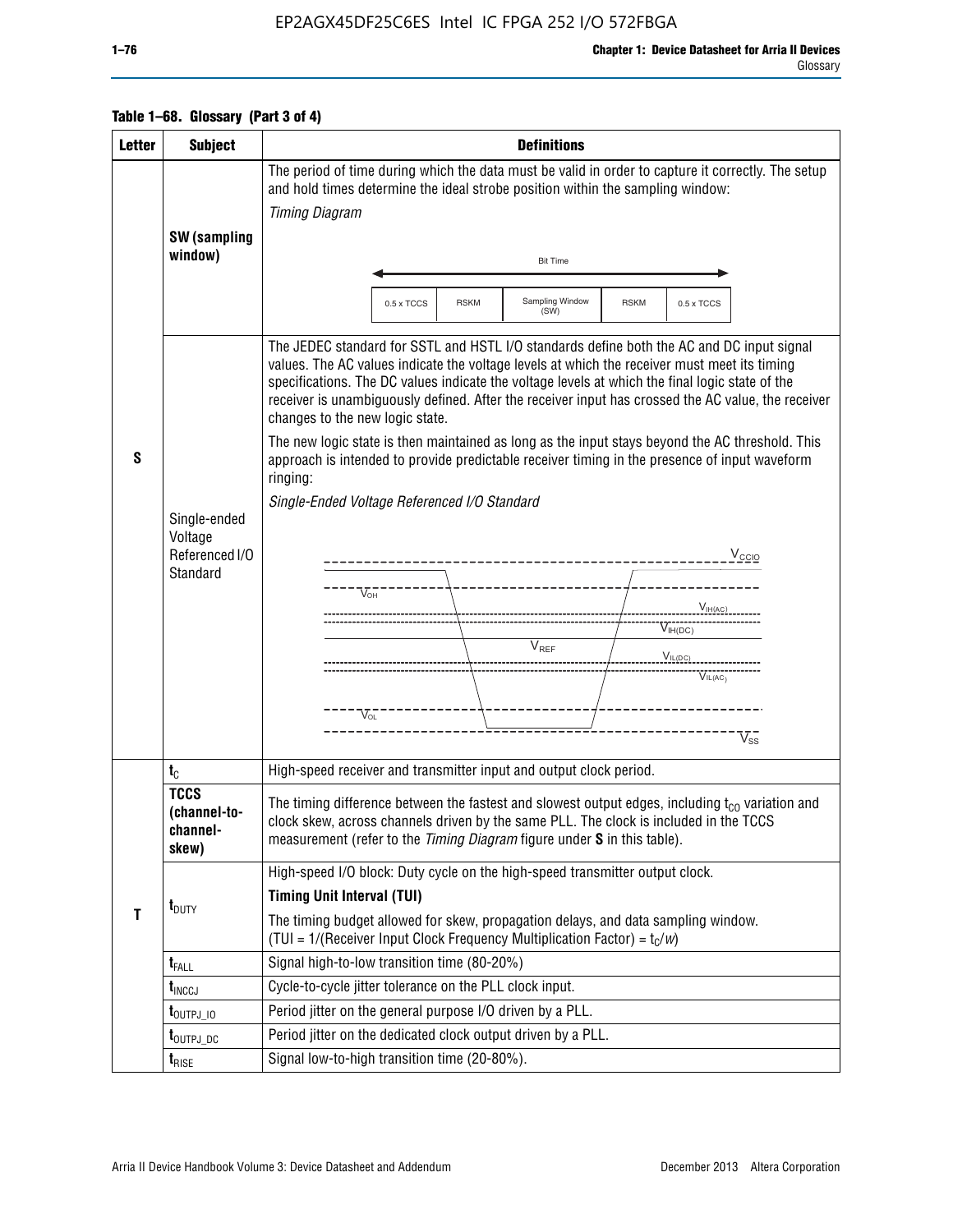**Table 1–68. Glossary (Part 3 of 4)**

| Letter | Subject | Definitions |
|---|---|---|
| S | **SW (sampling window)** | The period of time during which the data must be valid in order to capture it correctly. The setup and hold times determine the ideal strobe position within the sampling window: *Timing Diagram* Bit Time: 0.5 x TCCS, RSKM, Sampling Window (SW), RSKM, 0.5 x TCCS |
| | Single-ended Voltage Referenced I/O Standard | The JEDEC standard for SSTL and HSTL I/O standards define both the AC and DC input signal values. The AC values indicate the voltage levels at which the receiver must meet its timing specifications. The DC values indicate the voltage levels at which the final logic state of the receiver is unambiguously defined. After the receiver input has crossed the AC value, the receiver changes to the new logic state. The new logic state is then maintained as long as the input stays beyond the AC threshold. This approach is intended to provide predictable receiver timing in the presence of input waveform ringing: *Single-Ended Voltage Referenced I/O Standard* ($V_{CCIO}$, $V_{OH}$, $V_{IH(AC)}$, $V_{IH(DC)}$, $V_{REF}$, $V_{IL(DC)}$, $V_{IL(AC)}$, $V_{OL}$, $V_{SS}$) |
| T | $t_C$ | High-speed receiver and transmitter input and output clock period. |
| | **TCCS (channel-to-channel-skew)** | The timing difference between the fastest and slowest output edges, including $t_{CO}$ variation and clock skew, across channels driven by the same PLL. The clock is included in the TCCS measurement (refer to the *Timing Diagram* figure under **S** in this table). |
| | $t_{DUTY}$ | High-speed I/O block: Duty cycle on the high-speed transmitter output clock. **Timing Unit Interval (TUI)** The timing budget allowed for skew, propagation delays, and data sampling window. (TUI = 1/(Receiver Input Clock Frequency Multiplication Factor) = $t_C/w$) |
| | $t_{FALL}$ | Signal high-to-low transition time (80-20%) |
| | $t_{INCCJ}$ | Cycle-to-cycle jitter tolerance on the PLL clock input. |
| | $t_{OUTPJ\_IO}$ | Period jitter on the general purpose I/O driven by a PLL. |
| | $t_{OUTPJ\_DC}$ | Period jitter on the dedicated clock output driven by a PLL. |
| | $t_{RISE}$ | Signal low-to-high transition time (20-80%). |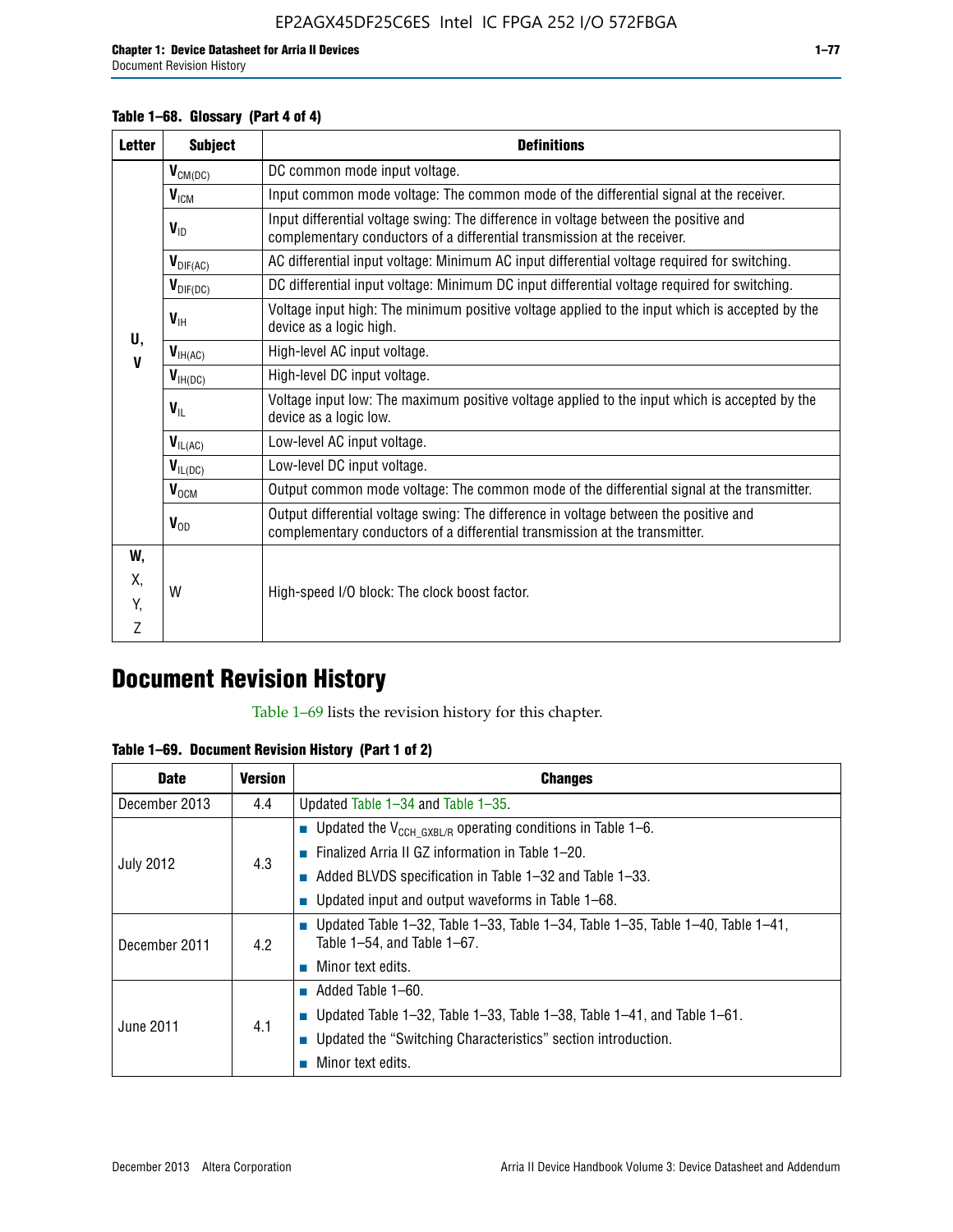**Table 1–68. Glossary (Part 4 of 4)**

| Letter | Subject | Definitions |
|---|---|---|
| U, V | $V_{CM(DC)}$ | DC common mode input voltage. |
| | $V_{ICM}$ | Input common mode voltage: The common mode of the differential signal at the receiver. |
| | $V_{ID}$ | Input differential voltage swing: The difference in voltage between the positive and complementary conductors of a differential transmission at the receiver. |
| | $V_{DIF(AC)}$ | AC differential input voltage: Minimum AC input differential voltage required for switching. |
| | $V_{DIF(DC)}$ | DC differential input voltage: Minimum DC input differential voltage required for switching. |
| | $V_{IH}$ | Voltage input high: The minimum positive voltage applied to the input which is accepted by the device as a logic high. |
| | $V_{IH(AC)}$ | High-level AC input voltage. |
| | $V_{IH(DC)}$ | High-level DC input voltage. |
| | $V_{IL}$ | Voltage input low: The maximum positive voltage applied to the input which is accepted by the device as a logic low. |
| | $V_{IL(AC)}$ | Low-level AC input voltage. |
| | $V_{IL(DC)}$ | Low-level DC input voltage. |
| | $V_{OCM}$ | Output common mode voltage: The common mode of the differential signal at the transmitter. |
| | $V_{OD}$ | Output differential voltage swing: The difference in voltage between the positive and complementary conductors of a differential transmission at the transmitter. |
| W, X, Y, Z | W | High-speed I/O block: The clock boost factor. |

# Document Revision History

Table 1–69 lists the revision history for this chapter.

**Table 1–69. Document Revision History (Part 1 of 2)**

| Date | Version | Changes |
|---|---|---|
| December 2013 | 4.4 | Updated Table 1–34 and Table 1–35. |
| July 2012 | 4.3 | ■ Updated the $V_{CCH\_GXBL/R}$ operating conditions in Table 1–6.<br>■ Finalized Arria II GZ information in Table 1–20.<br>■ Added BLVDS specification in Table 1–32 and Table 1–33.<br>■ Updated input and output waveforms in Table 1–68. |
| December 2011 | 4.2 | ■ Updated Table 1–32, Table 1–33, Table 1–34, Table 1–35, Table 1–40, Table 1–41, Table 1–54, and Table 1–67.<br>■ Minor text edits. |
| June 2011 | 4.1 | ■ Added Table 1–60.<br>■ Updated Table 1–32, Table 1–33, Table 1–38, Table 1–41, and Table 1–61.<br>■ Updated the "Switching Characteristics" section introduction.<br>■ Minor text edits. |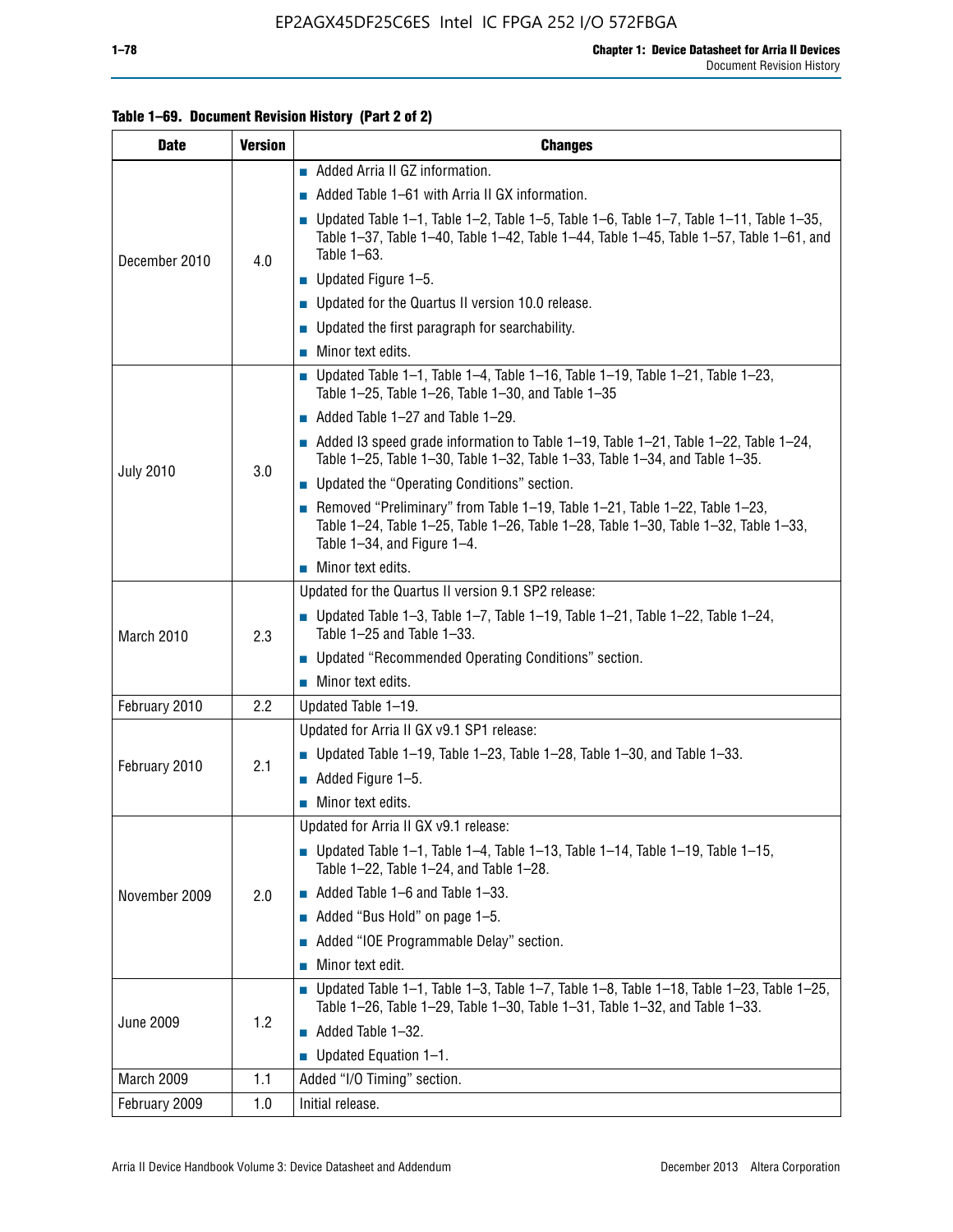**Table 1–69. Document Revision History (Part 2 of 2)**

| Date | Version | Changes |
|---|---|---|
| December 2010 | 4.0 | ■ Added Arria II GZ information.<br>■ Added Table 1–61 with Arria II GX information.<br>■ Updated Table 1–1, Table 1–2, Table 1–5, Table 1–6, Table 1–7, Table 1–11, Table 1–35, Table 1–37, Table 1–40, Table 1–42, Table 1–44, Table 1–45, Table 1–57, Table 1–61, and Table 1–63.<br>■ Updated Figure 1–5.<br>■ Updated for the Quartus II version 10.0 release.<br>■ Updated the first paragraph for searchability.<br>■ Minor text edits. |
| July 2010 | 3.0 | ■ Updated Table 1–1, Table 1–4, Table 1–16, Table 1–19, Table 1–21, Table 1–23, Table 1–25, Table 1–26, Table 1–30, and Table 1–35<br>■ Added Table 1–27 and Table 1–29.<br>■ Added I3 speed grade information to Table 1–19, Table 1–21, Table 1–22, Table 1–24, Table 1–25, Table 1–30, Table 1–32, Table 1–33, Table 1–34, and Table 1–35.<br>■ Updated the "Operating Conditions" section.<br>■ Removed "Preliminary" from Table 1–19, Table 1–21, Table 1–22, Table 1–23, Table 1–24, Table 1–25, Table 1–26, Table 1–28, Table 1–30, Table 1–32, Table 1–33, Table 1–34, and Figure 1–4.<br>■ Minor text edits. |
| March 2010 | 2.3 | Updated for the Quartus II version 9.1 SP2 release:<br>■ Updated Table 1–3, Table 1–7, Table 1–19, Table 1–21, Table 1–22, Table 1–24, Table 1–25 and Table 1–33.<br>■ Updated "Recommended Operating Conditions" section.<br>■ Minor text edits. |
| February 2010 | 2.2 | Updated Table 1–19. |
| February 2010 | 2.1 | Updated for Arria II GX v9.1 SP1 release:<br>■ Updated Table 1–19, Table 1–23, Table 1–28, Table 1–30, and Table 1–33.<br>■ Added Figure 1–5.<br>■ Minor text edits. |
| November 2009 | 2.0 | Updated for Arria II GX v9.1 release:<br>■ Updated Table 1–1, Table 1–4, Table 1–13, Table 1–14, Table 1–19, Table 1–15, Table 1–22, Table 1–24, and Table 1–28.<br>■ Added Table 1–6 and Table 1–33.<br>■ Added "Bus Hold" on page 1–5.<br>■ Added "IOE Programmable Delay" section.<br>■ Minor text edit. |
| June 2009 | 1.2 | ■ Updated Table 1–1, Table 1–3, Table 1–7, Table 1–8, Table 1–18, Table 1–23, Table 1–25, Table 1–26, Table 1–29, Table 1–30, Table 1–31, Table 1–32, and Table 1–33.<br>■ Added Table 1–32.<br>■ Updated Equation 1–1. |
| March 2009 | 1.1 | Added "I/O Timing" section. |
| February 2009 | 1.0 | Initial release. |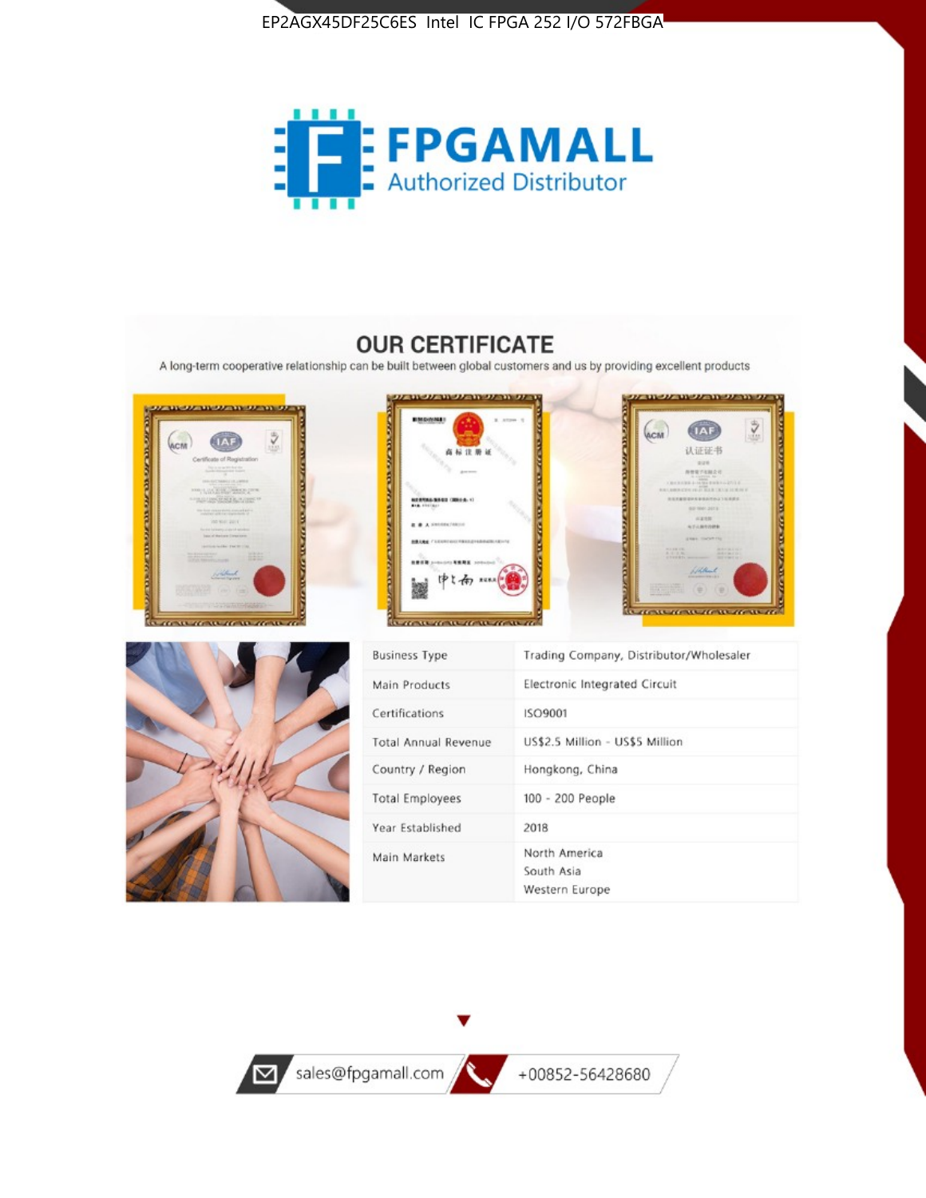FPGAMALL
Authorized Distributor

## OUR CERTIFICATE

A long-term cooperative relationship can be built between global customers and us by providing excellent products

| | |
|---|---|
| Business Type | Trading Company, Distributor/Wholesaler |
| Main Products | Electronic Integrated Circuit |
| Certifications | ISO9001 |
| Total Annual Revenue | US$2.5 Million - US$5 Million |
| Country / Region | Hongkong, China |
| Total Employees | 100 - 200 People |
| Year Established | 2018 |
| Main Markets | North America<br>South Asia<br>Western Europe |

sales@fpgamall.com

+00852-56428680